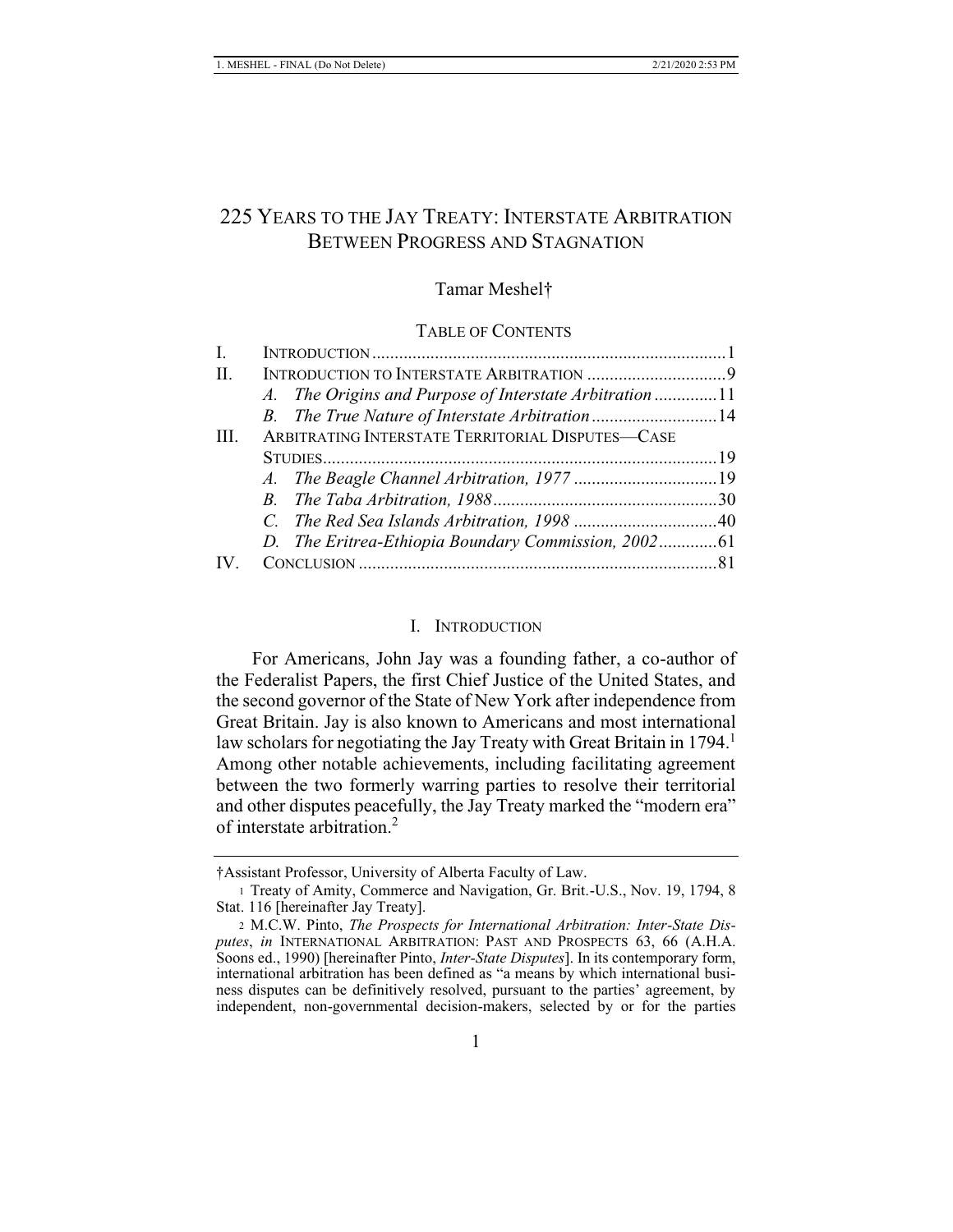# 225 YEARS TO THE JAY TREATY: INTERSTATE ARBITRATION BETWEEN PROGRESS AND STAGNATION

Tamar Meshel†

TABLE OF CONTENTS

| | | |
|---|---|---|
| I. | INTRODUCTION | 1 |
| II. | INTRODUCTION TO INTERSTATE ARBITRATION | 9 |
| | *A. The Origins and Purpose of Interstate Arbitration* | 11 |
| | *B. The True Nature of Interstate Arbitration* | 14 |
| III. | ARBITRATING INTERSTATE TERRITORIAL DISPUTES—CASE STUDIES | 19 |
| | *A. The Beagle Channel Arbitration, 1977* | 19 |
| | *B. The Taba Arbitration, 1988* | 30 |
| | *C. The Red Sea Islands Arbitration, 1998* | 40 |
| | *D. The Eritrea-Ethiopia Boundary Commission, 2002* | 61 |
| IV. | CONCLUSION | 81 |

## I. INTRODUCTION

For Americans, John Jay was a founding father, a co-author of the Federalist Papers, the first Chief Justice of the United States, and the second governor of the State of New York after independence from Great Britain. Jay is also known to Americans and most international law scholars for negotiating the Jay Treaty with Great Britain in 1794.[1] Among other notable achievements, including facilitating agreement between the two formerly warring parties to resolve their territorial and other disputes peacefully, the Jay Treaty marked the "modern era" of interstate arbitration.[2]

†Assistant Professor, University of Alberta Faculty of Law.

1 Treaty of Amity, Commerce and Navigation, Gr. Brit.-U.S., Nov. 19, 1794, 8 Stat. 116 [hereinafter Jay Treaty].

2 M.C.W. Pinto, *The Prospects for International Arbitration: Inter-State Disputes*, *in* INTERNATIONAL ARBITRATION: PAST AND PROSPECTS 63, 66 (A.H.A. Soons ed., 1990) [hereinafter Pinto, *Inter-State Disputes*]. In its contemporary form, international arbitration has been defined as "a means by which international business disputes can be definitively resolved, pursuant to the parties' agreement, by independent, non-governmental decision-makers, selected by or for the parties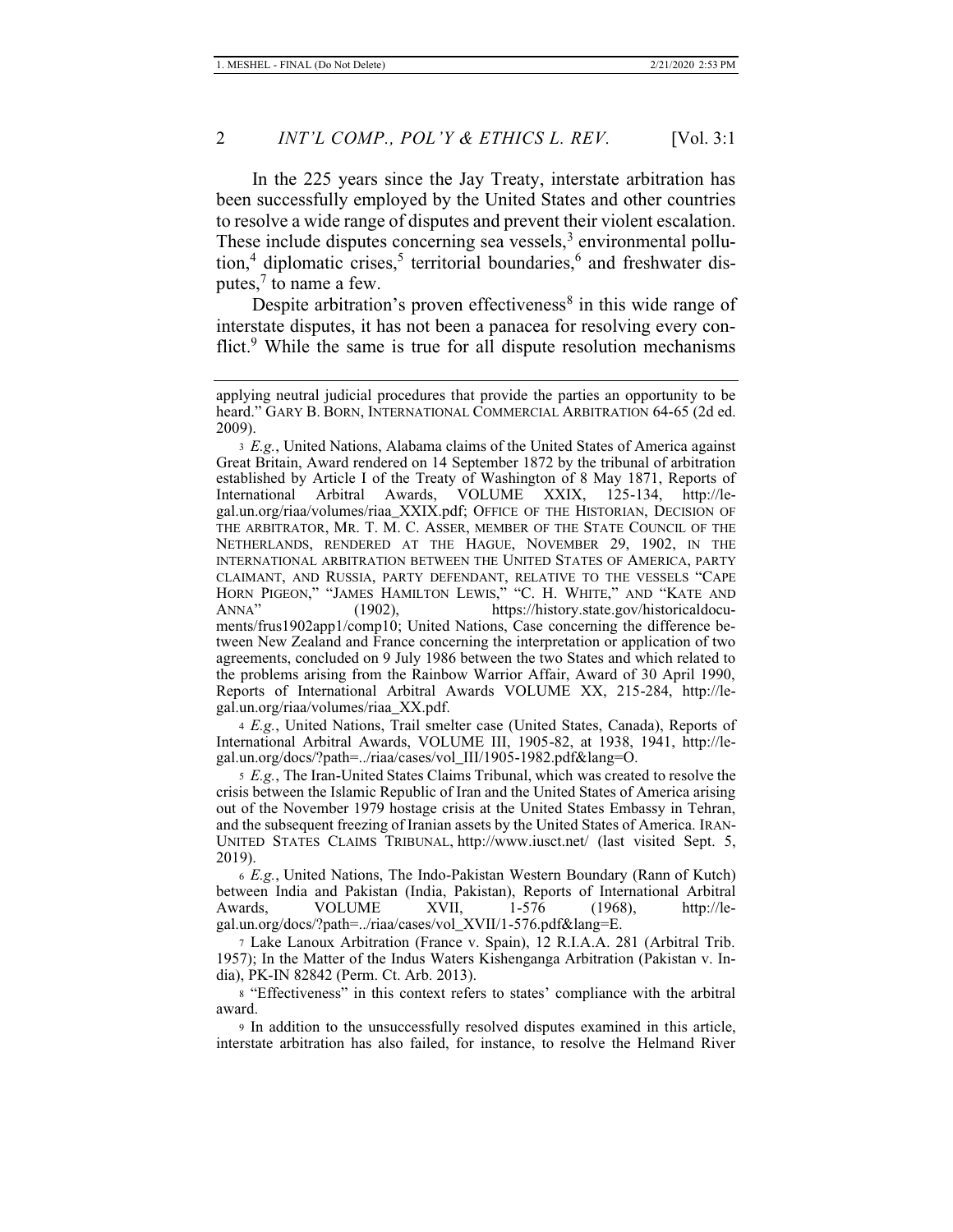In the 225 years since the Jay Treaty, interstate arbitration has been successfully employed by the United States and other countries to resolve a wide range of disputes and prevent their violent escalation. These include disputes concerning sea vessels,[3] environmental pollution,[4] diplomatic crises,[5] territorial boundaries,[6] and freshwater disputes,[7] to name a few.

Despite arbitration's proven effectiveness[8] in this wide range of interstate disputes, it has not been a panacea for resolving every conflict.[9] While the same is true for all dispute resolution mechanisms

---

applying neutral judicial procedures that provide the parties an opportunity to be heard." GARY B. BORN, INTERNATIONAL COMMERCIAL ARBITRATION 64-65 (2d ed. 2009).

[3] *E.g.*, United Nations, Alabama claims of the United States of America against Great Britain, Award rendered on 14 September 1872 by the tribunal of arbitration established by Article I of the Treaty of Washington of 8 May 1871, Reports of International Arbitral Awards, VOLUME XXIX, 125-134, http://legal.un.org/riaa/volumes/riaa_XXIX.pdf; OFFICE OF THE HISTORIAN, DECISION OF THE ARBITRATOR, MR. T. M. C. ASSER, MEMBER OF THE STATE COUNCIL OF THE NETHERLANDS, RENDERED AT THE HAGUE, NOVEMBER 29, 1902, IN THE INTERNATIONAL ARBITRATION BETWEEN THE UNITED STATES OF AMERICA, PARTY CLAIMANT, AND RUSSIA, PARTY DEFENDANT, RELATIVE TO THE VESSELS "CAPE HORN PIGEON," "JAMES HAMILTON LEWIS," "C. H. WHITE," AND "KATE AND ANNA" (1902), https://history.state.gov/historicaldocuments/frus1902app1/comp10; United Nations, Case concerning the difference between New Zealand and France concerning the interpretation or application of two agreements, concluded on 9 July 1986 between the two States and which related to the problems arising from the Rainbow Warrior Affair, Award of 30 April 1990, Reports of International Arbitral Awards VOLUME XX, 215-284, http://legal.un.org/riaa/volumes/riaa_XX.pdf.

[4] *E.g.*, United Nations, Trail smelter case (United States, Canada), Reports of International Arbitral Awards, VOLUME III, 1905-82, at 1938, 1941, http://legal.un.org/docs/?path=../riaa/cases/vol_III/1905-1982.pdf&lang=O.

[5] *E.g.*, The Iran-United States Claims Tribunal, which was created to resolve the crisis between the Islamic Republic of Iran and the United States of America arising out of the November 1979 hostage crisis at the United States Embassy in Tehran, and the subsequent freezing of Iranian assets by the United States of America. IRAN-UNITED STATES CLAIMS TRIBUNAL, http://www.iusct.net/ (last visited Sept. 5, 2019).

[6] *E.g.*, United Nations, The Indo-Pakistan Western Boundary (Rann of Kutch) between India and Pakistan (India, Pakistan), Reports of International Arbitral Awards, VOLUME XVII, 1-576 (1968), http://legal.un.org/docs/?path=../riaa/cases/vol_XVII/1-576.pdf&lang=E.

[7] Lake Lanoux Arbitration (France v. Spain), 12 R.I.A.A. 281 (Arbitral Trib. 1957); In the Matter of the Indus Waters Kishenganga Arbitration (Pakistan v. India), PK-IN 82842 (Perm. Ct. Arb. 2013).

[8] "Effectiveness" in this context refers to states' compliance with the arbitral award.

[9] In addition to the unsuccessfully resolved disputes examined in this article, interstate arbitration has also failed, for instance, to resolve the Helmand River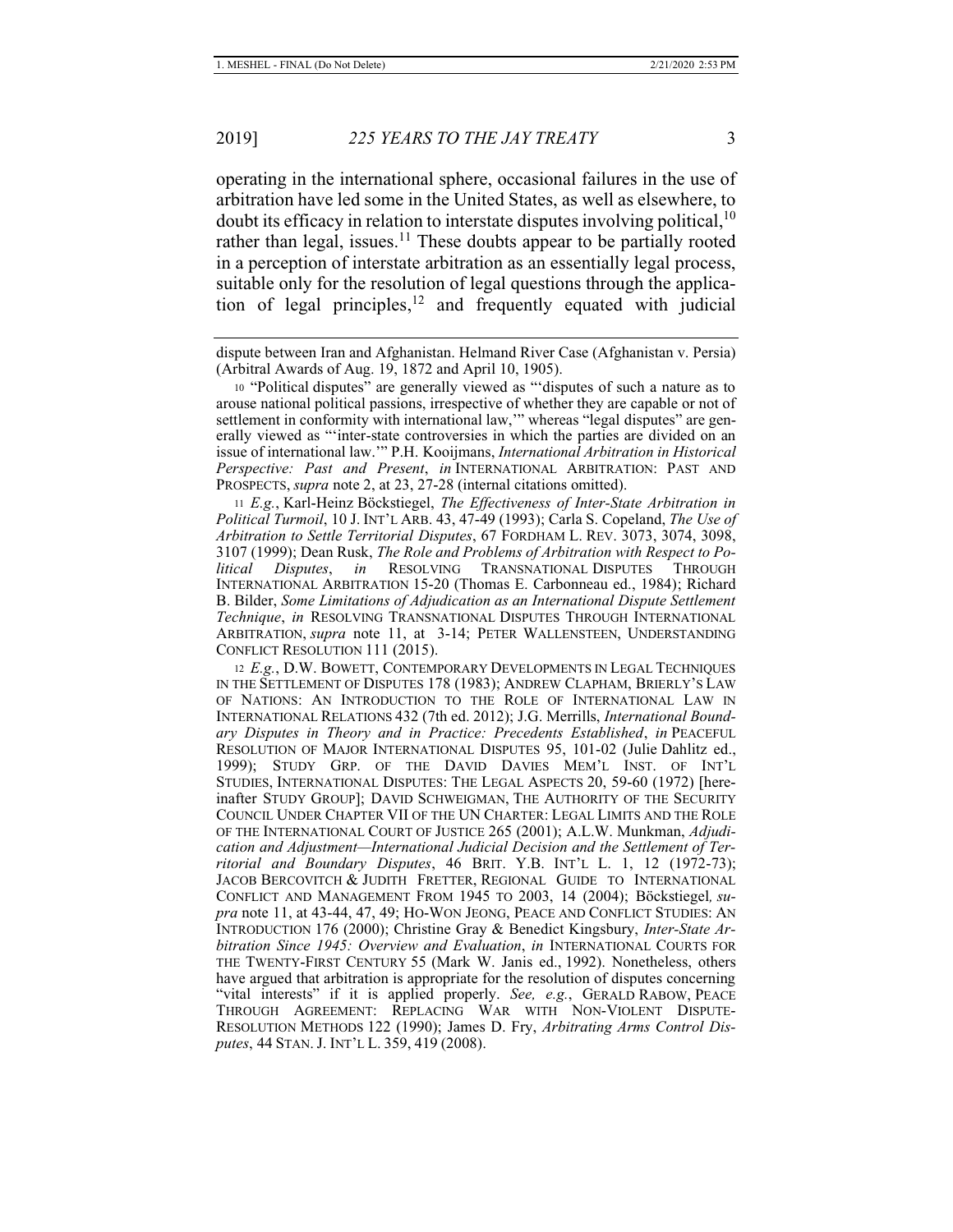operating in the international sphere, occasional failures in the use of arbitration have led some in the United States, as well as elsewhere, to doubt its efficacy in relation to interstate disputes involving political,[10] rather than legal, issues.[11] These doubts appear to be partially rooted in a perception of interstate arbitration as an essentially legal process, suitable only for the resolution of legal questions through the application of legal principles,[12] and frequently equated with judicial

---

dispute between Iran and Afghanistan. Helmand River Case (Afghanistan v. Persia) (Arbitral Awards of Aug. 19, 1872 and April 10, 1905).

10 "Political disputes" are generally viewed as "'disputes of such a nature as to arouse national political passions, irrespective of whether they are capable or not of settlement in conformity with international law,'" whereas "legal disputes" are generally viewed as "'inter-state controversies in which the parties are divided on an issue of international law.'" P.H. Kooijmans, *International Arbitration in Historical Perspective: Past and Present*, *in* INTERNATIONAL ARBITRATION: PAST AND PROSPECTS, *supra* note 2, at 23, 27-28 (internal citations omitted).

11 *E.g.*, Karl-Heinz Böckstiegel, *The Effectiveness of Inter-State Arbitration in Political Turmoil*, 10 J. INT'L ARB. 43, 47-49 (1993); Carla S. Copeland, *The Use of Arbitration to Settle Territorial Disputes*, 67 FORDHAM L. REV. 3073, 3074, 3098, 3107 (1999); Dean Rusk, *The Role and Problems of Arbitration with Respect to Political Disputes*, *in* RESOLVING TRANSNATIONAL DISPUTES THROUGH INTERNATIONAL ARBITRATION 15-20 (Thomas E. Carbonneau ed., 1984); Richard B. Bilder, *Some Limitations of Adjudication as an International Dispute Settlement Technique*, *in* RESOLVING TRANSNATIONAL DISPUTES THROUGH INTERNATIONAL ARBITRATION, *supra* note 11, at 3-14; PETER WALLENSTEEN, UNDERSTANDING CONFLICT RESOLUTION 111 (2015).

12 *E.g.*, D.W. BOWETT, CONTEMPORARY DEVELOPMENTS IN LEGAL TECHNIQUES IN THE SETTLEMENT OF DISPUTES 178 (1983); ANDREW CLAPHAM, BRIERLY'S LAW OF NATIONS: AN INTRODUCTION TO THE ROLE OF INTERNATIONAL LAW IN INTERNATIONAL RELATIONS 432 (7th ed. 2012); J.G. Merrills, *International Boundary Disputes in Theory and in Practice: Precedents Established*, *in* PEACEFUL RESOLUTION OF MAJOR INTERNATIONAL DISPUTES 95, 101-02 (Julie Dahlitz ed., 1999); STUDY GRP. OF THE DAVID DAVIES MEM'L INST. OF INT'L STUDIES, INTERNATIONAL DISPUTES: THE LEGAL ASPECTS 20, 59-60 (1972) [hereinafter STUDY GROUP]; DAVID SCHWEIGMAN, THE AUTHORITY OF THE SECURITY COUNCIL UNDER CHAPTER VII OF THE UN CHARTER: LEGAL LIMITS AND THE ROLE OF THE INTERNATIONAL COURT OF JUSTICE 265 (2001); A.L.W. Munkman, *Adjudication and Adjustment—International Judicial Decision and the Settlement of Territorial and Boundary Disputes*, 46 BRIT. Y.B. INT'L L. 1, 12 (1972-73); JACOB BERCOVITCH & JUDITH FRETTER, REGIONAL GUIDE TO INTERNATIONAL CONFLICT AND MANAGEMENT FROM 1945 TO 2003, 14 (2004); Böckstiegel*, supra* note 11, at 43-44, 47, 49; HO-WON JEONG, PEACE AND CONFLICT STUDIES: AN INTRODUCTION 176 (2000); Christine Gray & Benedict Kingsbury, *Inter-State Arbitration Since 1945: Overview and Evaluation*, *in* INTERNATIONAL COURTS FOR THE TWENTY-FIRST CENTURY 55 (Mark W. Janis ed., 1992). Nonetheless, others have argued that arbitration is appropriate for the resolution of disputes concerning "vital interests" if it is applied properly. *See, e.g.*, GERALD RABOW, PEACE THROUGH AGREEMENT: REPLACING WAR WITH NON-VIOLENT DISPUTE-RESOLUTION METHODS 122 (1990); James D. Fry, *Arbitrating Arms Control Disputes*, 44 STAN. J. INT'L L. 359, 419 (2008).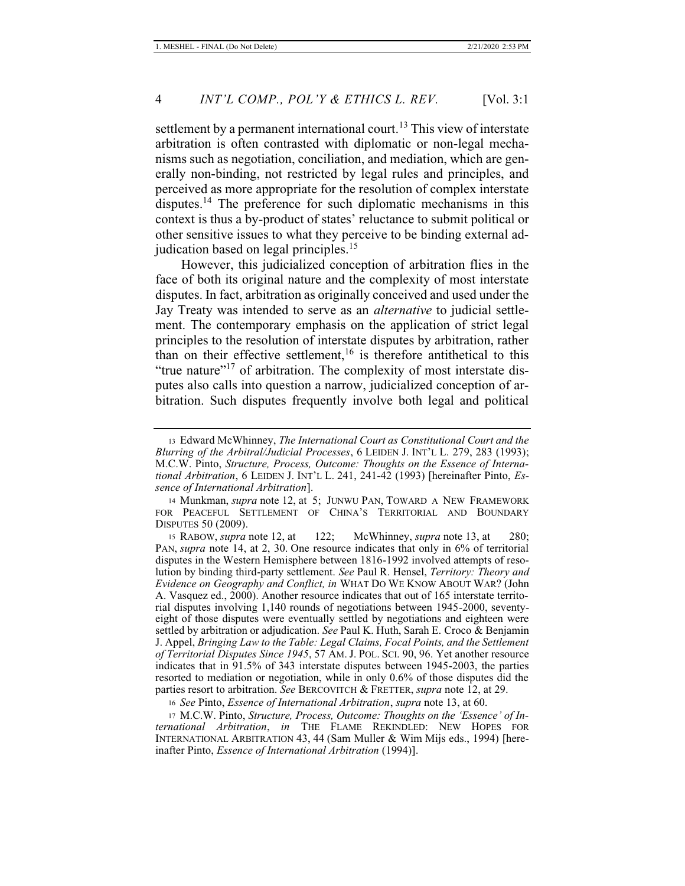settlement by a permanent international court.[13] This view of interstate arbitration is often contrasted with diplomatic or non-legal mechanisms such as negotiation, conciliation, and mediation, which are generally non-binding, not restricted by legal rules and principles, and perceived as more appropriate for the resolution of complex interstate disputes.[14] The preference for such diplomatic mechanisms in this context is thus a by-product of states' reluctance to submit political or other sensitive issues to what they perceive to be binding external adjudication based on legal principles.[15]

However, this judicialized conception of arbitration flies in the face of both its original nature and the complexity of most interstate disputes. In fact, arbitration as originally conceived and used under the Jay Treaty was intended to serve as an *alternative* to judicial settlement. The contemporary emphasis on the application of strict legal principles to the resolution of interstate disputes by arbitration, rather than on their effective settlement,[16] is therefore antithetical to this "true nature"[17] of arbitration. The complexity of most interstate disputes also calls into question a narrow, judicialized conception of arbitration. Such disputes frequently involve both legal and political

---

13 Edward McWhinney, *The International Court as Constitutional Court and the Blurring of the Arbitral/Judicial Processes*, 6 LEIDEN J. INT'L L. 279, 283 (1993); M.C.W. Pinto, *Structure, Process, Outcome: Thoughts on the Essence of International Arbitration*, 6 LEIDEN J. INT'L L. 241, 241-42 (1993) [hereinafter Pinto, *Essence of International Arbitration*].

14 Munkman, *supra* note 12, at 5; JUNWU PAN, TOWARD A NEW FRAMEWORK FOR PEACEFUL SETTLEMENT OF CHINA'S TERRITORIAL AND BOUNDARY DISPUTES 50 (2009).

15 RABOW, *supra* note 12, at 122; McWhinney, *supra* note 13, at 280; PAN, *supra* note 14, at 2, 30. One resource indicates that only in 6% of territorial disputes in the Western Hemisphere between 1816-1992 involved attempts of resolution by binding third-party settlement. *See* Paul R. Hensel, *Territory: Theory and Evidence on Geography and Conflict, in* WHAT DO WE KNOW ABOUT WAR? (John A. Vasquez ed., 2000). Another resource indicates that out of 165 interstate territorial disputes involving 1,140 rounds of negotiations between 1945-2000, seventy-eight of those disputes were eventually settled by negotiations and eighteen were settled by arbitration or adjudication. *See* Paul K. Huth, Sarah E. Croco & Benjamin J. Appel, *Bringing Law to the Table: Legal Claims, Focal Points, and the Settlement of Territorial Disputes Since 1945*, 57 AM. J. POL. SCI. 90, 96. Yet another resource indicates that in 91.5% of 343 interstate disputes between 1945-2003, the parties resorted to mediation or negotiation, while in only 0.6% of those disputes did the parties resort to arbitration. *See* BERCOVITCH & FRETTER, *supra* note 12, at 29.

16 *See* Pinto, *Essence of International Arbitration*, *supra* note 13, at 60.

17 M.C.W. Pinto, *Structure, Process, Outcome: Thoughts on the 'Essence' of International Arbitration*, *in* THE FLAME REKINDLED: NEW HOPES FOR INTERNATIONAL ARBITRATION 43, 44 (Sam Muller & Wim Mijs eds., 1994) [hereinafter Pinto, *Essence of International Arbitration* (1994)].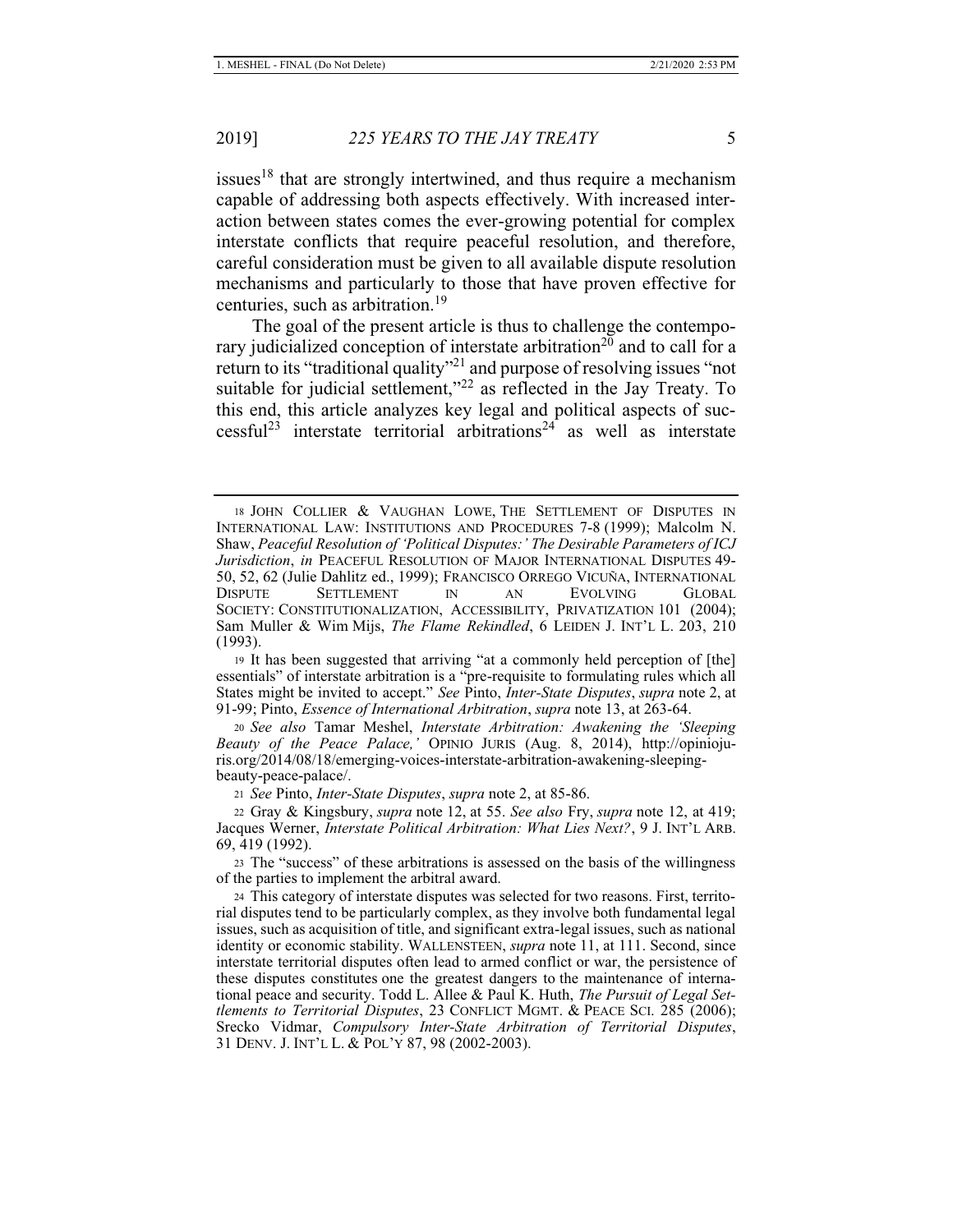issues[18] that are strongly intertwined, and thus require a mechanism capable of addressing both aspects effectively. With increased interaction between states comes the ever-growing potential for complex interstate conflicts that require peaceful resolution, and therefore, careful consideration must be given to all available dispute resolution mechanisms and particularly to those that have proven effective for centuries, such as arbitration.[19]

The goal of the present article is thus to challenge the contemporary judicialized conception of interstate arbitration[20] and to call for a return to its "traditional quality"[21] and purpose of resolving issues "not suitable for judicial settlement,"[22] as reflected in the Jay Treaty. To this end, this article analyzes key legal and political aspects of successful[23] interstate territorial arbitrations[24] as well as interstate

---

18 JOHN COLLIER & VAUGHAN LOWE, THE SETTLEMENT OF DISPUTES IN INTERNATIONAL LAW: INSTITUTIONS AND PROCEDURES 7-8 (1999); Malcolm N. Shaw, *Peaceful Resolution of 'Political Disputes:' The Desirable Parameters of ICJ Jurisdiction*, *in* PEACEFUL RESOLUTION OF MAJOR INTERNATIONAL DISPUTES 49-50, 52, 62 (Julie Dahlitz ed., 1999); FRANCISCO ORREGO VICUÑA, INTERNATIONAL DISPUTE SETTLEMENT IN AN EVOLVING GLOBAL SOCIETY: CONSTITUTIONALIZATION, ACCESSIBILITY, PRIVATIZATION 101 (2004); Sam Muller & Wim Mijs, *The Flame Rekindled*, 6 LEIDEN J. INT'L L. 203, 210 (1993).

19 It has been suggested that arriving "at a commonly held perception of [the] essentials" of interstate arbitration is a "pre-requisite to formulating rules which all States might be invited to accept." *See* Pinto, *Inter-State Disputes*, *supra* note 2, at 91-99; Pinto, *Essence of International Arbitration*, *supra* note 13, at 263-64.

20 *See also* Tamar Meshel, *Interstate Arbitration: Awakening the 'Sleeping Beauty of the Peace Palace,'* OPINIO JURIS (Aug. 8, 2014), http://opiniojuris.org/2014/08/18/emerging-voices-interstate-arbitration-awakening-sleeping-beauty-peace-palace/.

21 *See* Pinto, *Inter-State Disputes*, *supra* note 2, at 85-86.

22 Gray & Kingsbury, *supra* note 12, at 55. *See also* Fry, *supra* note 12, at 419; Jacques Werner, *Interstate Political Arbitration: What Lies Next?*, 9 J. INT'L ARB. 69, 419 (1992).

23 The "success" of these arbitrations is assessed on the basis of the willingness of the parties to implement the arbitral award.

24 This category of interstate disputes was selected for two reasons. First, territorial disputes tend to be particularly complex, as they involve both fundamental legal issues, such as acquisition of title, and significant extra-legal issues, such as national identity or economic stability. WALLENSTEEN, *supra* note 11, at 111. Second, since interstate territorial disputes often lead to armed conflict or war, the persistence of these disputes constitutes one the greatest dangers to the maintenance of international peace and security. Todd L. Allee & Paul K. Huth, *The Pursuit of Legal Settlements to Territorial Disputes*, 23 CONFLICT MGMT. & PEACE SCI. 285 (2006); Srecko Vidmar, *Compulsory Inter-State Arbitration of Territorial Disputes*, 31 DENV. J. INT'L L. & POL'Y 87, 98 (2002-2003).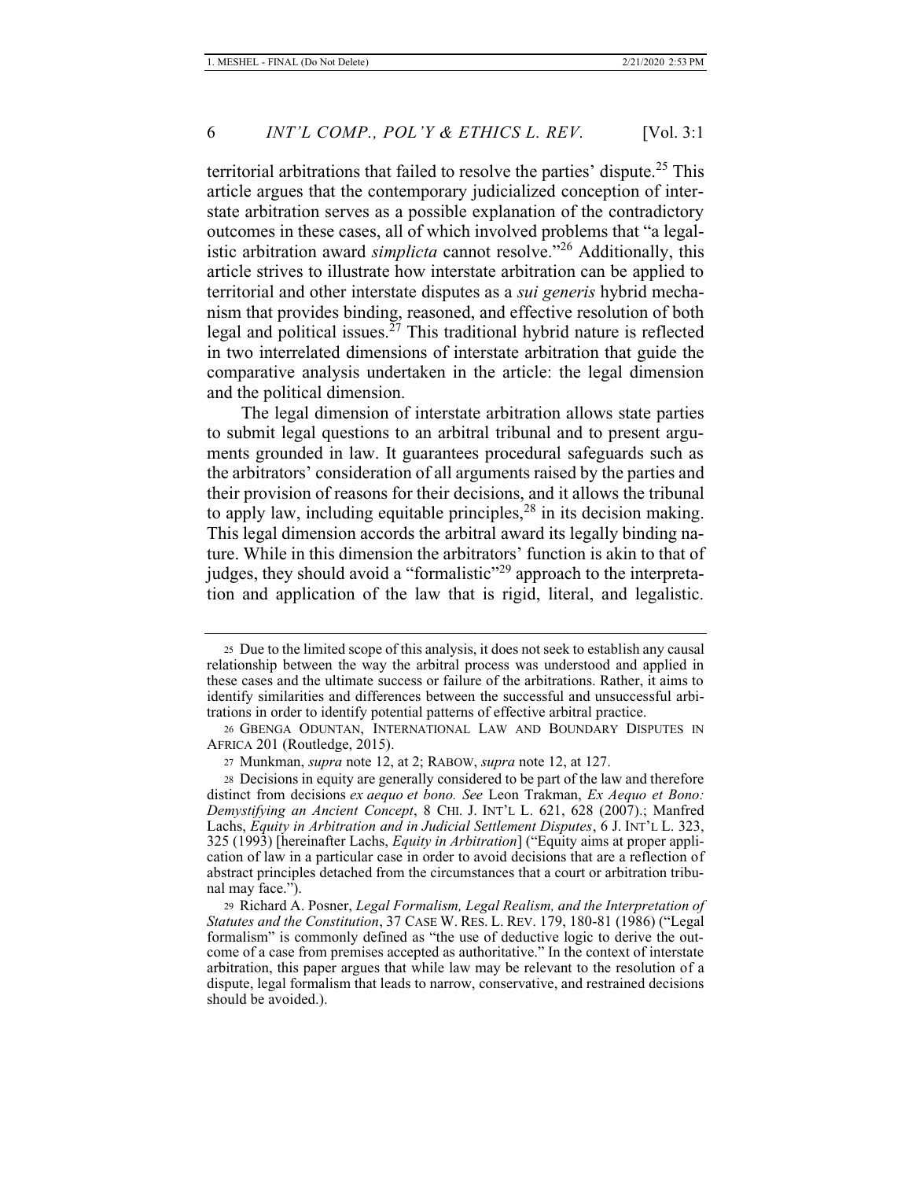territorial arbitrations that failed to resolve the parties' dispute.[25] This article argues that the contemporary judicialized conception of interstate arbitration serves as a possible explanation of the contradictory outcomes in these cases, all of which involved problems that "a legalistic arbitration award *simplicta* cannot resolve."[26] Additionally, this article strives to illustrate how interstate arbitration can be applied to territorial and other interstate disputes as a *sui generis* hybrid mechanism that provides binding, reasoned, and effective resolution of both legal and political issues.[27] This traditional hybrid nature is reflected in two interrelated dimensions of interstate arbitration that guide the comparative analysis undertaken in the article: the legal dimension and the political dimension.

The legal dimension of interstate arbitration allows state parties to submit legal questions to an arbitral tribunal and to present arguments grounded in law. It guarantees procedural safeguards such as the arbitrators' consideration of all arguments raised by the parties and their provision of reasons for their decisions, and it allows the tribunal to apply law, including equitable principles,[28] in its decision making. This legal dimension accords the arbitral award its legally binding nature. While in this dimension the arbitrators' function is akin to that of judges, they should avoid a "formalistic"[29] approach to the interpretation and application of the law that is rigid, literal, and legalistic.

---

25 Due to the limited scope of this analysis, it does not seek to establish any causal relationship between the way the arbitral process was understood and applied in these cases and the ultimate success or failure of the arbitrations. Rather, it aims to identify similarities and differences between the successful and unsuccessful arbitrations in order to identify potential patterns of effective arbitral practice.

26 GBENGA ODUNTAN, INTERNATIONAL LAW AND BOUNDARY DISPUTES IN AFRICA 201 (Routledge, 2015).

27 Munkman, *supra* note 12, at 2; RABOW, *supra* note 12, at 127.

28 Decisions in equity are generally considered to be part of the law and therefore distinct from decisions *ex aequo et bono. See* Leon Trakman, *Ex Aequo et Bono: Demystifying an Ancient Concept*, 8 CHI. J. INT'L L. 621, 628 (2007).; Manfred Lachs, *Equity in Arbitration and in Judicial Settlement Disputes*, 6 J. INT'L L. 323, 325 (1993) [hereinafter Lachs, *Equity in Arbitration*] ("Equity aims at proper application of law in a particular case in order to avoid decisions that are a reflection of abstract principles detached from the circumstances that a court or arbitration tribunal may face.").

29 Richard A. Posner, *Legal Formalism, Legal Realism, and the Interpretation of Statutes and the Constitution*, 37 CASE W. RES. L. REV. 179, 180-81 (1986) ("Legal formalism" is commonly defined as "the use of deductive logic to derive the outcome of a case from premises accepted as authoritative." In the context of interstate arbitration, this paper argues that while law may be relevant to the resolution of a dispute, legal formalism that leads to narrow, conservative, and restrained decisions should be avoided.).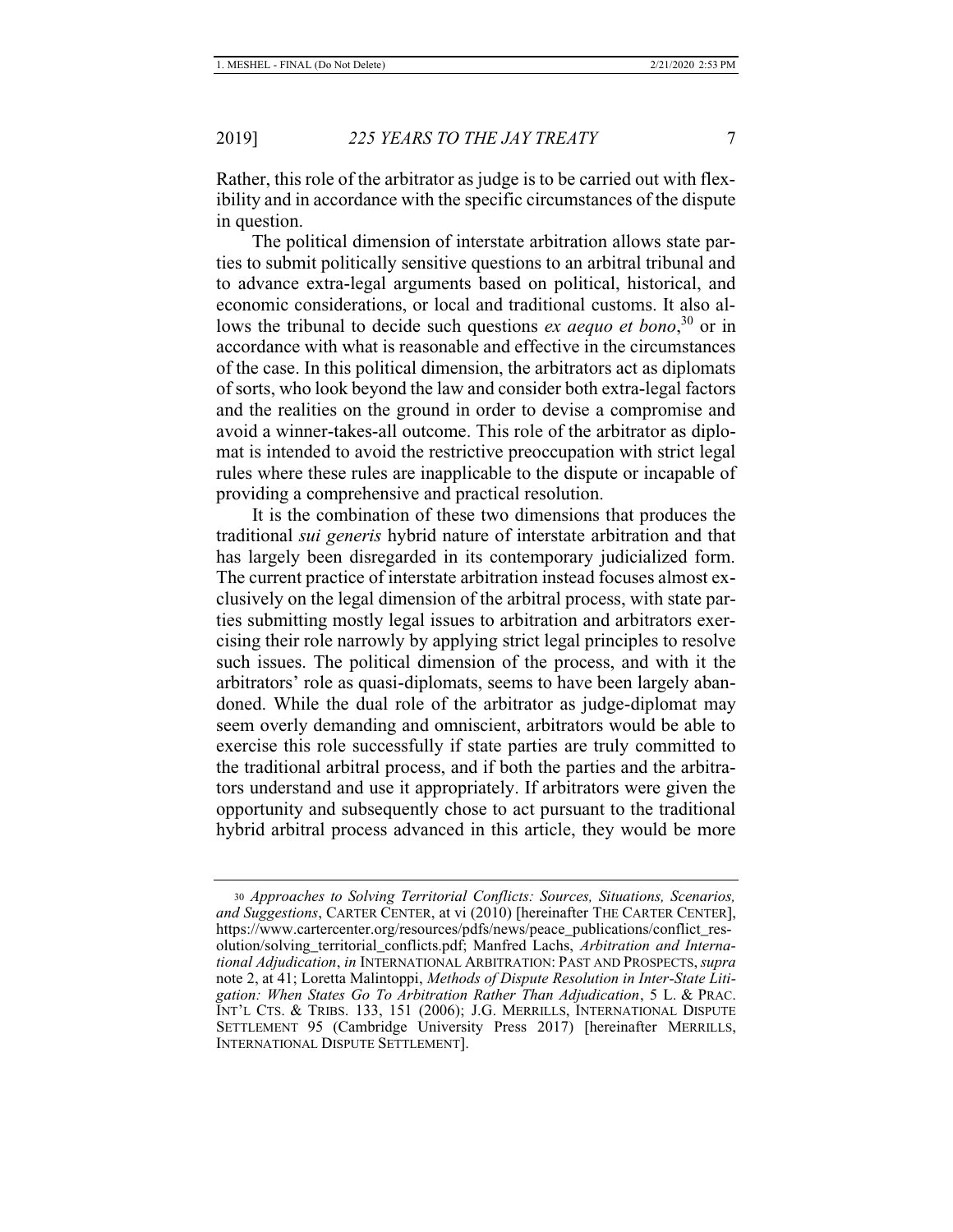Rather, this role of the arbitrator as judge is to be carried out with flexibility and in accordance with the specific circumstances of the dispute in question.

The political dimension of interstate arbitration allows state parties to submit politically sensitive questions to an arbitral tribunal and to advance extra-legal arguments based on political, historical, and economic considerations, or local and traditional customs. It also allows the tribunal to decide such questions *ex aequo et bono*,[30] or in accordance with what is reasonable and effective in the circumstances of the case. In this political dimension, the arbitrators act as diplomats of sorts, who look beyond the law and consider both extra-legal factors and the realities on the ground in order to devise a compromise and avoid a winner-takes-all outcome. This role of the arbitrator as diplomat is intended to avoid the restrictive preoccupation with strict legal rules where these rules are inapplicable to the dispute or incapable of providing a comprehensive and practical resolution.

It is the combination of these two dimensions that produces the traditional *sui generis* hybrid nature of interstate arbitration and that has largely been disregarded in its contemporary judicialized form. The current practice of interstate arbitration instead focuses almost exclusively on the legal dimension of the arbitral process, with state parties submitting mostly legal issues to arbitration and arbitrators exercising their role narrowly by applying strict legal principles to resolve such issues. The political dimension of the process, and with it the arbitrators' role as quasi-diplomats, seems to have been largely abandoned. While the dual role of the arbitrator as judge-diplomat may seem overly demanding and omniscient, arbitrators would be able to exercise this role successfully if state parties are truly committed to the traditional arbitral process, and if both the parties and the arbitrators understand and use it appropriately. If arbitrators were given the opportunity and subsequently chose to act pursuant to the traditional hybrid arbitral process advanced in this article, they would be more

---

30 *Approaches to Solving Territorial Conflicts: Sources, Situations, Scenarios, and Suggestions*, CARTER CENTER, at vi (2010) [hereinafter THE CARTER CENTER], https://www.cartercenter.org/resources/pdfs/news/peace_publications/conflict_resolution/solving_territorial_conflicts.pdf; Manfred Lachs, *Arbitration and International Adjudication*, *in* INTERNATIONAL ARBITRATION: PAST AND PROSPECTS, *supra* note 2, at 41; Loretta Malintoppi, *Methods of Dispute Resolution in Inter-State Litigation: When States Go To Arbitration Rather Than Adjudication*, 5 L. & PRAC. INT'L CTS. & TRIBS. 133, 151 (2006); J.G. MERRILLS, INTERNATIONAL DISPUTE SETTLEMENT 95 (Cambridge University Press 2017) [hereinafter MERRILLS, INTERNATIONAL DISPUTE SETTLEMENT].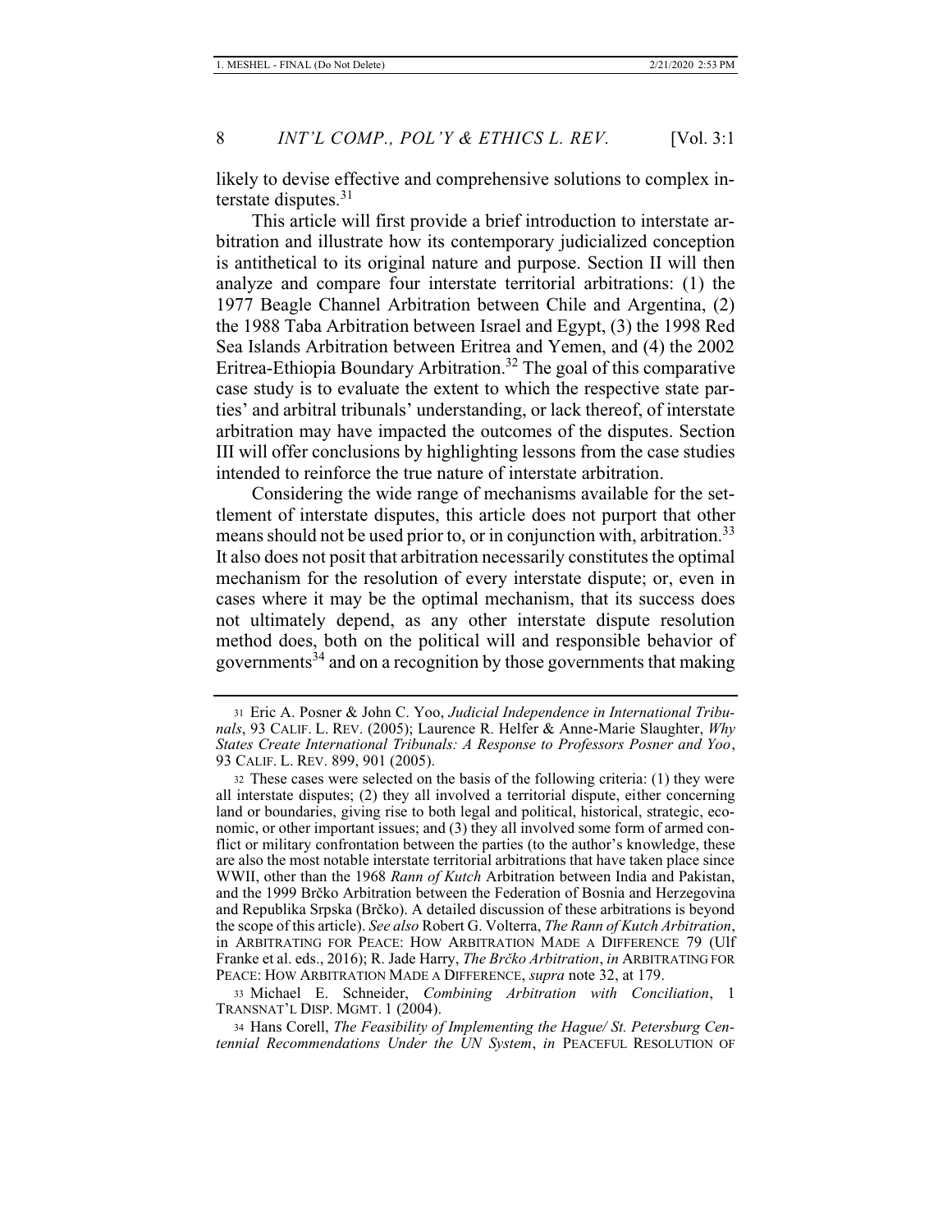likely to devise effective and comprehensive solutions to complex interstate disputes.[31]

This article will first provide a brief introduction to interstate arbitration and illustrate how its contemporary judicialized conception is antithetical to its original nature and purpose. Section II will then analyze and compare four interstate territorial arbitrations: (1) the 1977 Beagle Channel Arbitration between Chile and Argentina, (2) the 1988 Taba Arbitration between Israel and Egypt, (3) the 1998 Red Sea Islands Arbitration between Eritrea and Yemen, and (4) the 2002 Eritrea-Ethiopia Boundary Arbitration.[32] The goal of this comparative case study is to evaluate the extent to which the respective state parties' and arbitral tribunals' understanding, or lack thereof, of interstate arbitration may have impacted the outcomes of the disputes. Section III will offer conclusions by highlighting lessons from the case studies intended to reinforce the true nature of interstate arbitration.

Considering the wide range of mechanisms available for the settlement of interstate disputes, this article does not purport that other means should not be used prior to, or in conjunction with, arbitration.[33] It also does not posit that arbitration necessarily constitutes the optimal mechanism for the resolution of every interstate dispute; or, even in cases where it may be the optimal mechanism, that its success does not ultimately depend, as any other interstate dispute resolution method does, both on the political will and responsible behavior of governments[34] and on a recognition by those governments that making

---

31 Eric A. Posner & John C. Yoo, *Judicial Independence in International Tribunals*, 93 CALIF. L. REV. (2005); Laurence R. Helfer & Anne-Marie Slaughter, *Why States Create International Tribunals: A Response to Professors Posner and Yoo*, 93 CALIF. L. REV. 899, 901 (2005).

32 These cases were selected on the basis of the following criteria: (1) they were all interstate disputes; (2) they all involved a territorial dispute, either concerning land or boundaries, giving rise to both legal and political, historical, strategic, economic, or other important issues; and (3) they all involved some form of armed conflict or military confrontation between the parties (to the author's knowledge, these are also the most notable interstate territorial arbitrations that have taken place since WWII, other than the 1968 *Rann of Kutch* Arbitration between India and Pakistan, and the 1999 Brčko Arbitration between the Federation of Bosnia and Herzegovina and Republika Srpska (Brčko). A detailed discussion of these arbitrations is beyond the scope of this article). *See also* Robert G. Volterra, *The Rann of Kutch Arbitration*, in ARBITRATING FOR PEACE: HOW ARBITRATION MADE A DIFFERENCE 79 (Ulf Franke et al. eds., 2016); R. Jade Harry, *The Brčko Arbitration*, *in* ARBITRATING FOR PEACE: HOW ARBITRATION MADE A DIFFERENCE, *supra* note 32, at 179.

33 Michael E. Schneider, *Combining Arbitration with Conciliation*, 1 TRANSNAT'L DISP. MGMT. 1 (2004).

34 Hans Corell, *The Feasibility of Implementing the Hague/ St. Petersburg Centennial Recommendations Under the UN System*, *in* PEACEFUL RESOLUTION OF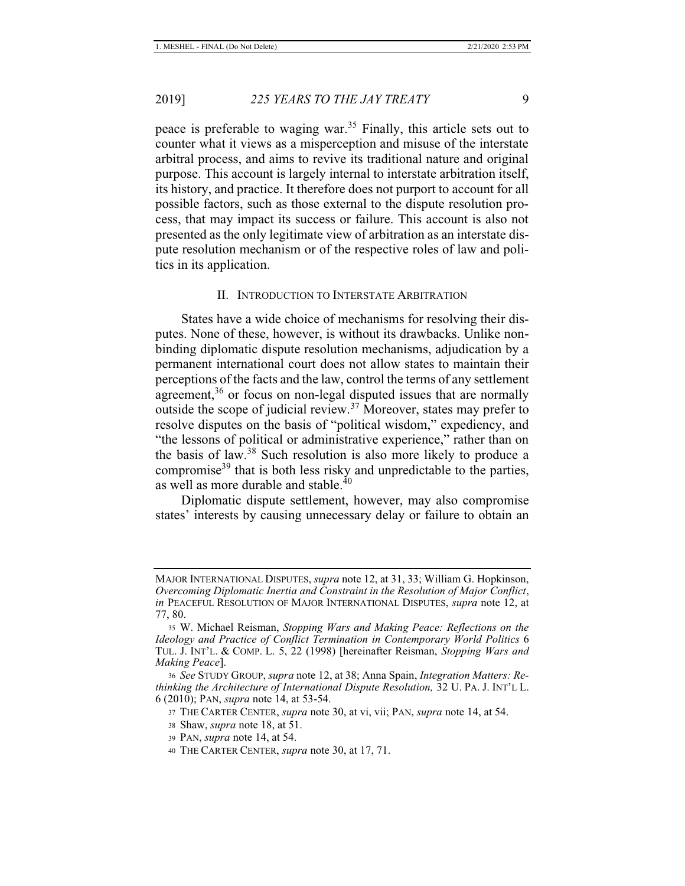peace is preferable to waging war.[35] Finally, this article sets out to counter what it views as a misperception and misuse of the interstate arbitral process, and aims to revive its traditional nature and original purpose. This account is largely internal to interstate arbitration itself, its history, and practice. It therefore does not purport to account for all possible factors, such as those external to the dispute resolution process, that may impact its success or failure. This account is also not presented as the only legitimate view of arbitration as an interstate dispute resolution mechanism or of the respective roles of law and politics in its application.

## II. Introduction to Interstate Arbitration

States have a wide choice of mechanisms for resolving their disputes. None of these, however, is without its drawbacks. Unlike nonbinding diplomatic dispute resolution mechanisms, adjudication by a permanent international court does not allow states to maintain their perceptions of the facts and the law, control the terms of any settlement agreement,[36] or focus on non-legal disputed issues that are normally outside the scope of judicial review.[37] Moreover, states may prefer to resolve disputes on the basis of "political wisdom," expediency, and "the lessons of political or administrative experience," rather than on the basis of law.[38] Such resolution is also more likely to produce a compromise[39] that is both less risky and unpredictable to the parties, as well as more durable and stable.[40]

Diplomatic dispute settlement, however, may also compromise states' interests by causing unnecessary delay or failure to obtain an

---

MAJOR INTERNATIONAL DISPUTES, *supra* note 12, at 31, 33; William G. Hopkinson, *Overcoming Diplomatic Inertia and Constraint in the Resolution of Major Conflict*, *in* PEACEFUL RESOLUTION OF MAJOR INTERNATIONAL DISPUTES, *supra* note 12, at 77, 80.

35 W. Michael Reisman, *Stopping Wars and Making Peace: Reflections on the Ideology and Practice of Conflict Termination in Contemporary World Politics* 6 TUL. J. INT'L. & COMP. L. 5, 22 (1998) [hereinafter Reisman, *Stopping Wars and Making Peace*].

36 *See* STUDY GROUP, *supra* note 12, at 38; Anna Spain, *Integration Matters: Rethinking the Architecture of International Dispute Resolution,* 32 U. PA. J. INT'L L. 6 (2010); PAN, *supra* note 14, at 53-54.

37 THE CARTER CENTER, *supra* note 30, at vi, vii; PAN, *supra* note 14, at 54.

38 Shaw, *supra* note 18, at 51.

39 PAN, *supra* note 14, at 54.

40 THE CARTER CENTER, *supra* note 30, at 17, 71.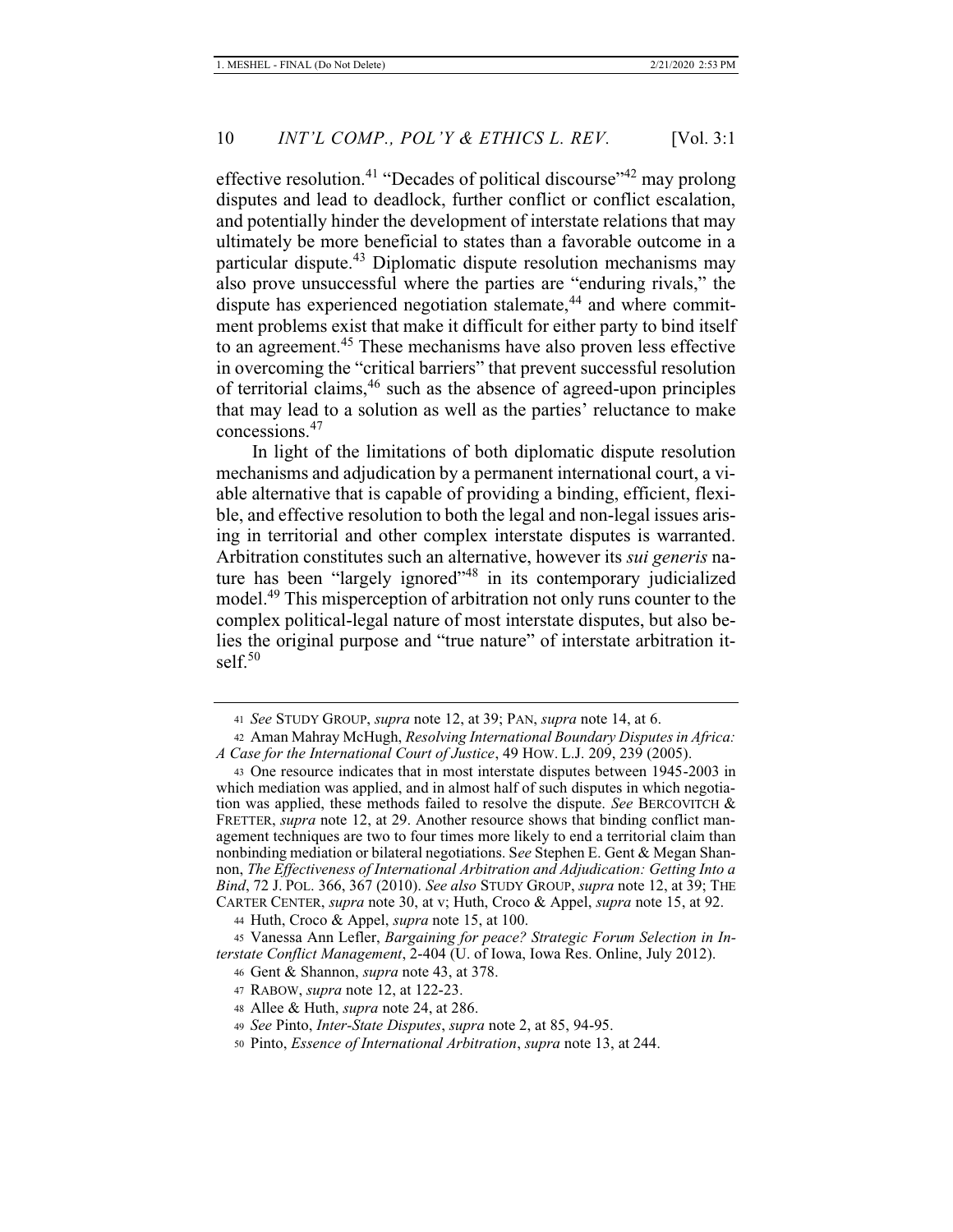effective resolution.[41] "Decades of political discourse"[42] may prolong disputes and lead to deadlock, further conflict or conflict escalation, and potentially hinder the development of interstate relations that may ultimately be more beneficial to states than a favorable outcome in a particular dispute.[43] Diplomatic dispute resolution mechanisms may also prove unsuccessful where the parties are "enduring rivals," the dispute has experienced negotiation stalemate,[44] and where commitment problems exist that make it difficult for either party to bind itself to an agreement.[45] These mechanisms have also proven less effective in overcoming the "critical barriers" that prevent successful resolution of territorial claims,[46] such as the absence of agreed-upon principles that may lead to a solution as well as the parties' reluctance to make concessions.[47]

In light of the limitations of both diplomatic dispute resolution mechanisms and adjudication by a permanent international court, a viable alternative that is capable of providing a binding, efficient, flexible, and effective resolution to both the legal and non-legal issues arising in territorial and other complex interstate disputes is warranted. Arbitration constitutes such an alternative, however its *sui generis* nature has been "largely ignored"[48] in its contemporary judicialized model.[49] This misperception of arbitration not only runs counter to the complex political-legal nature of most interstate disputes, but also belies the original purpose and "true nature" of interstate arbitration itself.[50]

---

41 *See* STUDY GROUP, *supra* note 12, at 39; PAN, *supra* note 14, at 6.

42 Aman Mahray McHugh, *Resolving International Boundary Disputes in Africa: A Case for the International Court of Justice*, 49 HOW. L.J. 209, 239 (2005).

43 One resource indicates that in most interstate disputes between 1945-2003 in which mediation was applied, and in almost half of such disputes in which negotiation was applied, these methods failed to resolve the dispute. *See* BERCOVITCH & FRETTER, *supra* note 12, at 29. Another resource shows that binding conflict management techniques are two to four times more likely to end a territorial claim than nonbinding mediation or bilateral negotiations. S*ee* Stephen E. Gent & Megan Shannon, *The Effectiveness of International Arbitration and Adjudication: Getting Into a Bind*, 72 J. POL. 366, 367 (2010). *See also* STUDY GROUP, *supra* note 12, at 39; THE CARTER CENTER, *supra* note 30, at v; Huth, Croco & Appel, *supra* note 15, at 92.

44 Huth, Croco & Appel, *supra* note 15, at 100.

45 Vanessa Ann Lefler, *Bargaining for peace? Strategic Forum Selection in Interstate Conflict Management*, 2-404 (U. of Iowa, Iowa Res. Online, July 2012).

46 Gent & Shannon, *supra* note 43, at 378.

47 RABOW, *supra* note 12, at 122-23.

48 Allee & Huth, *supra* note 24, at 286.

49 *See* Pinto, *Inter-State Disputes*, *supra* note 2, at 85, 94-95.

50 Pinto, *Essence of International Arbitration*, *supra* note 13, at 244.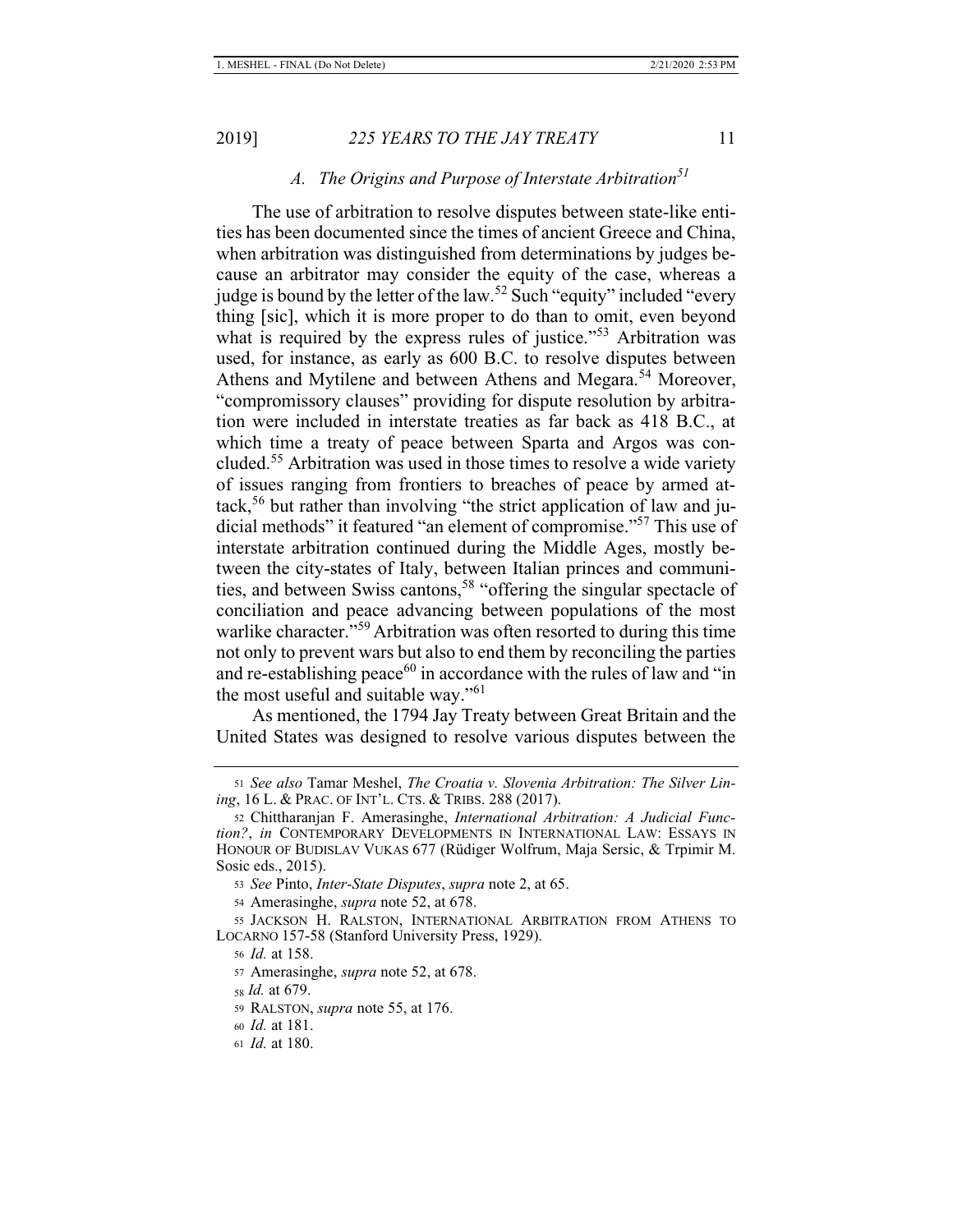### *A. The Origins and Purpose of Interstate Arbitration*[51]

The use of arbitration to resolve disputes between state-like entities has been documented since the times of ancient Greece and China, when arbitration was distinguished from determinations by judges because an arbitrator may consider the equity of the case, whereas a judge is bound by the letter of the law.[52] Such "equity" included "every thing [sic], which it is more proper to do than to omit, even beyond what is required by the express rules of justice."[53] Arbitration was used, for instance, as early as 600 B.C. to resolve disputes between Athens and Mytilene and between Athens and Megara.[54] Moreover, "compromissory clauses" providing for dispute resolution by arbitration were included in interstate treaties as far back as 418 B.C., at which time a treaty of peace between Sparta and Argos was concluded.[55] Arbitration was used in those times to resolve a wide variety of issues ranging from frontiers to breaches of peace by armed attack,[56] but rather than involving "the strict application of law and judicial methods" it featured "an element of compromise."[57] This use of interstate arbitration continued during the Middle Ages, mostly between the city-states of Italy, between Italian princes and communities, and between Swiss cantons,[58] "offering the singular spectacle of conciliation and peace advancing between populations of the most warlike character."[59] Arbitration was often resorted to during this time not only to prevent wars but also to end them by reconciling the parties and re-establishing peace[60] in accordance with the rules of law and "in the most useful and suitable way."[61]

As mentioned, the 1794 Jay Treaty between Great Britain and the United States was designed to resolve various disputes between the

---

51 *See also* Tamar Meshel, *The Croatia v. Slovenia Arbitration: The Silver Lining*, 16 L. & PRAC. OF INT'L. CTS. & TRIBS. 288 (2017).

52 Chittharanjan F. Amerasinghe, *International Arbitration: A Judicial Function?*, *in* CONTEMPORARY DEVELOPMENTS IN INTERNATIONAL LAW: ESSAYS IN HONOUR OF BUDISLAV VUKAS 677 (Rüdiger Wolfrum, Maja Sersic, & Trpimir M. Sosic eds., 2015).

53 *See* Pinto, *Inter-State Disputes*, *supra* note 2, at 65.

54 Amerasinghe, *supra* note 52, at 678.

55 JACKSON H. RALSTON, INTERNATIONAL ARBITRATION FROM ATHENS TO LOCARNO 157-58 (Stanford University Press, 1929).

56 *Id.* at 158.

57 Amerasinghe, *supra* note 52, at 678.

58 *Id.* at 679.

59 RALSTON, *supra* note 55, at 176.

60 *Id.* at 181.

61 *Id.* at 180.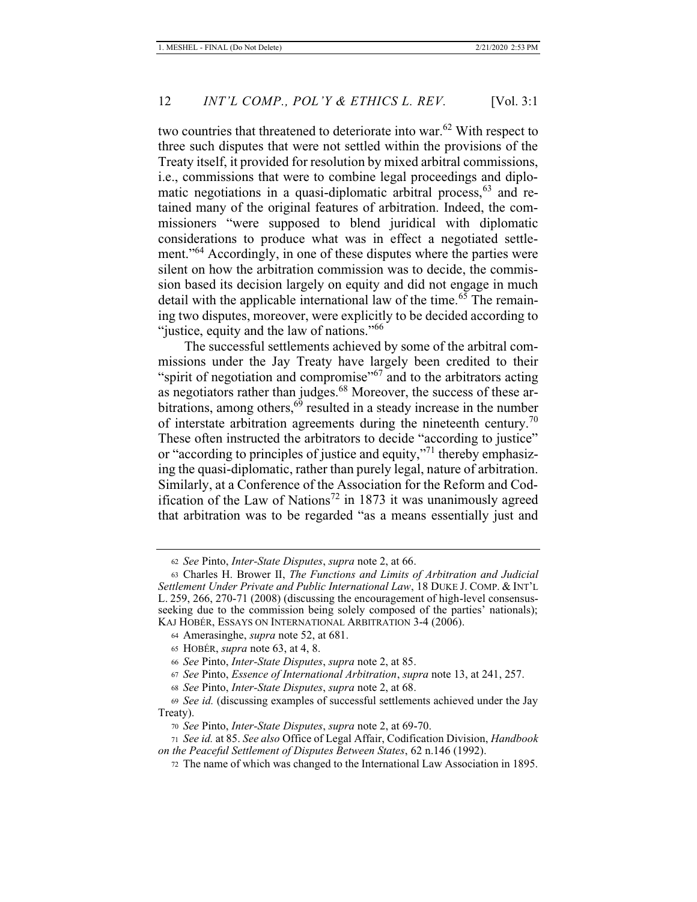two countries that threatened to deteriorate into war.[62] With respect to three such disputes that were not settled within the provisions of the Treaty itself, it provided for resolution by mixed arbitral commissions, i.e., commissions that were to combine legal proceedings and diplomatic negotiations in a quasi-diplomatic arbitral process,[63] and retained many of the original features of arbitration. Indeed, the commissioners "were supposed to blend juridical with diplomatic considerations to produce what was in effect a negotiated settlement."[64] Accordingly, in one of these disputes where the parties were silent on how the arbitration commission was to decide, the commission based its decision largely on equity and did not engage in much detail with the applicable international law of the time.[65] The remaining two disputes, moreover, were explicitly to be decided according to "justice, equity and the law of nations."[66]

The successful settlements achieved by some of the arbitral commissions under the Jay Treaty have largely been credited to their "spirit of negotiation and compromise"[67] and to the arbitrators acting as negotiators rather than judges.[68] Moreover, the success of these arbitrations, among others,[69] resulted in a steady increase in the number of interstate arbitration agreements during the nineteenth century.[70] These often instructed the arbitrators to decide "according to justice" or "according to principles of justice and equity,"[71] thereby emphasizing the quasi-diplomatic, rather than purely legal, nature of arbitration. Similarly, at a Conference of the Association for the Reform and Codification of the Law of Nations[72] in 1873 it was unanimously agreed that arbitration was to be regarded "as a means essentially just and

---

62 *See* Pinto, *Inter-State Disputes*, *supra* note 2, at 66.

63 Charles H. Brower II, *The Functions and Limits of Arbitration and Judicial Settlement Under Private and Public International Law*, 18 DUKE J. COMP. & INT'L L. 259, 266, 270-71 (2008) (discussing the encouragement of high-level consensus-seeking due to the commission being solely composed of the parties' nationals); KAJ HOBÉR, ESSAYS ON INTERNATIONAL ARBITRATION 3-4 (2006).

64 Amerasinghe, *supra* note 52, at 681.

65 HOBÉR, *supra* note 63, at 4, 8.

66 *See* Pinto, *Inter-State Disputes*, *supra* note 2, at 85.

67 *See* Pinto, *Essence of International Arbitration*, *supra* note 13, at 241, 257.

68 *See* Pinto, *Inter-State Disputes*, *supra* note 2, at 68.

69 *See id.* (discussing examples of successful settlements achieved under the Jay Treaty).

70 *See* Pinto, *Inter-State Disputes*, *supra* note 2, at 69-70.

71 *See id.* at 85. *See also* Office of Legal Affair, Codification Division, *Handbook on the Peaceful Settlement of Disputes Between States*, 62 n.146 (1992).

72 The name of which was changed to the International Law Association in 1895.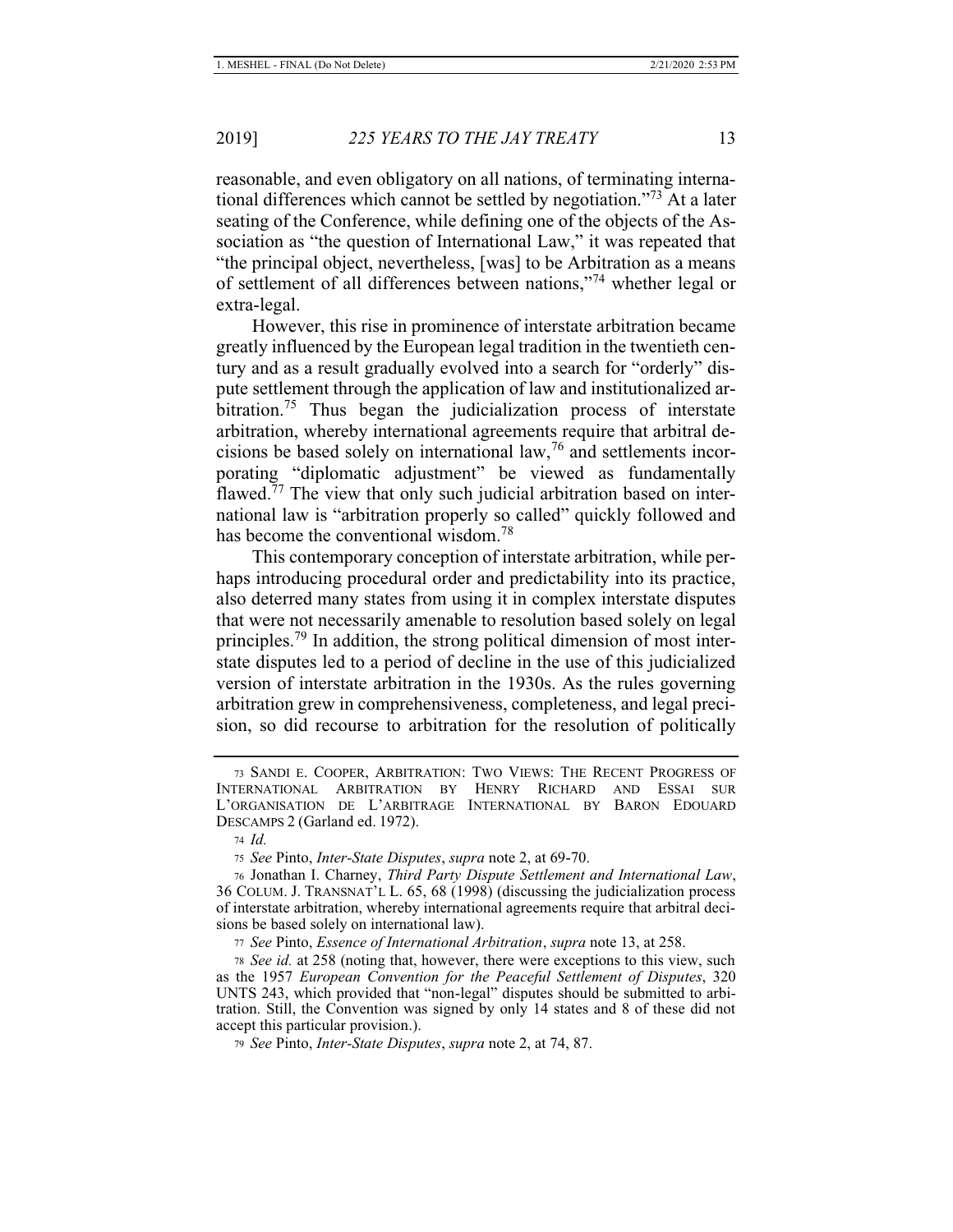reasonable, and even obligatory on all nations, of terminating international differences which cannot be settled by negotiation."[73] At a later seating of the Conference, while defining one of the objects of the Association as "the question of International Law," it was repeated that "the principal object, nevertheless, [was] to be Arbitration as a means of settlement of all differences between nations,"[74] whether legal or extra-legal.

However, this rise in prominence of interstate arbitration became greatly influenced by the European legal tradition in the twentieth century and as a result gradually evolved into a search for "orderly" dispute settlement through the application of law and institutionalized arbitration.[75] Thus began the judicialization process of interstate arbitration, whereby international agreements require that arbitral decisions be based solely on international law,[76] and settlements incorporating "diplomatic adjustment" be viewed as fundamentally flawed.[77] The view that only such judicial arbitration based on international law is "arbitration properly so called" quickly followed and has become the conventional wisdom.[78]

This contemporary conception of interstate arbitration, while perhaps introducing procedural order and predictability into its practice, also deterred many states from using it in complex interstate disputes that were not necessarily amenable to resolution based solely on legal principles.[79] In addition, the strong political dimension of most interstate disputes led to a period of decline in the use of this judicialized version of interstate arbitration in the 1930s. As the rules governing arbitration grew in comprehensiveness, completeness, and legal precision, so did recourse to arbitration for the resolution of politically

---

73 SANDI E. COOPER, ARBITRATION: TWO VIEWS: THE RECENT PROGRESS OF INTERNATIONAL ARBITRATION BY HENRY RICHARD AND ESSAI SUR L'ORGANISATION DE L'ARBITRAGE INTERNATIONAL BY BARON EDOUARD DESCAMPS 2 (Garland ed. 1972).

74 *Id.*

75 *See* Pinto, *Inter-State Disputes*, *supra* note 2, at 69-70.

76 Jonathan I. Charney, *Third Party Dispute Settlement and International Law*, 36 COLUM. J. TRANSNAT'L L. 65, 68 (1998) (discussing the judicialization process of interstate arbitration, whereby international agreements require that arbitral decisions be based solely on international law).

77 *See* Pinto, *Essence of International Arbitration*, *supra* note 13, at 258.

78 *See id.* at 258 (noting that, however, there were exceptions to this view, such as the 1957 *European Convention for the Peaceful Settlement of Disputes*, 320 UNTS 243, which provided that "non-legal" disputes should be submitted to arbitration. Still, the Convention was signed by only 14 states and 8 of these did not accept this particular provision.).

79 *See* Pinto, *Inter-State Disputes*, *supra* note 2, at 74, 87.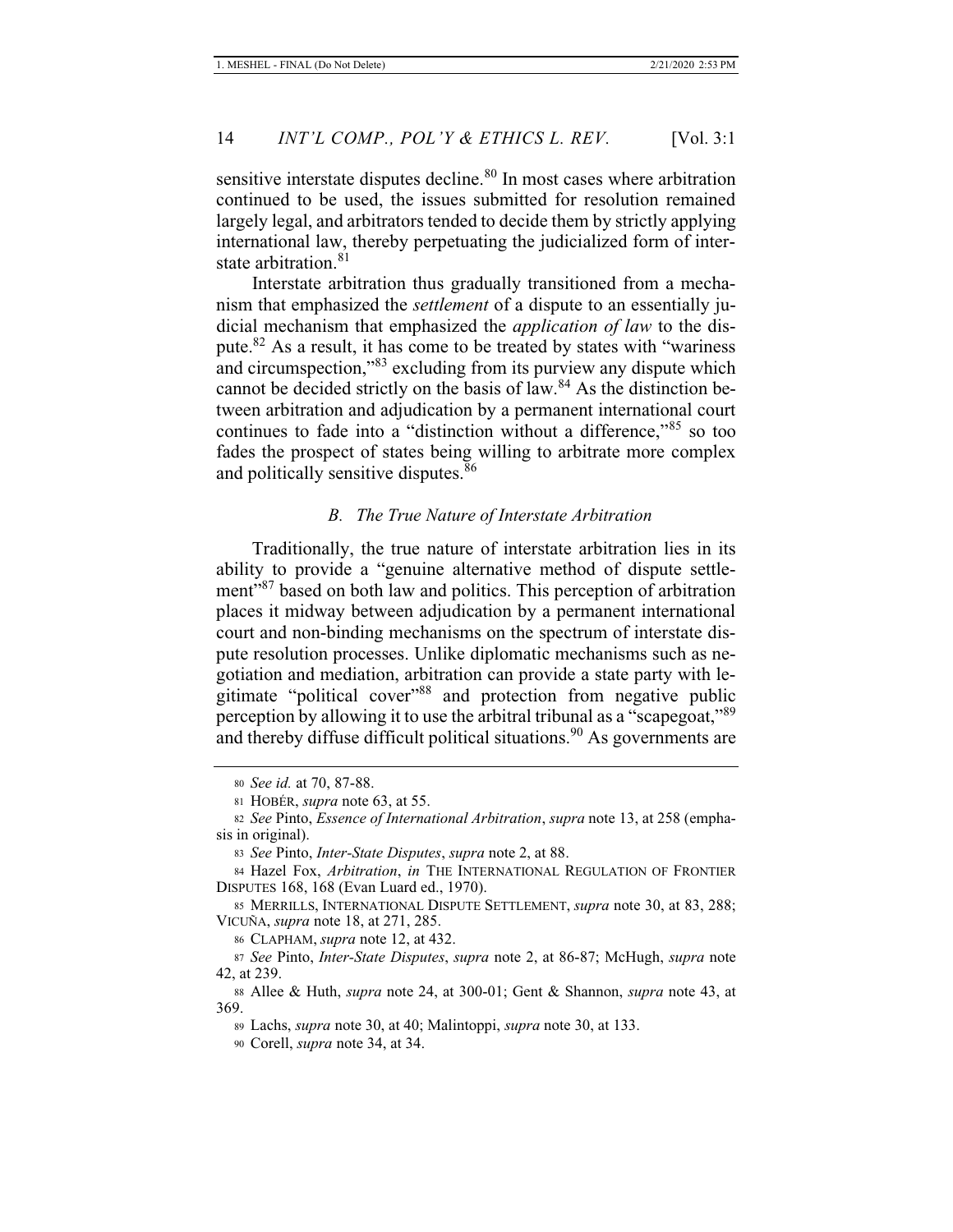sensitive interstate disputes decline.[80] In most cases where arbitration continued to be used, the issues submitted for resolution remained largely legal, and arbitrators tended to decide them by strictly applying international law, thereby perpetuating the judicialized form of interstate arbitration.[81]

Interstate arbitration thus gradually transitioned from a mechanism that emphasized the *settlement* of a dispute to an essentially judicial mechanism that emphasized the *application of law* to the dispute.[82] As a result, it has come to be treated by states with "wariness and circumspection,"[83] excluding from its purview any dispute which cannot be decided strictly on the basis of law.[84] As the distinction between arbitration and adjudication by a permanent international court continues to fade into a "distinction without a difference,"[85] so too fades the prospect of states being willing to arbitrate more complex and politically sensitive disputes.[86]

### *B. The True Nature of Interstate Arbitration*

Traditionally, the true nature of interstate arbitration lies in its ability to provide a "genuine alternative method of dispute settlement"[87] based on both law and politics. This perception of arbitration places it midway between adjudication by a permanent international court and non-binding mechanisms on the spectrum of interstate dispute resolution processes. Unlike diplomatic mechanisms such as negotiation and mediation, arbitration can provide a state party with legitimate "political cover"[88] and protection from negative public perception by allowing it to use the arbitral tribunal as a "scapegoat,"[89] and thereby diffuse difficult political situations.[90] As governments are

---

80 *See id.* at 70, 87-88.

81 HOBÉR, *supra* note 63, at 55.

82 *See* Pinto, *Essence of International Arbitration*, *supra* note 13, at 258 (emphasis in original).

83 *See* Pinto, *Inter-State Disputes*, *supra* note 2, at 88.

84 Hazel Fox, *Arbitration*, *in* THE INTERNATIONAL REGULATION OF FRONTIER DISPUTES 168, 168 (Evan Luard ed., 1970).

85 MERRILLS, INTERNATIONAL DISPUTE SETTLEMENT, *supra* note 30, at 83, 288; VICUÑA, *supra* note 18, at 271, 285.

86 CLAPHAM, *supra* note 12, at 432.

87 *See* Pinto, *Inter-State Disputes*, *supra* note 2, at 86-87; McHugh, *supra* note 42, at 239.

88 Allee & Huth, *supra* note 24, at 300-01; Gent & Shannon, *supra* note 43, at 369.

89 Lachs, *supra* note 30, at 40; Malintoppi, *supra* note 30, at 133.

90 Corell, *supra* note 34, at 34.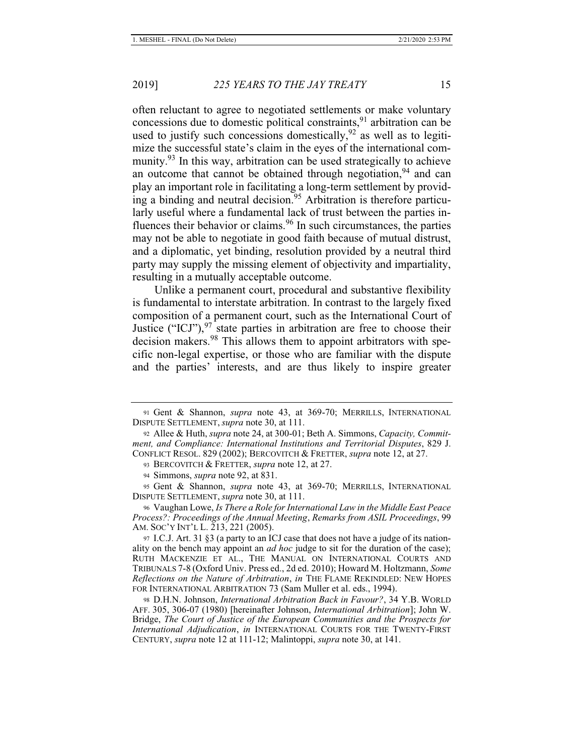often reluctant to agree to negotiated settlements or make voluntary concessions due to domestic political constraints,[91] arbitration can be used to justify such concessions domestically,[92] as well as to legitimize the successful state's claim in the eyes of the international community.[93] In this way, arbitration can be used strategically to achieve an outcome that cannot be obtained through negotiation,[94] and can play an important role in facilitating a long-term settlement by providing a binding and neutral decision.[95] Arbitration is therefore particularly useful where a fundamental lack of trust between the parties influences their behavior or claims.[96] In such circumstances, the parties may not be able to negotiate in good faith because of mutual distrust, and a diplomatic, yet binding, resolution provided by a neutral third party may supply the missing element of objectivity and impartiality, resulting in a mutually acceptable outcome.

Unlike a permanent court, procedural and substantive flexibility is fundamental to interstate arbitration. In contrast to the largely fixed composition of a permanent court, such as the International Court of Justice ("ICJ"),[97] state parties in arbitration are free to choose their decision makers.[98] This allows them to appoint arbitrators with specific non-legal expertise, or those who are familiar with the dispute and the parties' interests, and are thus likely to inspire greater

---

91 Gent & Shannon, *supra* note 43, at 369-70; MERRILLS, INTERNATIONAL DISPUTE SETTLEMENT, *supra* note 30, at 111.

92 Allee & Huth, *supra* note 24, at 300-01; Beth A. Simmons, *Capacity, Commitment, and Compliance: International Institutions and Territorial Disputes*, 829 J. CONFLICT RESOL. 829 (2002); BERCOVITCH & FRETTER, *supra* note 12, at 27.

93 BERCOVITCH & FRETTER, *supra* note 12, at 27.

94 Simmons, *supra* note 92, at 831.

95 Gent & Shannon, *supra* note 43, at 369-70; MERRILLS, INTERNATIONAL DISPUTE SETTLEMENT, *supra* note 30, at 111.

96 Vaughan Lowe, *Is There a Role for International Law in the Middle East Peace Process?: Proceedings of the Annual Meeting*, *Remarks from ASIL Proceedings*, 99 AM. SOC'Y INT'L L. 213, 221 (2005).

97 I.C.J. Art. 31 §3 (a party to an ICJ case that does not have a judge of its nationality on the bench may appoint an *ad hoc* judge to sit for the duration of the case); RUTH MACKENZIE ET AL., THE MANUAL ON INTERNATIONAL COURTS AND TRIBUNALS 7-8 (Oxford Univ. Press ed., 2d ed. 2010); Howard M. Holtzmann, *Some Reflections on the Nature of Arbitration*, *in* THE FLAME REKINDLED: NEW HOPES FOR INTERNATIONAL ARBITRATION 73 (Sam Muller et al. eds., 1994).

98 D.H.N. Johnson, *International Arbitration Back in Favour?*, 34 Y.B. WORLD AFF. 305, 306-07 (1980) [hereinafter Johnson, *International Arbitration*]; John W. Bridge, *The Court of Justice of the European Communities and the Prospects for International Adjudication*, *in* INTERNATIONAL COURTS FOR THE TWENTY-FIRST CENTURY, *supra* note 12 at 111-12; Malintoppi, *supra* note 30, at 141.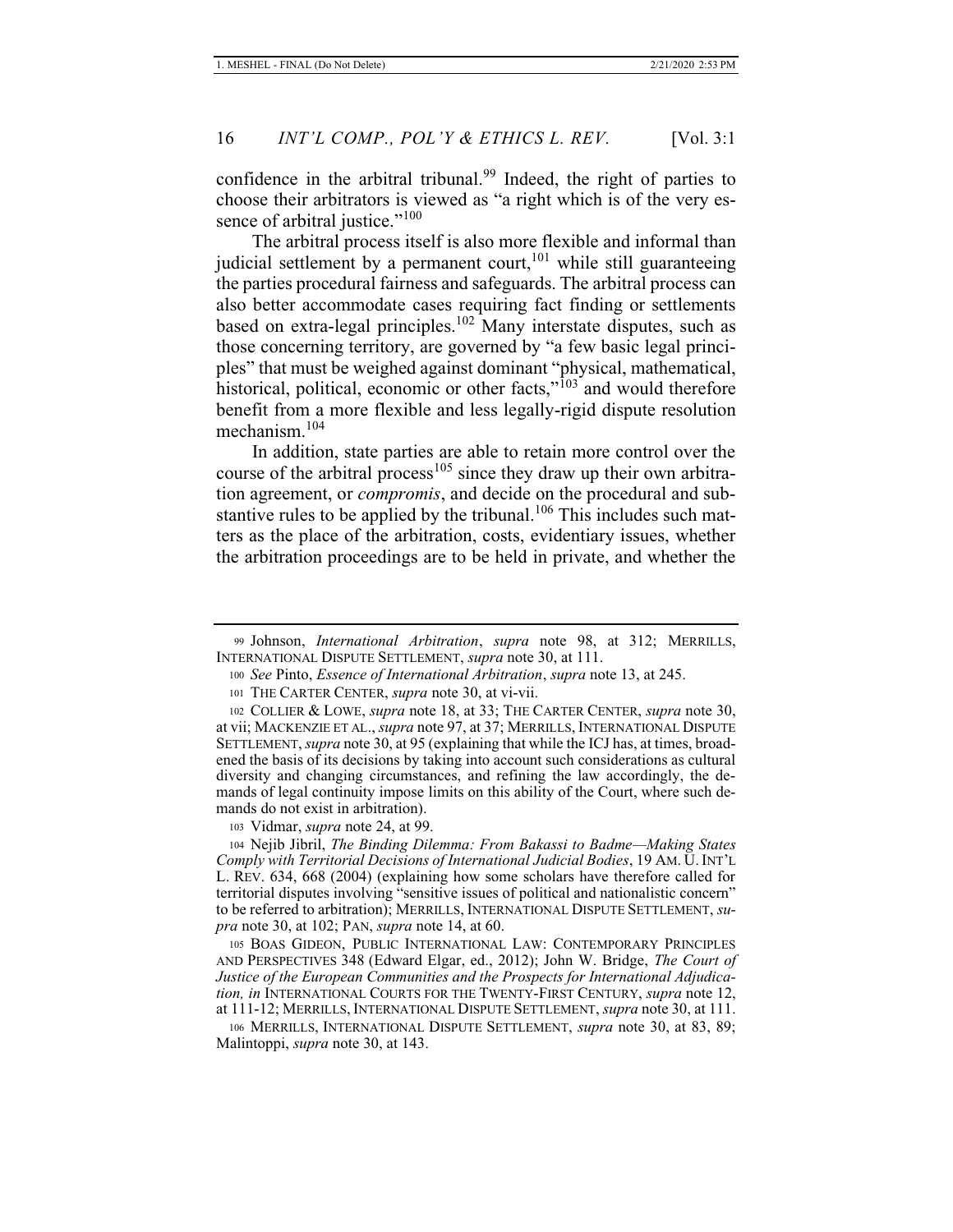confidence in the arbitral tribunal.[99] Indeed, the right of parties to choose their arbitrators is viewed as "a right which is of the very essence of arbitral justice."[100]

The arbitral process itself is also more flexible and informal than judicial settlement by a permanent court,[101] while still guaranteeing the parties procedural fairness and safeguards. The arbitral process can also better accommodate cases requiring fact finding or settlements based on extra-legal principles.[102] Many interstate disputes, such as those concerning territory, are governed by "a few basic legal principles" that must be weighed against dominant "physical, mathematical, historical, political, economic or other facts,"[103] and would therefore benefit from a more flexible and less legally-rigid dispute resolution mechanism.[104]

In addition, state parties are able to retain more control over the course of the arbitral process[105] since they draw up their own arbitration agreement, or *compromis*, and decide on the procedural and substantive rules to be applied by the tribunal.[106] This includes such matters as the place of the arbitration, costs, evidentiary issues, whether the arbitration proceedings are to be held in private, and whether the

---

99 Johnson, *International Arbitration*, *supra* note 98, at 312; MERRILLS, INTERNATIONAL DISPUTE SETTLEMENT, *supra* note 30, at 111.

100 *See* Pinto, *Essence of International Arbitration*, *supra* note 13, at 245.

101 THE CARTER CENTER, *supra* note 30, at vi-vii.

102 COLLIER & LOWE, *supra* note 18, at 33; THE CARTER CENTER, *supra* note 30, at vii; MACKENZIE ET AL., *supra* note 97, at 37; MERRILLS, INTERNATIONAL DISPUTE SETTLEMENT, *supra* note 30, at 95 (explaining that while the ICJ has, at times, broadened the basis of its decisions by taking into account such considerations as cultural diversity and changing circumstances, and refining the law accordingly, the demands of legal continuity impose limits on this ability of the Court, where such demands do not exist in arbitration).

103 Vidmar, *supra* note 24, at 99.

104 Nejib Jibril, *The Binding Dilemma: From Bakassi to Badme—Making States Comply with Territorial Decisions of International Judicial Bodies*, 19 AM. U. INT'L L. REV. 634, 668 (2004) (explaining how some scholars have therefore called for territorial disputes involving "sensitive issues of political and nationalistic concern" to be referred to arbitration); MERRILLS, INTERNATIONAL DISPUTE SETTLEMENT, *supra* note 30, at 102; PAN, *supra* note 14, at 60.

105 BOAS GIDEON, PUBLIC INTERNATIONAL LAW: CONTEMPORARY PRINCIPLES AND PERSPECTIVES 348 (Edward Elgar, ed., 2012); John W. Bridge, *The Court of Justice of the European Communities and the Prospects for International Adjudication, in* INTERNATIONAL COURTS FOR THE TWENTY-FIRST CENTURY, *supra* note 12, at 111-12; MERRILLS, INTERNATIONAL DISPUTE SETTLEMENT, *supra* note 30, at 111.

106 MERRILLS, INTERNATIONAL DISPUTE SETTLEMENT, *supra* note 30, at 83, 89; Malintoppi, *supra* note 30, at 143.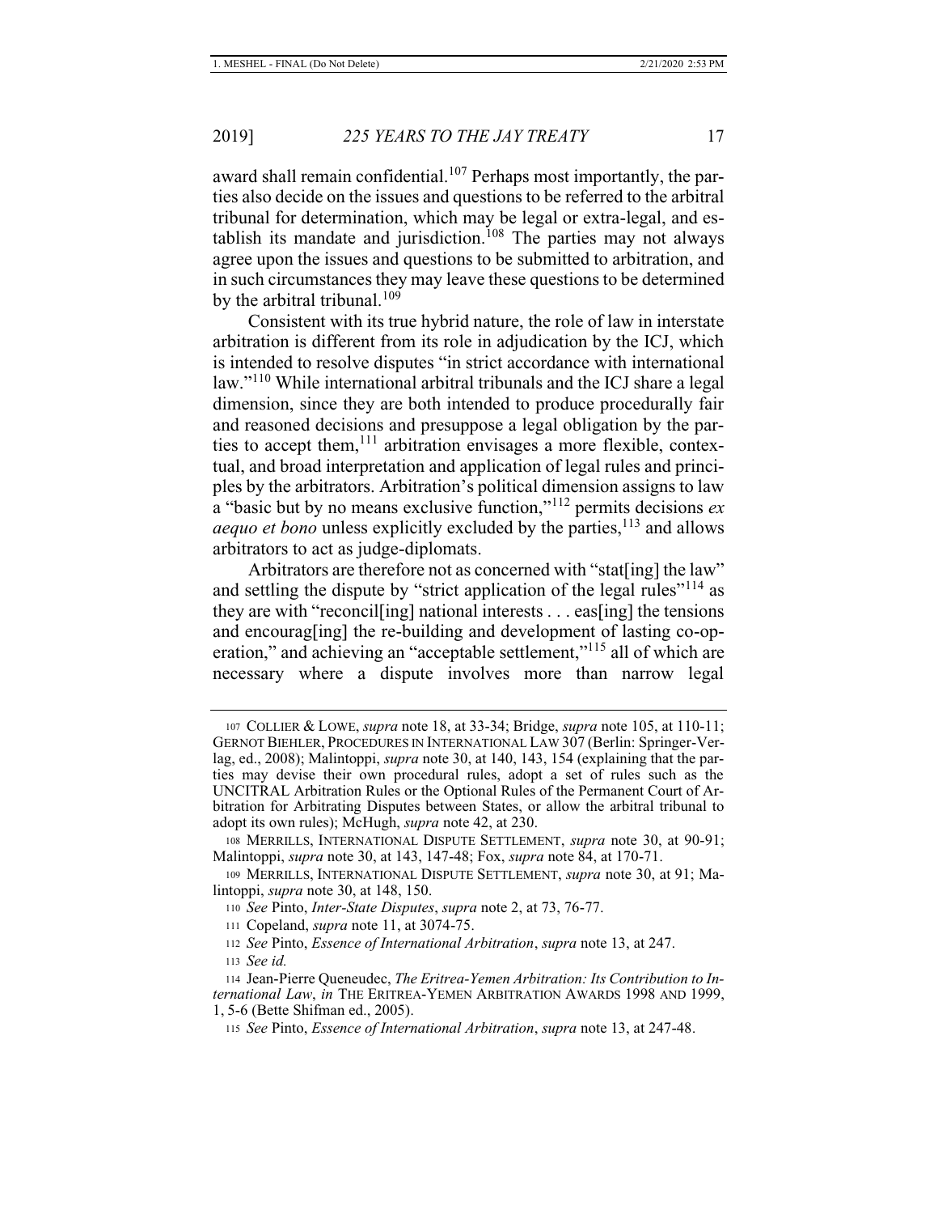award shall remain confidential.[107] Perhaps most importantly, the parties also decide on the issues and questions to be referred to the arbitral tribunal for determination, which may be legal or extra-legal, and establish its mandate and jurisdiction.[108] The parties may not always agree upon the issues and questions to be submitted to arbitration, and in such circumstances they may leave these questions to be determined by the arbitral tribunal.[109]

Consistent with its true hybrid nature, the role of law in interstate arbitration is different from its role in adjudication by the ICJ, which is intended to resolve disputes "in strict accordance with international law."[110] While international arbitral tribunals and the ICJ share a legal dimension, since they are both intended to produce procedurally fair and reasoned decisions and presuppose a legal obligation by the parties to accept them,[111] arbitration envisages a more flexible, contextual, and broad interpretation and application of legal rules and principles by the arbitrators. Arbitration's political dimension assigns to law a "basic but by no means exclusive function,"[112] permits decisions *ex aequo et bono* unless explicitly excluded by the parties,[113] and allows arbitrators to act as judge-diplomats.

Arbitrators are therefore not as concerned with "stat[ing] the law" and settling the dispute by "strict application of the legal rules"[114] as they are with "reconcil[ing] national interests . . . eas[ing] the tensions and encourag[ing] the re-building and development of lasting co-operation," and achieving an "acceptable settlement,"[115] all of which are necessary where a dispute involves more than narrow legal

---

107 COLLIER & LOWE, *supra* note 18, at 33-34; Bridge, *supra* note 105, at 110-11; GERNOT BIEHLER, PROCEDURES IN INTERNATIONAL LAW 307 (Berlin: Springer-Verlag, ed., 2008); Malintoppi, *supra* note 30, at 140, 143, 154 (explaining that the parties may devise their own procedural rules, adopt a set of rules such as the UNCITRAL Arbitration Rules or the Optional Rules of the Permanent Court of Arbitration for Arbitrating Disputes between States, or allow the arbitral tribunal to adopt its own rules); McHugh, *supra* note 42, at 230.

108 MERRILLS, INTERNATIONAL DISPUTE SETTLEMENT, *supra* note 30, at 90-91; Malintoppi, *supra* note 30, at 143, 147-48; Fox, *supra* note 84, at 170-71.

109 MERRILLS, INTERNATIONAL DISPUTE SETTLEMENT, *supra* note 30, at 91; Malintoppi, *supra* note 30, at 148, 150.

110 *See* Pinto, *Inter-State Disputes*, *supra* note 2, at 73, 76-77.

111 Copeland, *supra* note 11, at 3074-75.

112 *See* Pinto, *Essence of International Arbitration*, *supra* note 13, at 247.

113 *See id.*

114 Jean-Pierre Queneudec, *The Eritrea-Yemen Arbitration: Its Contribution to International Law*, *in* THE ERITREA-YEMEN ARBITRATION AWARDS 1998 AND 1999, 1, 5-6 (Bette Shifman ed., 2005).

115 *See* Pinto, *Essence of International Arbitration*, *supra* note 13, at 247-48.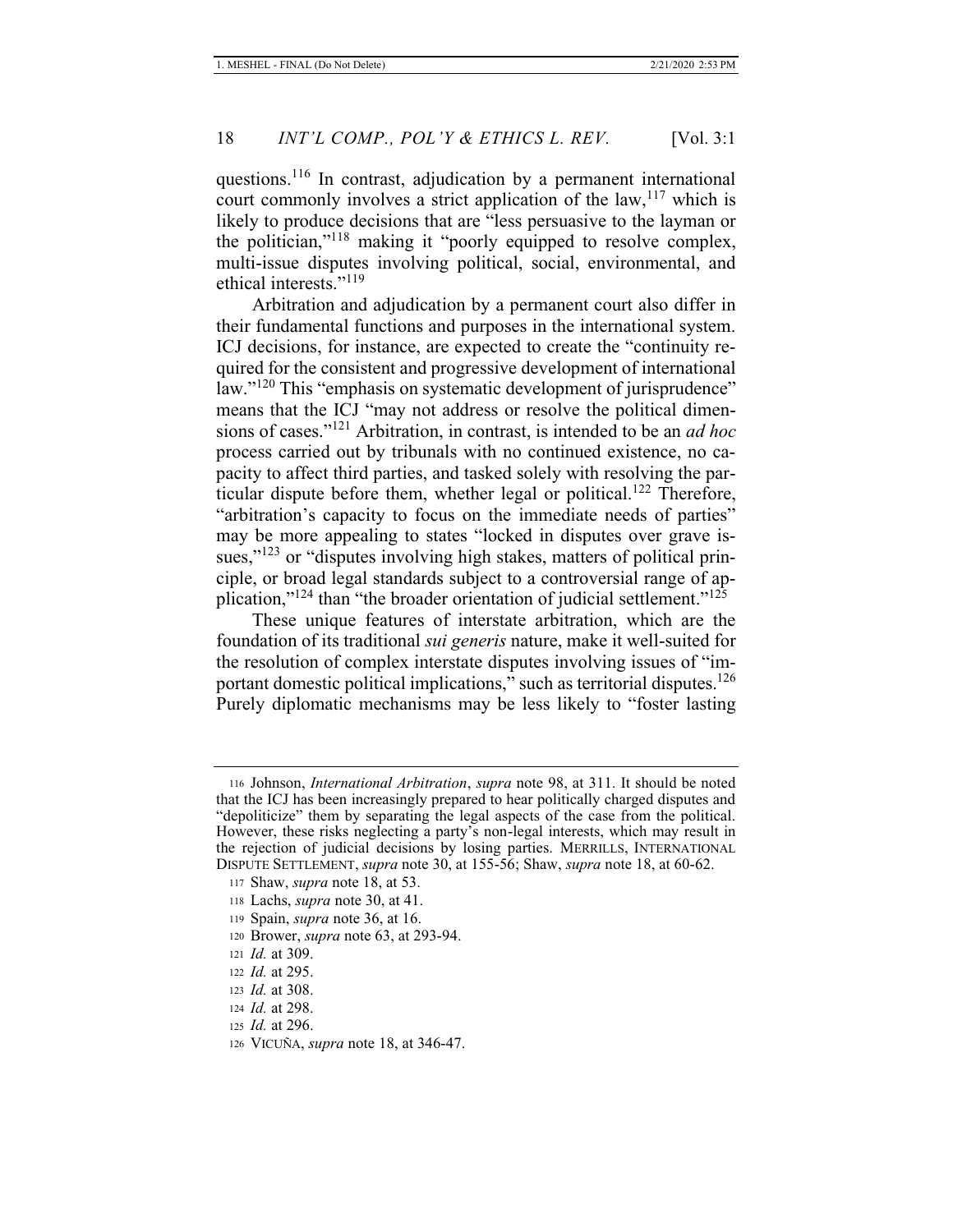questions.[116] In contrast, adjudication by a permanent international court commonly involves a strict application of the law,[117] which is likely to produce decisions that are "less persuasive to the layman or the politician,"[118] making it "poorly equipped to resolve complex, multi-issue disputes involving political, social, environmental, and ethical interests."[119]

Arbitration and adjudication by a permanent court also differ in their fundamental functions and purposes in the international system. ICJ decisions, for instance, are expected to create the "continuity required for the consistent and progressive development of international law."[120] This "emphasis on systematic development of jurisprudence" means that the ICJ "may not address or resolve the political dimensions of cases."[121] Arbitration, in contrast, is intended to be an *ad hoc* process carried out by tribunals with no continued existence, no capacity to affect third parties, and tasked solely with resolving the particular dispute before them, whether legal or political.[122] Therefore, "arbitration's capacity to focus on the immediate needs of parties" may be more appealing to states "locked in disputes over grave issues,"[123] or "disputes involving high stakes, matters of political principle, or broad legal standards subject to a controversial range of application,"[124] than "the broader orientation of judicial settlement."[125]

These unique features of interstate arbitration, which are the foundation of its traditional *sui generis* nature, make it well-suited for the resolution of complex interstate disputes involving issues of "important domestic political implications," such as territorial disputes.[126] Purely diplomatic mechanisms may be less likely to "foster lasting

---

116 Johnson, *International Arbitration*, *supra* note 98, at 311. It should be noted that the ICJ has been increasingly prepared to hear politically charged disputes and "depoliticize" them by separating the legal aspects of the case from the political. However, these risks neglecting a party's non-legal interests, which may result in the rejection of judicial decisions by losing parties. MERRILLS, INTERNATIONAL DISPUTE SETTLEMENT, *supra* note 30, at 155-56; Shaw, *supra* note 18, at 60-62.

117 Shaw, *supra* note 18, at 53.

118 Lachs, *supra* note 30, at 41.

119 Spain, *supra* note 36, at 16.

120 Brower, *supra* note 63, at 293-94.

121 *Id.* at 309.

122 *Id.* at 295.

123 *Id.* at 308.

124 *Id.* at 298.

125 *Id.* at 296.

126 VICUÑA, *supra* note 18, at 346-47.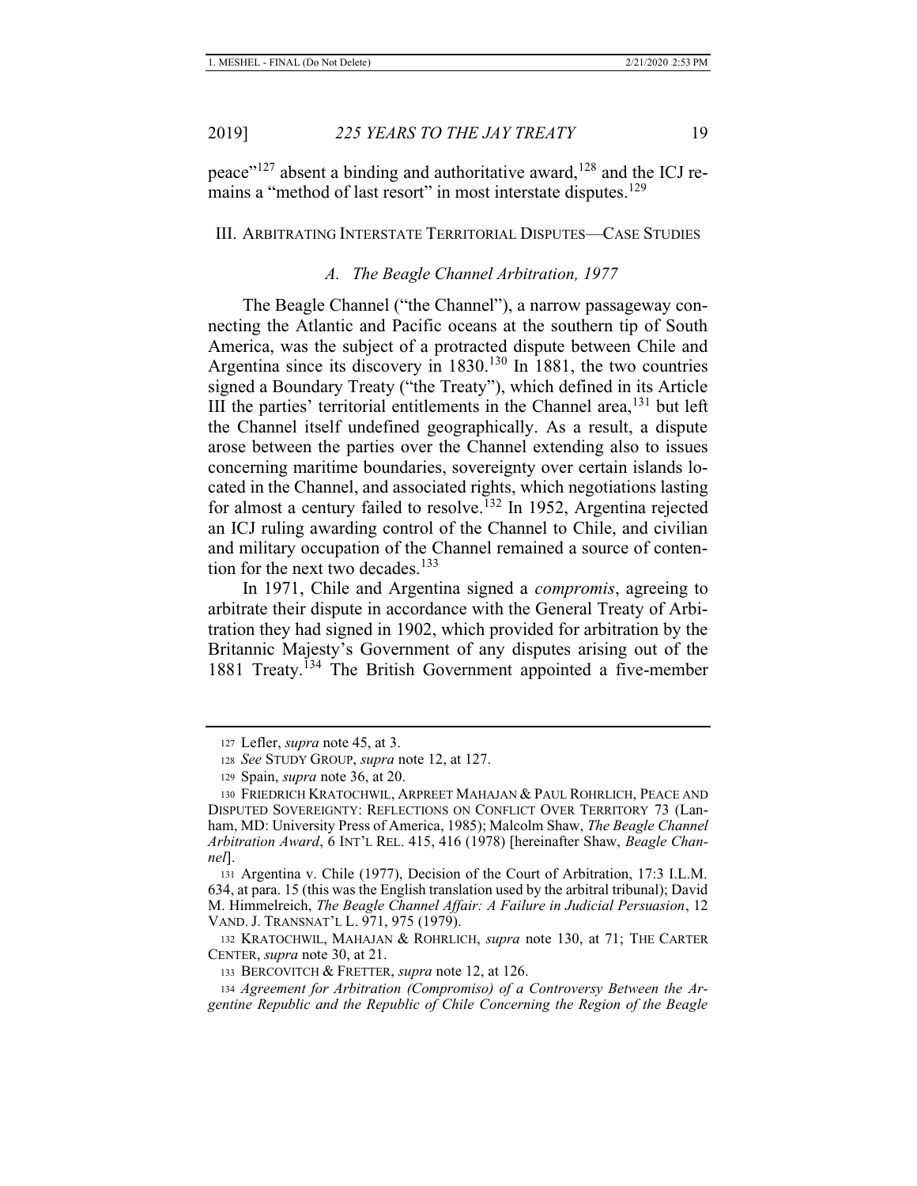peace"[127] absent a binding and authoritative award,[128] and the ICJ remains a "method of last resort" in most interstate disputes.[129]

## III. ARBITRATING INTERSTATE TERRITORIAL DISPUTES—CASE STUDIES

### *A. The Beagle Channel Arbitration, 1977*

The Beagle Channel ("the Channel"), a narrow passageway connecting the Atlantic and Pacific oceans at the southern tip of South America, was the subject of a protracted dispute between Chile and Argentina since its discovery in 1830.[130] In 1881, the two countries signed a Boundary Treaty ("the Treaty"), which defined in its Article III the parties' territorial entitlements in the Channel area,[131] but left the Channel itself undefined geographically. As a result, a dispute arose between the parties over the Channel extending also to issues concerning maritime boundaries, sovereignty over certain islands located in the Channel, and associated rights, which negotiations lasting for almost a century failed to resolve.[132] In 1952, Argentina rejected an ICJ ruling awarding control of the Channel to Chile, and civilian and military occupation of the Channel remained a source of contention for the next two decades.[133]

In 1971, Chile and Argentina signed a *compromis*, agreeing to arbitrate their dispute in accordance with the General Treaty of Arbitration they had signed in 1902, which provided for arbitration by the Britannic Majesty's Government of any disputes arising out of the 1881 Treaty.[134] The British Government appointed a five-member

---

127 Lefler, *supra* note 45, at 3.

128 *See* STUDY GROUP, *supra* note 12, at 127.

129 Spain, *supra* note 36, at 20.

130 FRIEDRICH KRATOCHWIL, ARPREET MAHAJAN & PAUL ROHRLICH, PEACE AND DISPUTED SOVEREIGNTY: REFLECTIONS ON CONFLICT OVER TERRITORY 73 (Lanham, MD: University Press of America, 1985); Malcolm Shaw, *The Beagle Channel Arbitration Award*, 6 INT'L REL. 415, 416 (1978) [hereinafter Shaw, *Beagle Channel*].

131 Argentina v. Chile (1977), Decision of the Court of Arbitration, 17:3 I.L.M. 634, at para. 15 (this was the English translation used by the arbitral tribunal); David M. Himmelreich, *The Beagle Channel Affair: A Failure in Judicial Persuasion*, 12 VAND. J. TRANSNAT'L L. 971, 975 (1979).

132 KRATOCHWIL, MAHAJAN & ROHRLICH, *supra* note 130, at 71; THE CARTER CENTER, *supra* note 30, at 21.

133 BERCOVITCH & FRETTER, *supra* note 12, at 126.

134 *Agreement for Arbitration (Compromiso) of a Controversy Between the Argentine Republic and the Republic of Chile Concerning the Region of the Beagle*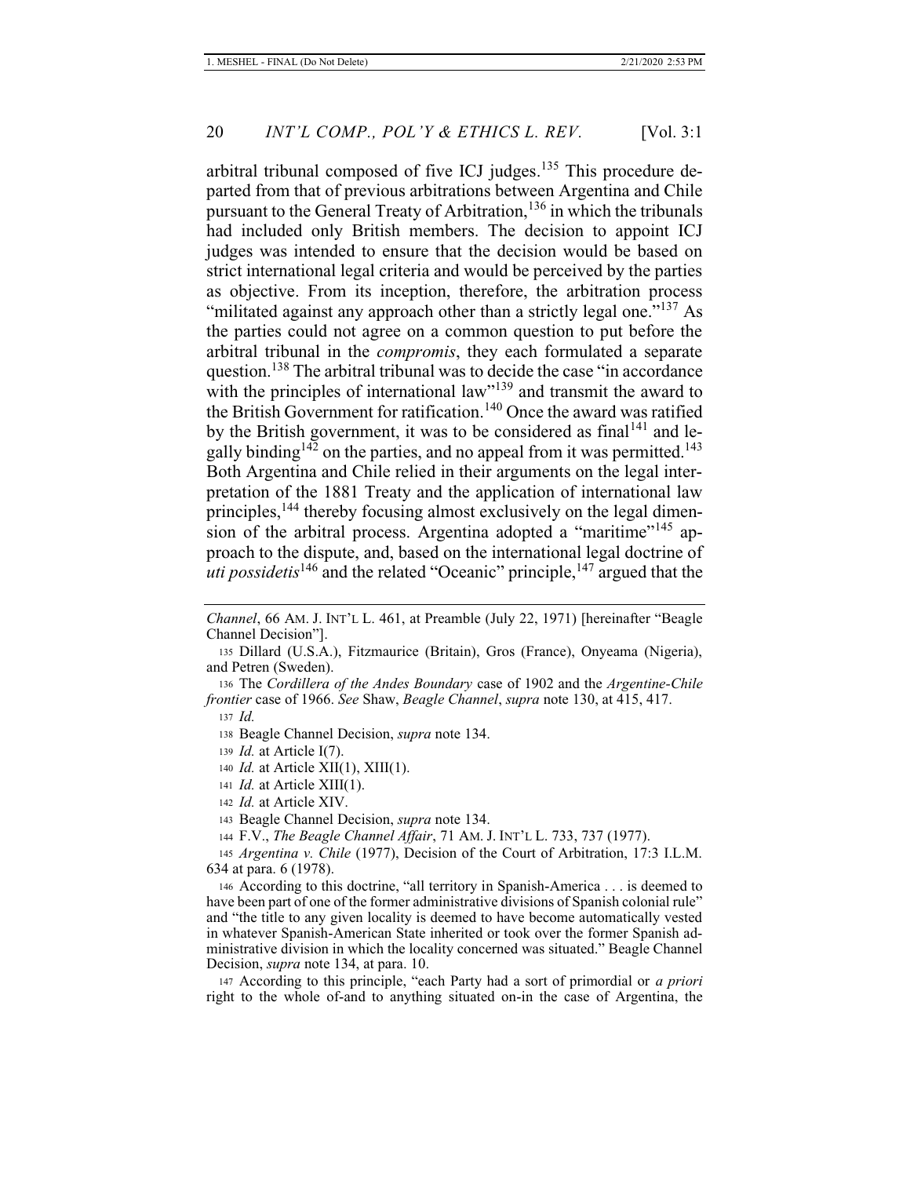arbitral tribunal composed of five ICJ judges.[135] This procedure departed from that of previous arbitrations between Argentina and Chile pursuant to the General Treaty of Arbitration,[136] in which the tribunals had included only British members. The decision to appoint ICJ judges was intended to ensure that the decision would be based on strict international legal criteria and would be perceived by the parties as objective. From its inception, therefore, the arbitration process "militated against any approach other than a strictly legal one."[137] As the parties could not agree on a common question to put before the arbitral tribunal in the *compromis*, they each formulated a separate question.[138] The arbitral tribunal was to decide the case "in accordance with the principles of international law"[139] and transmit the award to the British Government for ratification.[140] Once the award was ratified by the British government, it was to be considered as final[141] and legally binding[142] on the parties, and no appeal from it was permitted.[143] Both Argentina and Chile relied in their arguments on the legal interpretation of the 1881 Treaty and the application of international law principles,[144] thereby focusing almost exclusively on the legal dimension of the arbitral process. Argentina adopted a "maritime"[145] approach to the dispute, and, based on the international legal doctrine of *uti possidetis*[146] and the related "Oceanic" principle,[147] argued that the

---

*Channel*, 66 AM. J. INT'L L. 461, at Preamble (July 22, 1971) [hereinafter "Beagle Channel Decision"].

135 Dillard (U.S.A.), Fitzmaurice (Britain), Gros (France), Onyeama (Nigeria), and Petren (Sweden).

136 The *Cordillera of the Andes Boundary* case of 1902 and the *Argentine-Chile frontier* case of 1966. *See* Shaw, *Beagle Channel*, *supra* note 130, at 415, 417.

137 *Id.*

138 Beagle Channel Decision, *supra* note 134.

139 *Id.* at Article I(7).

140 *Id.* at Article XII(1), XIII(1).

141 *Id.* at Article XIII(1).

142 *Id.* at Article XIV.

143 Beagle Channel Decision, *supra* note 134.

144 F.V., *The Beagle Channel Affair*, 71 AM. J. INT'L L. 733, 737 (1977).

145 *Argentina v. Chile* (1977), Decision of the Court of Arbitration, 17:3 I.L.M. 634 at para. 6 (1978).

146 According to this doctrine, "all territory in Spanish-America . . . is deemed to have been part of one of the former administrative divisions of Spanish colonial rule" and "the title to any given locality is deemed to have become automatically vested in whatever Spanish-American State inherited or took over the former Spanish administrative division in which the locality concerned was situated." Beagle Channel Decision, *supra* note 134, at para. 10.

147 According to this principle, "each Party had a sort of primordial or *a priori* right to the whole of-and to anything situated on-in the case of Argentina, the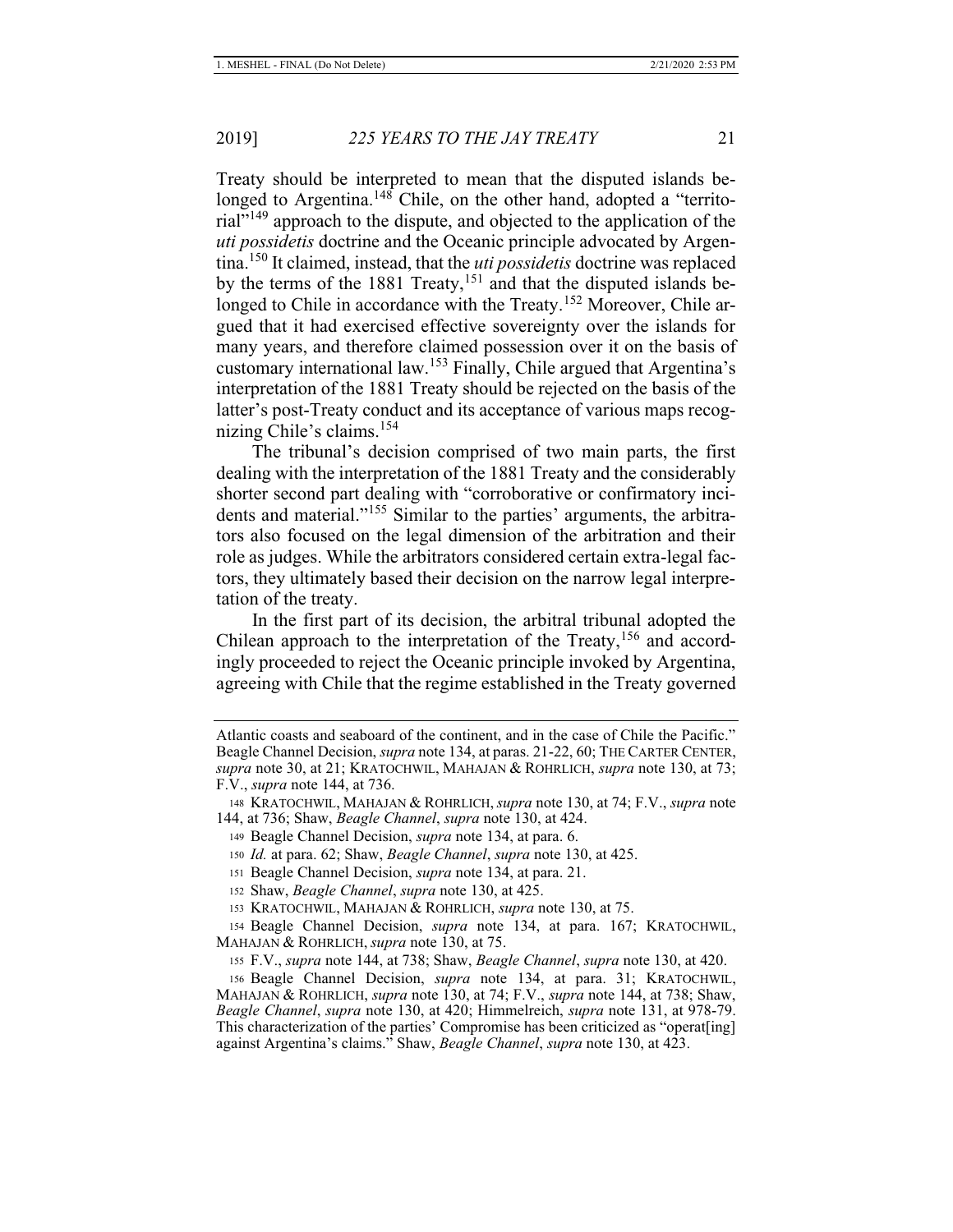Treaty should be interpreted to mean that the disputed islands belonged to Argentina.[148] Chile, on the other hand, adopted a "territorial"[149] approach to the dispute, and objected to the application of the *uti possidetis* doctrine and the Oceanic principle advocated by Argentina.[150] It claimed, instead, that the *uti possidetis* doctrine was replaced by the terms of the 1881 Treaty,[151] and that the disputed islands belonged to Chile in accordance with the Treaty.[152] Moreover, Chile argued that it had exercised effective sovereignty over the islands for many years, and therefore claimed possession over it on the basis of customary international law.[153] Finally, Chile argued that Argentina's interpretation of the 1881 Treaty should be rejected on the basis of the latter's post-Treaty conduct and its acceptance of various maps recognizing Chile's claims.[154]

The tribunal's decision comprised of two main parts, the first dealing with the interpretation of the 1881 Treaty and the considerably shorter second part dealing with "corroborative or confirmatory incidents and material."[155] Similar to the parties' arguments, the arbitrators also focused on the legal dimension of the arbitration and their role as judges. While the arbitrators considered certain extra-legal factors, they ultimately based their decision on the narrow legal interpretation of the treaty.

In the first part of its decision, the arbitral tribunal adopted the Chilean approach to the interpretation of the Treaty,[156] and accordingly proceeded to reject the Oceanic principle invoked by Argentina, agreeing with Chile that the regime established in the Treaty governed

---

Atlantic coasts and seaboard of the continent, and in the case of Chile the Pacific." Beagle Channel Decision, *supra* note 134, at paras. 21-22, 60; THE CARTER CENTER, *supra* note 30, at 21; KRATOCHWIL, MAHAJAN & ROHRLICH, *supra* note 130, at 73; F.V., *supra* note 144, at 736.

148 KRATOCHWIL, MAHAJAN & ROHRLICH, *supra* note 130, at 74; F.V., *supra* note 144, at 736; Shaw, *Beagle Channel*, *supra* note 130, at 424.

149 Beagle Channel Decision, *supra* note 134, at para. 6.

150 *Id.* at para. 62; Shaw, *Beagle Channel*, *supra* note 130, at 425.

151 Beagle Channel Decision, *supra* note 134, at para. 21.

152 Shaw, *Beagle Channel*, *supra* note 130, at 425.

153 KRATOCHWIL, MAHAJAN & ROHRLICH, *supra* note 130, at 75.

154 Beagle Channel Decision, *supra* note 134, at para. 167; KRATOCHWIL, MAHAJAN & ROHRLICH, *supra* note 130, at 75.

155 F.V., *supra* note 144, at 738; Shaw, *Beagle Channel*, *supra* note 130, at 420.

156 Beagle Channel Decision, *supra* note 134, at para. 31; KRATOCHWIL, MAHAJAN & ROHRLICH, *supra* note 130, at 74; F.V., *supra* note 144, at 738; Shaw, *Beagle Channel*, *supra* note 130, at 420; Himmelreich, *supra* note 131, at 978-79. This characterization of the parties' Compromise has been criticized as "operat[ing] against Argentina's claims." Shaw, *Beagle Channel*, *supra* note 130, at 423.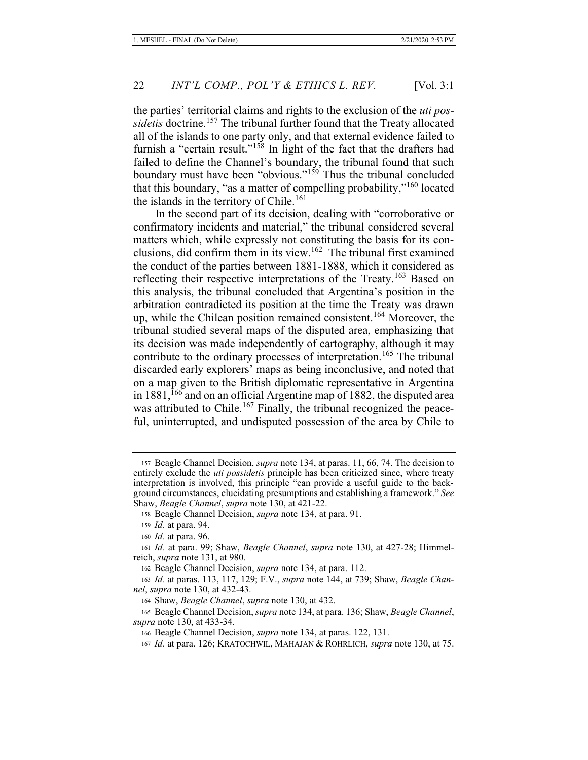the parties' territorial claims and rights to the exclusion of the *uti possidetis* doctrine.[157] The tribunal further found that the Treaty allocated all of the islands to one party only, and that external evidence failed to furnish a "certain result."[158] In light of the fact that the drafters had failed to define the Channel's boundary, the tribunal found that such boundary must have been "obvious."[159] Thus the tribunal concluded that this boundary, "as a matter of compelling probability,"[160] located the islands in the territory of Chile.[161]

In the second part of its decision, dealing with "corroborative or confirmatory incidents and material," the tribunal considered several matters which, while expressly not constituting the basis for its conclusions, did confirm them in its view.[162] The tribunal first examined the conduct of the parties between 1881-1888, which it considered as reflecting their respective interpretations of the Treaty.[163] Based on this analysis, the tribunal concluded that Argentina's position in the arbitration contradicted its position at the time the Treaty was drawn up, while the Chilean position remained consistent.[164] Moreover, the tribunal studied several maps of the disputed area, emphasizing that its decision was made independently of cartography, although it may contribute to the ordinary processes of interpretation.[165] The tribunal discarded early explorers' maps as being inconclusive, and noted that on a map given to the British diplomatic representative in Argentina in 1881,[166] and on an official Argentine map of 1882, the disputed area was attributed to Chile.[167] Finally, the tribunal recognized the peaceful, uninterrupted, and undisputed possession of the area by Chile to

---

157 Beagle Channel Decision, *supra* note 134, at paras. 11, 66, 74. The decision to entirely exclude the *uti possidetis* principle has been criticized since, where treaty interpretation is involved, this principle "can provide a useful guide to the background circumstances, elucidating presumptions and establishing a framework." *See* Shaw, *Beagle Channel*, *supra* note 130, at 421-22.

158 Beagle Channel Decision, *supra* note 134, at para. 91.

159 *Id.* at para. 94.

160 *Id.* at para. 96.

161 *Id.* at para. 99; Shaw, *Beagle Channel*, *supra* note 130, at 427-28; Himmelreich, *supra* note 131, at 980.

162 Beagle Channel Decision, *supra* note 134, at para. 112.

163 *Id.* at paras. 113, 117, 129; F.V., *supra* note 144, at 739; Shaw, *Beagle Channel*, *supra* note 130, at 432-43.

164 Shaw, *Beagle Channel*, *supra* note 130, at 432.

165 Beagle Channel Decision, *supra* note 134, at para. 136; Shaw, *Beagle Channel*, *supra* note 130, at 433-34.

166 Beagle Channel Decision, *supra* note 134, at paras. 122, 131.

167 *Id.* at para. 126; KRATOCHWIL, MAHAJAN & ROHRLICH, *supra* note 130, at 75.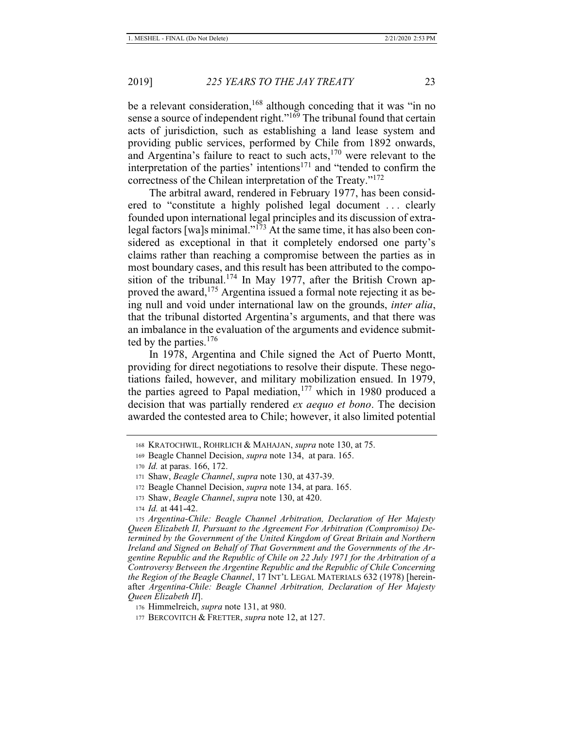be a relevant consideration,[168] although conceding that it was "in no sense a source of independent right."[169] The tribunal found that certain acts of jurisdiction, such as establishing a land lease system and providing public services, performed by Chile from 1892 onwards, and Argentina's failure to react to such acts,[170] were relevant to the interpretation of the parties' intentions[171] and "tended to confirm the correctness of the Chilean interpretation of the Treaty."[172]

The arbitral award, rendered in February 1977, has been considered to "constitute a highly polished legal document . . . clearly founded upon international legal principles and its discussion of extra-legal factors [wa]s minimal."[173] At the same time, it has also been considered as exceptional in that it completely endorsed one party's claims rather than reaching a compromise between the parties as in most boundary cases, and this result has been attributed to the composition of the tribunal.[174] In May 1977, after the British Crown approved the award,[175] Argentina issued a formal note rejecting it as being null and void under international law on the grounds, *inter alia*, that the tribunal distorted Argentina's arguments, and that there was an imbalance in the evaluation of the arguments and evidence submitted by the parties.[176]

In 1978, Argentina and Chile signed the Act of Puerto Montt, providing for direct negotiations to resolve their dispute. These negotiations failed, however, and military mobilization ensued. In 1979, the parties agreed to Papal mediation,[177] which in 1980 produced a decision that was partially rendered *ex aequo et bono*. The decision awarded the contested area to Chile; however, it also limited potential

---

168 KRATOCHWIL, ROHRLICH & MAHAJAN, *supra* note 130, at 75.

169 Beagle Channel Decision, *supra* note 134, at para. 165.

170 *Id.* at paras. 166, 172.

171 Shaw, *Beagle Channel*, *supra* note 130, at 437-39.

172 Beagle Channel Decision, *supra* note 134, at para. 165.

173 Shaw, *Beagle Channel*, *supra* note 130, at 420.

174 *Id.* at 441-42.

175 *Argentina-Chile: Beagle Channel Arbitration, Declaration of Her Majesty Queen Elizabeth II, Pursuant to the Agreement For Arbitration (Compromiso) Determined by the Government of the United Kingdom of Great Britain and Northern Ireland and Signed on Behalf of That Government and the Governments of the Argentine Republic and the Republic of Chile on 22 July 1971 for the Arbitration of a Controversy Between the Argentine Republic and the Republic of Chile Concerning the Region of the Beagle Channel*, 17 INT'L LEGAL MATERIALS 632 (1978) [hereinafter *Argentina-Chile: Beagle Channel Arbitration, Declaration of Her Majesty Queen Elizabeth II*].

176 Himmelreich, *supra* note 131, at 980.

177 BERCOVITCH & FRETTER, *supra* note 12, at 127.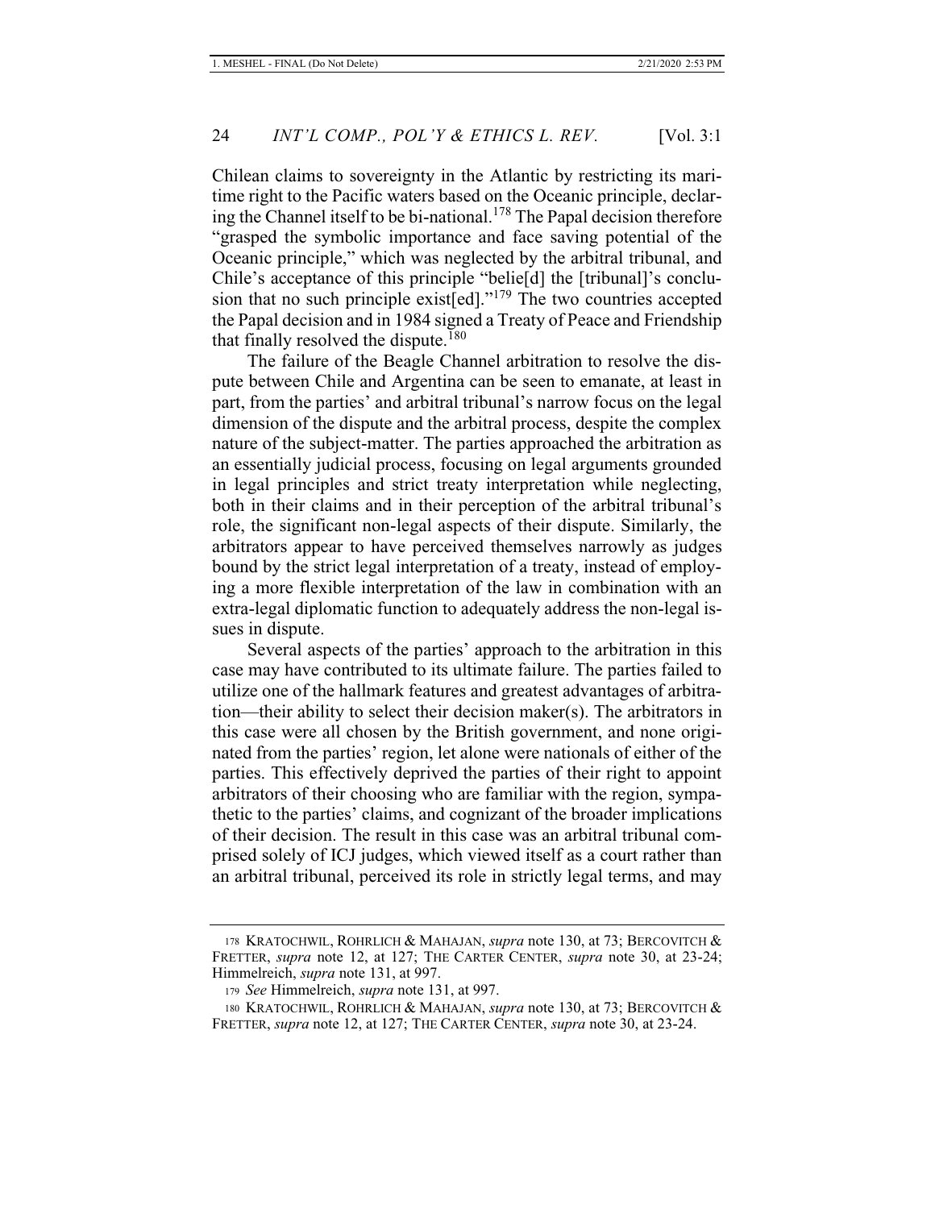Chilean claims to sovereignty in the Atlantic by restricting its maritime right to the Pacific waters based on the Oceanic principle, declaring the Channel itself to be bi-national.[178] The Papal decision therefore "grasped the symbolic importance and face saving potential of the Oceanic principle," which was neglected by the arbitral tribunal, and Chile's acceptance of this principle "belie[d] the [tribunal]'s conclusion that no such principle exist[ed]."[179] The two countries accepted the Papal decision and in 1984 signed a Treaty of Peace and Friendship that finally resolved the dispute.[180]

The failure of the Beagle Channel arbitration to resolve the dispute between Chile and Argentina can be seen to emanate, at least in part, from the parties' and arbitral tribunal's narrow focus on the legal dimension of the dispute and the arbitral process, despite the complex nature of the subject-matter. The parties approached the arbitration as an essentially judicial process, focusing on legal arguments grounded in legal principles and strict treaty interpretation while neglecting, both in their claims and in their perception of the arbitral tribunal's role, the significant non-legal aspects of their dispute. Similarly, the arbitrators appear to have perceived themselves narrowly as judges bound by the strict legal interpretation of a treaty, instead of employing a more flexible interpretation of the law in combination with an extra-legal diplomatic function to adequately address the non-legal issues in dispute.

Several aspects of the parties' approach to the arbitration in this case may have contributed to its ultimate failure. The parties failed to utilize one of the hallmark features and greatest advantages of arbitration—their ability to select their decision maker(s). The arbitrators in this case were all chosen by the British government, and none originated from the parties' region, let alone were nationals of either of the parties. This effectively deprived the parties of their right to appoint arbitrators of their choosing who are familiar with the region, sympathetic to the parties' claims, and cognizant of the broader implications of their decision. The result in this case was an arbitral tribunal comprised solely of ICJ judges, which viewed itself as a court rather than an arbitral tribunal, perceived its role in strictly legal terms, and may

---

178 KRATOCHWIL, ROHRLICH & MAHAJAN, *supra* note 130, at 73; BERCOVITCH & FRETTER, *supra* note 12, at 127; THE CARTER CENTER, *supra* note 30, at 23-24; Himmelreich, *supra* note 131, at 997.

179 *See* Himmelreich, *supra* note 131, at 997.

180 KRATOCHWIL, ROHRLICH & MAHAJAN, *supra* note 130, at 73; BERCOVITCH & FRETTER, *supra* note 12, at 127; THE CARTER CENTER, *supra* note 30, at 23-24.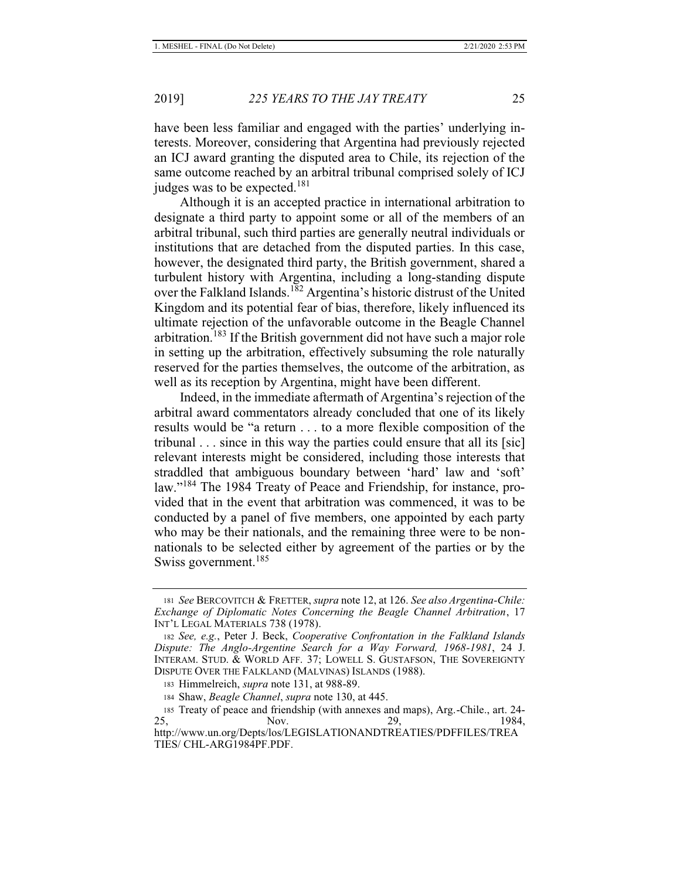have been less familiar and engaged with the parties' underlying interests. Moreover, considering that Argentina had previously rejected an ICJ award granting the disputed area to Chile, its rejection of the same outcome reached by an arbitral tribunal comprised solely of ICJ judges was to be expected.[181]

Although it is an accepted practice in international arbitration to designate a third party to appoint some or all of the members of an arbitral tribunal, such third parties are generally neutral individuals or institutions that are detached from the disputed parties. In this case, however, the designated third party, the British government, shared a turbulent history with Argentina, including a long-standing dispute over the Falkland Islands.[182] Argentina's historic distrust of the United Kingdom and its potential fear of bias, therefore, likely influenced its ultimate rejection of the unfavorable outcome in the Beagle Channel arbitration.[183] If the British government did not have such a major role in setting up the arbitration, effectively subsuming the role naturally reserved for the parties themselves, the outcome of the arbitration, as well as its reception by Argentina, might have been different.

Indeed, in the immediate aftermath of Argentina's rejection of the arbitral award commentators already concluded that one of its likely results would be "a return . . . to a more flexible composition of the tribunal . . . since in this way the parties could ensure that all its [sic] relevant interests might be considered, including those interests that straddled that ambiguous boundary between 'hard' law and 'soft' law."[184] The 1984 Treaty of Peace and Friendship, for instance, provided that in the event that arbitration was commenced, it was to be conducted by a panel of five members, one appointed by each party who may be their nationals, and the remaining three were to be non-nationals to be selected either by agreement of the parties or by the Swiss government.[185]

---

181 *See* BERCOVITCH & FRETTER, *supra* note 12, at 126. *See also Argentina-Chile: Exchange of Diplomatic Notes Concerning the Beagle Channel Arbitration*, 17 INT'L LEGAL MATERIALS 738 (1978).

182 *See, e.g.*, Peter J. Beck, *Cooperative Confrontation in the Falkland Islands Dispute: The Anglo-Argentine Search for a Way Forward, 1968-1981*, 24 J. INTERAM. STUD. & WORLD AFF. 37; LOWELL S. GUSTAFSON, THE SOVEREIGNTY DISPUTE OVER THE FALKLAND (MALVINAS) ISLANDS (1988).

183 Himmelreich, *supra* note 131, at 988-89.

184 Shaw, *Beagle Channel*, *supra* note 130, at 445.

185 Treaty of peace and friendship (with annexes and maps), Arg.-Chile., art. 24-25, Nov. 29, 1984, http://www.un.org/Depts/los/LEGISLATIONANDTREATIES/PDFFILES/TREATIES/ CHL-ARG1984PF.PDF.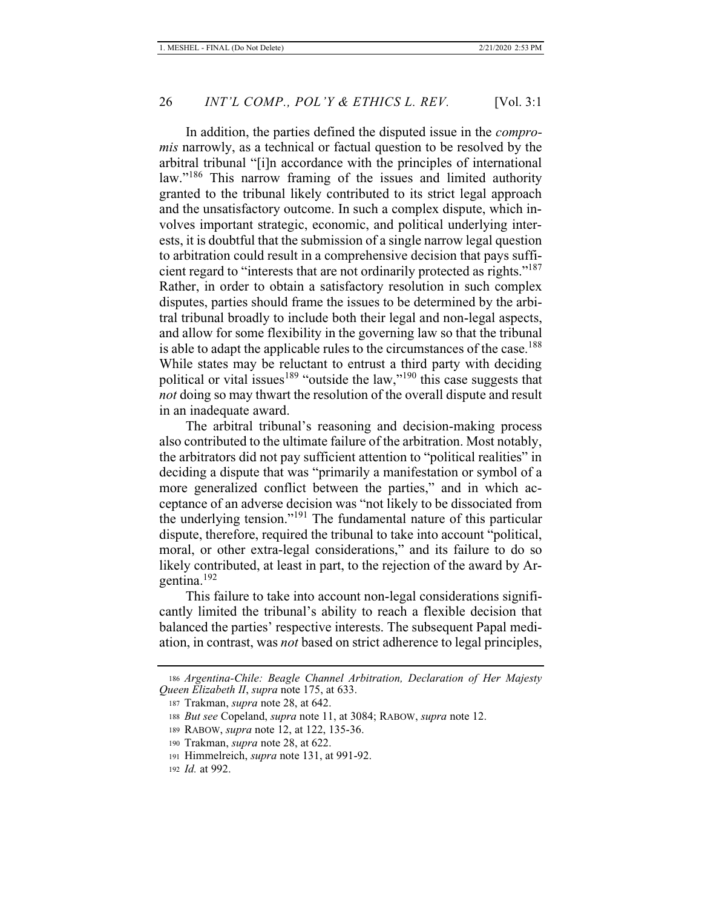In addition, the parties defined the disputed issue in the *compromis* narrowly, as a technical or factual question to be resolved by the arbitral tribunal "[i]n accordance with the principles of international law."[186] This narrow framing of the issues and limited authority granted to the tribunal likely contributed to its strict legal approach and the unsatisfactory outcome. In such a complex dispute, which involves important strategic, economic, and political underlying interests, it is doubtful that the submission of a single narrow legal question to arbitration could result in a comprehensive decision that pays sufficient regard to "interests that are not ordinarily protected as rights."[187] Rather, in order to obtain a satisfactory resolution in such complex disputes, parties should frame the issues to be determined by the arbitral tribunal broadly to include both their legal and non-legal aspects, and allow for some flexibility in the governing law so that the tribunal is able to adapt the applicable rules to the circumstances of the case.[188] While states may be reluctant to entrust a third party with deciding political or vital issues[189] "outside the law,"[190] this case suggests that *not* doing so may thwart the resolution of the overall dispute and result in an inadequate award.

The arbitral tribunal's reasoning and decision-making process also contributed to the ultimate failure of the arbitration. Most notably, the arbitrators did not pay sufficient attention to "political realities" in deciding a dispute that was "primarily a manifestation or symbol of a more generalized conflict between the parties," and in which acceptance of an adverse decision was "not likely to be dissociated from the underlying tension."[191] The fundamental nature of this particular dispute, therefore, required the tribunal to take into account "political, moral, or other extra-legal considerations," and its failure to do so likely contributed, at least in part, to the rejection of the award by Argentina.[192]

This failure to take into account non-legal considerations significantly limited the tribunal's ability to reach a flexible decision that balanced the parties' respective interests. The subsequent Papal mediation, in contrast, was *not* based on strict adherence to legal principles,

---

186 *Argentina-Chile: Beagle Channel Arbitration, Declaration of Her Majesty Queen Elizabeth II*, *supra* note 175, at 633.

187 Trakman, *supra* note 28, at 642.

188 *But see* Copeland, *supra* note 11, at 3084; RABOW, *supra* note 12.

189 RABOW, *supra* note 12, at 122, 135-36.

190 Trakman, *supra* note 28, at 622.

191 Himmelreich, *supra* note 131, at 991-92.

192 *Id.* at 992.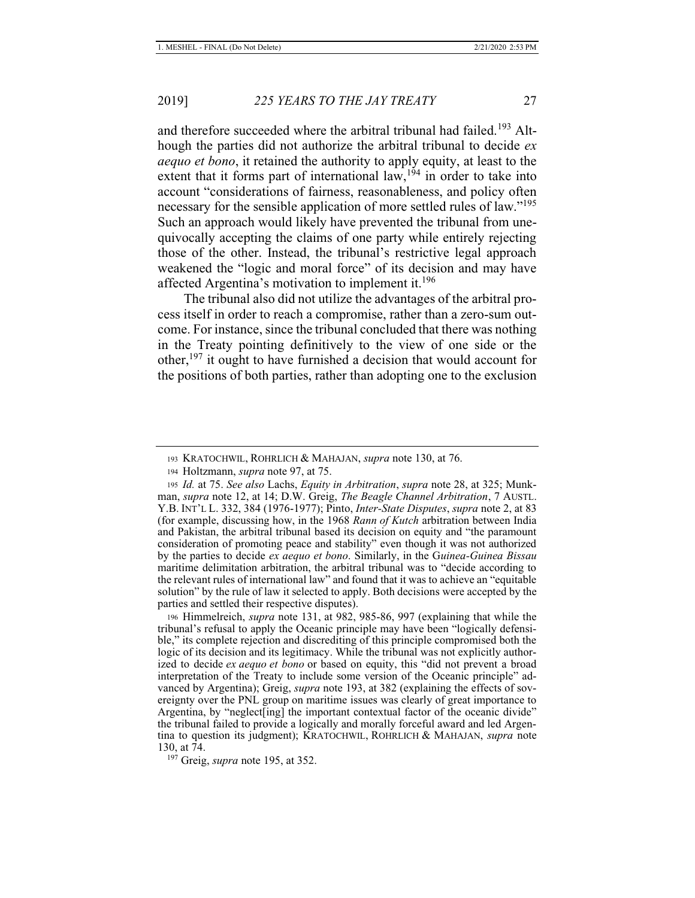and therefore succeeded where the arbitral tribunal had failed.[193] Although the parties did not authorize the arbitral tribunal to decide *ex aequo et bono*, it retained the authority to apply equity, at least to the extent that it forms part of international law,[194] in order to take into account "considerations of fairness, reasonableness, and policy often necessary for the sensible application of more settled rules of law."[195] Such an approach would likely have prevented the tribunal from unequivocally accepting the claims of one party while entirely rejecting those of the other. Instead, the tribunal's restrictive legal approach weakened the "logic and moral force" of its decision and may have affected Argentina's motivation to implement it.[196]

The tribunal also did not utilize the advantages of the arbitral process itself in order to reach a compromise, rather than a zero-sum outcome. For instance, since the tribunal concluded that there was nothing in the Treaty pointing definitively to the view of one side or the other,[197] it ought to have furnished a decision that would account for the positions of both parties, rather than adopting one to the exclusion

---

193 KRATOCHWIL, ROHRLICH & MAHAJAN, *supra* note 130, at 76.

194 Holtzmann, *supra* note 97, at 75.

195 *Id.* at 75. *See also* Lachs, *Equity in Arbitration*, *supra* note 28, at 325; Munkman, *supra* note 12, at 14; D.W. Greig, *The Beagle Channel Arbitration*, 7 AUSTL. Y.B. INT'L L. 332, 384 (1976-1977); Pinto, *Inter-State Disputes*, *supra* note 2, at 83 (for example, discussing how, in the 1968 *Rann of Kutch* arbitration between India and Pakistan, the arbitral tribunal based its decision on equity and "the paramount consideration of promoting peace and stability" even though it was not authorized by the parties to decide *ex aequo et bono*. Similarly, in the *Guinea-Guinea Bissau* maritime delimitation arbitration, the arbitral tribunal was to "decide according to the relevant rules of international law" and found that it was to achieve an "equitable solution" by the rule of law it selected to apply. Both decisions were accepted by the parties and settled their respective disputes).

196 Himmelreich, *supra* note 131, at 982, 985-86, 997 (explaining that while the tribunal's refusal to apply the Oceanic principle may have been "logically defensible," its complete rejection and discrediting of this principle compromised both the logic of its decision and its legitimacy. While the tribunal was not explicitly authorized to decide *ex aequo et bono* or based on equity, this "did not prevent a broad interpretation of the Treaty to include some version of the Oceanic principle" advanced by Argentina); Greig, *supra* note 193, at 382 (explaining the effects of sovereignty over the PNL group on maritime issues was clearly of great importance to Argentina, by "neglect[ing] the important contextual factor of the oceanic divide" the tribunal failed to provide a logically and morally forceful award and led Argentina to question its judgment); KRATOCHWIL, ROHRLICH & MAHAJAN, *supra* note 130, at 74.

197 Greig, *supra* note 195, at 352.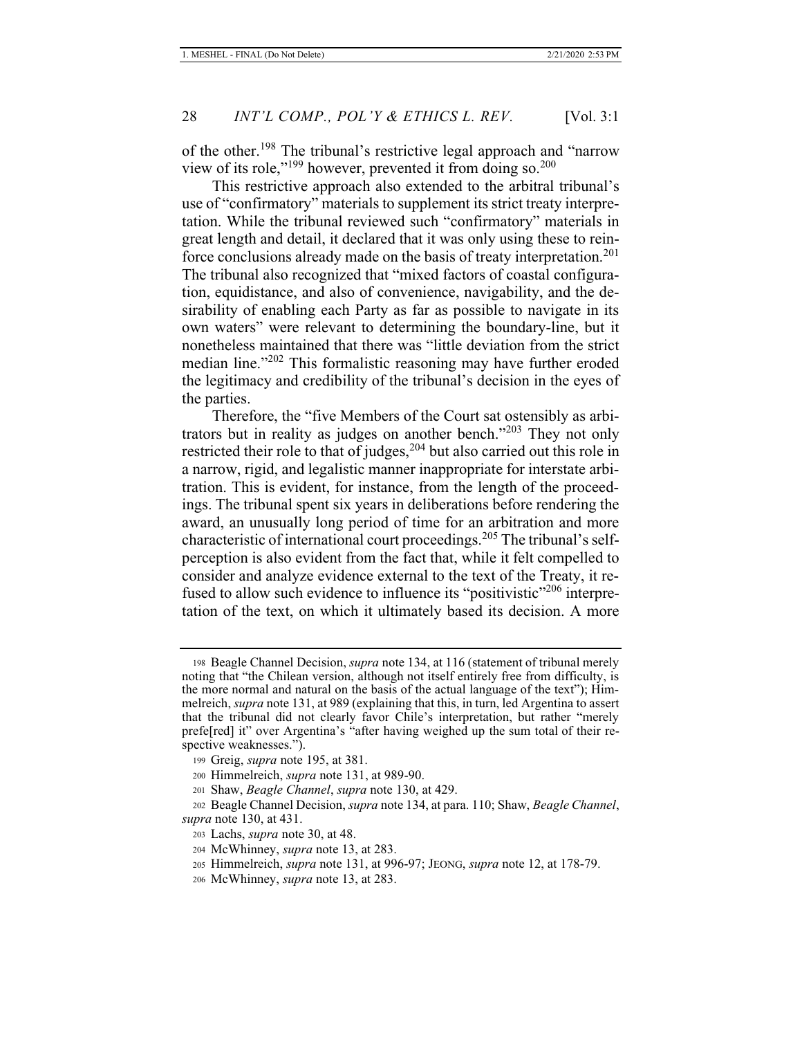of the other.[198] The tribunal's restrictive legal approach and "narrow view of its role,"[199] however, prevented it from doing so.[200]

This restrictive approach also extended to the arbitral tribunal's use of "confirmatory" materials to supplement its strict treaty interpretation. While the tribunal reviewed such "confirmatory" materials in great length and detail, it declared that it was only using these to reinforce conclusions already made on the basis of treaty interpretation.[201] The tribunal also recognized that "mixed factors of coastal configuration, equidistance, and also of convenience, navigability, and the desirability of enabling each Party as far as possible to navigate in its own waters" were relevant to determining the boundary-line, but it nonetheless maintained that there was "little deviation from the strict median line."[202] This formalistic reasoning may have further eroded the legitimacy and credibility of the tribunal's decision in the eyes of the parties.

Therefore, the "five Members of the Court sat ostensibly as arbitrators but in reality as judges on another bench."[203] They not only restricted their role to that of judges,[204] but also carried out this role in a narrow, rigid, and legalistic manner inappropriate for interstate arbitration. This is evident, for instance, from the length of the proceedings. The tribunal spent six years in deliberations before rendering the award, an unusually long period of time for an arbitration and more characteristic of international court proceedings.[205] The tribunal's self-perception is also evident from the fact that, while it felt compelled to consider and analyze evidence external to the text of the Treaty, it refused to allow such evidence to influence its "positivistic"[206] interpretation of the text, on which it ultimately based its decision. A more

---

198 Beagle Channel Decision, *supra* note 134, at 116 (statement of tribunal merely noting that "the Chilean version, although not itself entirely free from difficulty, is the more normal and natural on the basis of the actual language of the text"); Himmelreich, *supra* note 131, at 989 (explaining that this, in turn, led Argentina to assert that the tribunal did not clearly favor Chile's interpretation, but rather "merely prefe[red] it" over Argentina's "after having weighed up the sum total of their respective weaknesses.").

199 Greig, *supra* note 195, at 381.

200 Himmelreich, *supra* note 131, at 989-90.

201 Shaw, *Beagle Channel*, *supra* note 130, at 429.

202 Beagle Channel Decision, *supra* note 134, at para. 110; Shaw, *Beagle Channel*, *supra* note 130, at 431.

203 Lachs, *supra* note 30, at 48.

204 McWhinney, *supra* note 13, at 283.

205 Himmelreich, *supra* note 131, at 996-97; JEONG, *supra* note 12, at 178-79.

206 McWhinney, *supra* note 13, at 283.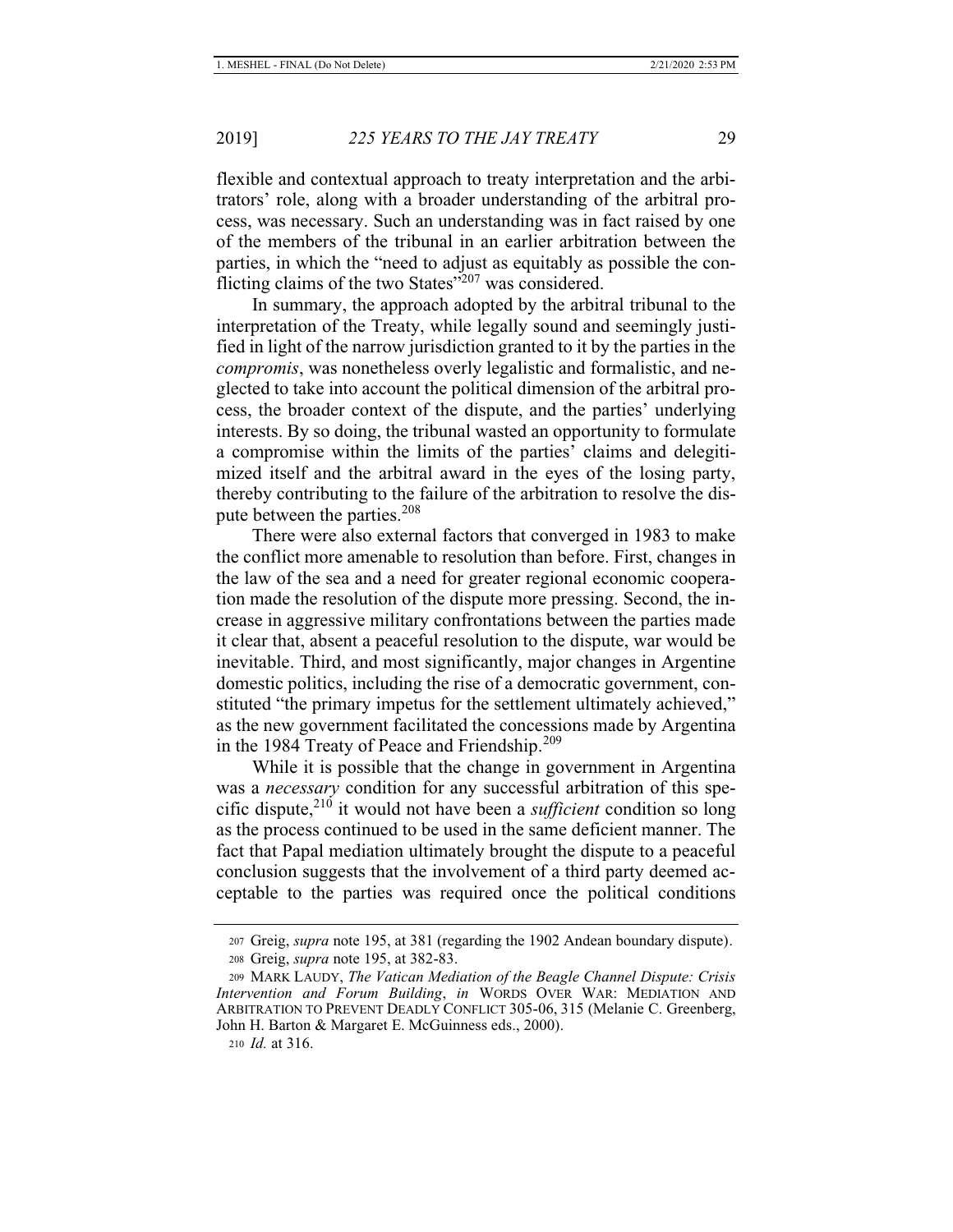flexible and contextual approach to treaty interpretation and the arbitrators' role, along with a broader understanding of the arbitral process, was necessary. Such an understanding was in fact raised by one of the members of the tribunal in an earlier arbitration between the parties, in which the "need to adjust as equitably as possible the conflicting claims of the two States"[207] was considered.

In summary, the approach adopted by the arbitral tribunal to the interpretation of the Treaty, while legally sound and seemingly justified in light of the narrow jurisdiction granted to it by the parties in the *compromis*, was nonetheless overly legalistic and formalistic, and neglected to take into account the political dimension of the arbitral process, the broader context of the dispute, and the parties' underlying interests. By so doing, the tribunal wasted an opportunity to formulate a compromise within the limits of the parties' claims and delegitimized itself and the arbitral award in the eyes of the losing party, thereby contributing to the failure of the arbitration to resolve the dispute between the parties.[208]

There were also external factors that converged in 1983 to make the conflict more amenable to resolution than before. First, changes in the law of the sea and a need for greater regional economic cooperation made the resolution of the dispute more pressing. Second, the increase in aggressive military confrontations between the parties made it clear that, absent a peaceful resolution to the dispute, war would be inevitable. Third, and most significantly, major changes in Argentine domestic politics, including the rise of a democratic government, constituted "the primary impetus for the settlement ultimately achieved," as the new government facilitated the concessions made by Argentina in the 1984 Treaty of Peace and Friendship.[209]

While it is possible that the change in government in Argentina was a *necessary* condition for any successful arbitration of this specific dispute,[210] it would not have been a *sufficient* condition so long as the process continued to be used in the same deficient manner. The fact that Papal mediation ultimately brought the dispute to a peaceful conclusion suggests that the involvement of a third party deemed acceptable to the parties was required once the political conditions

---

207 Greig, *supra* note 195, at 381 (regarding the 1902 Andean boundary dispute).

208 Greig, *supra* note 195, at 382-83.

209 MARK LAUDY, *The Vatican Mediation of the Beagle Channel Dispute: Crisis Intervention and Forum Building*, *in* WORDS OVER WAR: MEDIATION AND ARBITRATION TO PREVENT DEADLY CONFLICT 305-06, 315 (Melanie C. Greenberg, John H. Barton & Margaret E. McGuinness eds., 2000).

210 *Id.* at 316.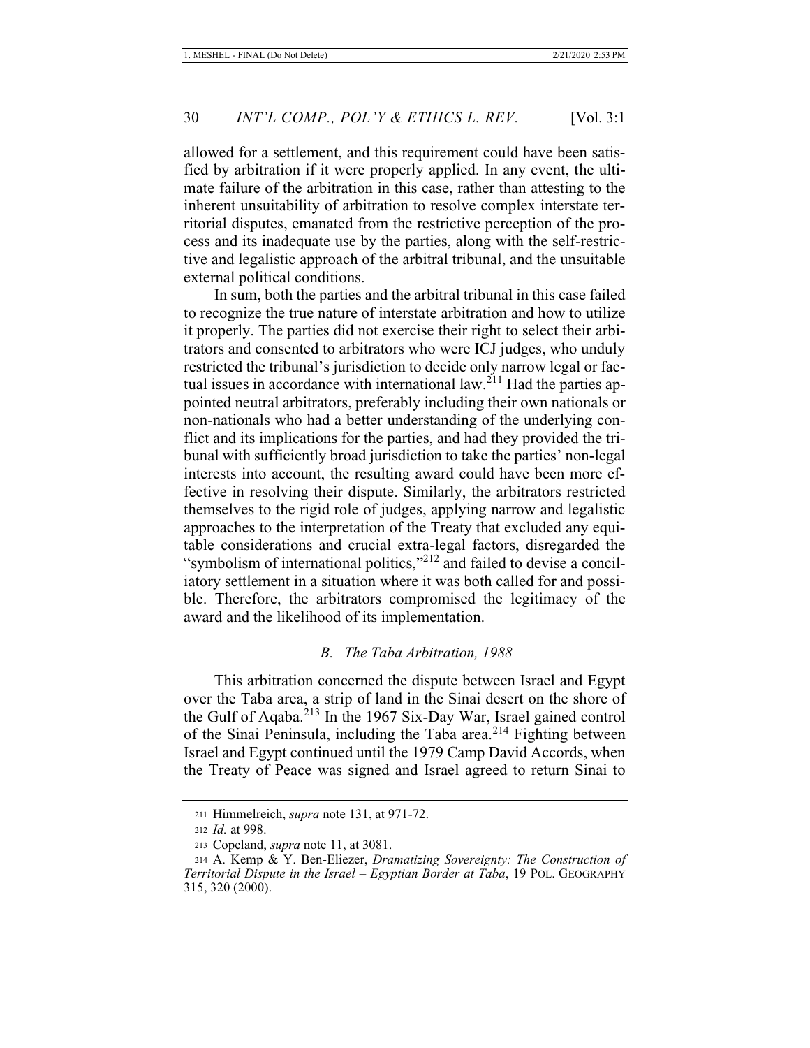allowed for a settlement, and this requirement could have been satisfied by arbitration if it were properly applied. In any event, the ultimate failure of the arbitration in this case, rather than attesting to the inherent unsuitability of arbitration to resolve complex interstate territorial disputes, emanated from the restrictive perception of the process and its inadequate use by the parties, along with the self-restrictive and legalistic approach of the arbitral tribunal, and the unsuitable external political conditions.

In sum, both the parties and the arbitral tribunal in this case failed to recognize the true nature of interstate arbitration and how to utilize it properly. The parties did not exercise their right to select their arbitrators and consented to arbitrators who were ICJ judges, who unduly restricted the tribunal's jurisdiction to decide only narrow legal or factual issues in accordance with international law.[211] Had the parties appointed neutral arbitrators, preferably including their own nationals or non-nationals who had a better understanding of the underlying conflict and its implications for the parties, and had they provided the tribunal with sufficiently broad jurisdiction to take the parties' non-legal interests into account, the resulting award could have been more effective in resolving their dispute. Similarly, the arbitrators restricted themselves to the rigid role of judges, applying narrow and legalistic approaches to the interpretation of the Treaty that excluded any equitable considerations and crucial extra-legal factors, disregarded the "symbolism of international politics,"[212] and failed to devise a conciliatory settlement in a situation where it was both called for and possible. Therefore, the arbitrators compromised the legitimacy of the award and the likelihood of its implementation.

### *B. The Taba Arbitration, 1988*

This arbitration concerned the dispute between Israel and Egypt over the Taba area, a strip of land in the Sinai desert on the shore of the Gulf of Aqaba.[213] In the 1967 Six-Day War, Israel gained control of the Sinai Peninsula, including the Taba area.[214] Fighting between Israel and Egypt continued until the 1979 Camp David Accords, when the Treaty of Peace was signed and Israel agreed to return Sinai to

---

211 Himmelreich, *supra* note 131, at 971-72.

212 *Id.* at 998.

213 Copeland, *supra* note 11, at 3081.

214 A. Kemp & Y. Ben-Eliezer, *Dramatizing Sovereignty: The Construction of Territorial Dispute in the Israel – Egyptian Border at Taba*, 19 POL. GEOGRAPHY 315, 320 (2000).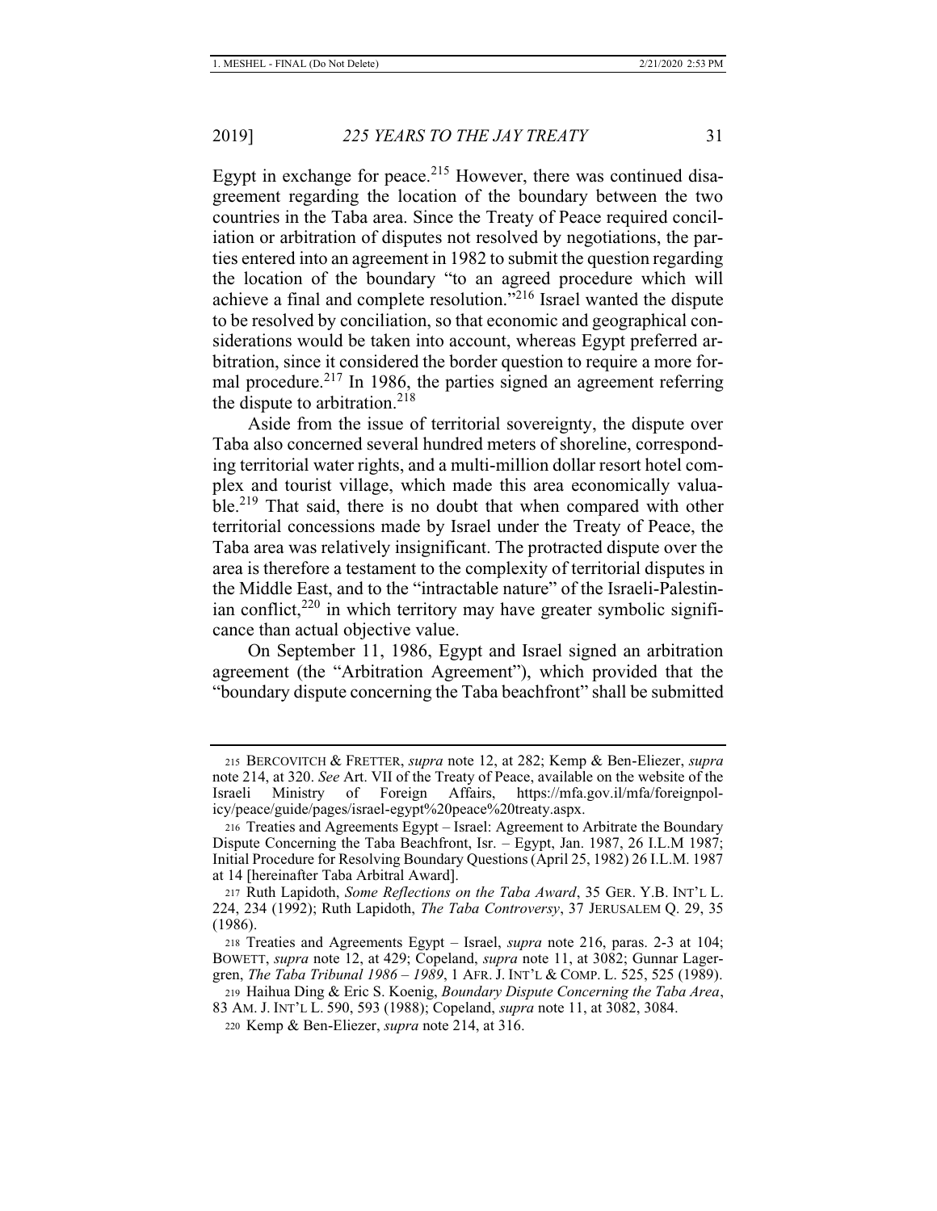Egypt in exchange for peace.[215] However, there was continued disagreement regarding the location of the boundary between the two countries in the Taba area. Since the Treaty of Peace required conciliation or arbitration of disputes not resolved by negotiations, the parties entered into an agreement in 1982 to submit the question regarding the location of the boundary "to an agreed procedure which will achieve a final and complete resolution."[216] Israel wanted the dispute to be resolved by conciliation, so that economic and geographical considerations would be taken into account, whereas Egypt preferred arbitration, since it considered the border question to require a more formal procedure.[217] In 1986, the parties signed an agreement referring the dispute to arbitration.[218]

Aside from the issue of territorial sovereignty, the dispute over Taba also concerned several hundred meters of shoreline, corresponding territorial water rights, and a multi-million dollar resort hotel complex and tourist village, which made this area economically valuable.[219] That said, there is no doubt that when compared with other territorial concessions made by Israel under the Treaty of Peace, the Taba area was relatively insignificant. The protracted dispute over the area is therefore a testament to the complexity of territorial disputes in the Middle East, and to the "intractable nature" of the Israeli-Palestinian conflict,[220] in which territory may have greater symbolic significance than actual objective value.

On September 11, 1986, Egypt and Israel signed an arbitration agreement (the "Arbitration Agreement"), which provided that the "boundary dispute concerning the Taba beachfront" shall be submitted

---

215 BERCOVITCH & FRETTER, *supra* note 12, at 282; Kemp & Ben-Eliezer, *supra* note 214, at 320. *See* Art. VII of the Treaty of Peace, available on the website of the Israeli Ministry of Foreign Affairs, https://mfa.gov.il/mfa/foreignpolicy/peace/guide/pages/israel-egypt%20peace%20treaty.aspx.

216 Treaties and Agreements Egypt – Israel: Agreement to Arbitrate the Boundary Dispute Concerning the Taba Beachfront, Isr. – Egypt, Jan. 1987, 26 I.L.M 1987; Initial Procedure for Resolving Boundary Questions (April 25, 1982) 26 I.L.M. 1987 at 14 [hereinafter Taba Arbitral Award].

217 Ruth Lapidoth, *Some Reflections on the Taba Award*, 35 GER. Y.B. INT'L L. 224, 234 (1992); Ruth Lapidoth, *The Taba Controversy*, 37 JERUSALEM Q. 29, 35 (1986).

218 Treaties and Agreements Egypt – Israel, *supra* note 216, paras. 2-3 at 104; BOWETT, *supra* note 12, at 429; Copeland, *supra* note 11, at 3082; Gunnar Lagergren, *The Taba Tribunal 1986 – 1989*, 1 AFR. J. INT'L & COMP. L. 525, 525 (1989).

219 Haihua Ding & Eric S. Koenig, *Boundary Dispute Concerning the Taba Area*, 83 AM. J. INT'L L. 590, 593 (1988); Copeland, *supra* note 11, at 3082, 3084.

220 Kemp & Ben-Eliezer, *supra* note 214, at 316.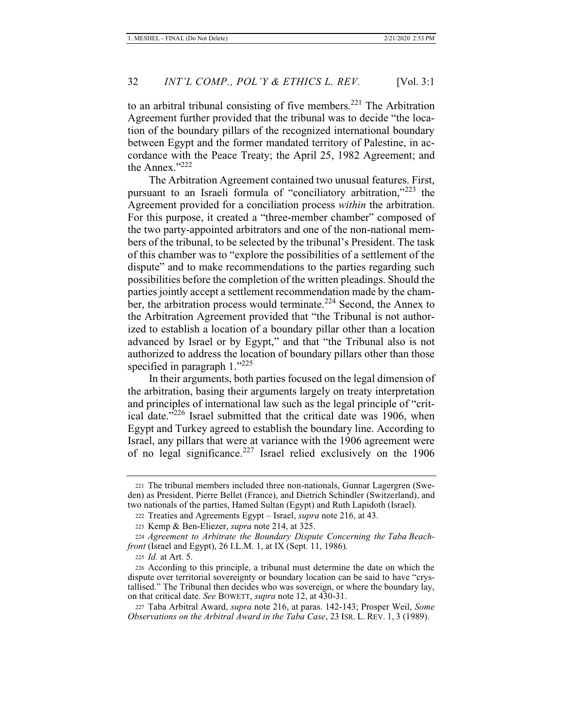to an arbitral tribunal consisting of five members.[221] The Arbitration Agreement further provided that the tribunal was to decide "the location of the boundary pillars of the recognized international boundary between Egypt and the former mandated territory of Palestine, in accordance with the Peace Treaty; the April 25, 1982 Agreement; and the Annex."[222]

The Arbitration Agreement contained two unusual features. First, pursuant to an Israeli formula of "conciliatory arbitration,"[223] the Agreement provided for a conciliation process *within* the arbitration. For this purpose, it created a "three-member chamber" composed of the two party-appointed arbitrators and one of the non-national members of the tribunal, to be selected by the tribunal's President. The task of this chamber was to "explore the possibilities of a settlement of the dispute" and to make recommendations to the parties regarding such possibilities before the completion of the written pleadings. Should the parties jointly accept a settlement recommendation made by the chamber, the arbitration process would terminate.[224] Second, the Annex to the Arbitration Agreement provided that "the Tribunal is not authorized to establish a location of a boundary pillar other than a location advanced by Israel or by Egypt," and that "the Tribunal also is not authorized to address the location of boundary pillars other than those specified in paragraph 1."[225]

In their arguments, both parties focused on the legal dimension of the arbitration, basing their arguments largely on treaty interpretation and principles of international law such as the legal principle of "critical date."[226] Israel submitted that the critical date was 1906, when Egypt and Turkey agreed to establish the boundary line. According to Israel, any pillars that were at variance with the 1906 agreement were of no legal significance.[227] Israel relied exclusively on the 1906

---

221 The tribunal members included three non-nationals, Gunnar Lagergren (Sweden) as President, Pierre Bellet (France), and Dietrich Schindler (Switzerland), and two nationals of the parties, Hamed Sultan (Egypt) and Ruth Lapidoth (Israel).

222 Treaties and Agreements Egypt – Israel, *supra* note 216, at 43.

223 Kemp & Ben-Eliezer, *supra* note 214, at 325.

224 *Agreement to Arbitrate the Boundary Dispute Concerning the Taba Beachfront* (Israel and Egypt), 26 I.L.M. 1, at IX (Sept. 11, 1986).

225 *Id.* at Art. 5.

226 According to this principle, a tribunal must determine the date on which the dispute over territorial sovereignty or boundary location can be said to have "crystallised." The Tribunal then decides who was sovereign, or where the boundary lay, on that critical date. *See* BOWETT, *supra* note 12, at 430-31.

227 Taba Arbitral Award, *supra* note 216, at paras. 142-143; Prosper Weil, *Some Observations on the Arbitral Award in the Taba Case*, 23 ISR. L. REV. 1, 3 (1989).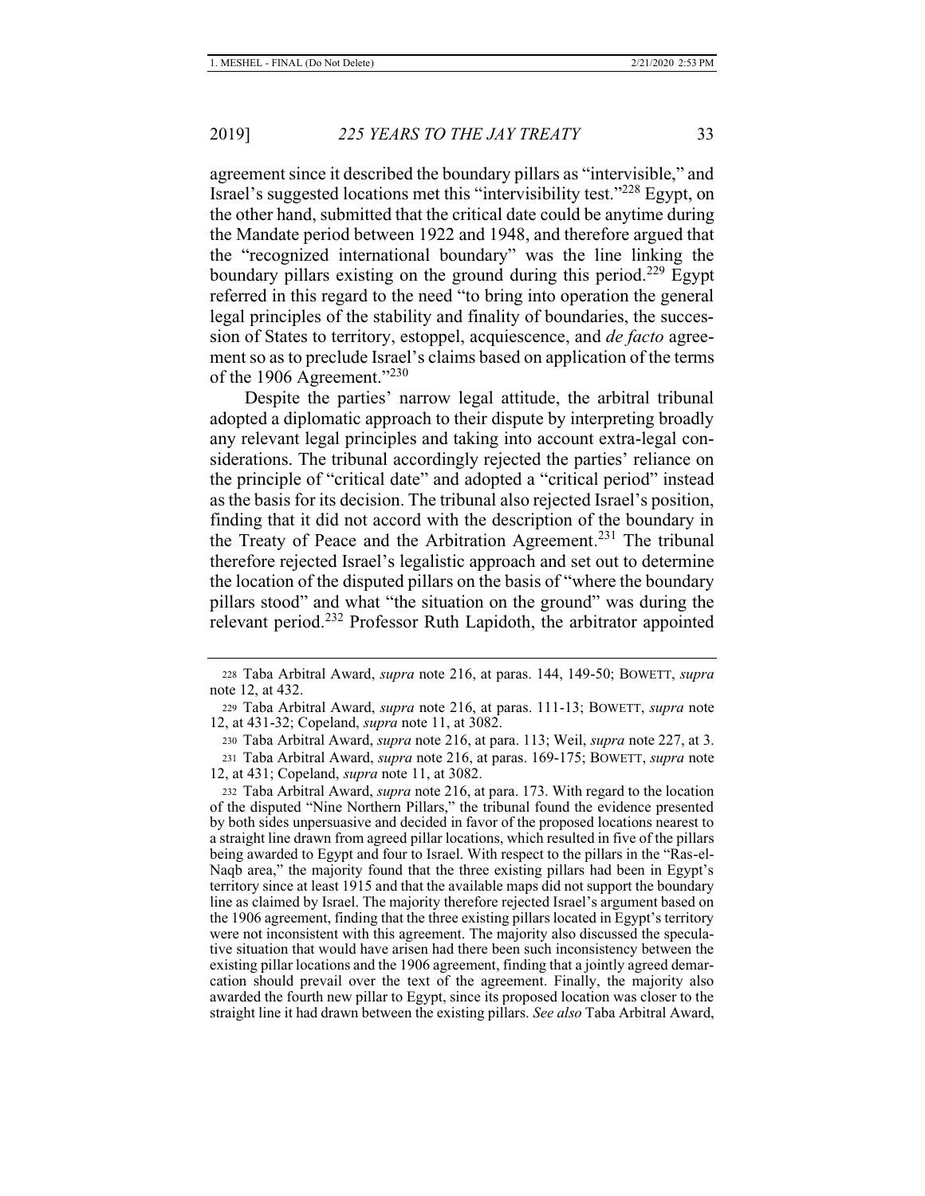agreement since it described the boundary pillars as "intervisible," and Israel's suggested locations met this "intervisibility test."[228] Egypt, on the other hand, submitted that the critical date could be anytime during the Mandate period between 1922 and 1948, and therefore argued that the "recognized international boundary" was the line linking the boundary pillars existing on the ground during this period.[229] Egypt referred in this regard to the need "to bring into operation the general legal principles of the stability and finality of boundaries, the succession of States to territory, estoppel, acquiescence, and *de facto* agreement so as to preclude Israel's claims based on application of the terms of the 1906 Agreement."[230]

Despite the parties' narrow legal attitude, the arbitral tribunal adopted a diplomatic approach to their dispute by interpreting broadly any relevant legal principles and taking into account extra-legal considerations. The tribunal accordingly rejected the parties' reliance on the principle of "critical date" and adopted a "critical period" instead as the basis for its decision. The tribunal also rejected Israel's position, finding that it did not accord with the description of the boundary in the Treaty of Peace and the Arbitration Agreement.[231] The tribunal therefore rejected Israel's legalistic approach and set out to determine the location of the disputed pillars on the basis of "where the boundary pillars stood" and what "the situation on the ground" was during the relevant period.[232] Professor Ruth Lapidoth, the arbitrator appointed

---

228 Taba Arbitral Award, *supra* note 216, at paras. 144, 149-50; BOWETT, *supra* note 12, at 432.

229 Taba Arbitral Award, *supra* note 216, at paras. 111-13; BOWETT, *supra* note 12, at 431-32; Copeland, *supra* note 11, at 3082.

230 Taba Arbitral Award, *supra* note 216, at para. 113; Weil, *supra* note 227, at 3.

231 Taba Arbitral Award, *supra* note 216, at paras. 169-175; BOWETT, *supra* note 12, at 431; Copeland, *supra* note 11, at 3082.

232 Taba Arbitral Award, *supra* note 216, at para. 173. With regard to the location of the disputed "Nine Northern Pillars," the tribunal found the evidence presented by both sides unpersuasive and decided in favor of the proposed locations nearest to a straight line drawn from agreed pillar locations, which resulted in five of the pillars being awarded to Egypt and four to Israel. With respect to the pillars in the "Ras-el-Naqb area," the majority found that the three existing pillars had been in Egypt's territory since at least 1915 and that the available maps did not support the boundary line as claimed by Israel. The majority therefore rejected Israel's argument based on the 1906 agreement, finding that the three existing pillars located in Egypt's territory were not inconsistent with this agreement. The majority also discussed the speculative situation that would have arisen had there been such inconsistency between the existing pillar locations and the 1906 agreement, finding that a jointly agreed demarcation should prevail over the text of the agreement. Finally, the majority also awarded the fourth new pillar to Egypt, since its proposed location was closer to the straight line it had drawn between the existing pillars. *See also* Taba Arbitral Award,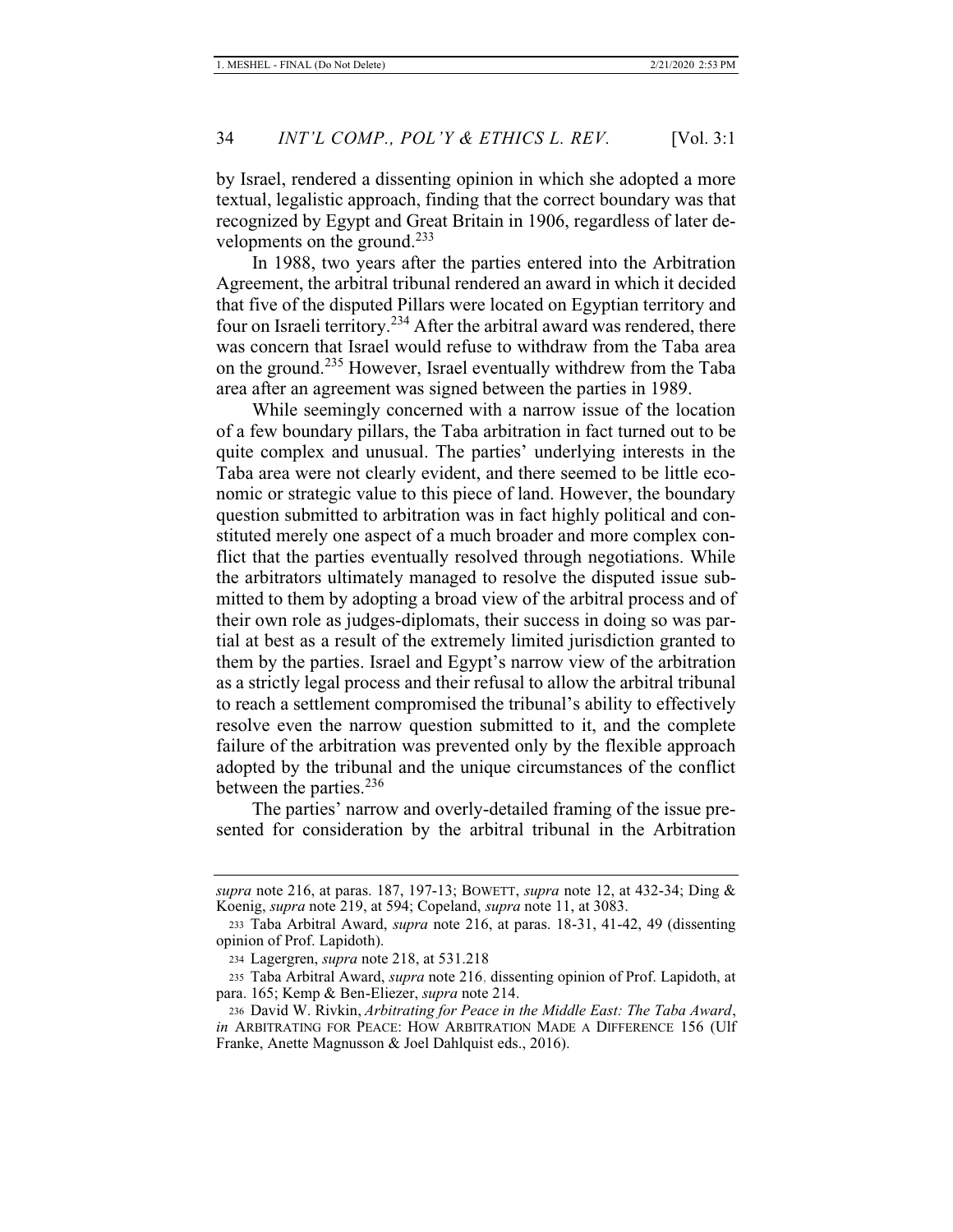by Israel, rendered a dissenting opinion in which she adopted a more textual, legalistic approach, finding that the correct boundary was that recognized by Egypt and Great Britain in 1906, regardless of later developments on the ground.[233]

In 1988, two years after the parties entered into the Arbitration Agreement, the arbitral tribunal rendered an award in which it decided that five of the disputed Pillars were located on Egyptian territory and four on Israeli territory.[234] After the arbitral award was rendered, there was concern that Israel would refuse to withdraw from the Taba area on the ground.[235] However, Israel eventually withdrew from the Taba area after an agreement was signed between the parties in 1989.

While seemingly concerned with a narrow issue of the location of a few boundary pillars, the Taba arbitration in fact turned out to be quite complex and unusual. The parties' underlying interests in the Taba area were not clearly evident, and there seemed to be little economic or strategic value to this piece of land. However, the boundary question submitted to arbitration was in fact highly political and constituted merely one aspect of a much broader and more complex conflict that the parties eventually resolved through negotiations. While the arbitrators ultimately managed to resolve the disputed issue submitted to them by adopting a broad view of the arbitral process and of their own role as judges-diplomats, their success in doing so was partial at best as a result of the extremely limited jurisdiction granted to them by the parties. Israel and Egypt's narrow view of the arbitration as a strictly legal process and their refusal to allow the arbitral tribunal to reach a settlement compromised the tribunal's ability to effectively resolve even the narrow question submitted to it, and the complete failure of the arbitration was prevented only by the flexible approach adopted by the tribunal and the unique circumstances of the conflict between the parties.[236]

The parties' narrow and overly-detailed framing of the issue presented for consideration by the arbitral tribunal in the Arbitration

---

*supra* note 216, at paras. 187, 197-13; BOWETT, *supra* note 12, at 432-34; Ding & Koenig, *supra* note 219, at 594; Copeland, *supra* note 11, at 3083.

233 Taba Arbitral Award, *supra* note 216, at paras. 18-31, 41-42, 49 (dissenting opinion of Prof. Lapidoth).

234 Lagergren, *supra* note 218, at 531.218

235 Taba Arbitral Award, *supra* note 216, dissenting opinion of Prof. Lapidoth, at para. 165; Kemp & Ben-Eliezer, *supra* note 214.

236 David W. Rivkin, *Arbitrating for Peace in the Middle East: The Taba Award*, *in* ARBITRATING FOR PEACE: HOW ARBITRATION MADE A DIFFERENCE 156 (Ulf Franke, Anette Magnusson & Joel Dahlquist eds., 2016).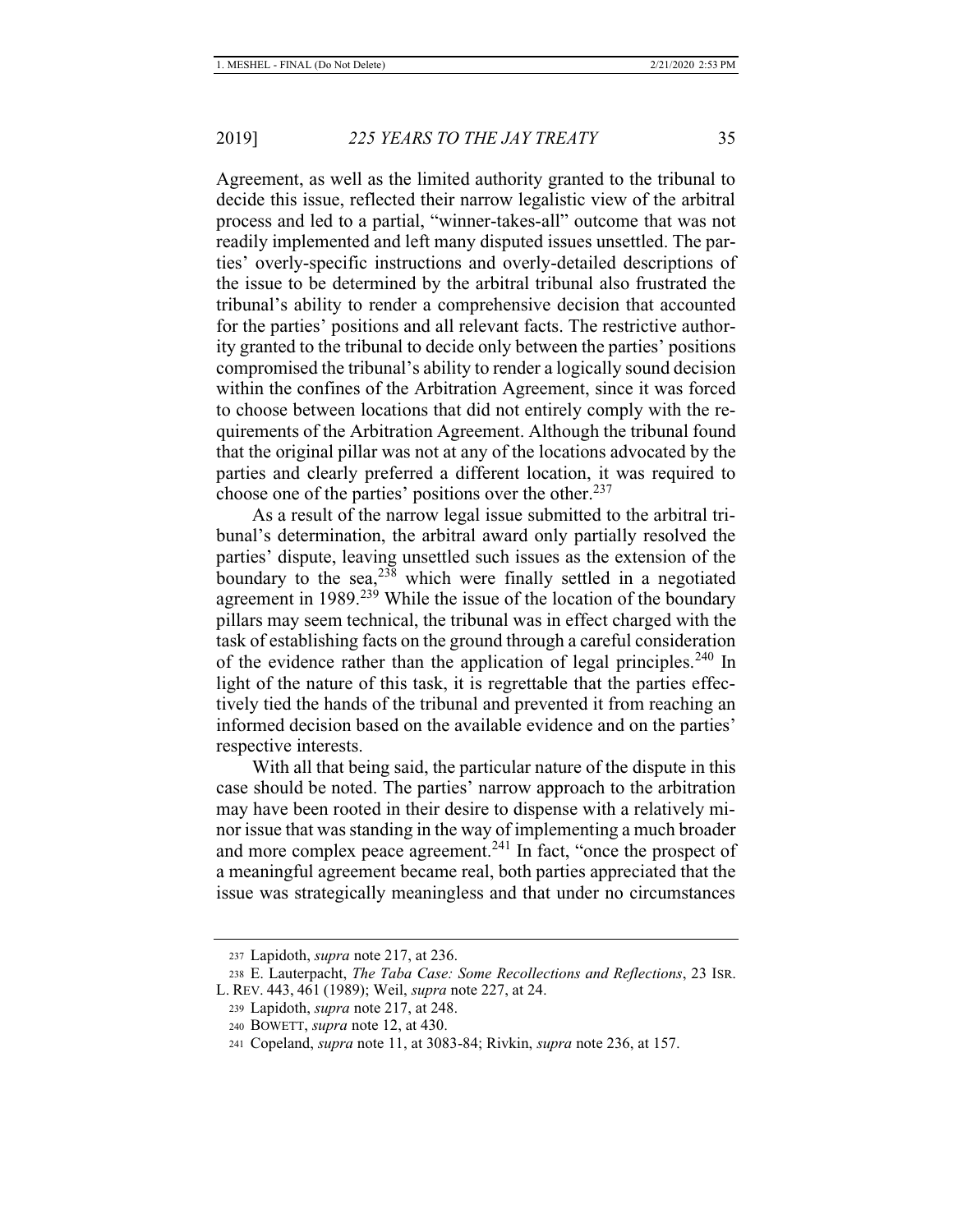Agreement, as well as the limited authority granted to the tribunal to decide this issue, reflected their narrow legalistic view of the arbitral process and led to a partial, "winner-takes-all" outcome that was not readily implemented and left many disputed issues unsettled. The parties' overly-specific instructions and overly-detailed descriptions of the issue to be determined by the arbitral tribunal also frustrated the tribunal's ability to render a comprehensive decision that accounted for the parties' positions and all relevant facts. The restrictive authority granted to the tribunal to decide only between the parties' positions compromised the tribunal's ability to render a logically sound decision within the confines of the Arbitration Agreement, since it was forced to choose between locations that did not entirely comply with the requirements of the Arbitration Agreement. Although the tribunal found that the original pillar was not at any of the locations advocated by the parties and clearly preferred a different location, it was required to choose one of the parties' positions over the other.[237]

As a result of the narrow legal issue submitted to the arbitral tribunal's determination, the arbitral award only partially resolved the parties' dispute, leaving unsettled such issues as the extension of the boundary to the sea,[238] which were finally settled in a negotiated agreement in 1989.[239] While the issue of the location of the boundary pillars may seem technical, the tribunal was in effect charged with the task of establishing facts on the ground through a careful consideration of the evidence rather than the application of legal principles.[240] In light of the nature of this task, it is regrettable that the parties effectively tied the hands of the tribunal and prevented it from reaching an informed decision based on the available evidence and on the parties' respective interests.

With all that being said, the particular nature of the dispute in this case should be noted. The parties' narrow approach to the arbitration may have been rooted in their desire to dispense with a relatively minor issue that was standing in the way of implementing a much broader and more complex peace agreement.[241] In fact, "once the prospect of a meaningful agreement became real, both parties appreciated that the issue was strategically meaningless and that under no circumstances

---

237 Lapidoth, *supra* note 217, at 236.

238 E. Lauterpacht, *The Taba Case: Some Recollections and Reflections*, 23 ISR. L. REV. 443, 461 (1989); Weil, *supra* note 227, at 24.

239 Lapidoth, *supra* note 217, at 248.

240 BOWETT, *supra* note 12, at 430.

241 Copeland, *supra* note 11, at 3083-84; Rivkin, *supra* note 236, at 157.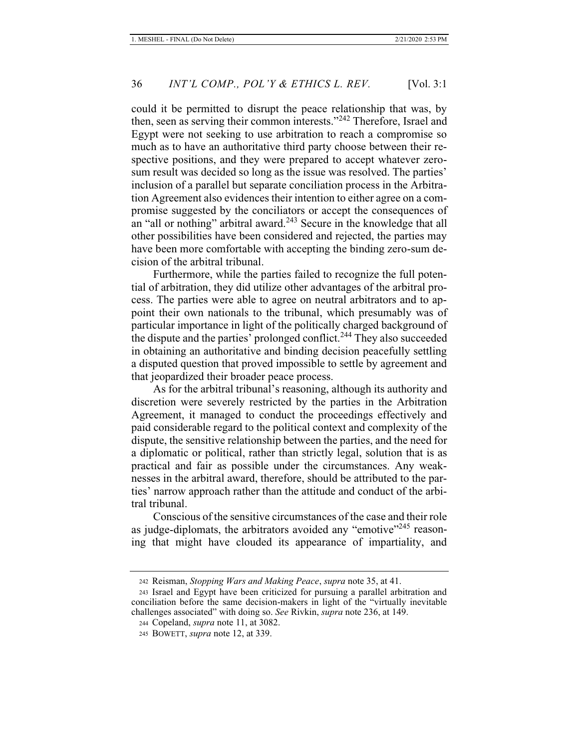could it be permitted to disrupt the peace relationship that was, by then, seen as serving their common interests."[242] Therefore, Israel and Egypt were not seeking to use arbitration to reach a compromise so much as to have an authoritative third party choose between their respective positions, and they were prepared to accept whatever zero-sum result was decided so long as the issue was resolved. The parties' inclusion of a parallel but separate conciliation process in the Arbitration Agreement also evidences their intention to either agree on a compromise suggested by the conciliators or accept the consequences of an "all or nothing" arbitral award.[243] Secure in the knowledge that all other possibilities have been considered and rejected, the parties may have been more comfortable with accepting the binding zero-sum decision of the arbitral tribunal.

Furthermore, while the parties failed to recognize the full potential of arbitration, they did utilize other advantages of the arbitral process. The parties were able to agree on neutral arbitrators and to appoint their own nationals to the tribunal, which presumably was of particular importance in light of the politically charged background of the dispute and the parties' prolonged conflict.[244] They also succeeded in obtaining an authoritative and binding decision peacefully settling a disputed question that proved impossible to settle by agreement and that jeopardized their broader peace process.

As for the arbitral tribunal's reasoning, although its authority and discretion were severely restricted by the parties in the Arbitration Agreement, it managed to conduct the proceedings effectively and paid considerable regard to the political context and complexity of the dispute, the sensitive relationship between the parties, and the need for a diplomatic or political, rather than strictly legal, solution that is as practical and fair as possible under the circumstances. Any weaknesses in the arbitral award, therefore, should be attributed to the parties' narrow approach rather than the attitude and conduct of the arbitral tribunal.

Conscious of the sensitive circumstances of the case and their role as judge-diplomats, the arbitrators avoided any "emotive"[245] reasoning that might have clouded its appearance of impartiality, and

---

[242] Reisman, *Stopping Wars and Making Peace*, *supra* note 35, at 41.

[243] Israel and Egypt have been criticized for pursuing a parallel arbitration and conciliation before the same decision-makers in light of the "virtually inevitable challenges associated" with doing so. *See* Rivkin, *supra* note 236, at 149.

[244] Copeland, *supra* note 11, at 3082.

[245] BOWETT, *supra* note 12, at 339.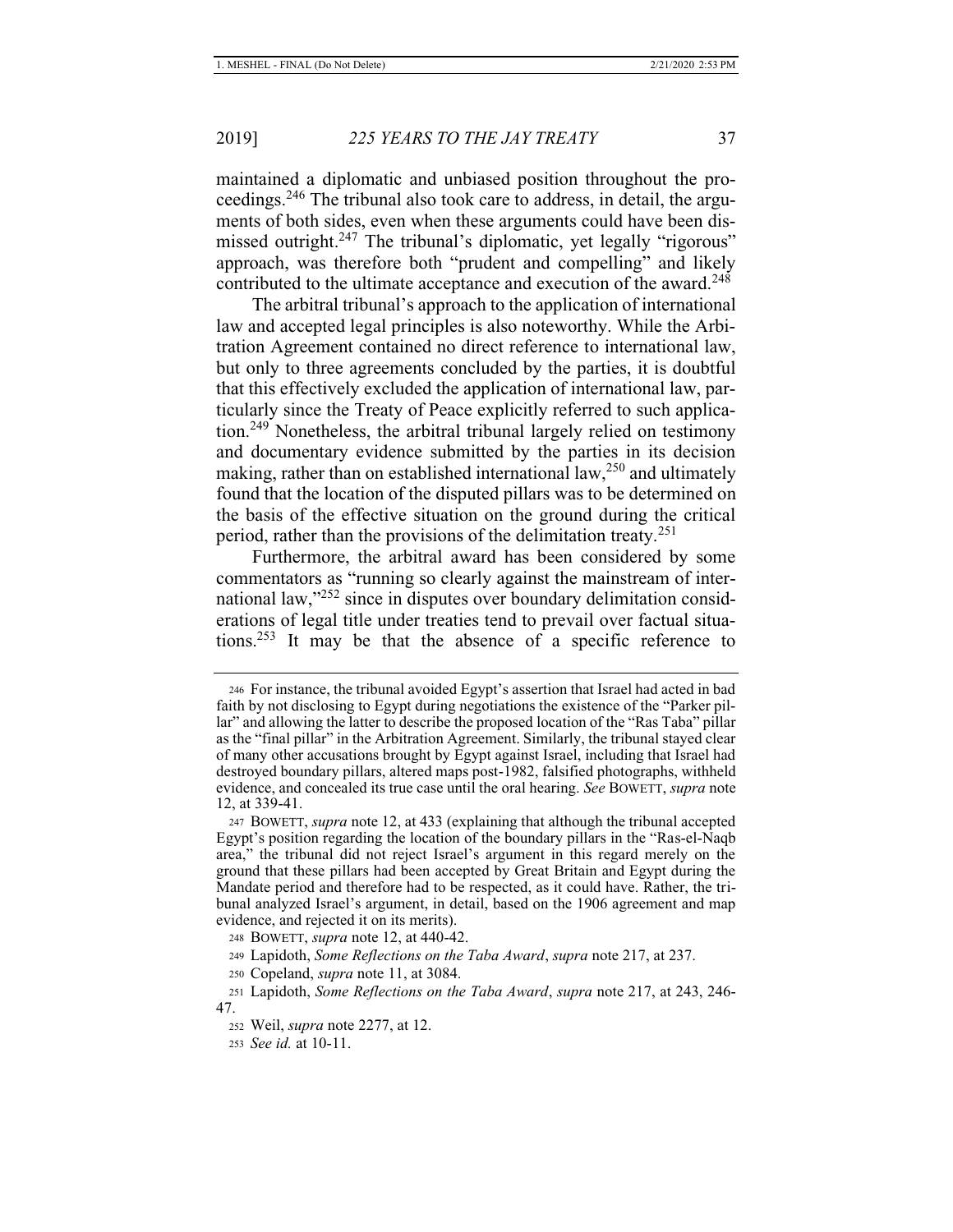maintained a diplomatic and unbiased position throughout the proceedings.[246] The tribunal also took care to address, in detail, the arguments of both sides, even when these arguments could have been dismissed outright.[247] The tribunal's diplomatic, yet legally "rigorous" approach, was therefore both "prudent and compelling" and likely contributed to the ultimate acceptance and execution of the award.[248]

The arbitral tribunal's approach to the application of international law and accepted legal principles is also noteworthy. While the Arbitration Agreement contained no direct reference to international law, but only to three agreements concluded by the parties, it is doubtful that this effectively excluded the application of international law, particularly since the Treaty of Peace explicitly referred to such application.[249] Nonetheless, the arbitral tribunal largely relied on testimony and documentary evidence submitted by the parties in its decision making, rather than on established international law,[250] and ultimately found that the location of the disputed pillars was to be determined on the basis of the effective situation on the ground during the critical period, rather than the provisions of the delimitation treaty.[251]

Furthermore, the arbitral award has been considered by some commentators as "running so clearly against the mainstream of international law,"[252] since in disputes over boundary delimitation considerations of legal title under treaties tend to prevail over factual situations.[253] It may be that the absence of a specific reference to

---

246 For instance, the tribunal avoided Egypt's assertion that Israel had acted in bad faith by not disclosing to Egypt during negotiations the existence of the "Parker pillar" and allowing the latter to describe the proposed location of the "Ras Taba" pillar as the "final pillar" in the Arbitration Agreement. Similarly, the tribunal stayed clear of many other accusations brought by Egypt against Israel, including that Israel had destroyed boundary pillars, altered maps post-1982, falsified photographs, withheld evidence, and concealed its true case until the oral hearing. *See* BOWETT, *supra* note 12, at 339-41.

247 BOWETT, *supra* note 12, at 433 (explaining that although the tribunal accepted Egypt's position regarding the location of the boundary pillars in the "Ras-el-Naqb area," the tribunal did not reject Israel's argument in this regard merely on the ground that these pillars had been accepted by Great Britain and Egypt during the Mandate period and therefore had to be respected, as it could have. Rather, the tribunal analyzed Israel's argument, in detail, based on the 1906 agreement and map evidence, and rejected it on its merits).

248 BOWETT, *supra* note 12, at 440-42.

249 Lapidoth, *Some Reflections on the Taba Award*, *supra* note 217, at 237.

250 Copeland, *supra* note 11, at 3084.

251 Lapidoth, *Some Reflections on the Taba Award*, *supra* note 217, at 243, 246-47.

252 Weil, *supra* note 2277, at 12.

253 *See id.* at 10-11.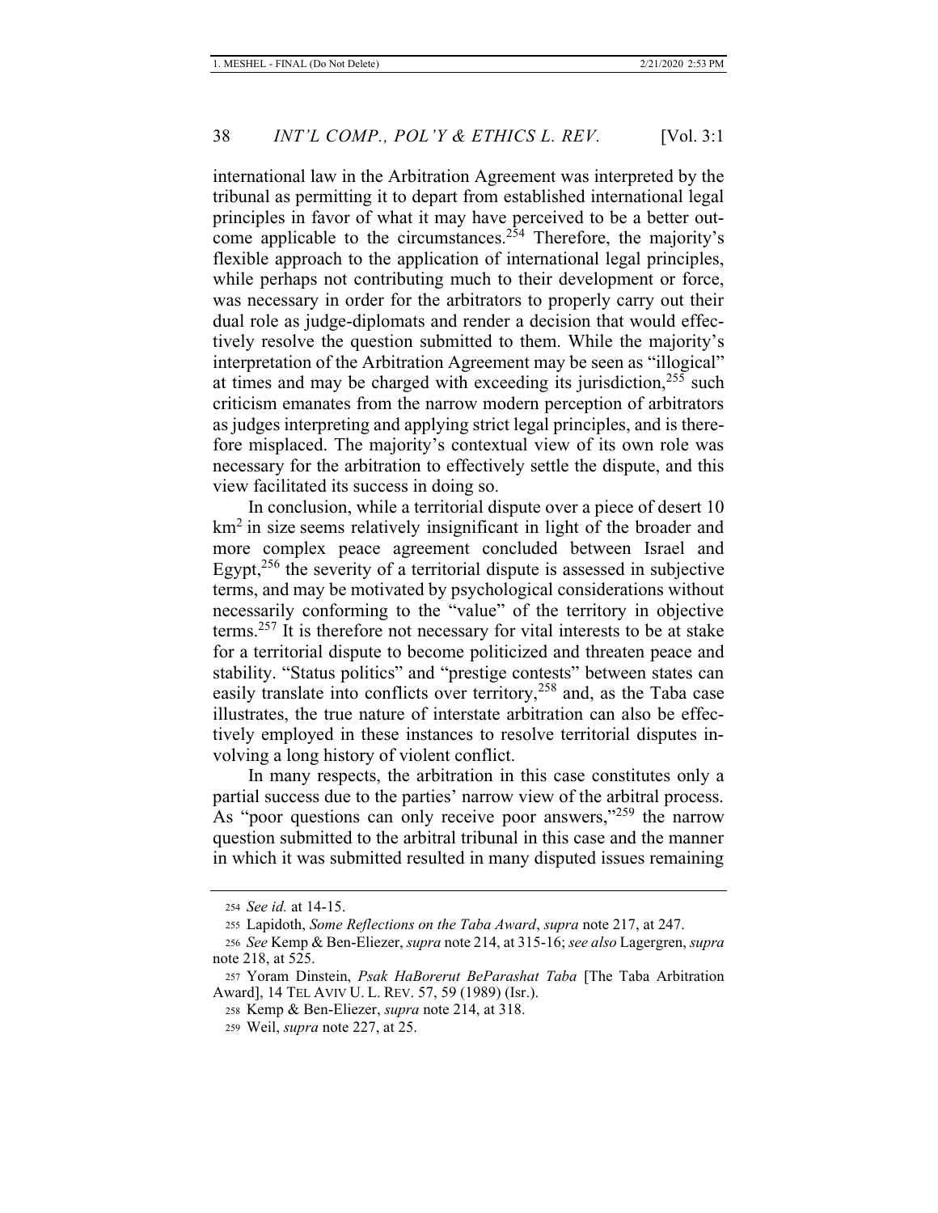international law in the Arbitration Agreement was interpreted by the tribunal as permitting it to depart from established international legal principles in favor of what it may have perceived to be a better outcome applicable to the circumstances.[254] Therefore, the majority's flexible approach to the application of international legal principles, while perhaps not contributing much to their development or force, was necessary in order for the arbitrators to properly carry out their dual role as judge-diplomats and render a decision that would effectively resolve the question submitted to them. While the majority's interpretation of the Arbitration Agreement may be seen as "illogical" at times and may be charged with exceeding its jurisdiction,[255] such criticism emanates from the narrow modern perception of arbitrators as judges interpreting and applying strict legal principles, and is therefore misplaced. The majority's contextual view of its own role was necessary for the arbitration to effectively settle the dispute, and this view facilitated its success in doing so.

In conclusion, while a territorial dispute over a piece of desert 10 $km^2$ in size seems relatively insignificant in light of the broader and more complex peace agreement concluded between Israel and Egypt,[256] the severity of a territorial dispute is assessed in subjective terms, and may be motivated by psychological considerations without necessarily conforming to the "value" of the territory in objective terms.[257] It is therefore not necessary for vital interests to be at stake for a territorial dispute to become politicized and threaten peace and stability. "Status politics" and "prestige contests" between states can easily translate into conflicts over territory,[258] and, as the Taba case illustrates, the true nature of interstate arbitration can also be effectively employed in these instances to resolve territorial disputes involving a long history of violent conflict.

In many respects, the arbitration in this case constitutes only a partial success due to the parties' narrow view of the arbitral process. As "poor questions can only receive poor answers,"[259] the narrow question submitted to the arbitral tribunal in this case and the manner in which it was submitted resulted in many disputed issues remaining

---

254 *See id.* at 14-15.

255 Lapidoth, *Some Reflections on the Taba Award*, *supra* note 217, at 247.

256 *See* Kemp & Ben-Eliezer, *supra* note 214, at 315-16; *see also* Lagergren, *supra* note 218, at 525.

257 Yoram Dinstein, *Psak HaBorerut BeParashat Taba* [The Taba Arbitration Award], 14 TEL AVIV U. L. REV. 57, 59 (1989) (Isr.).

258 Kemp & Ben-Eliezer, *supra* note 214, at 318.

259 Weil, *supra* note 227, at 25.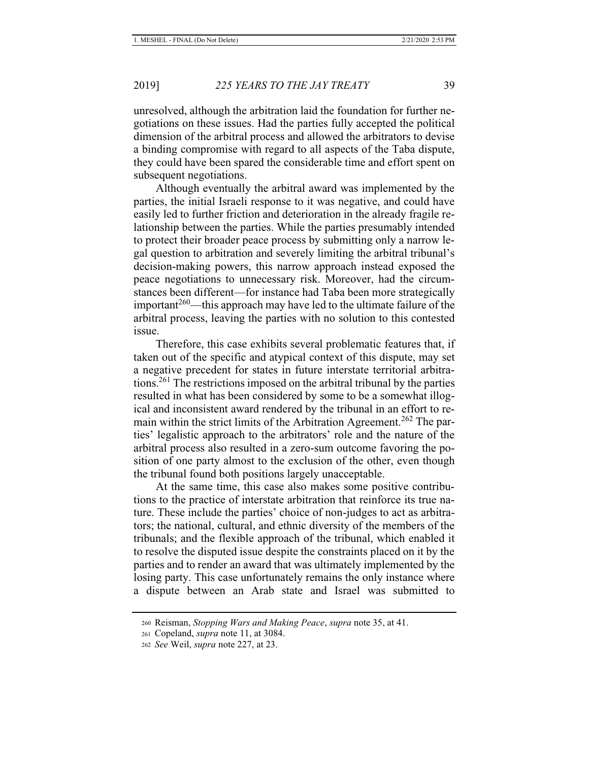unresolved, although the arbitration laid the foundation for further negotiations on these issues. Had the parties fully accepted the political dimension of the arbitral process and allowed the arbitrators to devise a binding compromise with regard to all aspects of the Taba dispute, they could have been spared the considerable time and effort spent on subsequent negotiations.

Although eventually the arbitral award was implemented by the parties, the initial Israeli response to it was negative, and could have easily led to further friction and deterioration in the already fragile relationship between the parties. While the parties presumably intended to protect their broader peace process by submitting only a narrow legal question to arbitration and severely limiting the arbitral tribunal's decision-making powers, this narrow approach instead exposed the peace negotiations to unnecessary risk. Moreover, had the circumstances been different—for instance had Taba been more strategically important[260]—this approach may have led to the ultimate failure of the arbitral process, leaving the parties with no solution to this contested issue.

Therefore, this case exhibits several problematic features that, if taken out of the specific and atypical context of this dispute, may set a negative precedent for states in future interstate territorial arbitrations.[261] The restrictions imposed on the arbitral tribunal by the parties resulted in what has been considered by some to be a somewhat illogical and inconsistent award rendered by the tribunal in an effort to remain within the strict limits of the Arbitration Agreement.[262] The parties' legalistic approach to the arbitrators' role and the nature of the arbitral process also resulted in a zero-sum outcome favoring the position of one party almost to the exclusion of the other, even though the tribunal found both positions largely unacceptable.

At the same time, this case also makes some positive contributions to the practice of interstate arbitration that reinforce its true nature. These include the parties' choice of non-judges to act as arbitrators; the national, cultural, and ethnic diversity of the members of the tribunals; and the flexible approach of the tribunal, which enabled it to resolve the disputed issue despite the constraints placed on it by the parties and to render an award that was ultimately implemented by the losing party. This case unfortunately remains the only instance where a dispute between an Arab state and Israel was submitted to

260 Reisman, *Stopping Wars and Making Peace*, *supra* note 35, at 41.

261 Copeland, *supra* note 11, at 3084.

262 *See* Weil, *supra* note 227, at 23.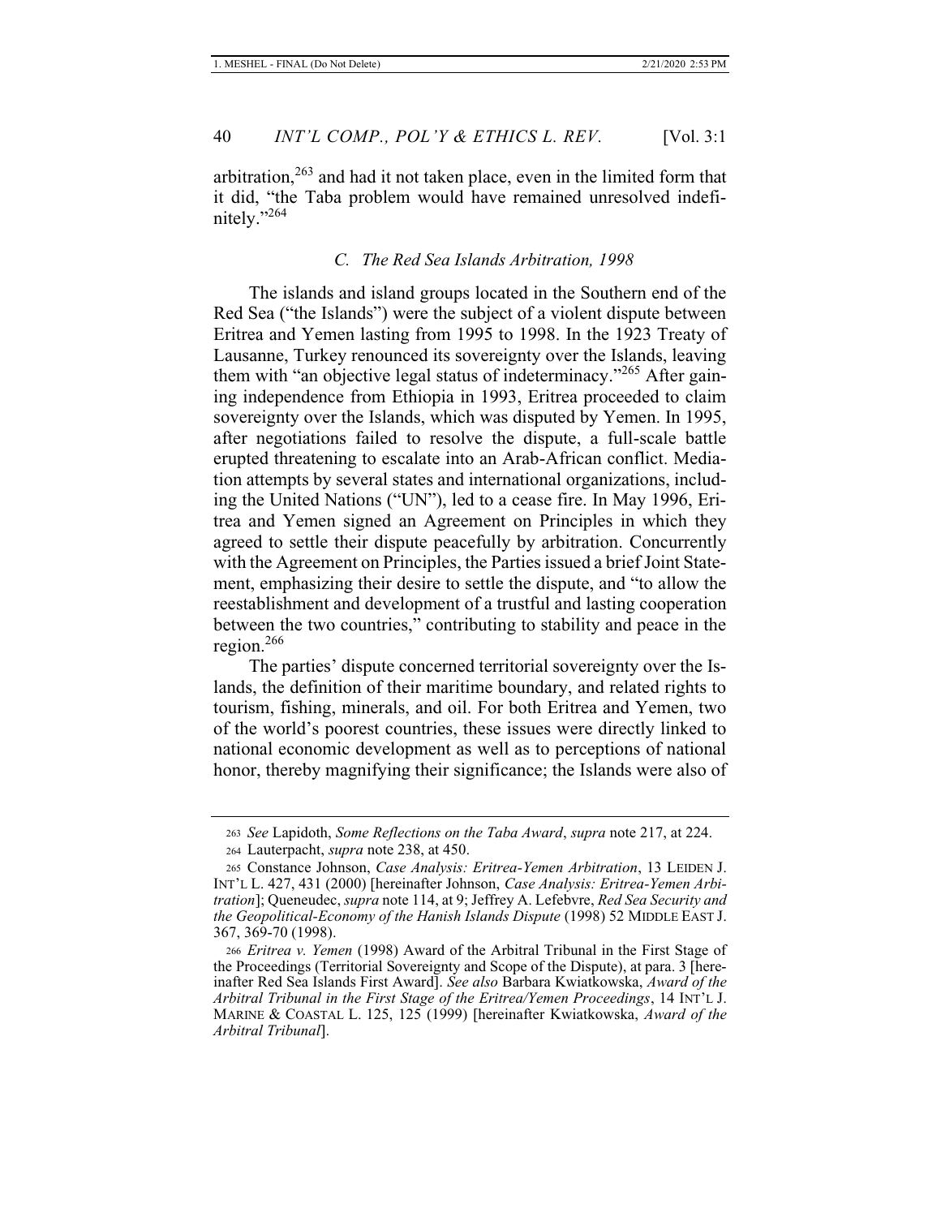arbitration,[263] and had it not taken place, even in the limited form that it did, "the Taba problem would have remained unresolved indefinitely."[264]

### *C. The Red Sea Islands Arbitration, 1998*

The islands and island groups located in the Southern end of the Red Sea ("the Islands") were the subject of a violent dispute between Eritrea and Yemen lasting from 1995 to 1998. In the 1923 Treaty of Lausanne, Turkey renounced its sovereignty over the Islands, leaving them with "an objective legal status of indeterminacy."[265] After gaining independence from Ethiopia in 1993, Eritrea proceeded to claim sovereignty over the Islands, which was disputed by Yemen. In 1995, after negotiations failed to resolve the dispute, a full-scale battle erupted threatening to escalate into an Arab-African conflict. Mediation attempts by several states and international organizations, including the United Nations ("UN"), led to a cease fire. In May 1996, Eritrea and Yemen signed an Agreement on Principles in which they agreed to settle their dispute peacefully by arbitration. Concurrently with the Agreement on Principles, the Parties issued a brief Joint Statement, emphasizing their desire to settle the dispute, and "to allow the reestablishment and development of a trustful and lasting cooperation between the two countries," contributing to stability and peace in the region.[266]

The parties' dispute concerned territorial sovereignty over the Islands, the definition of their maritime boundary, and related rights to tourism, fishing, minerals, and oil. For both Eritrea and Yemen, two of the world's poorest countries, these issues were directly linked to national economic development as well as to perceptions of national honor, thereby magnifying their significance; the Islands were also of

---

[263] *See* Lapidoth, *Some Reflections on the Taba Award*, *supra* note 217, at 224.

[264] Lauterpacht, *supra* note 238, at 450.

[265] Constance Johnson, *Case Analysis: Eritrea-Yemen Arbitration*, 13 LEIDEN J. INT'L L. 427, 431 (2000) [hereinafter Johnson, *Case Analysis: Eritrea-Yemen Arbitration*]; Queneudec, *supra* note 114, at 9; Jeffrey A. Lefebvre, *Red Sea Security and the Geopolitical-Economy of the Hanish Islands Dispute* (1998) 52 MIDDLE EAST J. 367, 369-70 (1998).

[266] *Eritrea v. Yemen* (1998) Award of the Arbitral Tribunal in the First Stage of the Proceedings (Territorial Sovereignty and Scope of the Dispute), at para. 3 [hereinafter Red Sea Islands First Award]. *See also* Barbara Kwiatkowska, *Award of the Arbitral Tribunal in the First Stage of the Eritrea/Yemen Proceedings*, 14 INT'L J. MARINE & COASTAL L. 125, 125 (1999) [hereinafter Kwiatkowska, *Award of the Arbitral Tribunal*].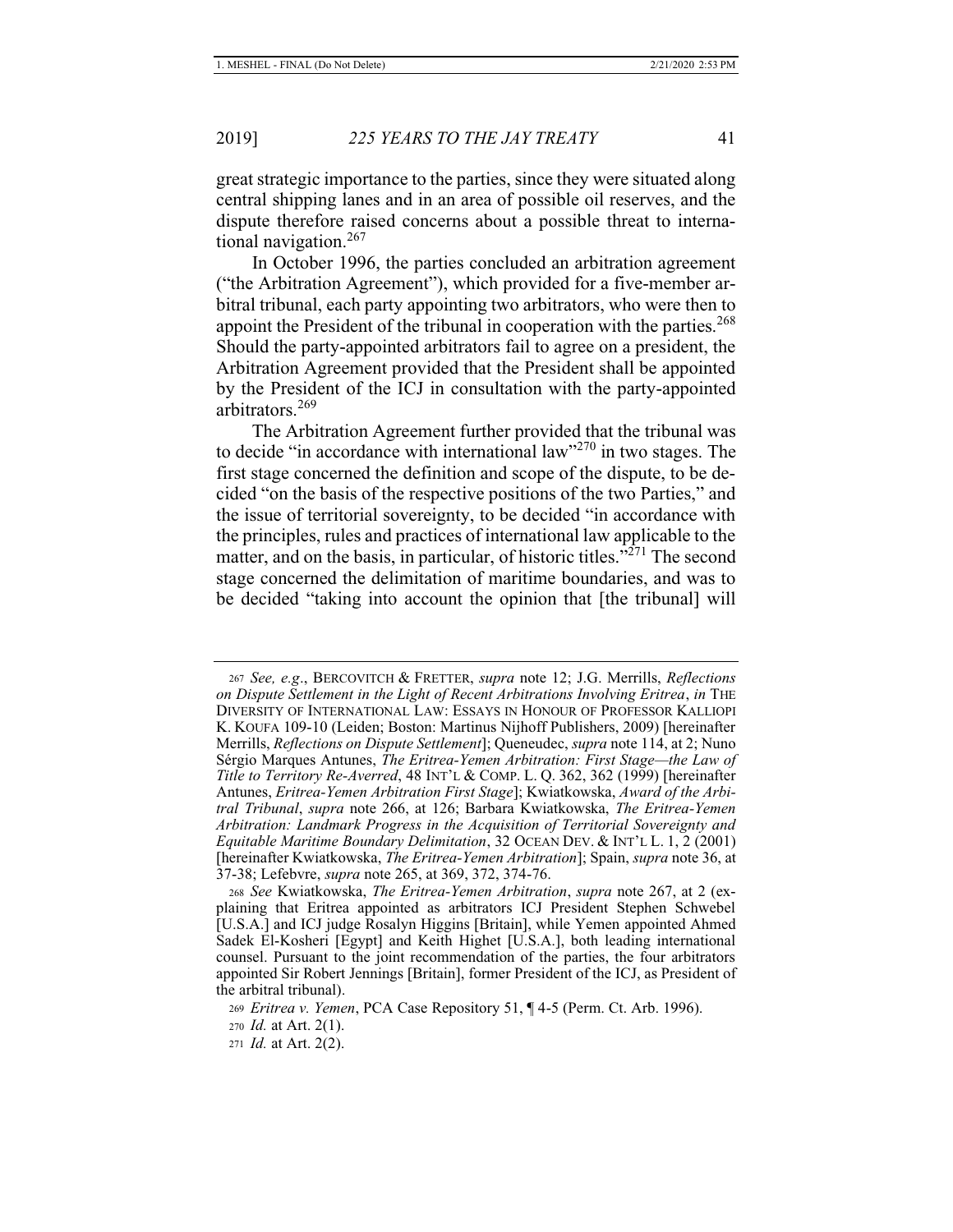great strategic importance to the parties, since they were situated along central shipping lanes and in an area of possible oil reserves, and the dispute therefore raised concerns about a possible threat to international navigation.[267]

In October 1996, the parties concluded an arbitration agreement ("the Arbitration Agreement"), which provided for a five-member arbitral tribunal, each party appointing two arbitrators, who were then to appoint the President of the tribunal in cooperation with the parties.[268] Should the party-appointed arbitrators fail to agree on a president, the Arbitration Agreement provided that the President shall be appointed by the President of the ICJ in consultation with the party-appointed arbitrators.[269]

The Arbitration Agreement further provided that the tribunal was to decide "in accordance with international law"[270] in two stages. The first stage concerned the definition and scope of the dispute, to be decided "on the basis of the respective positions of the two Parties," and the issue of territorial sovereignty, to be decided "in accordance with the principles, rules and practices of international law applicable to the matter, and on the basis, in particular, of historic titles."[271] The second stage concerned the delimitation of maritime boundaries, and was to be decided "taking into account the opinion that [the tribunal] will

---

267 *See, e.g*., BERCOVITCH & FRETTER, *supra* note 12; J.G. Merrills, *Reflections on Dispute Settlement in the Light of Recent Arbitrations Involving Eritrea*, *in* THE DIVERSITY OF INTERNATIONAL LAW: ESSAYS IN HONOUR OF PROFESSOR KALLIOPI K. KOUFA 109-10 (Leiden; Boston: Martinus Nijhoff Publishers, 2009) [hereinafter Merrills, *Reflections on Dispute Settlement*]; Queneudec, *supra* note 114, at 2; Nuno Sérgio Marques Antunes, *The Eritrea-Yemen Arbitration: First Stage—the Law of Title to Territory Re-Averred*, 48 INT'L & COMP. L. Q. 362, 362 (1999) [hereinafter Antunes, *Eritrea-Yemen Arbitration First Stage*]; Kwiatkowska, *Award of the Arbitral Tribunal*, *supra* note 266, at 126; Barbara Kwiatkowska, *The Eritrea-Yemen Arbitration: Landmark Progress in the Acquisition of Territorial Sovereignty and Equitable Maritime Boundary Delimitation*, 32 OCEAN DEV. & INT'L L. 1, 2 (2001) [hereinafter Kwiatkowska, *The Eritrea-Yemen Arbitration*]; Spain, *supra* note 36, at 37-38; Lefebvre, *supra* note 265, at 369, 372, 374-76.

268 *See* Kwiatkowska, *The Eritrea-Yemen Arbitration*, *supra* note 267, at 2 (explaining that Eritrea appointed as arbitrators ICJ President Stephen Schwebel [U.S.A.] and ICJ judge Rosalyn Higgins [Britain], while Yemen appointed Ahmed Sadek El-Kosheri [Egypt] and Keith Highet [U.S.A.], both leading international counsel. Pursuant to the joint recommendation of the parties, the four arbitrators appointed Sir Robert Jennings [Britain], former President of the ICJ, as President of the arbitral tribunal).

269 *Eritrea v. Yemen*, PCA Case Repository 51, ¶ 4-5 (Perm. Ct. Arb. 1996).

270 *Id.* at Art. 2(1).

271 *Id.* at Art. 2(2).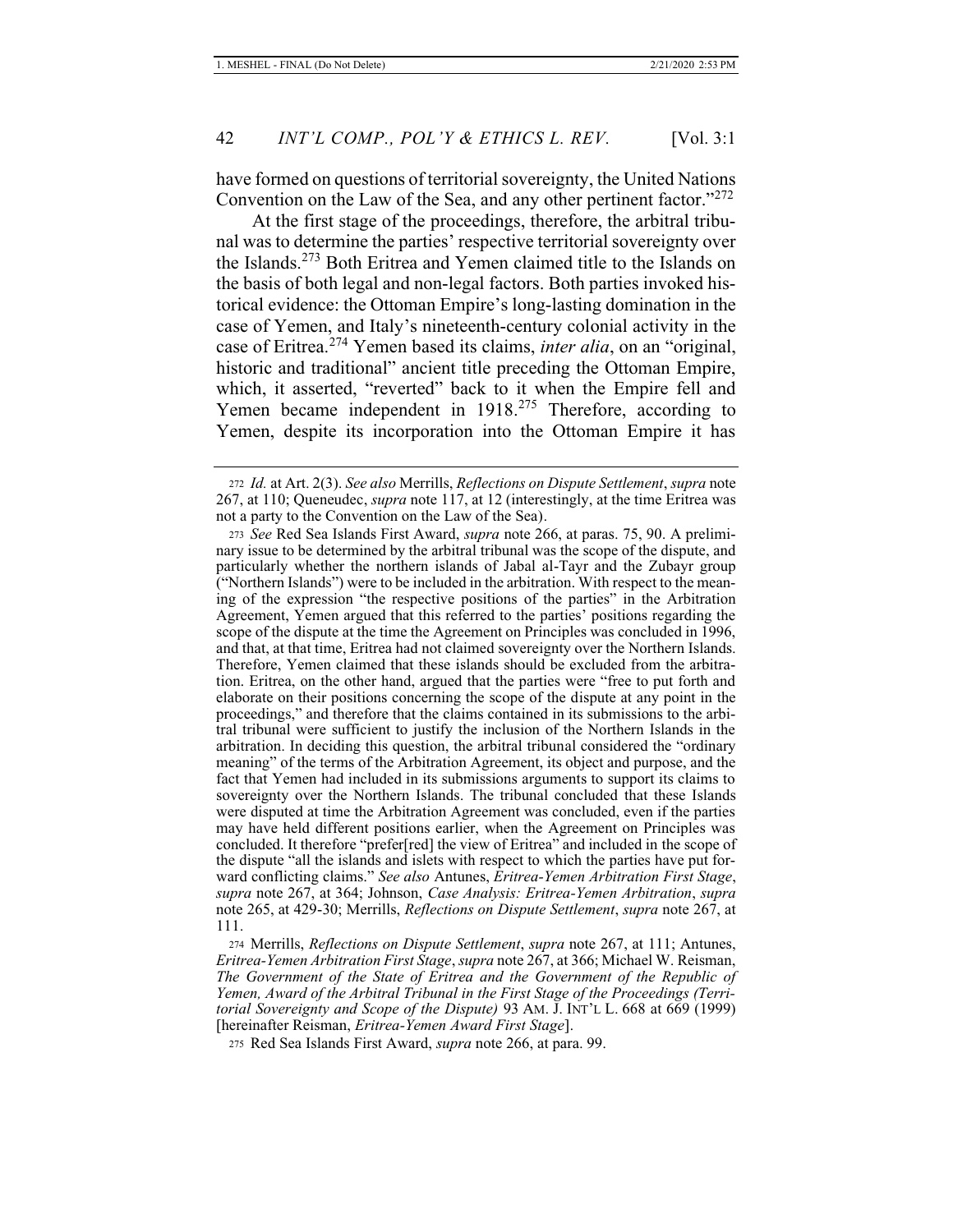have formed on questions of territorial sovereignty, the United Nations Convention on the Law of the Sea, and any other pertinent factor."[272]

At the first stage of the proceedings, therefore, the arbitral tribunal was to determine the parties' respective territorial sovereignty over the Islands.[273] Both Eritrea and Yemen claimed title to the Islands on the basis of both legal and non-legal factors. Both parties invoked historical evidence: the Ottoman Empire's long-lasting domination in the case of Yemen, and Italy's nineteenth-century colonial activity in the case of Eritrea.[274] Yemen based its claims, *inter alia*, on an "original, historic and traditional" ancient title preceding the Ottoman Empire, which, it asserted, "reverted" back to it when the Empire fell and Yemen became independent in 1918.[275] Therefore, according to Yemen, despite its incorporation into the Ottoman Empire it has

---

272 *Id.* at Art. 2(3). *See also* Merrills, *Reflections on Dispute Settlement*, *supra* note 267, at 110; Queneudec, *supra* note 117, at 12 (interestingly, at the time Eritrea was not a party to the Convention on the Law of the Sea).

273 *See* Red Sea Islands First Award, *supra* note 266, at paras. 75, 90. A preliminary issue to be determined by the arbitral tribunal was the scope of the dispute, and particularly whether the northern islands of Jabal al-Tayr and the Zubayr group ("Northern Islands") were to be included in the arbitration. With respect to the meaning of the expression "the respective positions of the parties" in the Arbitration Agreement, Yemen argued that this referred to the parties' positions regarding the scope of the dispute at the time the Agreement on Principles was concluded in 1996, and that, at that time, Eritrea had not claimed sovereignty over the Northern Islands. Therefore, Yemen claimed that these islands should be excluded from the arbitration. Eritrea, on the other hand, argued that the parties were "free to put forth and elaborate on their positions concerning the scope of the dispute at any point in the proceedings," and therefore that the claims contained in its submissions to the arbitral tribunal were sufficient to justify the inclusion of the Northern Islands in the arbitration. In deciding this question, the arbitral tribunal considered the "ordinary meaning" of the terms of the Arbitration Agreement, its object and purpose, and the fact that Yemen had included in its submissions arguments to support its claims to sovereignty over the Northern Islands. The tribunal concluded that these Islands were disputed at time the Arbitration Agreement was concluded, even if the parties may have held different positions earlier, when the Agreement on Principles was concluded. It therefore "prefer[red] the view of Eritrea" and included in the scope of the dispute "all the islands and islets with respect to which the parties have put forward conflicting claims." *See also* Antunes, *Eritrea-Yemen Arbitration First Stage*, *supra* note 267, at 364; Johnson, *Case Analysis: Eritrea-Yemen Arbitration*, *supra* note 265, at 429-30; Merrills, *Reflections on Dispute Settlement*, *supra* note 267, at 111.

274 Merrills, *Reflections on Dispute Settlement*, *supra* note 267, at 111; Antunes, *Eritrea-Yemen Arbitration First Stage*, *supra* note 267, at 366; Michael W. Reisman, *The Government of the State of Eritrea and the Government of the Republic of Yemen, Award of the Arbitral Tribunal in the First Stage of the Proceedings (Territorial Sovereignty and Scope of the Dispute)* 93 AM. J. INT'L L. 668 at 669 (1999) [hereinafter Reisman, *Eritrea-Yemen Award First Stage*].

275 Red Sea Islands First Award, *supra* note 266, at para. 99.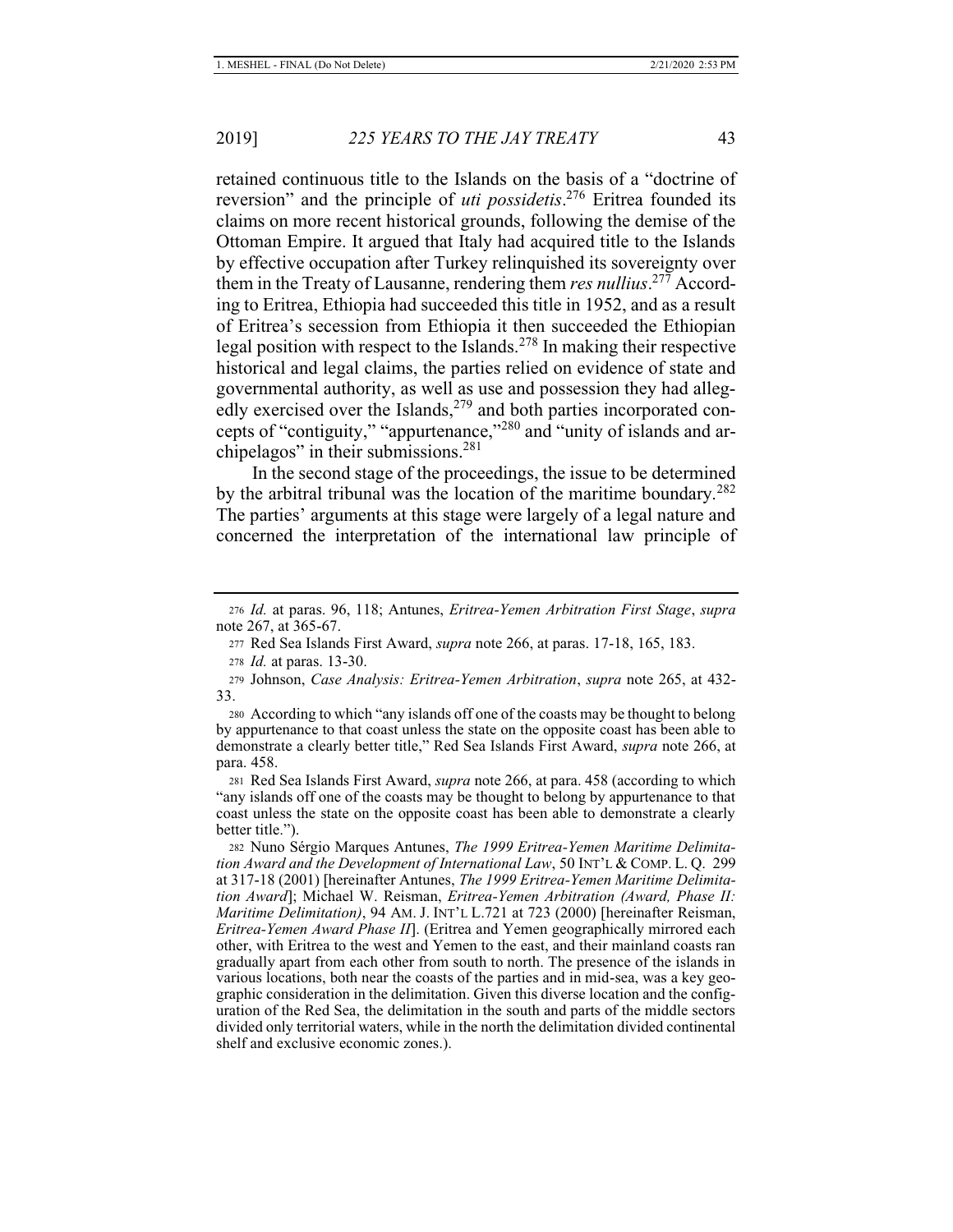retained continuous title to the Islands on the basis of a "doctrine of reversion" and the principle of *uti possidetis*.[276] Eritrea founded its claims on more recent historical grounds, following the demise of the Ottoman Empire. It argued that Italy had acquired title to the Islands by effective occupation after Turkey relinquished its sovereignty over them in the Treaty of Lausanne, rendering them *res nullius*.[277] According to Eritrea, Ethiopia had succeeded this title in 1952, and as a result of Eritrea's secession from Ethiopia it then succeeded the Ethiopian legal position with respect to the Islands.[278] In making their respective historical and legal claims, the parties relied on evidence of state and governmental authority, as well as use and possession they had allegedly exercised over the Islands,[279] and both parties incorporated concepts of "contiguity," "appurtenance,"[280] and "unity of islands and archipelagos" in their submissions.[281]

In the second stage of the proceedings, the issue to be determined by the arbitral tribunal was the location of the maritime boundary.[282] The parties' arguments at this stage were largely of a legal nature and concerned the interpretation of the international law principle of

---

276 *Id.* at paras. 96, 118; Antunes, *Eritrea-Yemen Arbitration First Stage*, *supra* note 267, at 365-67.

277 Red Sea Islands First Award, *supra* note 266, at paras. 17-18, 165, 183.

278 *Id.* at paras. 13-30.

279 Johnson, *Case Analysis: Eritrea-Yemen Arbitration*, *supra* note 265, at 432-33.

280 According to which "any islands off one of the coasts may be thought to belong by appurtenance to that coast unless the state on the opposite coast has been able to demonstrate a clearly better title," Red Sea Islands First Award, *supra* note 266, at para. 458.

281 Red Sea Islands First Award, *supra* note 266, at para. 458 (according to which "any islands off one of the coasts may be thought to belong by appurtenance to that coast unless the state on the opposite coast has been able to demonstrate a clearly better title.").

282 Nuno Sérgio Marques Antunes, *The 1999 Eritrea-Yemen Maritime Delimitation Award and the Development of International Law*, 50 INT'L & COMP. L. Q. 299 at 317-18 (2001) [hereinafter Antunes, *The 1999 Eritrea-Yemen Maritime Delimitation Award*]; Michael W. Reisman, *Eritrea-Yemen Arbitration (Award, Phase II: Maritime Delimitation)*, 94 AM. J. INT'L L.721 at 723 (2000) [hereinafter Reisman, *Eritrea-Yemen Award Phase II*]. (Eritrea and Yemen geographically mirrored each other, with Eritrea to the west and Yemen to the east, and their mainland coasts ran gradually apart from each other from south to north. The presence of the islands in various locations, both near the coasts of the parties and in mid-sea, was a key geographic consideration in the delimitation. Given this diverse location and the configuration of the Red Sea, the delimitation in the south and parts of the middle sectors divided only territorial waters, while in the north the delimitation divided continental shelf and exclusive economic zones.).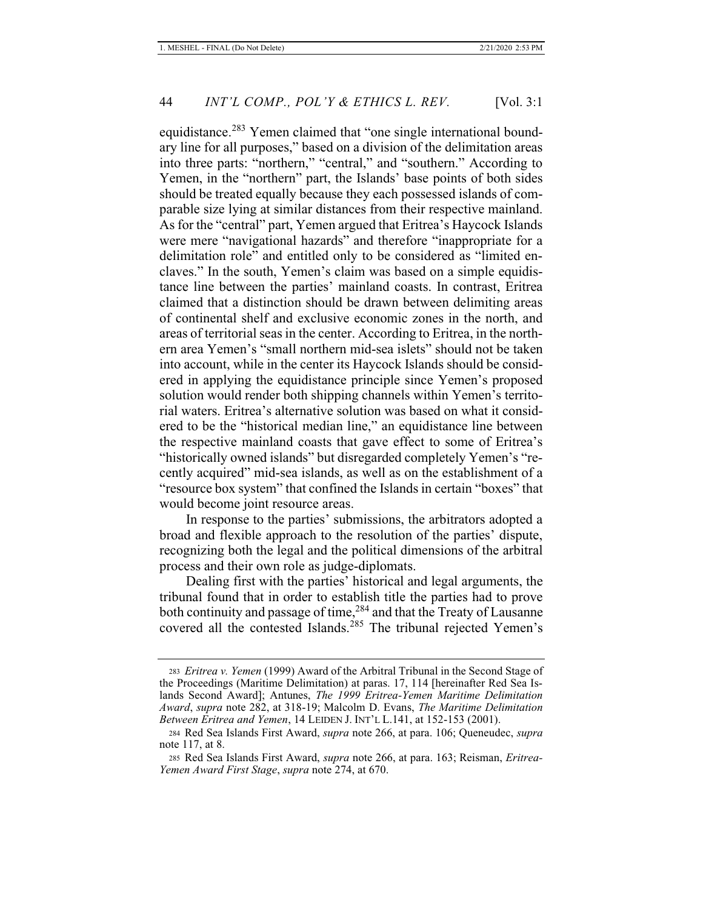equidistance.[283] Yemen claimed that "one single international boundary line for all purposes," based on a division of the delimitation areas into three parts: "northern," "central," and "southern." According to Yemen, in the "northern" part, the Islands' base points of both sides should be treated equally because they each possessed islands of comparable size lying at similar distances from their respective mainland. As for the "central" part, Yemen argued that Eritrea's Haycock Islands were mere "navigational hazards" and therefore "inappropriate for a delimitation role" and entitled only to be considered as "limited enclaves." In the south, Yemen's claim was based on a simple equidistance line between the parties' mainland coasts. In contrast, Eritrea claimed that a distinction should be drawn between delimiting areas of continental shelf and exclusive economic zones in the north, and areas of territorial seas in the center. According to Eritrea, in the northern area Yemen's "small northern mid-sea islets" should not be taken into account, while in the center its Haycock Islands should be considered in applying the equidistance principle since Yemen's proposed solution would render both shipping channels within Yemen's territorial waters. Eritrea's alternative solution was based on what it considered to be the "historical median line," an equidistance line between the respective mainland coasts that gave effect to some of Eritrea's "historically owned islands" but disregarded completely Yemen's "recently acquired" mid-sea islands, as well as on the establishment of a "resource box system" that confined the Islands in certain "boxes" that would become joint resource areas.

In response to the parties' submissions, the arbitrators adopted a broad and flexible approach to the resolution of the parties' dispute, recognizing both the legal and the political dimensions of the arbitral process and their own role as judge-diplomats.

Dealing first with the parties' historical and legal arguments, the tribunal found that in order to establish title the parties had to prove both continuity and passage of time,[284] and that the Treaty of Lausanne covered all the contested Islands.[285] The tribunal rejected Yemen's

---

283 *Eritrea v. Yemen* (1999) Award of the Arbitral Tribunal in the Second Stage of the Proceedings (Maritime Delimitation) at paras. 17, 114 [hereinafter Red Sea Islands Second Award]; Antunes, *The 1999 Eritrea-Yemen Maritime Delimitation Award*, *supra* note 282, at 318-19; Malcolm D. Evans, *The Maritime Delimitation Between Eritrea and Yemen*, 14 LEIDEN J. INT'L L.141, at 152-153 (2001).

284 Red Sea Islands First Award, *supra* note 266, at para. 106; Queneudec, *supra* note 117, at 8.

285 Red Sea Islands First Award, *supra* note 266, at para. 163; Reisman, *Eritrea-Yemen Award First Stage*, *supra* note 274, at 670.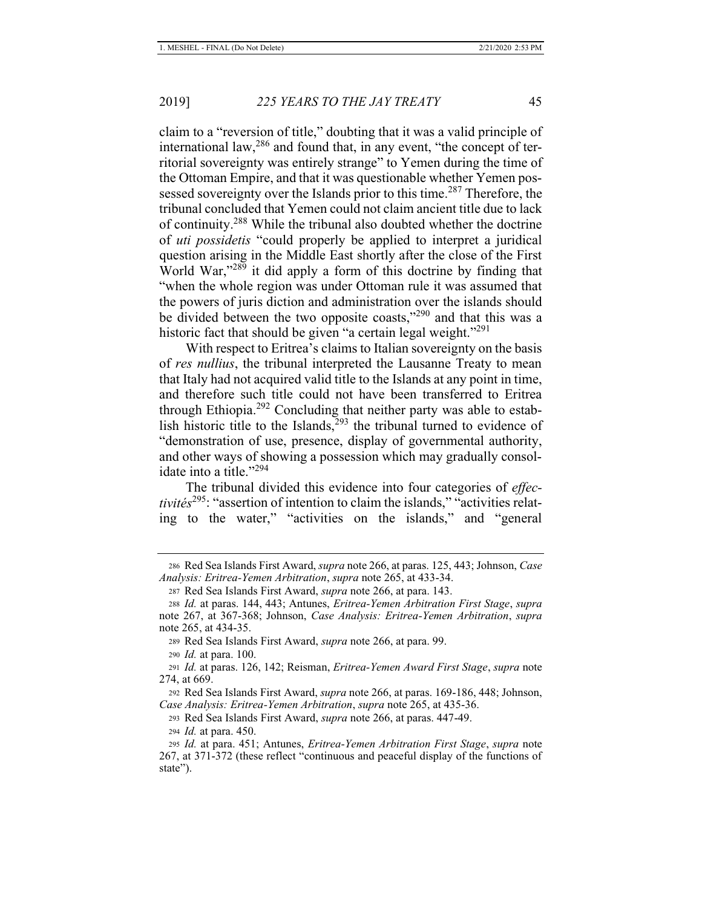claim to a "reversion of title," doubting that it was a valid principle of international law,[286] and found that, in any event, "the concept of territorial sovereignty was entirely strange" to Yemen during the time of the Ottoman Empire, and that it was questionable whether Yemen possessed sovereignty over the Islands prior to this time.[287] Therefore, the tribunal concluded that Yemen could not claim ancient title due to lack of continuity.[288] While the tribunal also doubted whether the doctrine of *uti possidetis* "could properly be applied to interpret a juridical question arising in the Middle East shortly after the close of the First World War,"[289] it did apply a form of this doctrine by finding that "when the whole region was under Ottoman rule it was assumed that the powers of juris diction and administration over the islands should be divided between the two opposite coasts,"[290] and that this was a historic fact that should be given "a certain legal weight."[291]

With respect to Eritrea's claims to Italian sovereignty on the basis of *res nullius*, the tribunal interpreted the Lausanne Treaty to mean that Italy had not acquired valid title to the Islands at any point in time, and therefore such title could not have been transferred to Eritrea through Ethiopia.[292] Concluding that neither party was able to establish historic title to the Islands,[293] the tribunal turned to evidence of "demonstration of use, presence, display of governmental authority, and other ways of showing a possession which may gradually consolidate into a title."[294]

The tribunal divided this evidence into four categories of *effectivités*[295]: "assertion of intention to claim the islands," "activities relating to the water," "activities on the islands," and "general

---

286 Red Sea Islands First Award, *supra* note 266, at paras. 125, 443; Johnson, *Case Analysis: Eritrea-Yemen Arbitration*, *supra* note 265, at 433-34.

287 Red Sea Islands First Award, *supra* note 266, at para. 143.

288 *Id.* at paras. 144, 443; Antunes, *Eritrea-Yemen Arbitration First Stage*, *supra* note 267, at 367-368; Johnson, *Case Analysis: Eritrea-Yemen Arbitration*, *supra* note 265, at 434-35.

289 Red Sea Islands First Award, *supra* note 266, at para. 99.

290 *Id.* at para. 100.

291 *Id.* at paras. 126, 142; Reisman, *Eritrea-Yemen Award First Stage*, *supra* note 274, at 669.

292 Red Sea Islands First Award, *supra* note 266, at paras. 169-186, 448; Johnson, *Case Analysis: Eritrea-Yemen Arbitration*, *supra* note 265, at 435-36.

293 Red Sea Islands First Award, *supra* note 266, at paras. 447-49.

294 *Id.* at para. 450.

295 *Id.* at para. 451; Antunes, *Eritrea-Yemen Arbitration First Stage*, *supra* note 267, at 371-372 (these reflect "continuous and peaceful display of the functions of state").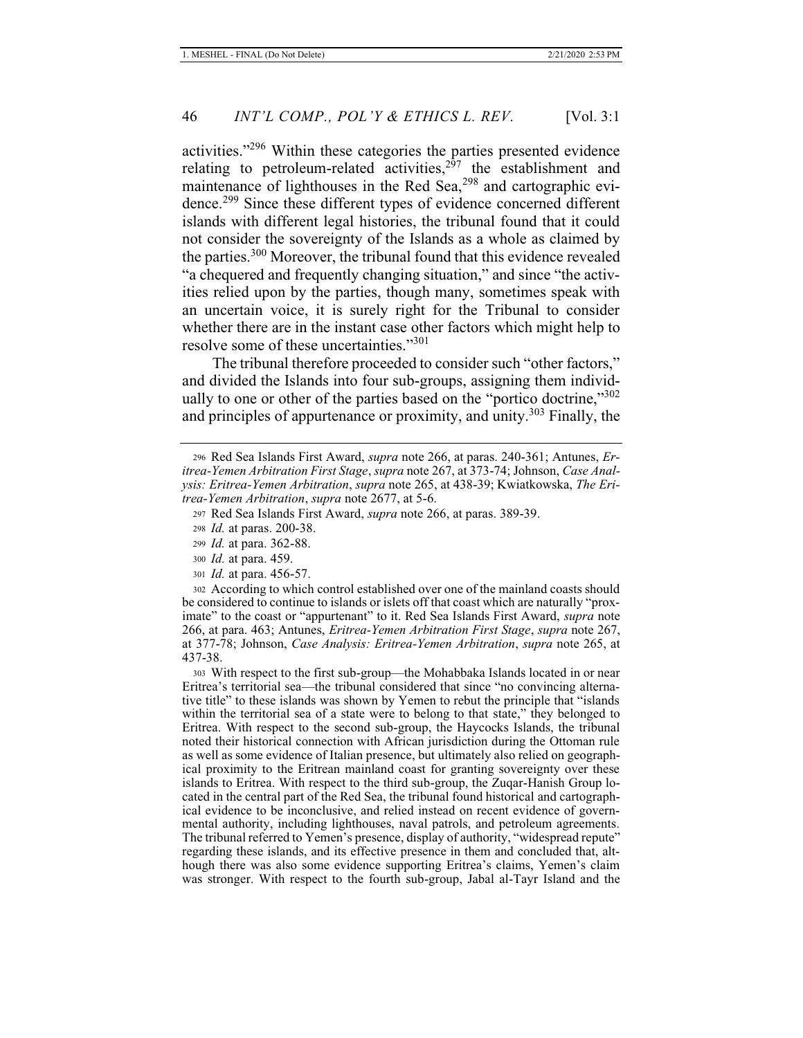activities."[296] Within these categories the parties presented evidence relating to petroleum-related activities,[297] the establishment and maintenance of lighthouses in the Red Sea,[298] and cartographic evidence.[299] Since these different types of evidence concerned different islands with different legal histories, the tribunal found that it could not consider the sovereignty of the Islands as a whole as claimed by the parties.[300] Moreover, the tribunal found that this evidence revealed "a chequered and frequently changing situation," and since "the activities relied upon by the parties, though many, sometimes speak with an uncertain voice, it is surely right for the Tribunal to consider whether there are in the instant case other factors which might help to resolve some of these uncertainties."[301]

The tribunal therefore proceeded to consider such "other factors," and divided the Islands into four sub-groups, assigning them individually to one or other of the parties based on the "portico doctrine,"[302] and principles of appurtenance or proximity, and unity.[303] Finally, the

---

296 Red Sea Islands First Award, *supra* note 266, at paras. 240-361; Antunes, *Eritrea-Yemen Arbitration First Stage*, *supra* note 267, at 373-74; Johnson, *Case Analysis: Eritrea-Yemen Arbitration*, *supra* note 265, at 438-39; Kwiatkowska, *The Eritrea-Yemen Arbitration*, *supra* note 2677, at 5-6.

297 Red Sea Islands First Award, *supra* note 266, at paras. 389-39.

298 *Id.* at paras. 200-38.

299 *Id.* at para. 362-88.

300 *Id.* at para. 459.

301 *Id.* at para. 456-57.

302 According to which control established over one of the mainland coasts should be considered to continue to islands or islets off that coast which are naturally "proximate" to the coast or "appurtenant" to it. Red Sea Islands First Award, *supra* note 266, at para. 463; Antunes, *Eritrea-Yemen Arbitration First Stage*, *supra* note 267, at 377-78; Johnson, *Case Analysis: Eritrea-Yemen Arbitration*, *supra* note 265, at 437-38.

303 With respect to the first sub-group—the Mohabbaka Islands located in or near Eritrea's territorial sea—the tribunal considered that since "no convincing alternative title" to these islands was shown by Yemen to rebut the principle that "islands within the territorial sea of a state were to belong to that state," they belonged to Eritrea. With respect to the second sub-group, the Haycocks Islands, the tribunal noted their historical connection with African jurisdiction during the Ottoman rule as well as some evidence of Italian presence, but ultimately also relied on geographical proximity to the Eritrean mainland coast for granting sovereignty over these islands to Eritrea. With respect to the third sub-group, the Zuqar-Hanish Group located in the central part of the Red Sea, the tribunal found historical and cartographical evidence to be inconclusive, and relied instead on recent evidence of governmental authority, including lighthouses, naval patrols, and petroleum agreements. The tribunal referred to Yemen's presence, display of authority, "widespread repute" regarding these islands, and its effective presence in them and concluded that, although there was also some evidence supporting Eritrea's claims, Yemen's claim was stronger. With respect to the fourth sub-group, Jabal al-Tayr Island and the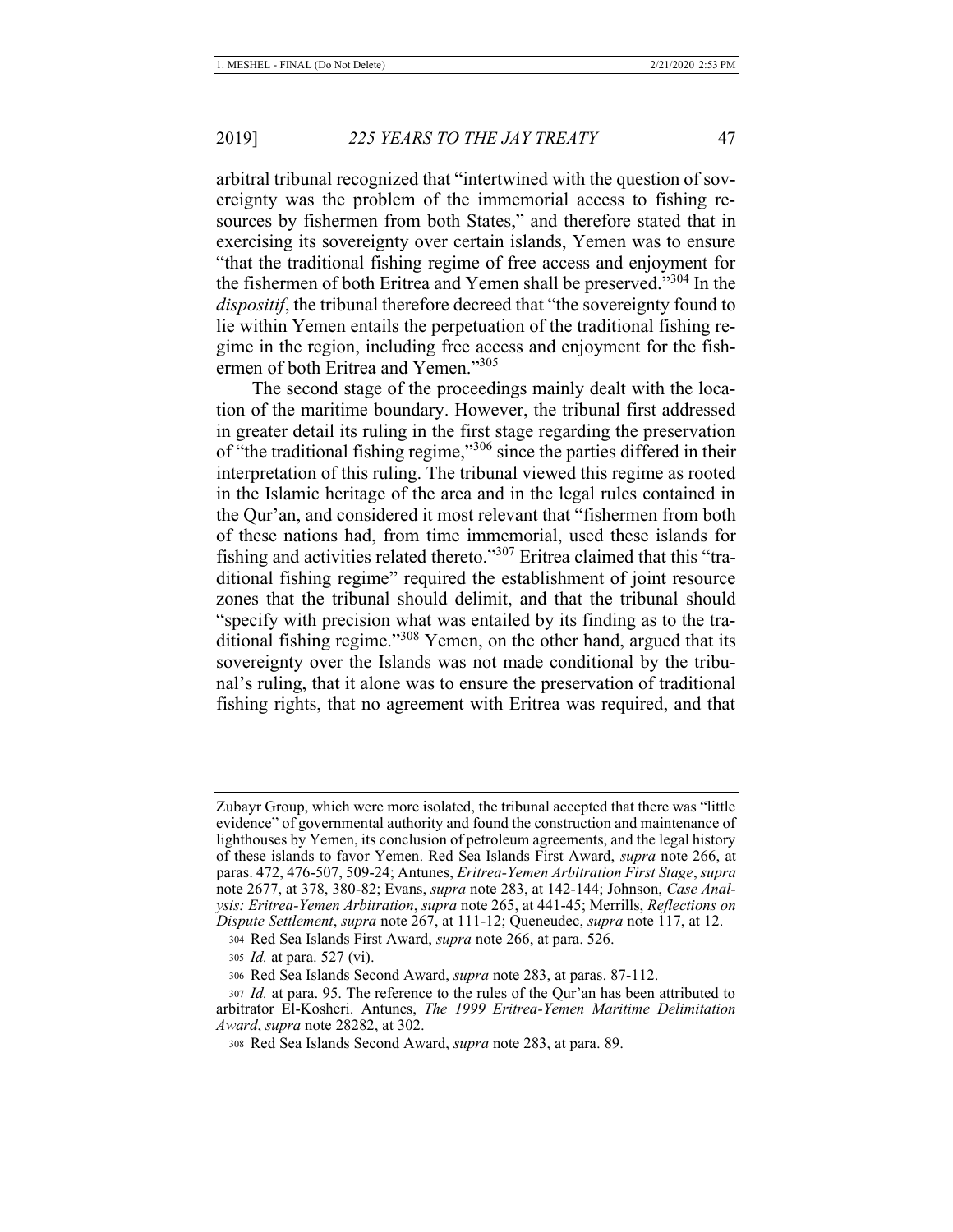arbitral tribunal recognized that "intertwined with the question of sovereignty was the problem of the immemorial access to fishing resources by fishermen from both States," and therefore stated that in exercising its sovereignty over certain islands, Yemen was to ensure "that the traditional fishing regime of free access and enjoyment for the fishermen of both Eritrea and Yemen shall be preserved."[304] In the *dispositif*, the tribunal therefore decreed that "the sovereignty found to lie within Yemen entails the perpetuation of the traditional fishing regime in the region, including free access and enjoyment for the fishermen of both Eritrea and Yemen."[305]

The second stage of the proceedings mainly dealt with the location of the maritime boundary. However, the tribunal first addressed in greater detail its ruling in the first stage regarding the preservation of "the traditional fishing regime,"[306] since the parties differed in their interpretation of this ruling. The tribunal viewed this regime as rooted in the Islamic heritage of the area and in the legal rules contained in the Qur'an, and considered it most relevant that "fishermen from both of these nations had, from time immemorial, used these islands for fishing and activities related thereto."[307] Eritrea claimed that this "traditional fishing regime" required the establishment of joint resource zones that the tribunal should delimit, and that the tribunal should "specify with precision what was entailed by its finding as to the traditional fishing regime."[308] Yemen, on the other hand, argued that its sovereignty over the Islands was not made conditional by the tribunal's ruling, that it alone was to ensure the preservation of traditional fishing rights, that no agreement with Eritrea was required, and that

---

Zubayr Group, which were more isolated, the tribunal accepted that there was "little evidence" of governmental authority and found the construction and maintenance of lighthouses by Yemen, its conclusion of petroleum agreements, and the legal history of these islands to favor Yemen. Red Sea Islands First Award, *supra* note 266, at paras. 472, 476-507, 509-24; Antunes, *Eritrea-Yemen Arbitration First Stage*, *supra* note 2677, at 378, 380-82; Evans, *supra* note 283, at 142-144; Johnson, *Case Analysis: Eritrea-Yemen Arbitration*, *supra* note 265, at 441-45; Merrills, *Reflections on Dispute Settlement*, *supra* note 267, at 111-12; Queneudec, *supra* note 117, at 12.

304 Red Sea Islands First Award, *supra* note 266, at para. 526.

305 *Id.* at para. 527 (vi).

306 Red Sea Islands Second Award, *supra* note 283, at paras. 87-112.

307 *Id.* at para. 95. The reference to the rules of the Qur'an has been attributed to arbitrator El-Kosheri. Antunes, *The 1999 Eritrea-Yemen Maritime Delimitation Award*, *supra* note 28282, at 302.

308 Red Sea Islands Second Award, *supra* note 283, at para. 89.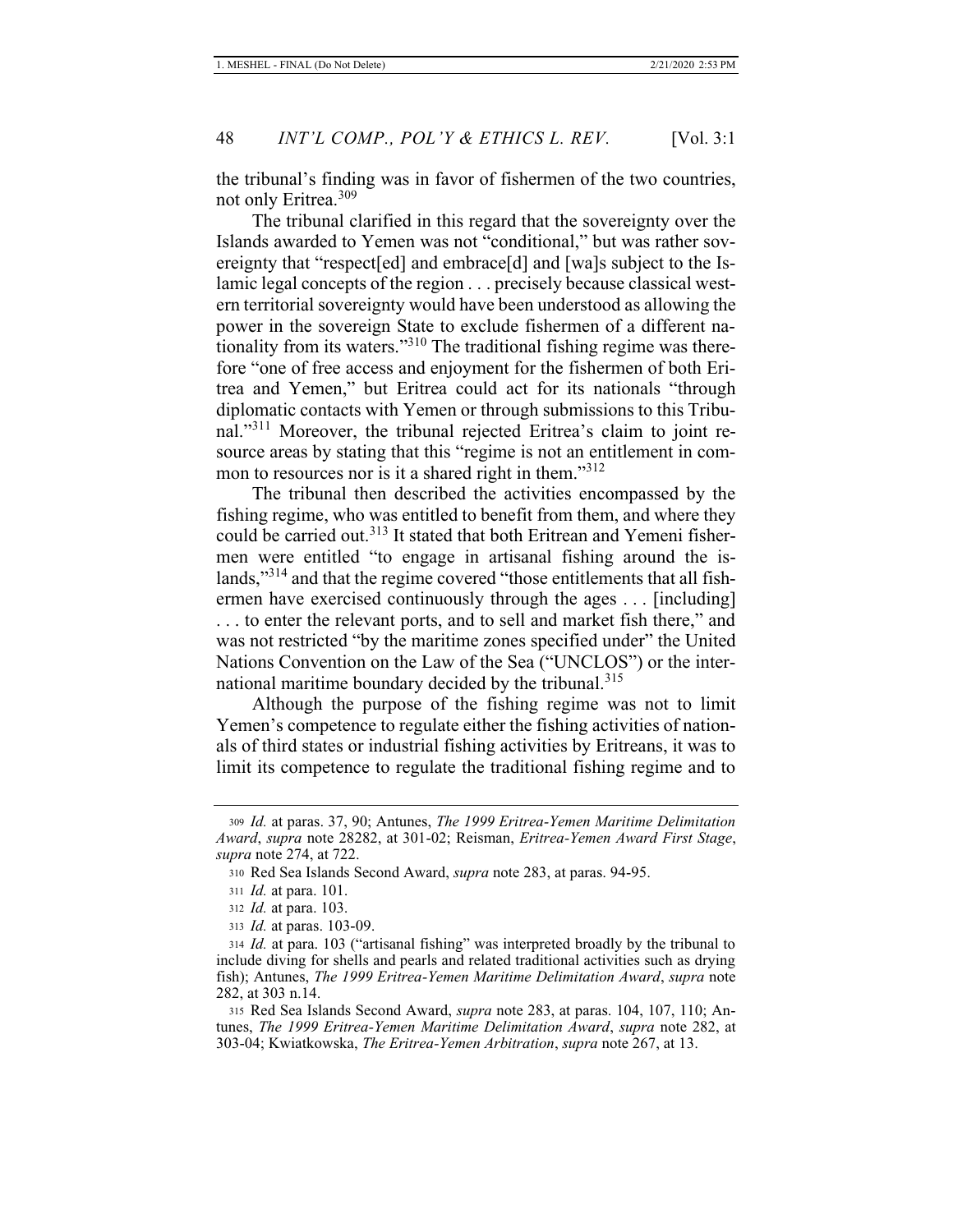the tribunal's finding was in favor of fishermen of the two countries, not only Eritrea.[309]

The tribunal clarified in this regard that the sovereignty over the Islands awarded to Yemen was not "conditional," but was rather sovereignty that "respect[ed] and embrace[d] and [wa]s subject to the Islamic legal concepts of the region . . . precisely because classical western territorial sovereignty would have been understood as allowing the power in the sovereign State to exclude fishermen of a different nationality from its waters."[310] The traditional fishing regime was therefore "one of free access and enjoyment for the fishermen of both Eritrea and Yemen," but Eritrea could act for its nationals "through diplomatic contacts with Yemen or through submissions to this Tribunal."[311] Moreover, the tribunal rejected Eritrea's claim to joint resource areas by stating that this "regime is not an entitlement in common to resources nor is it a shared right in them."[312]

The tribunal then described the activities encompassed by the fishing regime, who was entitled to benefit from them, and where they could be carried out.[313] It stated that both Eritrean and Yemeni fishermen were entitled "to engage in artisanal fishing around the islands,"[314] and that the regime covered "those entitlements that all fishermen have exercised continuously through the ages . . . [including] . . . to enter the relevant ports, and to sell and market fish there," and was not restricted "by the maritime zones specified under" the United Nations Convention on the Law of the Sea ("UNCLOS") or the international maritime boundary decided by the tribunal.[315]

Although the purpose of the fishing regime was not to limit Yemen's competence to regulate either the fishing activities of nationals of third states or industrial fishing activities by Eritreans, it was to limit its competence to regulate the traditional fishing regime and to

---

309 *Id.* at paras. 37, 90; Antunes, *The 1999 Eritrea-Yemen Maritime Delimitation Award*, *supra* note 28282, at 301-02; Reisman, *Eritrea-Yemen Award First Stage*, *supra* note 274, at 722.

310 Red Sea Islands Second Award, *supra* note 283, at paras. 94-95.

311 *Id.* at para. 101.

312 *Id.* at para. 103.

313 *Id.* at paras. 103-09.

314 *Id.* at para. 103 ("artisanal fishing" was interpreted broadly by the tribunal to include diving for shells and pearls and related traditional activities such as drying fish); Antunes, *The 1999 Eritrea-Yemen Maritime Delimitation Award*, *supra* note 282, at 303 n.14.

315 Red Sea Islands Second Award, *supra* note 283, at paras. 104, 107, 110; Antunes, *The 1999 Eritrea-Yemen Maritime Delimitation Award*, *supra* note 282, at 303-04; Kwiatkowska, *The Eritrea-Yemen Arbitration*, *supra* note 267, at 13.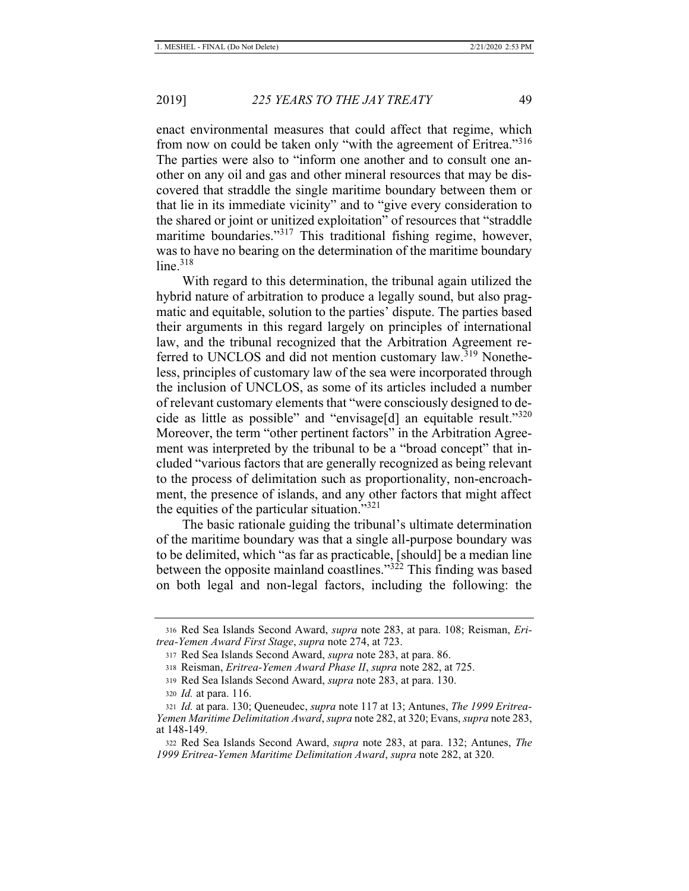enact environmental measures that could affect that regime, which from now on could be taken only "with the agreement of Eritrea."[316] The parties were also to "inform one another and to consult one another on any oil and gas and other mineral resources that may be discovered that straddle the single maritime boundary between them or that lie in its immediate vicinity" and to "give every consideration to the shared or joint or unitized exploitation" of resources that "straddle maritime boundaries."[317] This traditional fishing regime, however, was to have no bearing on the determination of the maritime boundary line.[318]

With regard to this determination, the tribunal again utilized the hybrid nature of arbitration to produce a legally sound, but also pragmatic and equitable, solution to the parties' dispute. The parties based their arguments in this regard largely on principles of international law, and the tribunal recognized that the Arbitration Agreement referred to UNCLOS and did not mention customary law.[319] Nonetheless, principles of customary law of the sea were incorporated through the inclusion of UNCLOS, as some of its articles included a number of relevant customary elements that "were consciously designed to decide as little as possible" and "envisage[d] an equitable result."[320] Moreover, the term "other pertinent factors" in the Arbitration Agreement was interpreted by the tribunal to be a "broad concept" that included "various factors that are generally recognized as being relevant to the process of delimitation such as proportionality, non-encroachment, the presence of islands, and any other factors that might affect the equities of the particular situation."[321]

The basic rationale guiding the tribunal's ultimate determination of the maritime boundary was that a single all-purpose boundary was to be delimited, which "as far as practicable, [should] be a median line between the opposite mainland coastlines."[322] This finding was based on both legal and non-legal factors, including the following: the

---

316 Red Sea Islands Second Award, *supra* note 283, at para. 108; Reisman, *Eritrea-Yemen Award First Stage*, *supra* note 274, at 723.

317 Red Sea Islands Second Award, *supra* note 283, at para. 86.

318 Reisman, *Eritrea-Yemen Award Phase II*, *supra* note 282, at 725.

319 Red Sea Islands Second Award, *supra* note 283, at para. 130.

320 *Id.* at para. 116.

321 *Id.* at para. 130; Queneudec, *supra* note 117 at 13; Antunes, *The 1999 Eritrea-Yemen Maritime Delimitation Award*, *supra* note 282, at 320; Evans, *supra* note 283, at 148-149.

322 Red Sea Islands Second Award, *supra* note 283, at para. 132; Antunes, *The 1999 Eritrea-Yemen Maritime Delimitation Award*, *supra* note 282, at 320.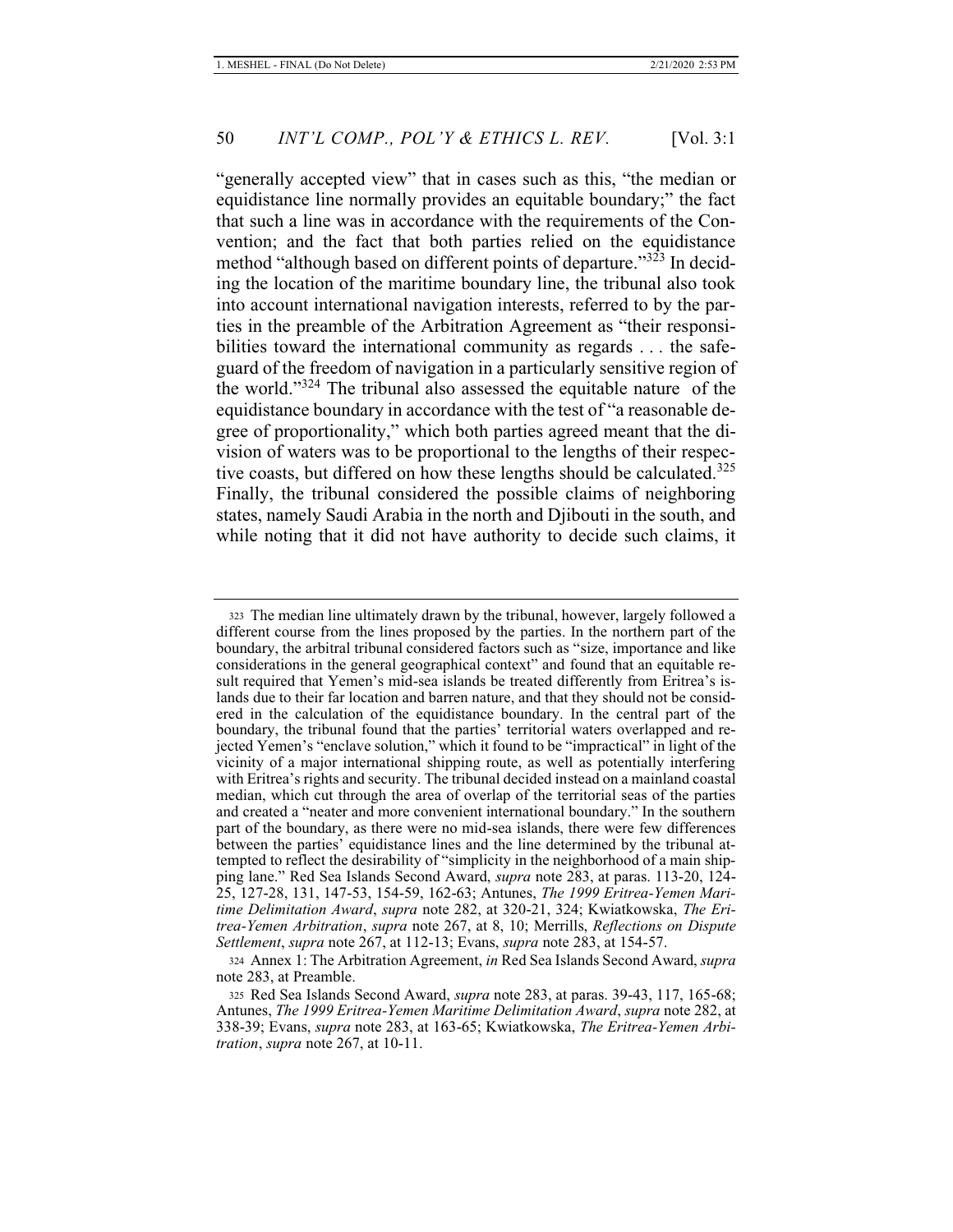"generally accepted view" that in cases such as this, "the median or equidistance line normally provides an equitable boundary;" the fact that such a line was in accordance with the requirements of the Convention; and the fact that both parties relied on the equidistance method "although based on different points of departure."[323] In deciding the location of the maritime boundary line, the tribunal also took into account international navigation interests, referred to by the parties in the preamble of the Arbitration Agreement as "their responsibilities toward the international community as regards . . . the safeguard of the freedom of navigation in a particularly sensitive region of the world."[324] The tribunal also assessed the equitable nature of the equidistance boundary in accordance with the test of "a reasonable degree of proportionality," which both parties agreed meant that the division of waters was to be proportional to the lengths of their respective coasts, but differed on how these lengths should be calculated.[325] Finally, the tribunal considered the possible claims of neighboring states, namely Saudi Arabia in the north and Djibouti in the south, and while noting that it did not have authority to decide such claims, it

---

323 The median line ultimately drawn by the tribunal, however, largely followed a different course from the lines proposed by the parties. In the northern part of the boundary, the arbitral tribunal considered factors such as "size, importance and like considerations in the general geographical context" and found that an equitable result required that Yemen's mid-sea islands be treated differently from Eritrea's islands due to their far location and barren nature, and that they should not be considered in the calculation of the equidistance boundary. In the central part of the boundary, the tribunal found that the parties' territorial waters overlapped and rejected Yemen's "enclave solution," which it found to be "impractical" in light of the vicinity of a major international shipping route, as well as potentially interfering with Eritrea's rights and security. The tribunal decided instead on a mainland coastal median, which cut through the area of overlap of the territorial seas of the parties and created a "neater and more convenient international boundary." In the southern part of the boundary, as there were no mid-sea islands, there were few differences between the parties' equidistance lines and the line determined by the tribunal attempted to reflect the desirability of "simplicity in the neighborhood of a main shipping lane." Red Sea Islands Second Award, *supra* note 283, at paras. 113-20, 124-25, 127-28, 131, 147-53, 154-59, 162-63; Antunes, *The 1999 Eritrea-Yemen Maritime Delimitation Award*, *supra* note 282, at 320-21, 324; Kwiatkowska, *The Eritrea-Yemen Arbitration*, *supra* note 267, at 112-13; Merrills, *Reflections on Dispute Settlement*, *supra* note 267, at 8, 10; Evans, *supra* note 283, at 154-57.

324 Annex 1: The Arbitration Agreement, *in* Red Sea Islands Second Award, *supra* note 283, at Preamble.

325 Red Sea Islands Second Award, *supra* note 283, at paras. 39-43, 117, 165-68; Antunes, *The 1999 Eritrea-Yemen Maritime Delimitation Award*, *supra* note 282, at 338-39; Evans, *supra* note 283, at 163-65; Kwiatkowska, *The Eritrea-Yemen Arbitration*, *supra* note 267, at 10-11.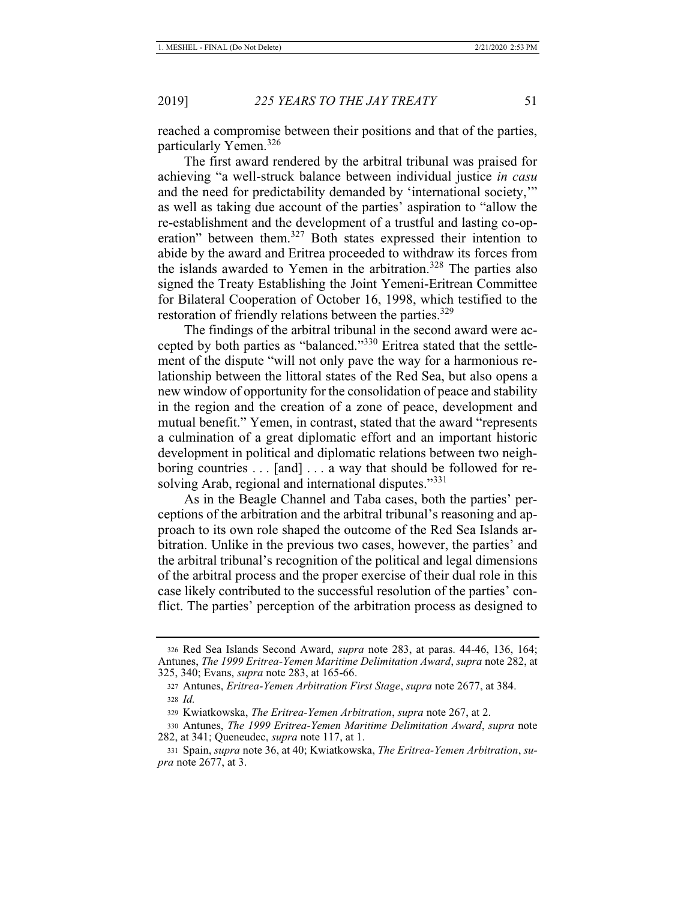reached a compromise between their positions and that of the parties, particularly Yemen.[326]

The first award rendered by the arbitral tribunal was praised for achieving "a well-struck balance between individual justice *in casu* and the need for predictability demanded by 'international society,'" as well as taking due account of the parties' aspiration to "allow the re-establishment and the development of a trustful and lasting co-operation" between them.[327] Both states expressed their intention to abide by the award and Eritrea proceeded to withdraw its forces from the islands awarded to Yemen in the arbitration.[328] The parties also signed the Treaty Establishing the Joint Yemeni-Eritrean Committee for Bilateral Cooperation of October 16, 1998, which testified to the restoration of friendly relations between the parties.[329]

The findings of the arbitral tribunal in the second award were accepted by both parties as "balanced."[330] Eritrea stated that the settlement of the dispute "will not only pave the way for a harmonious relationship between the littoral states of the Red Sea, but also opens a new window of opportunity for the consolidation of peace and stability in the region and the creation of a zone of peace, development and mutual benefit." Yemen, in contrast, stated that the award "represents a culmination of a great diplomatic effort and an important historic development in political and diplomatic relations between two neighboring countries . . . [and] . . . a way that should be followed for resolving Arab, regional and international disputes."[331]

As in the Beagle Channel and Taba cases, both the parties' perceptions of the arbitration and the arbitral tribunal's reasoning and approach to its own role shaped the outcome of the Red Sea Islands arbitration. Unlike in the previous two cases, however, the parties' and the arbitral tribunal's recognition of the political and legal dimensions of the arbitral process and the proper exercise of their dual role in this case likely contributed to the successful resolution of the parties' conflict. The parties' perception of the arbitration process as designed to

---

326 Red Sea Islands Second Award, *supra* note 283, at paras. 44-46, 136, 164; Antunes, *The 1999 Eritrea-Yemen Maritime Delimitation Award*, *supra* note 282, at 325, 340; Evans, *supra* note 283, at 165-66.

327 Antunes, *Eritrea-Yemen Arbitration First Stage*, *supra* note 2677, at 384.

328 *Id.*

329 Kwiatkowska, *The Eritrea-Yemen Arbitration*, *supra* note 267, at 2.

330 Antunes, *The 1999 Eritrea-Yemen Maritime Delimitation Award*, *supra* note 282, at 341; Queneudec, *supra* note 117, at 1.

331 Spain, *supra* note 36, at 40; Kwiatkowska, *The Eritrea-Yemen Arbitration*, *supra* note 2677, at 3.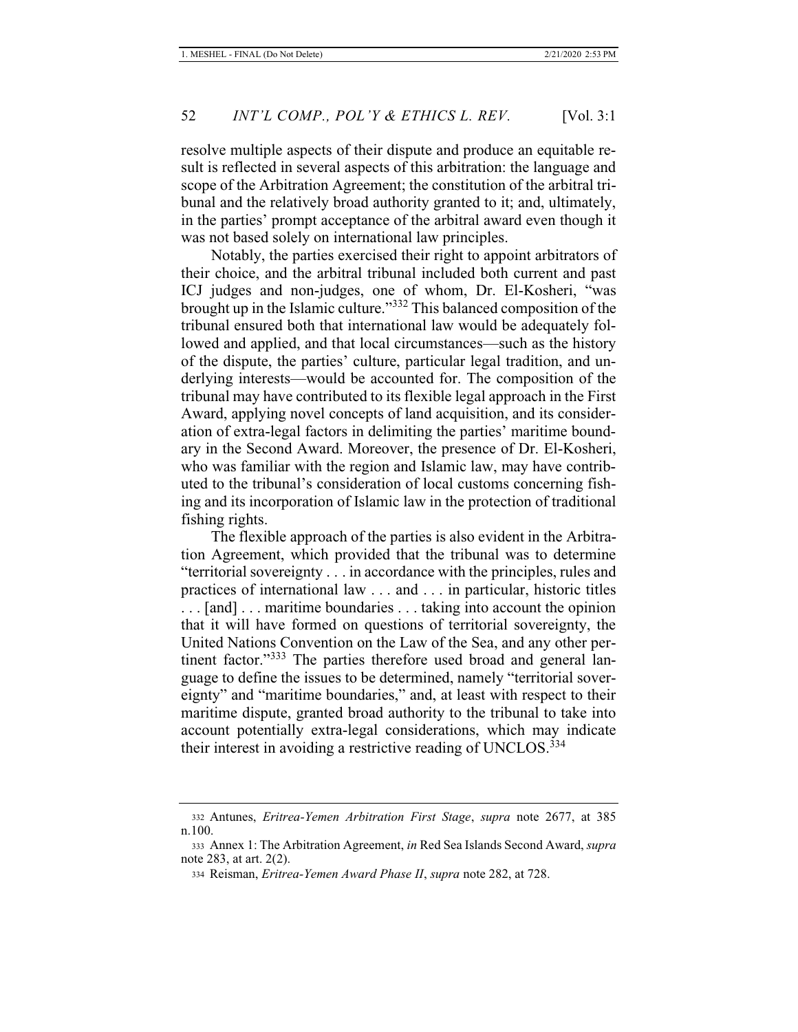resolve multiple aspects of their dispute and produce an equitable result is reflected in several aspects of this arbitration: the language and scope of the Arbitration Agreement; the constitution of the arbitral tribunal and the relatively broad authority granted to it; and, ultimately, in the parties' prompt acceptance of the arbitral award even though it was not based solely on international law principles.

Notably, the parties exercised their right to appoint arbitrators of their choice, and the arbitral tribunal included both current and past ICJ judges and non-judges, one of whom, Dr. El-Kosheri, "was brought up in the Islamic culture."[332] This balanced composition of the tribunal ensured both that international law would be adequately followed and applied, and that local circumstances—such as the history of the dispute, the parties' culture, particular legal tradition, and underlying interests—would be accounted for. The composition of the tribunal may have contributed to its flexible legal approach in the First Award, applying novel concepts of land acquisition, and its consideration of extra-legal factors in delimiting the parties' maritime boundary in the Second Award. Moreover, the presence of Dr. El-Kosheri, who was familiar with the region and Islamic law, may have contributed to the tribunal's consideration of local customs concerning fishing and its incorporation of Islamic law in the protection of traditional fishing rights.

The flexible approach of the parties is also evident in the Arbitration Agreement, which provided that the tribunal was to determine "territorial sovereignty . . . in accordance with the principles, rules and practices of international law . . . and . . . in particular, historic titles . . . [and] . . . maritime boundaries . . . taking into account the opinion that it will have formed on questions of territorial sovereignty, the United Nations Convention on the Law of the Sea, and any other pertinent factor."[333] The parties therefore used broad and general language to define the issues to be determined, namely "territorial sovereignty" and "maritime boundaries," and, at least with respect to their maritime dispute, granted broad authority to the tribunal to take into account potentially extra-legal considerations, which may indicate their interest in avoiding a restrictive reading of UNCLOS.[334]

---

332 Antunes, *Eritrea-Yemen Arbitration First Stage*, *supra* note 2677, at 385 n.100.

333 Annex 1: The Arbitration Agreement, *in* Red Sea Islands Second Award, *supra* note 283, at art. 2(2).

334 Reisman, *Eritrea-Yemen Award Phase II*, *supra* note 282, at 728.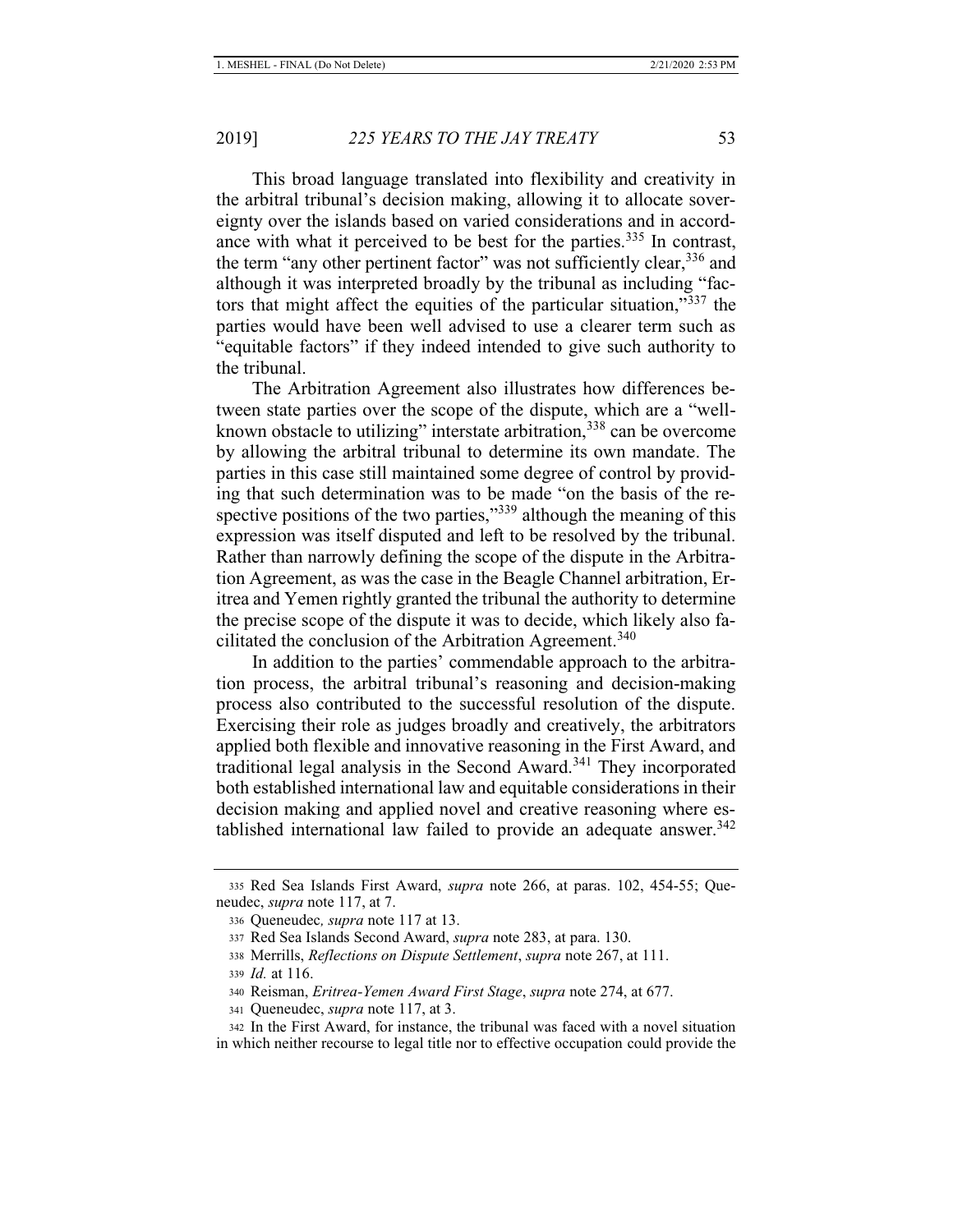This broad language translated into flexibility and creativity in the arbitral tribunal's decision making, allowing it to allocate sovereignty over the islands based on varied considerations and in accordance with what it perceived to be best for the parties.[335] In contrast, the term "any other pertinent factor" was not sufficiently clear,[336] and although it was interpreted broadly by the tribunal as including "factors that might affect the equities of the particular situation,"[337] the parties would have been well advised to use a clearer term such as "equitable factors" if they indeed intended to give such authority to the tribunal.

The Arbitration Agreement also illustrates how differences between state parties over the scope of the dispute, which are a "well-known obstacle to utilizing" interstate arbitration,[338] can be overcome by allowing the arbitral tribunal to determine its own mandate. The parties in this case still maintained some degree of control by providing that such determination was to be made "on the basis of the respective positions of the two parties,"[339] although the meaning of this expression was itself disputed and left to be resolved by the tribunal. Rather than narrowly defining the scope of the dispute in the Arbitration Agreement, as was the case in the Beagle Channel arbitration, Eritrea and Yemen rightly granted the tribunal the authority to determine the precise scope of the dispute it was to decide, which likely also facilitated the conclusion of the Arbitration Agreement.[340]

In addition to the parties' commendable approach to the arbitration process, the arbitral tribunal's reasoning and decision-making process also contributed to the successful resolution of the dispute. Exercising their role as judges broadly and creatively, the arbitrators applied both flexible and innovative reasoning in the First Award, and traditional legal analysis in the Second Award.[341] They incorporated both established international law and equitable considerations in their decision making and applied novel and creative reasoning where established international law failed to provide an adequate answer.[342]

---

335 Red Sea Islands First Award, *supra* note 266, at paras. 102, 454-55; Queneudec, *supra* note 117, at 7.

336 Queneudec*, supra* note 117 at 13.

337 Red Sea Islands Second Award, *supra* note 283, at para. 130.

338 Merrills, *Reflections on Dispute Settlement*, *supra* note 267, at 111.

339 *Id.* at 116.

340 Reisman, *Eritrea-Yemen Award First Stage*, *supra* note 274, at 677.

341 Queneudec, *supra* note 117, at 3.

342 In the First Award, for instance, the tribunal was faced with a novel situation in which neither recourse to legal title nor to effective occupation could provide the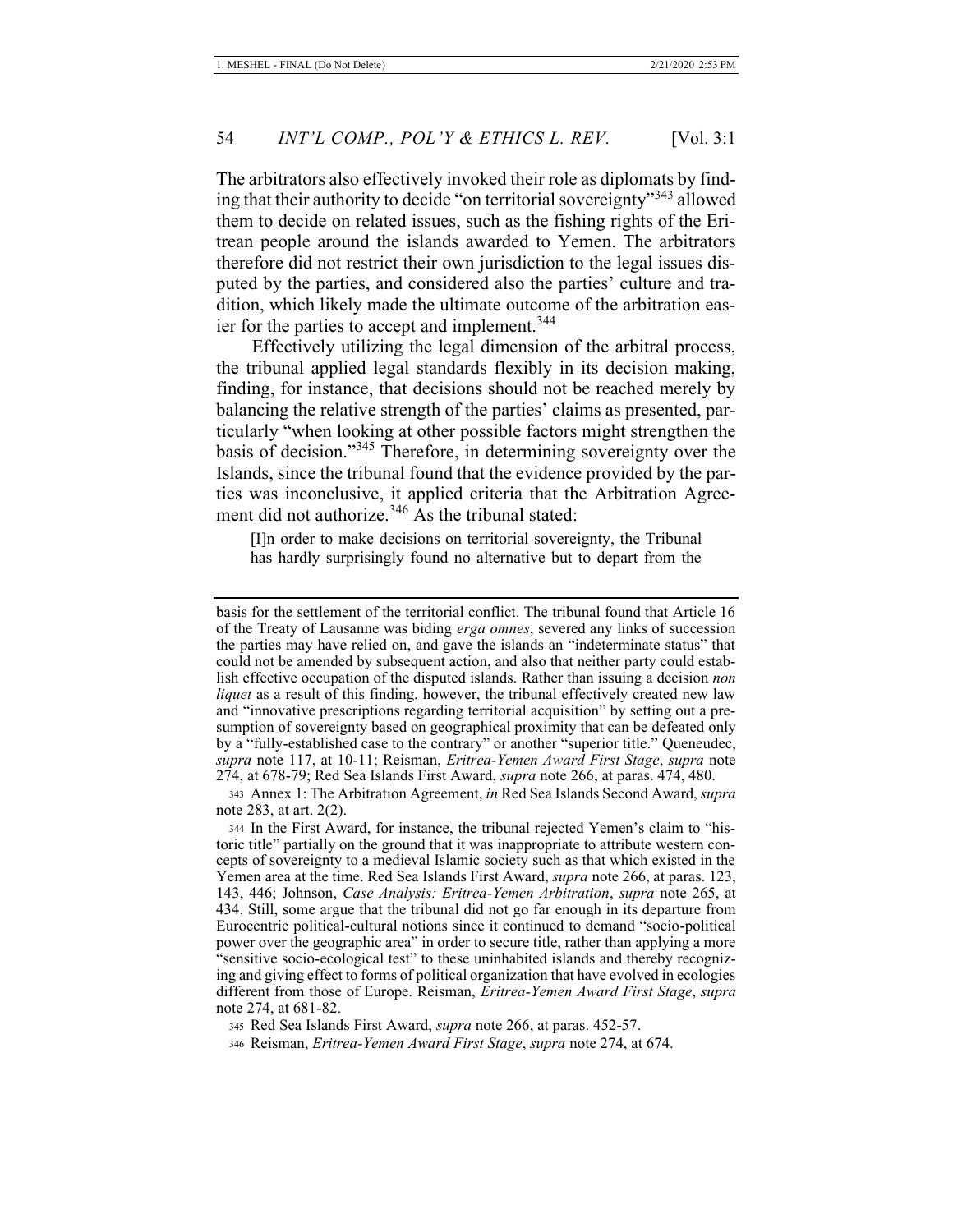The arbitrators also effectively invoked their role as diplomats by finding that their authority to decide "on territorial sovereignty"[343] allowed them to decide on related issues, such as the fishing rights of the Eritrean people around the islands awarded to Yemen. The arbitrators therefore did not restrict their own jurisdiction to the legal issues disputed by the parties, and considered also the parties' culture and tradition, which likely made the ultimate outcome of the arbitration easier for the parties to accept and implement.[344]

Effectively utilizing the legal dimension of the arbitral process, the tribunal applied legal standards flexibly in its decision making, finding, for instance, that decisions should not be reached merely by balancing the relative strength of the parties' claims as presented, particularly "when looking at other possible factors might strengthen the basis of decision."[345] Therefore, in determining sovereignty over the Islands, since the tribunal found that the evidence provided by the parties was inconclusive, it applied criteria that the Arbitration Agreement did not authorize.[346] As the tribunal stated:

> [I]n order to make decisions on territorial sovereignty, the Tribunal has hardly surprisingly found no alternative but to depart from the

---

basis for the settlement of the territorial conflict. The tribunal found that Article 16 of the Treaty of Lausanne was biding *erga omnes*, severed any links of succession the parties may have relied on, and gave the islands an "indeterminate status" that could not be amended by subsequent action, and also that neither party could establish effective occupation of the disputed islands. Rather than issuing a decision *non liquet* as a result of this finding, however, the tribunal effectively created new law and "innovative prescriptions regarding territorial acquisition" by setting out a presumption of sovereignty based on geographical proximity that can be defeated only by a "fully-established case to the contrary" or another "superior title." Queneudec, *supra* note 117, at 10-11; Reisman, *Eritrea-Yemen Award First Stage*, *supra* note 274, at 678-79; Red Sea Islands First Award, *supra* note 266, at paras. 474, 480.

343 Annex 1: The Arbitration Agreement, *in* Red Sea Islands Second Award, *supra* note 283, at art. 2(2).

344 In the First Award, for instance, the tribunal rejected Yemen's claim to "historic title" partially on the ground that it was inappropriate to attribute western concepts of sovereignty to a medieval Islamic society such as that which existed in the Yemen area at the time. Red Sea Islands First Award, *supra* note 266, at paras. 123, 143, 446; Johnson, *Case Analysis: Eritrea-Yemen Arbitration*, *supra* note 265, at 434. Still, some argue that the tribunal did not go far enough in its departure from Eurocentric political-cultural notions since it continued to demand "socio-political power over the geographic area" in order to secure title, rather than applying a more "sensitive socio-ecological test" to these uninhabited islands and thereby recognizing and giving effect to forms of political organization that have evolved in ecologies different from those of Europe. Reisman, *Eritrea-Yemen Award First Stage*, *supra* note 274, at 681-82.

345 Red Sea Islands First Award, *supra* note 266, at paras. 452-57.

346 Reisman, *Eritrea-Yemen Award First Stage*, *supra* note 274, at 674.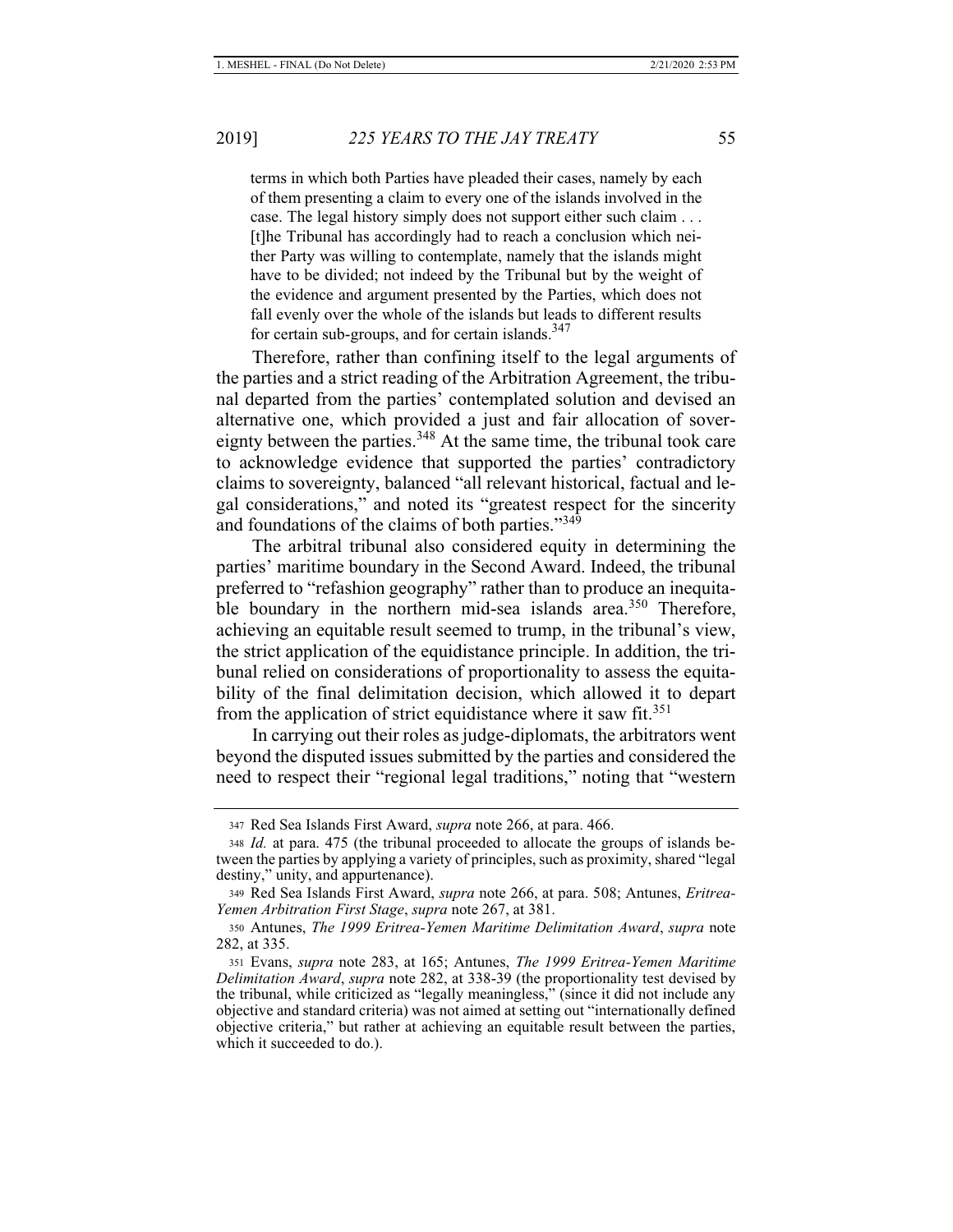> terms in which both Parties have pleaded their cases, namely by each of them presenting a claim to every one of the islands involved in the case. The legal history simply does not support either such claim . . . [t]he Tribunal has accordingly had to reach a conclusion which neither Party was willing to contemplate, namely that the islands might have to be divided; not indeed by the Tribunal but by the weight of the evidence and argument presented by the Parties, which does not fall evenly over the whole of the islands but leads to different results for certain sub-groups, and for certain islands.[347]

Therefore, rather than confining itself to the legal arguments of the parties and a strict reading of the Arbitration Agreement, the tribunal departed from the parties' contemplated solution and devised an alternative one, which provided a just and fair allocation of sovereignty between the parties.[348] At the same time, the tribunal took care to acknowledge evidence that supported the parties' contradictory claims to sovereignty, balanced "all relevant historical, factual and legal considerations," and noted its "greatest respect for the sincerity and foundations of the claims of both parties."[349]

The arbitral tribunal also considered equity in determining the parties' maritime boundary in the Second Award. Indeed, the tribunal preferred to "refashion geography" rather than to produce an inequitable boundary in the northern mid-sea islands area.[350] Therefore, achieving an equitable result seemed to trump, in the tribunal's view, the strict application of the equidistance principle. In addition, the tribunal relied on considerations of proportionality to assess the equitability of the final delimitation decision, which allowed it to depart from the application of strict equidistance where it saw fit.[351]

In carrying out their roles as judge-diplomats, the arbitrators went beyond the disputed issues submitted by the parties and considered the need to respect their "regional legal traditions," noting that "western

---

347 Red Sea Islands First Award, *supra* note 266, at para. 466.

348 *Id.* at para. 475 (the tribunal proceeded to allocate the groups of islands between the parties by applying a variety of principles, such as proximity, shared "legal destiny," unity, and appurtenance).

349 Red Sea Islands First Award, *supra* note 266, at para. 508; Antunes, *Eritrea-Yemen Arbitration First Stage*, *supra* note 267, at 381.

350 Antunes, *The 1999 Eritrea-Yemen Maritime Delimitation Award*, *supra* note 282, at 335.

351 Evans, *supra* note 283, at 165; Antunes, *The 1999 Eritrea-Yemen Maritime Delimitation Award*, *supra* note 282, at 338-39 (the proportionality test devised by the tribunal, while criticized as "legally meaningless," (since it did not include any objective and standard criteria) was not aimed at setting out "internationally defined objective criteria," but rather at achieving an equitable result between the parties, which it succeeded to do.).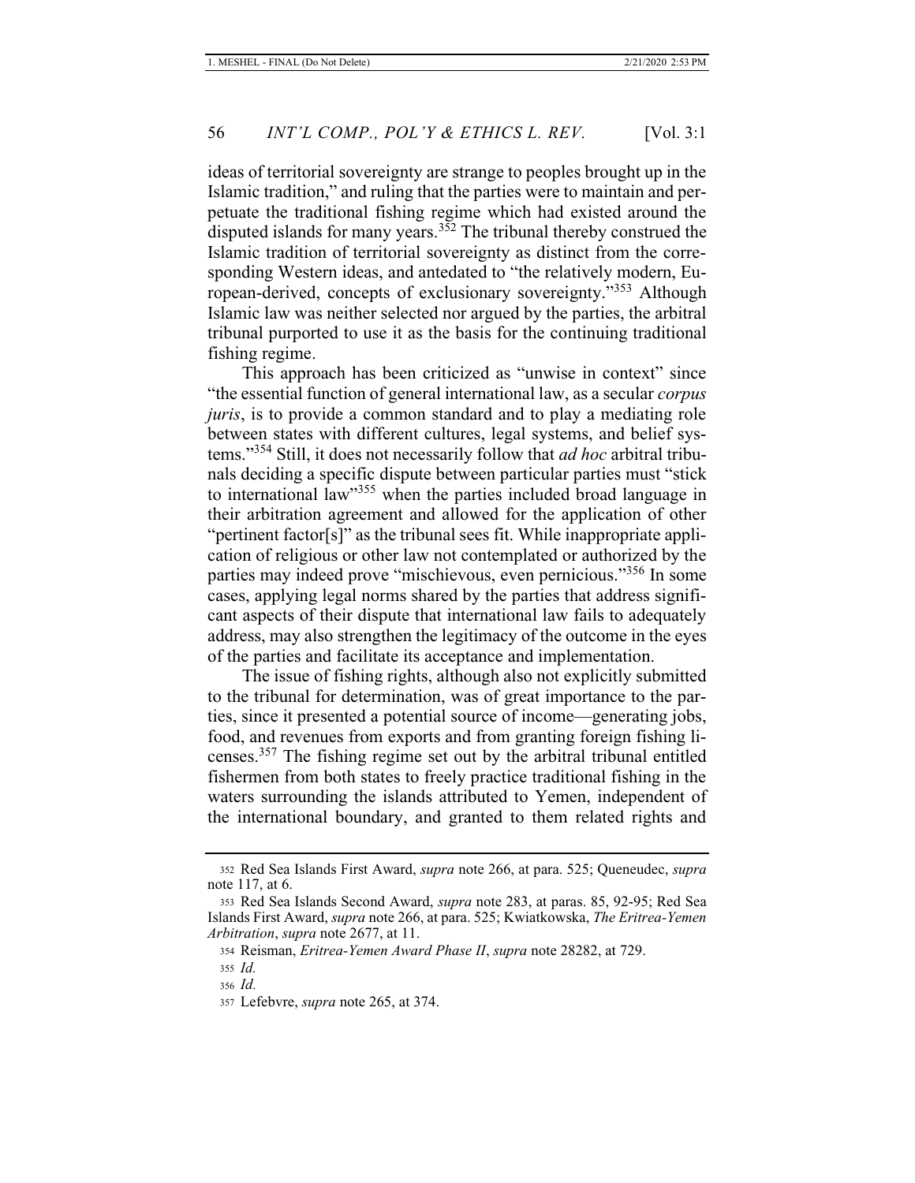ideas of territorial sovereignty are strange to peoples brought up in the Islamic tradition," and ruling that the parties were to maintain and perpetuate the traditional fishing regime which had existed around the disputed islands for many years.[352] The tribunal thereby construed the Islamic tradition of territorial sovereignty as distinct from the corresponding Western ideas, and antedated to "the relatively modern, European-derived, concepts of exclusionary sovereignty."[353] Although Islamic law was neither selected nor argued by the parties, the arbitral tribunal purported to use it as the basis for the continuing traditional fishing regime.

This approach has been criticized as "unwise in context" since "the essential function of general international law, as a secular *corpus juris*, is to provide a common standard and to play a mediating role between states with different cultures, legal systems, and belief systems."[354] Still, it does not necessarily follow that *ad hoc* arbitral tribunals deciding a specific dispute between particular parties must "stick to international law"[355] when the parties included broad language in their arbitration agreement and allowed for the application of other "pertinent factor[s]" as the tribunal sees fit. While inappropriate application of religious or other law not contemplated or authorized by the parties may indeed prove "mischievous, even pernicious."[356] In some cases, applying legal norms shared by the parties that address significant aspects of their dispute that international law fails to adequately address, may also strengthen the legitimacy of the outcome in the eyes of the parties and facilitate its acceptance and implementation.

The issue of fishing rights, although also not explicitly submitted to the tribunal for determination, was of great importance to the parties, since it presented a potential source of income—generating jobs, food, and revenues from exports and from granting foreign fishing licenses.[357] The fishing regime set out by the arbitral tribunal entitled fishermen from both states to freely practice traditional fishing in the waters surrounding the islands attributed to Yemen, independent of the international boundary, and granted to them related rights and

---

352 Red Sea Islands First Award, *supra* note 266, at para. 525; Queneudec, *supra* note 117, at 6.

353 Red Sea Islands Second Award, *supra* note 283, at paras. 85, 92-95; Red Sea Islands First Award, *supra* note 266, at para. 525; Kwiatkowska, *The Eritrea-Yemen Arbitration*, *supra* note 2677, at 11.

354 Reisman, *Eritrea-Yemen Award Phase II*, *supra* note 28282, at 729.

355 *Id.*

356 *Id.*

357 Lefebvre, *supra* note 265, at 374.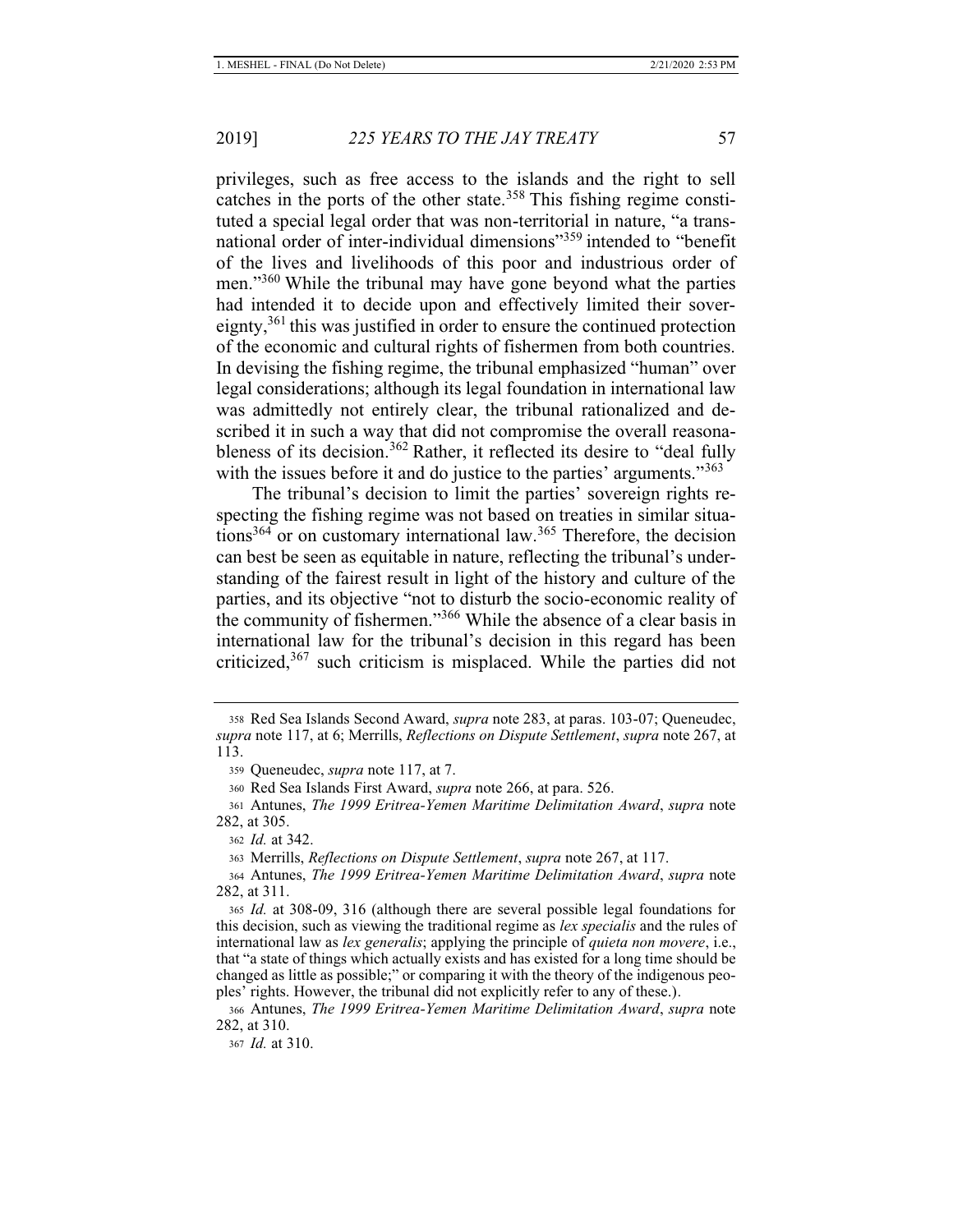privileges, such as free access to the islands and the right to sell catches in the ports of the other state.[358] This fishing regime constituted a special legal order that was non-territorial in nature, "a transnational order of inter-individual dimensions"[359] intended to "benefit of the lives and livelihoods of this poor and industrious order of men."[360] While the tribunal may have gone beyond what the parties had intended it to decide upon and effectively limited their sovereignty,[361] this was justified in order to ensure the continued protection of the economic and cultural rights of fishermen from both countries. In devising the fishing regime, the tribunal emphasized "human" over legal considerations; although its legal foundation in international law was admittedly not entirely clear, the tribunal rationalized and described it in such a way that did not compromise the overall reasonableness of its decision.[362] Rather, it reflected its desire to "deal fully with the issues before it and do justice to the parties' arguments."[363]

The tribunal's decision to limit the parties' sovereign rights respecting the fishing regime was not based on treaties in similar situations[364] or on customary international law.[365] Therefore, the decision can best be seen as equitable in nature, reflecting the tribunal's understanding of the fairest result in light of the history and culture of the parties, and its objective "not to disturb the socio-economic reality of the community of fishermen."[366] While the absence of a clear basis in international law for the tribunal's decision in this regard has been criticized,[367] such criticism is misplaced. While the parties did not

---

358 Red Sea Islands Second Award, *supra* note 283, at paras. 103-07; Queneudec, *supra* note 117, at 6; Merrills, *Reflections on Dispute Settlement*, *supra* note 267, at 113.

359 Queneudec, *supra* note 117, at 7.

360 Red Sea Islands First Award, *supra* note 266, at para. 526.

361 Antunes, *The 1999 Eritrea-Yemen Maritime Delimitation Award*, *supra* note 282, at 305.

362 *Id.* at 342.

363 Merrills, *Reflections on Dispute Settlement*, *supra* note 267, at 117.

364 Antunes, *The 1999 Eritrea-Yemen Maritime Delimitation Award*, *supra* note 282, at 311.

365 *Id.* at 308-09, 316 (although there are several possible legal foundations for this decision, such as viewing the traditional regime as *lex specialis* and the rules of international law as *lex generalis*; applying the principle of *quieta non movere*, i.e., that "a state of things which actually exists and has existed for a long time should be changed as little as possible;" or comparing it with the theory of the indigenous peoples' rights. However, the tribunal did not explicitly refer to any of these.).

366 Antunes, *The 1999 Eritrea-Yemen Maritime Delimitation Award*, *supra* note 282, at 310.

367 *Id.* at 310.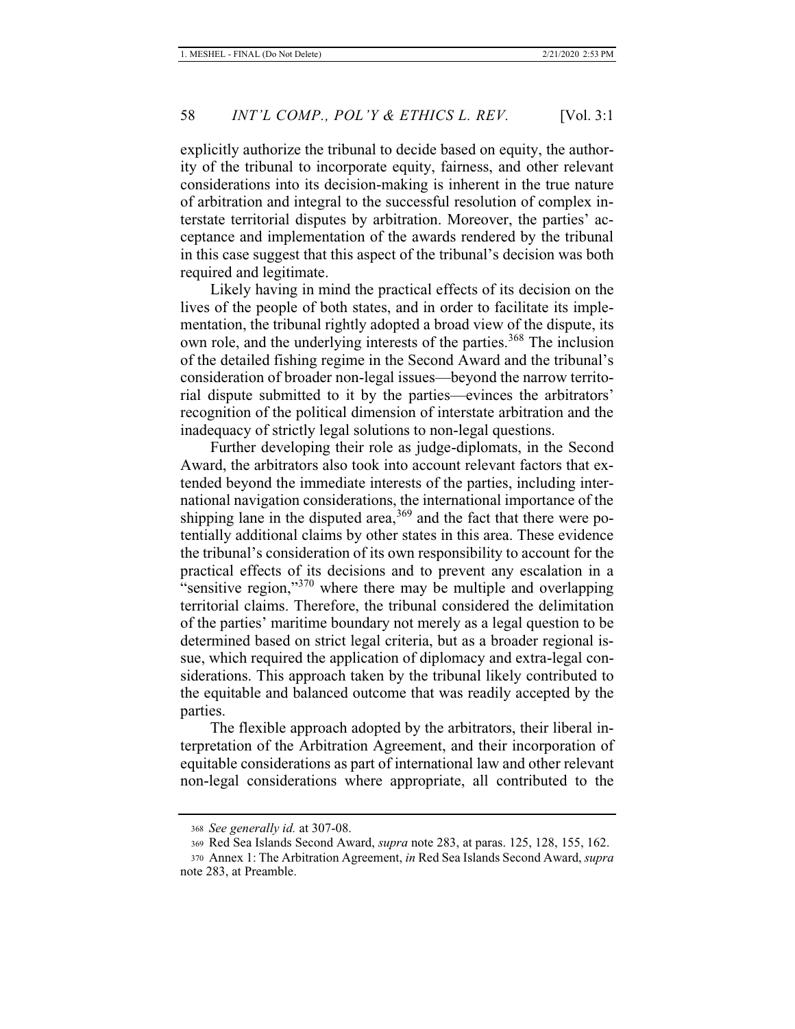explicitly authorize the tribunal to decide based on equity, the authority of the tribunal to incorporate equity, fairness, and other relevant considerations into its decision-making is inherent in the true nature of arbitration and integral to the successful resolution of complex interstate territorial disputes by arbitration. Moreover, the parties' acceptance and implementation of the awards rendered by the tribunal in this case suggest that this aspect of the tribunal's decision was both required and legitimate.

Likely having in mind the practical effects of its decision on the lives of the people of both states, and in order to facilitate its implementation, the tribunal rightly adopted a broad view of the dispute, its own role, and the underlying interests of the parties.[368] The inclusion of the detailed fishing regime in the Second Award and the tribunal's consideration of broader non-legal issues—beyond the narrow territorial dispute submitted to it by the parties—evinces the arbitrators' recognition of the political dimension of interstate arbitration and the inadequacy of strictly legal solutions to non-legal questions.

Further developing their role as judge-diplomats, in the Second Award, the arbitrators also took into account relevant factors that extended beyond the immediate interests of the parties, including international navigation considerations, the international importance of the shipping lane in the disputed area,[369] and the fact that there were potentially additional claims by other states in this area. These evidence the tribunal's consideration of its own responsibility to account for the practical effects of its decisions and to prevent any escalation in a "sensitive region,"[370] where there may be multiple and overlapping territorial claims. Therefore, the tribunal considered the delimitation of the parties' maritime boundary not merely as a legal question to be determined based on strict legal criteria, but as a broader regional issue, which required the application of diplomacy and extra-legal considerations. This approach taken by the tribunal likely contributed to the equitable and balanced outcome that was readily accepted by the parties.

The flexible approach adopted by the arbitrators, their liberal interpretation of the Arbitration Agreement, and their incorporation of equitable considerations as part of international law and other relevant non-legal considerations where appropriate, all contributed to the

---

368 *See generally id.* at 307-08.

369 Red Sea Islands Second Award, *supra* note 283, at paras. 125, 128, 155, 162.

370 Annex 1: The Arbitration Agreement, *in* Red Sea Islands Second Award, *supra* note 283, at Preamble.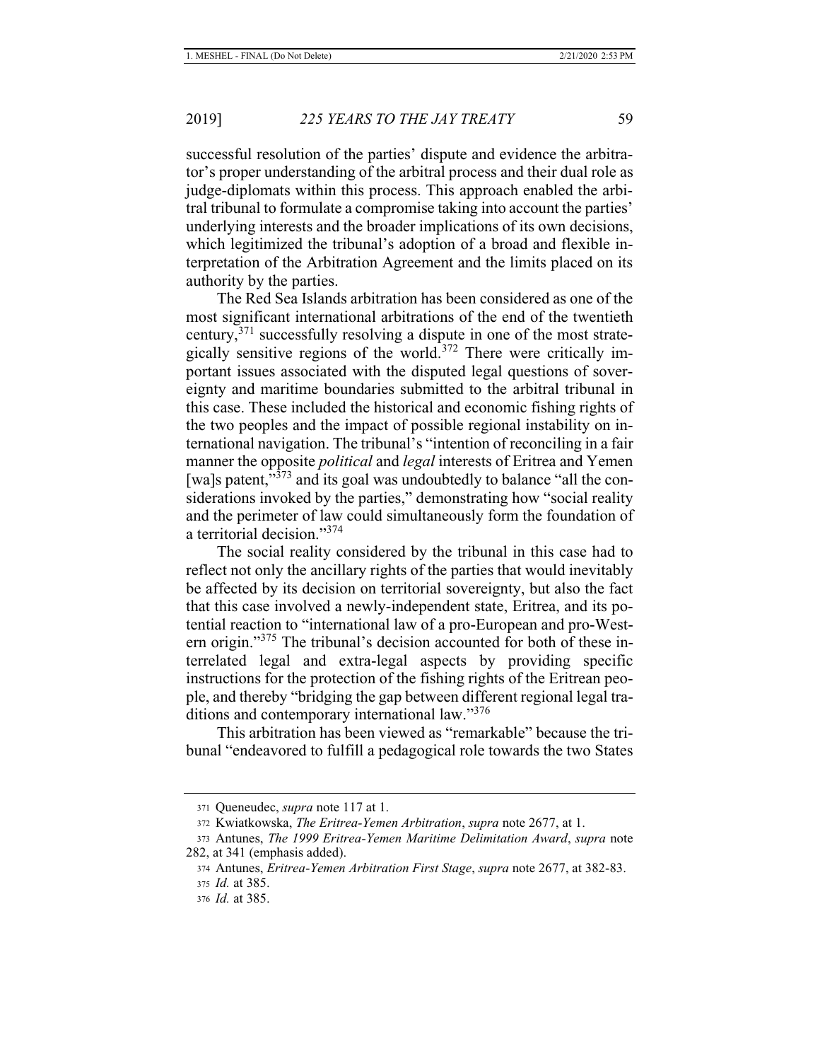successful resolution of the parties' dispute and evidence the arbitrator's proper understanding of the arbitral process and their dual role as judge-diplomats within this process. This approach enabled the arbitral tribunal to formulate a compromise taking into account the parties' underlying interests and the broader implications of its own decisions, which legitimized the tribunal's adoption of a broad and flexible interpretation of the Arbitration Agreement and the limits placed on its authority by the parties.

The Red Sea Islands arbitration has been considered as one of the most significant international arbitrations of the end of the twentieth century,[371] successfully resolving a dispute in one of the most strategically sensitive regions of the world.[372] There were critically important issues associated with the disputed legal questions of sovereignty and maritime boundaries submitted to the arbitral tribunal in this case. These included the historical and economic fishing rights of the two peoples and the impact of possible regional instability on international navigation. The tribunal's "intention of reconciling in a fair manner the opposite *political* and *legal* interests of Eritrea and Yemen [wa]s patent,"[373] and its goal was undoubtedly to balance "all the considerations invoked by the parties," demonstrating how "social reality and the perimeter of law could simultaneously form the foundation of a territorial decision."[374]

The social reality considered by the tribunal in this case had to reflect not only the ancillary rights of the parties that would inevitably be affected by its decision on territorial sovereignty, but also the fact that this case involved a newly-independent state, Eritrea, and its potential reaction to "international law of a pro-European and pro-Western origin."[375] The tribunal's decision accounted for both of these interrelated legal and extra-legal aspects by providing specific instructions for the protection of the fishing rights of the Eritrean people, and thereby "bridging the gap between different regional legal traditions and contemporary international law."[376]

This arbitration has been viewed as "remarkable" because the tribunal "endeavored to fulfill a pedagogical role towards the two States

---

371 Queneudec, *supra* note 117 at 1.

372 Kwiatkowska, *The Eritrea-Yemen Arbitration*, *supra* note 2677, at 1.

373 Antunes, *The 1999 Eritrea-Yemen Maritime Delimitation Award*, *supra* note 282, at 341 (emphasis added).

374 Antunes, *Eritrea-Yemen Arbitration First Stage*, *supra* note 2677, at 382-83.

375 *Id.* at 385.

376 *Id.* at 385.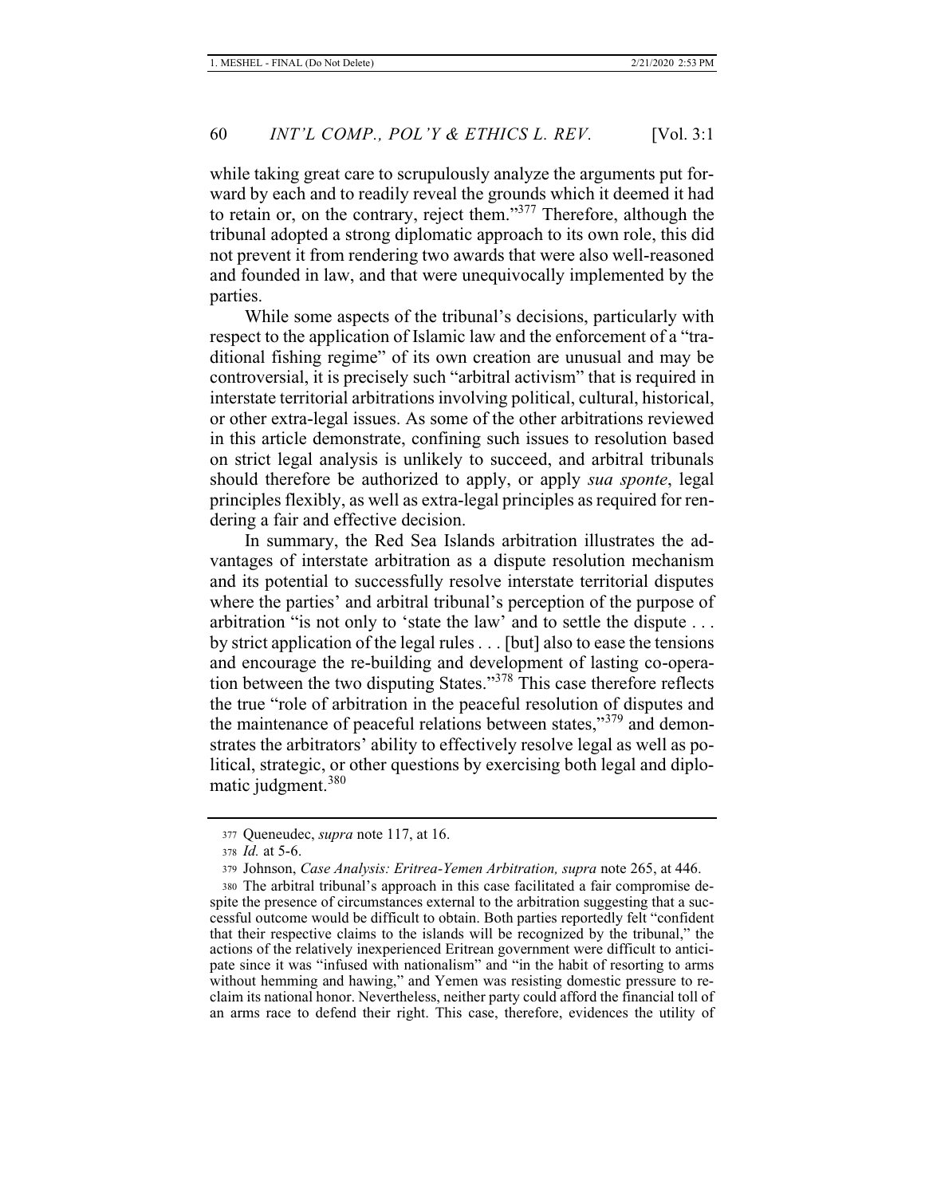while taking great care to scrupulously analyze the arguments put forward by each and to readily reveal the grounds which it deemed it had to retain or, on the contrary, reject them."[377] Therefore, although the tribunal adopted a strong diplomatic approach to its own role, this did not prevent it from rendering two awards that were also well-reasoned and founded in law, and that were unequivocally implemented by the parties.

While some aspects of the tribunal's decisions, particularly with respect to the application of Islamic law and the enforcement of a "traditional fishing regime" of its own creation are unusual and may be controversial, it is precisely such "arbitral activism" that is required in interstate territorial arbitrations involving political, cultural, historical, or other extra-legal issues. As some of the other arbitrations reviewed in this article demonstrate, confining such issues to resolution based on strict legal analysis is unlikely to succeed, and arbitral tribunals should therefore be authorized to apply, or apply *sua sponte*, legal principles flexibly, as well as extra-legal principles as required for rendering a fair and effective decision.

In summary, the Red Sea Islands arbitration illustrates the advantages of interstate arbitration as a dispute resolution mechanism and its potential to successfully resolve interstate territorial disputes where the parties' and arbitral tribunal's perception of the purpose of arbitration "is not only to 'state the law' and to settle the dispute . . . by strict application of the legal rules . . . [but] also to ease the tensions and encourage the re-building and development of lasting co-operation between the two disputing States."[378] This case therefore reflects the true "role of arbitration in the peaceful resolution of disputes and the maintenance of peaceful relations between states,"[379] and demonstrates the arbitrators' ability to effectively resolve legal as well as political, strategic, or other questions by exercising both legal and diplomatic judgment.[380]

---

377 Queneudec, *supra* note 117, at 16.

378 *Id.* at 5-6.

379 Johnson, *Case Analysis: Eritrea-Yemen Arbitration, supra* note 265, at 446.

380 The arbitral tribunal's approach in this case facilitated a fair compromise despite the presence of circumstances external to the arbitration suggesting that a successful outcome would be difficult to obtain. Both parties reportedly felt "confident that their respective claims to the islands will be recognized by the tribunal," the actions of the relatively inexperienced Eritrean government were difficult to anticipate since it was "infused with nationalism" and "in the habit of resorting to arms without hemming and hawing," and Yemen was resisting domestic pressure to reclaim its national honor. Nevertheless, neither party could afford the financial toll of an arms race to defend their right. This case, therefore, evidences the utility of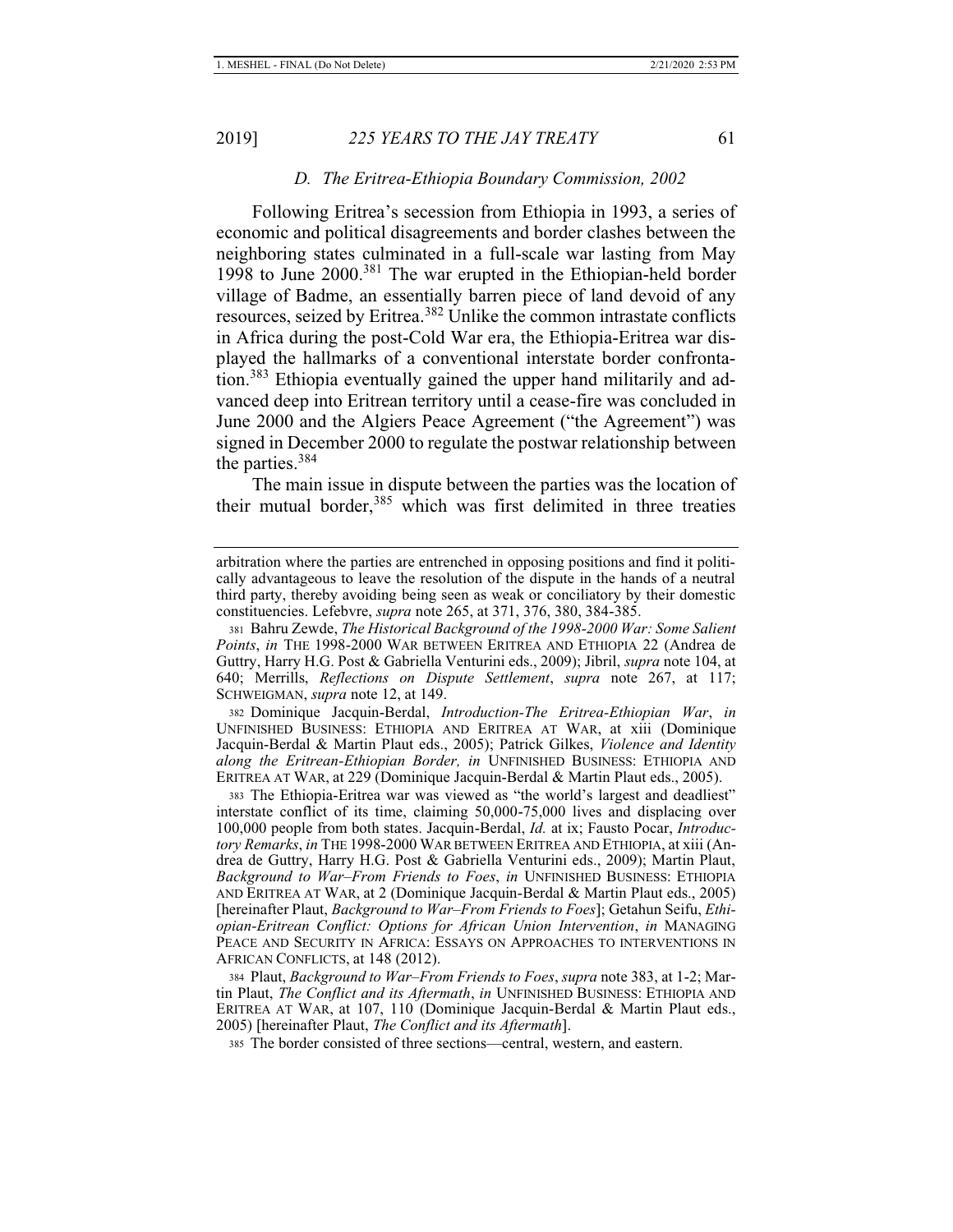### *D. The Eritrea-Ethiopia Boundary Commission, 2002*

Following Eritrea's secession from Ethiopia in 1993, a series of economic and political disagreements and border clashes between the neighboring states culminated in a full-scale war lasting from May 1998 to June 2000.[381] The war erupted in the Ethiopian-held border village of Badme, an essentially barren piece of land devoid of any resources, seized by Eritrea.[382] Unlike the common intrastate conflicts in Africa during the post-Cold War era, the Ethiopia-Eritrea war displayed the hallmarks of a conventional interstate border confrontation.[383] Ethiopia eventually gained the upper hand militarily and advanced deep into Eritrean territory until a cease-fire was concluded in June 2000 and the Algiers Peace Agreement ("the Agreement") was signed in December 2000 to regulate the postwar relationship between the parties.[384]

The main issue in dispute between the parties was the location of their mutual border,[385] which was first delimited in three treaties

---

arbitration where the parties are entrenched in opposing positions and find it politically advantageous to leave the resolution of the dispute in the hands of a neutral third party, thereby avoiding being seen as weak or conciliatory by their domestic constituencies. Lefebvre, *supra* note 265, at 371, 376, 380, 384-385.

381 Bahru Zewde, *The Historical Background of the 1998-2000 War: Some Salient Points*, *in* THE 1998-2000 WAR BETWEEN ERITREA AND ETHIOPIA 22 (Andrea de Guttry, Harry H.G. Post & Gabriella Venturini eds., 2009); Jibril, *supra* note 104, at 640; Merrills, *Reflections on Dispute Settlement*, *supra* note 267, at 117; SCHWEIGMAN, *supra* note 12, at 149.

382 Dominique Jacquin-Berdal, *Introduction-The Eritrea-Ethiopian War*, *in* UNFINISHED BUSINESS: ETHIOPIA AND ERITREA AT WAR, at xiii (Dominique Jacquin-Berdal & Martin Plaut eds., 2005); Patrick Gilkes, *Violence and Identity along the Eritrean-Ethiopian Border, in* UNFINISHED BUSINESS: ETHIOPIA AND ERITREA AT WAR, at 229 (Dominique Jacquin-Berdal & Martin Plaut eds., 2005).

383 The Ethiopia-Eritrea war was viewed as "the world's largest and deadliest" interstate conflict of its time, claiming 50,000-75,000 lives and displacing over 100,000 people from both states. Jacquin-Berdal, *Id.* at ix; Fausto Pocar, *Introductory Remarks*, *in* THE 1998-2000 WAR BETWEEN ERITREA AND ETHIOPIA, at xiii (Andrea de Guttry, Harry H.G. Post & Gabriella Venturini eds., 2009); Martin Plaut, *Background to War–From Friends to Foes*, *in* UNFINISHED BUSINESS: ETHIOPIA AND ERITREA AT WAR, at 2 (Dominique Jacquin-Berdal & Martin Plaut eds., 2005) [hereinafter Plaut, *Background to War–From Friends to Foes*]; Getahun Seifu, *Ethiopian-Eritrean Conflict: Options for African Union Intervention*, *in* MANAGING PEACE AND SECURITY IN AFRICA: ESSAYS ON APPROACHES TO INTERVENTIONS IN AFRICAN CONFLICTS, at 148 (2012).

384 Plaut, *Background to War–From Friends to Foes*, *supra* note 383, at 1-2; Martin Plaut, *The Conflict and its Aftermath*, *in* UNFINISHED BUSINESS: ETHIOPIA AND ERITREA AT WAR, at 107, 110 (Dominique Jacquin-Berdal & Martin Plaut eds., 2005) [hereinafter Plaut, *The Conflict and its Aftermath*].

385 The border consisted of three sections—central, western, and eastern.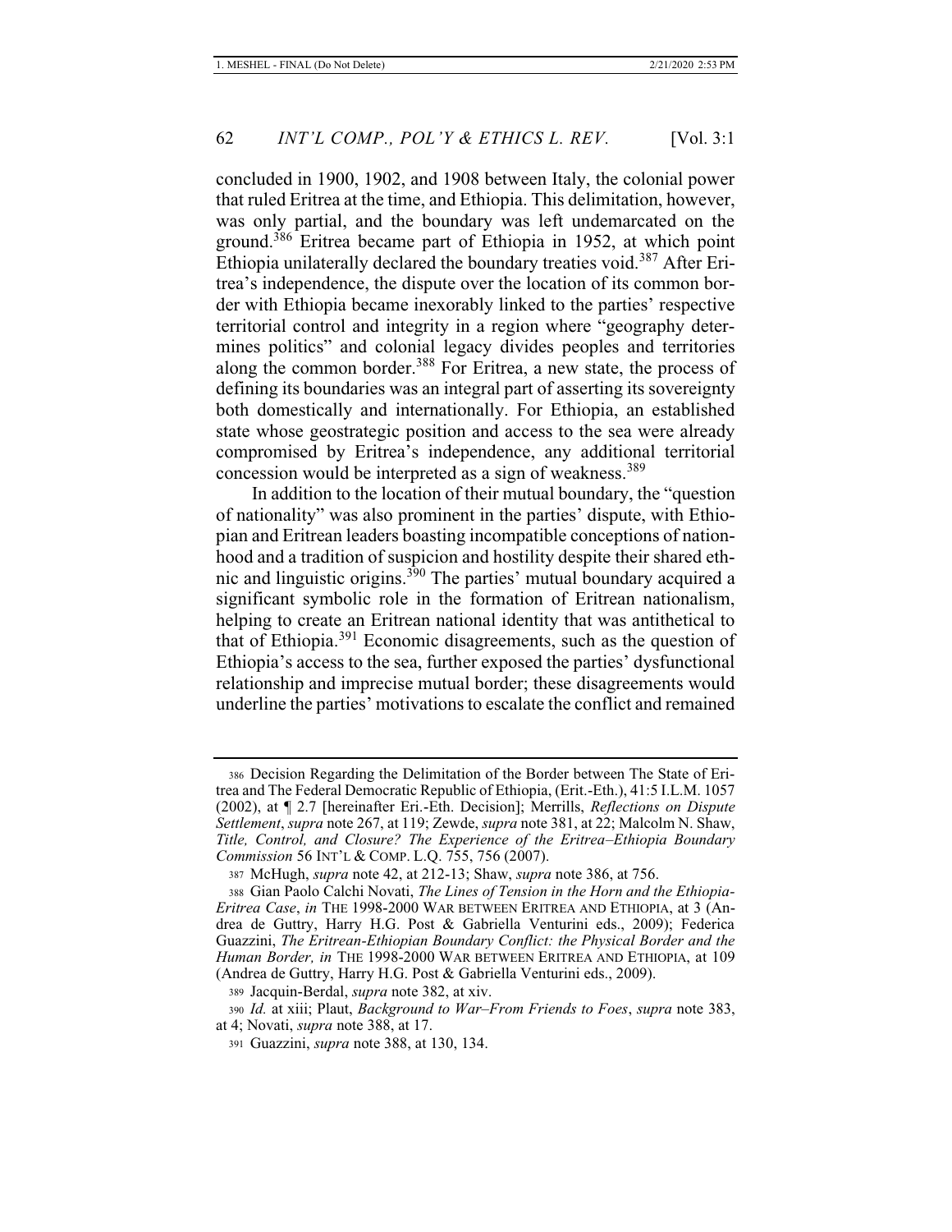concluded in 1900, 1902, and 1908 between Italy, the colonial power that ruled Eritrea at the time, and Ethiopia. This delimitation, however, was only partial, and the boundary was left undemarcated on the ground.[386] Eritrea became part of Ethiopia in 1952, at which point Ethiopia unilaterally declared the boundary treaties void.[387] After Eritrea's independence, the dispute over the location of its common border with Ethiopia became inexorably linked to the parties' respective territorial control and integrity in a region where "geography determines politics" and colonial legacy divides peoples and territories along the common border.[388] For Eritrea, a new state, the process of defining its boundaries was an integral part of asserting its sovereignty both domestically and internationally. For Ethiopia, an established state whose geostrategic position and access to the sea were already compromised by Eritrea's independence, any additional territorial concession would be interpreted as a sign of weakness.[389]

In addition to the location of their mutual boundary, the "question of nationality" was also prominent in the parties' dispute, with Ethiopian and Eritrean leaders boasting incompatible conceptions of nationhood and a tradition of suspicion and hostility despite their shared ethnic and linguistic origins.[390] The parties' mutual boundary acquired a significant symbolic role in the formation of Eritrean nationalism, helping to create an Eritrean national identity that was antithetical to that of Ethiopia.[391] Economic disagreements, such as the question of Ethiopia's access to the sea, further exposed the parties' dysfunctional relationship and imprecise mutual border; these disagreements would underline the parties' motivations to escalate the conflict and remained

---

386 Decision Regarding the Delimitation of the Border between The State of Eritrea and The Federal Democratic Republic of Ethiopia, (Erit.-Eth.), 41:5 I.L.M. 1057 (2002), at ¶ 2.7 [hereinafter Eri.-Eth. Decision]; Merrills, *Reflections on Dispute Settlement*, *supra* note 267, at 119; Zewde, *supra* note 381, at 22; Malcolm N. Shaw, *Title, Control, and Closure? The Experience of the Eritrea–Ethiopia Boundary Commission* 56 INT'L & COMP. L.Q. 755, 756 (2007).

387 McHugh, *supra* note 42, at 212-13; Shaw, *supra* note 386, at 756.

388 Gian Paolo Calchi Novati, *The Lines of Tension in the Horn and the Ethiopia-Eritrea Case*, *in* THE 1998-2000 WAR BETWEEN ERITREA AND ETHIOPIA, at 3 (Andrea de Guttry, Harry H.G. Post & Gabriella Venturini eds., 2009); Federica Guazzini, *The Eritrean-Ethiopian Boundary Conflict: the Physical Border and the Human Border, in* THE 1998-2000 WAR BETWEEN ERITREA AND ETHIOPIA, at 109 (Andrea de Guttry, Harry H.G. Post & Gabriella Venturini eds., 2009).

389 Jacquin-Berdal, *supra* note 382, at xiv.

390 *Id.* at xiii; Plaut, *Background to War–From Friends to Foes*, *supra* note 383, at 4; Novati, *supra* note 388, at 17.

391 Guazzini, *supra* note 388, at 130, 134.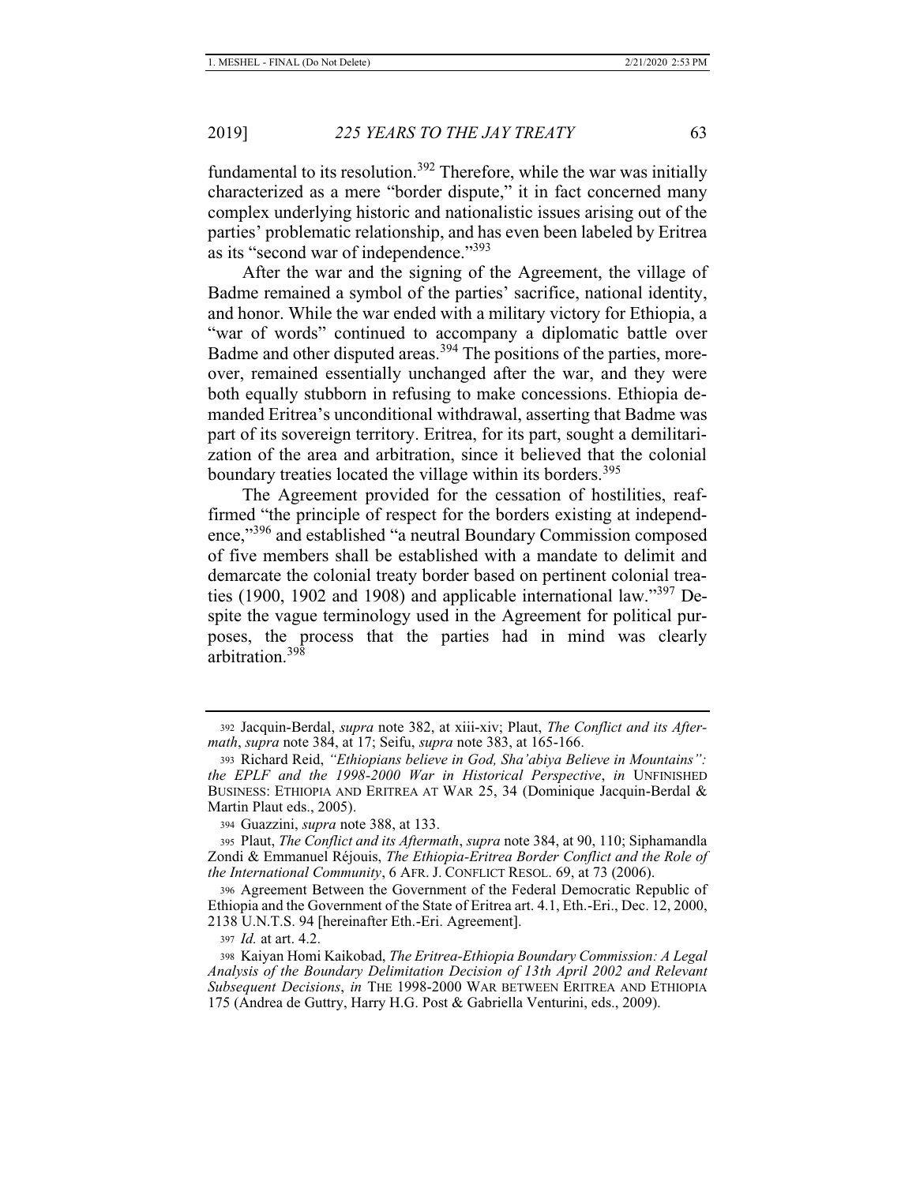fundamental to its resolution.[392] Therefore, while the war was initially characterized as a mere "border dispute," it in fact concerned many complex underlying historic and nationalistic issues arising out of the parties' problematic relationship, and has even been labeled by Eritrea as its "second war of independence."[393]

After the war and the signing of the Agreement, the village of Badme remained a symbol of the parties' sacrifice, national identity, and honor. While the war ended with a military victory for Ethiopia, a "war of words" continued to accompany a diplomatic battle over Badme and other disputed areas.[394] The positions of the parties, moreover, remained essentially unchanged after the war, and they were both equally stubborn in refusing to make concessions. Ethiopia demanded Eritrea's unconditional withdrawal, asserting that Badme was part of its sovereign territory. Eritrea, for its part, sought a demilitarization of the area and arbitration, since it believed that the colonial boundary treaties located the village within its borders.[395]

The Agreement provided for the cessation of hostilities, reaffirmed "the principle of respect for the borders existing at independence,"[396] and established "a neutral Boundary Commission composed of five members shall be established with a mandate to delimit and demarcate the colonial treaty border based on pertinent colonial treaties (1900, 1902 and 1908) and applicable international law."[397] Despite the vague terminology used in the Agreement for political purposes, the process that the parties had in mind was clearly arbitration.[398]

---

392 Jacquin-Berdal, *supra* note 382, at xiii-xiv; Plaut, *The Conflict and its Aftermath*, *supra* note 384, at 17; Seifu, *supra* note 383, at 165-166.

393 Richard Reid, *"Ethiopians believe in God, Sha'abiya Believe in Mountains": the EPLF and the 1998-2000 War in Historical Perspective*, *in* UNFINISHED BUSINESS: ETHIOPIA AND ERITREA AT WAR 25, 34 (Dominique Jacquin-Berdal & Martin Plaut eds., 2005).

394 Guazzini, *supra* note 388, at 133.

395 Plaut, *The Conflict and its Aftermath*, *supra* note 384, at 90, 110; Siphamandla Zondi & Emmanuel Réjouis, *The Ethiopia-Eritrea Border Conflict and the Role of the International Community*, 6 AFR. J. CONFLICT RESOL. 69, at 73 (2006).

396 Agreement Between the Government of the Federal Democratic Republic of Ethiopia and the Government of the State of Eritrea art. 4.1, Eth.-Eri., Dec. 12, 2000, 2138 U.N.T.S. 94 [hereinafter Eth.-Eri. Agreement].

397 *Id.* at art. 4.2.

398 Kaiyan Homi Kaikobad, *The Eritrea-Ethiopia Boundary Commission: A Legal Analysis of the Boundary Delimitation Decision of 13th April 2002 and Relevant Subsequent Decisions*, *in* THE 1998-2000 WAR BETWEEN ERITREA AND ETHIOPIA 175 (Andrea de Guttry, Harry H.G. Post & Gabriella Venturini, eds., 2009).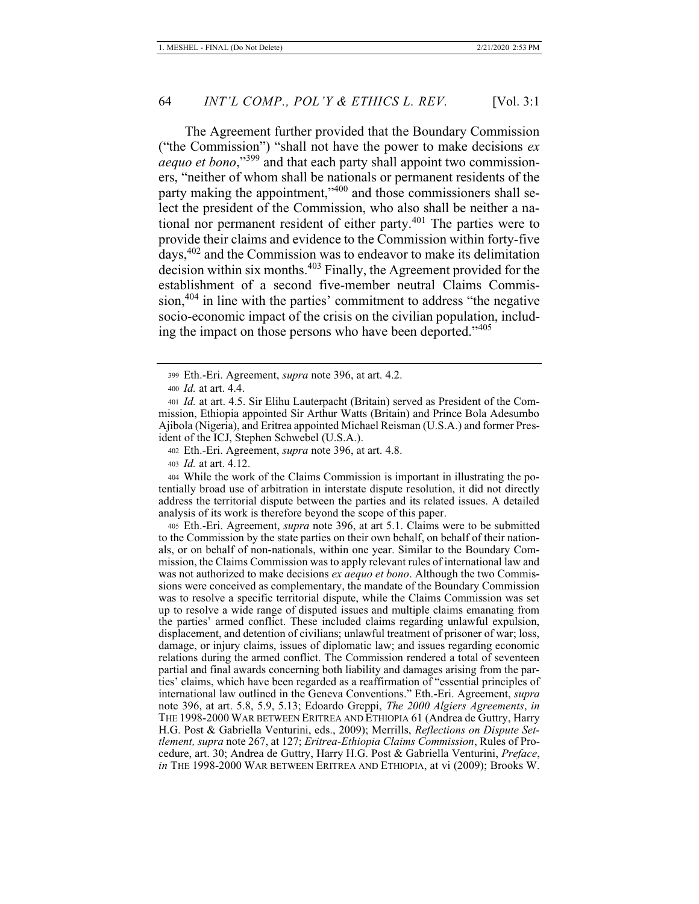The Agreement further provided that the Boundary Commission ("the Commission") "shall not have the power to make decisions *ex aequo et bono*,"[399] and that each party shall appoint two commissioners, "neither of whom shall be nationals or permanent residents of the party making the appointment,"[400] and those commissioners shall select the president of the Commission, who also shall be neither a national nor permanent resident of either party.[401] The parties were to provide their claims and evidence to the Commission within forty-five days,[402] and the Commission was to endeavor to make its delimitation decision within six months.[403] Finally, the Agreement provided for the establishment of a second five-member neutral Claims Commission,[404] in line with the parties' commitment to address "the negative socio-economic impact of the crisis on the civilian population, including the impact on those persons who have been deported."[405]

---

399 Eth.-Eri. Agreement, *supra* note 396, at art. 4.2.

400 *Id.* at art. 4.4.

401 *Id.* at art. 4.5. Sir Elihu Lauterpacht (Britain) served as President of the Commission, Ethiopia appointed Sir Arthur Watts (Britain) and Prince Bola Adesumbo Ajibola (Nigeria), and Eritrea appointed Michael Reisman (U.S.A.) and former President of the ICJ, Stephen Schwebel (U.S.A.).

402 Eth.-Eri. Agreement, *supra* note 396, at art. 4.8.

403 *Id.* at art. 4.12.

404 While the work of the Claims Commission is important in illustrating the potentially broad use of arbitration in interstate dispute resolution, it did not directly address the territorial dispute between the parties and its related issues. A detailed analysis of its work is therefore beyond the scope of this paper.

405 Eth.-Eri. Agreement, *supra* note 396, at art 5.1. Claims were to be submitted to the Commission by the state parties on their own behalf, on behalf of their nationals, or on behalf of non-nationals, within one year. Similar to the Boundary Commission, the Claims Commission was to apply relevant rules of international law and was not authorized to make decisions *ex aequo et bono*. Although the two Commissions were conceived as complementary, the mandate of the Boundary Commission was to resolve a specific territorial dispute, while the Claims Commission was set up to resolve a wide range of disputed issues and multiple claims emanating from the parties' armed conflict. These included claims regarding unlawful expulsion, displacement, and detention of civilians; unlawful treatment of prisoner of war; loss, damage, or injury claims, issues of diplomatic law; and issues regarding economic relations during the armed conflict. The Commission rendered a total of seventeen partial and final awards concerning both liability and damages arising from the parties' claims, which have been regarded as a reaffirmation of "essential principles of international law outlined in the Geneva Conventions." Eth.-Eri. Agreement, *supra* note 396, at art. 5.8, 5.9, 5.13; Edoardo Greppi, *The 2000 Algiers Agreements*, *in* THE 1998-2000 WAR BETWEEN ERITREA AND ETHIOPIA 61 (Andrea de Guttry, Harry H.G. Post & Gabriella Venturini, eds., 2009); Merrills, *Reflections on Dispute Settlement, supra* note 267, at 127; *Eritrea-Ethiopia Claims Commission*, Rules of Procedure, art. 30; Andrea de Guttry, Harry H.G. Post & Gabriella Venturini, *Preface*, *in* THE 1998-2000 WAR BETWEEN ERITREA AND ETHIOPIA, at vi (2009); Brooks W.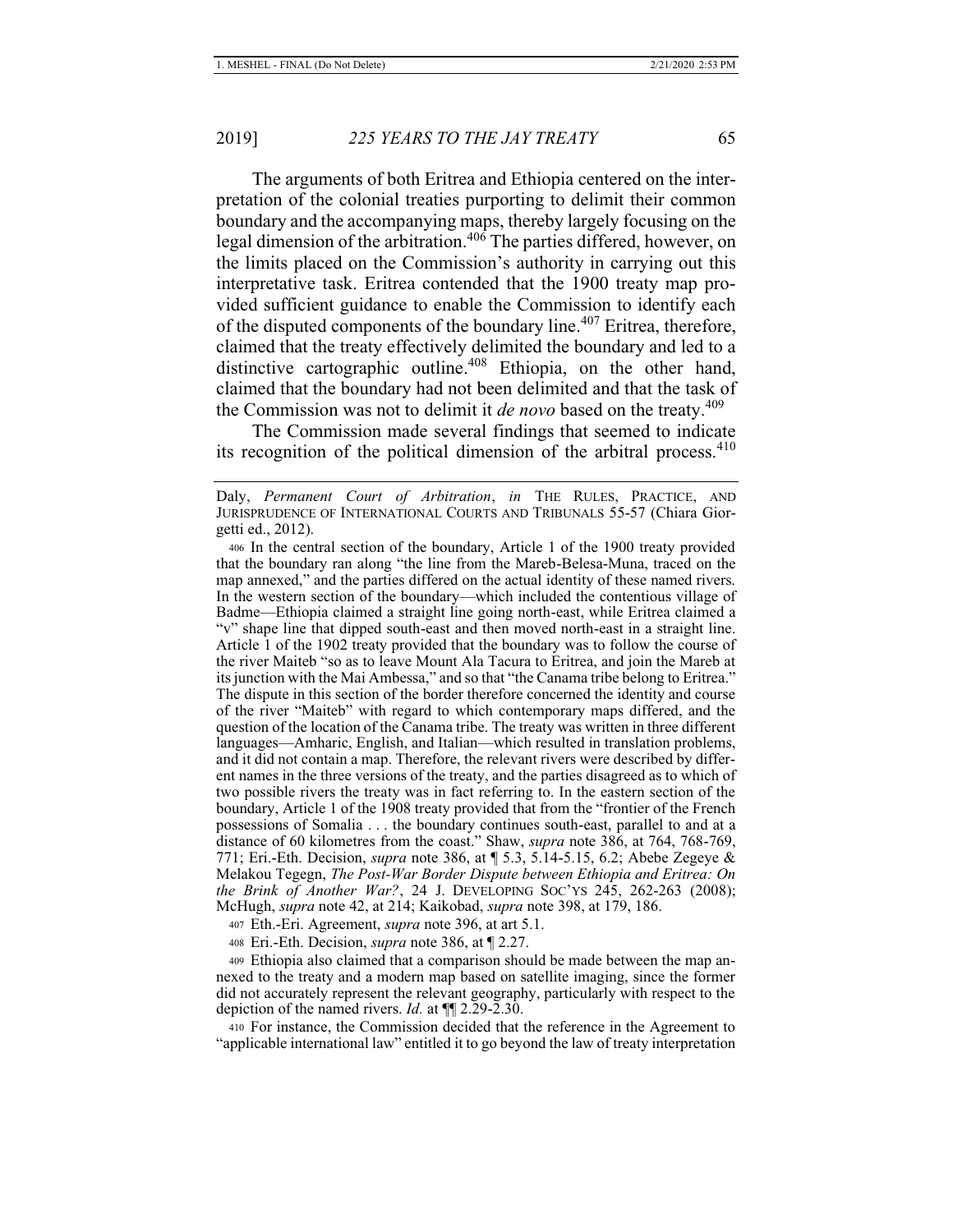The arguments of both Eritrea and Ethiopia centered on the interpretation of the colonial treaties purporting to delimit their common boundary and the accompanying maps, thereby largely focusing on the legal dimension of the arbitration.[406] The parties differed, however, on the limits placed on the Commission's authority in carrying out this interpretative task. Eritrea contended that the 1900 treaty map provided sufficient guidance to enable the Commission to identify each of the disputed components of the boundary line.[407] Eritrea, therefore, claimed that the treaty effectively delimited the boundary and led to a distinctive cartographic outline.[408] Ethiopia, on the other hand, claimed that the boundary had not been delimited and that the task of the Commission was not to delimit it *de novo* based on the treaty.[409]

The Commission made several findings that seemed to indicate its recognition of the political dimension of the arbitral process.[410]

---

Daly, *Permanent Court of Arbitration*, *in* THE RULES, PRACTICE, AND JURISPRUDENCE OF INTERNATIONAL COURTS AND TRIBUNALS 55-57 (Chiara Giorgetti ed., 2012).

406 In the central section of the boundary, Article 1 of the 1900 treaty provided that the boundary ran along "the line from the Mareb-Belesa-Muna, traced on the map annexed," and the parties differed on the actual identity of these named rivers. In the western section of the boundary—which included the contentious village of Badme—Ethiopia claimed a straight line going north-east, while Eritrea claimed a "v" shape line that dipped south-east and then moved north-east in a straight line. Article 1 of the 1902 treaty provided that the boundary was to follow the course of the river Maiteb "so as to leave Mount Ala Tacura to Eritrea, and join the Mareb at its junction with the Mai Ambessa," and so that "the Canama tribe belong to Eritrea." The dispute in this section of the border therefore concerned the identity and course of the river "Maiteb" with regard to which contemporary maps differed, and the question of the location of the Canama tribe. The treaty was written in three different languages—Amharic, English, and Italian—which resulted in translation problems, and it did not contain a map. Therefore, the relevant rivers were described by different names in the three versions of the treaty, and the parties disagreed as to which of two possible rivers the treaty was in fact referring to. In the eastern section of the boundary, Article 1 of the 1908 treaty provided that from the "frontier of the French possessions of Somalia . . . the boundary continues south-east, parallel to and at a distance of 60 kilometres from the coast." Shaw, *supra* note 386, at 764, 768-769, 771; Eri.-Eth. Decision, *supra* note 386, at ¶ 5.3, 5.14-5.15, 6.2; Abebe Zegeye & Melakou Tegegn, *The Post-War Border Dispute between Ethiopia and Eritrea: On the Brink of Another War?*, 24 J. DEVELOPING SOC'YS 245, 262-263 (2008); McHugh, *supra* note 42, at 214; Kaikobad, *supra* note 398, at 179, 186.

407 Eth.-Eri. Agreement, *supra* note 396, at art 5.1.

408 Eri.-Eth. Decision, *supra* note 386, at ¶ 2.27.

409 Ethiopia also claimed that a comparison should be made between the map annexed to the treaty and a modern map based on satellite imaging, since the former did not accurately represent the relevant geography, particularly with respect to the depiction of the named rivers. *Id.* at ¶¶ 2.29-2.30.

410 For instance, the Commission decided that the reference in the Agreement to "applicable international law" entitled it to go beyond the law of treaty interpretation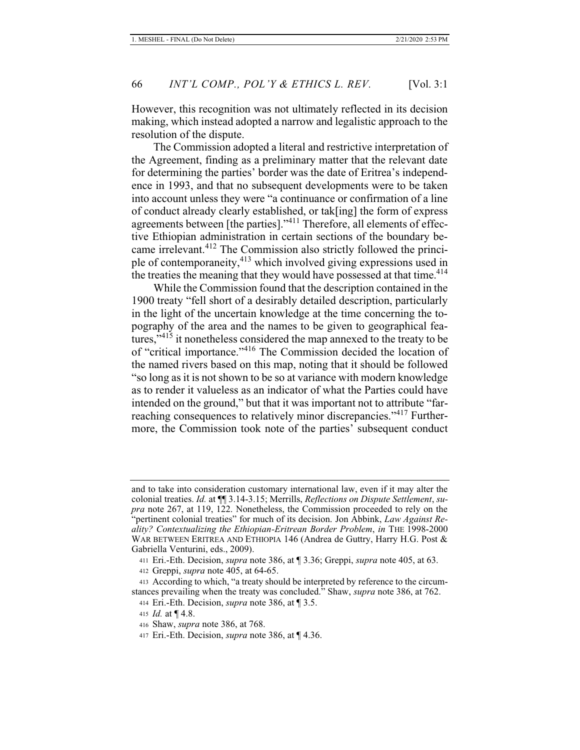However, this recognition was not ultimately reflected in its decision making, which instead adopted a narrow and legalistic approach to the resolution of the dispute.

The Commission adopted a literal and restrictive interpretation of the Agreement, finding as a preliminary matter that the relevant date for determining the parties' border was the date of Eritrea's independence in 1993, and that no subsequent developments were to be taken into account unless they were "a continuance or confirmation of a line of conduct already clearly established, or tak[ing] the form of express agreements between [the parties]."[411] Therefore, all elements of effective Ethiopian administration in certain sections of the boundary became irrelevant.[412] The Commission also strictly followed the principle of contemporaneity,[413] which involved giving expressions used in the treaties the meaning that they would have possessed at that time.[414]

While the Commission found that the description contained in the 1900 treaty "fell short of a desirably detailed description, particularly in the light of the uncertain knowledge at the time concerning the topography of the area and the names to be given to geographical features,"[415] it nonetheless considered the map annexed to the treaty to be of "critical importance."[416] The Commission decided the location of the named rivers based on this map, noting that it should be followed "so long as it is not shown to be so at variance with modern knowledge as to render it valueless as an indicator of what the Parties could have intended on the ground," but that it was important not to attribute "far-reaching consequences to relatively minor discrepancies."[417] Furthermore, the Commission took note of the parties' subsequent conduct

---

and to take into consideration customary international law, even if it may alter the colonial treaties. *Id.* at ¶¶ 3.14-3.15; Merrills, *Reflections on Dispute Settlement*, *supra* note 267, at 119, 122. Nonetheless, the Commission proceeded to rely on the "pertinent colonial treaties" for much of its decision. Jon Abbink, *Law Against Reality? Contextualizing the Ethiopian-Eritrean Border Problem*, *in* THE 1998-2000 WAR BETWEEN ERITREA AND ETHIOPIA 146 (Andrea de Guttry, Harry H.G. Post & Gabriella Venturini, eds., 2009).

411 Eri.-Eth. Decision, *supra* note 386, at ¶ 3.36; Greppi, *supra* note 405, at 63.

412 Greppi, *supra* note 405, at 64-65.

413 According to which, "a treaty should be interpreted by reference to the circumstances prevailing when the treaty was concluded." Shaw, *supra* note 386, at 762.

414 Eri.-Eth. Decision, *supra* note 386, at ¶ 3.5.

415 *Id.* at ¶ 4.8.

416 Shaw, *supra* note 386, at 768.

417 Eri.-Eth. Decision, *supra* note 386, at ¶ 4.36.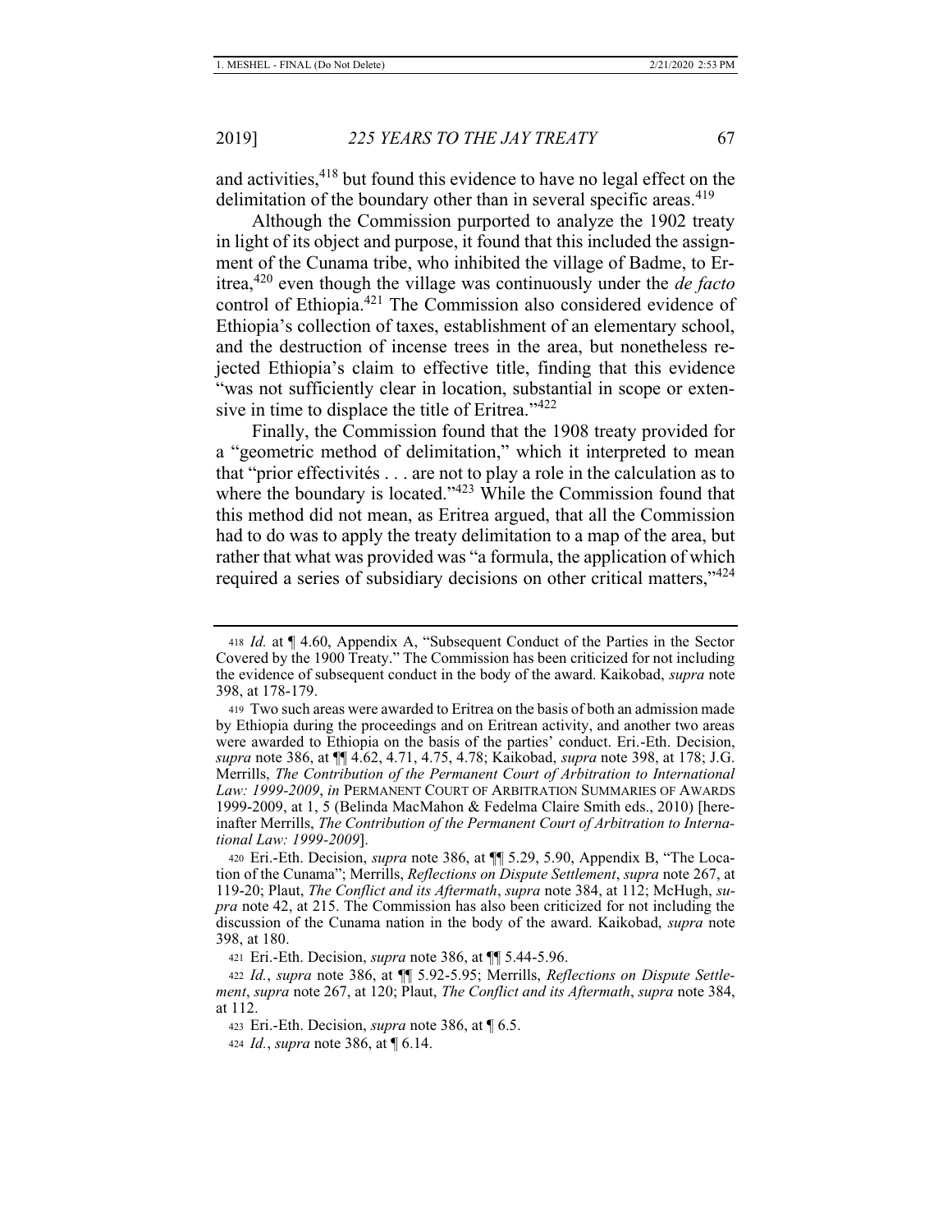and activities,[418] but found this evidence to have no legal effect on the delimitation of the boundary other than in several specific areas.[419]

Although the Commission purported to analyze the 1902 treaty in light of its object and purpose, it found that this included the assignment of the Cunama tribe, who inhibited the village of Badme, to Eritrea,[420] even though the village was continuously under the *de facto* control of Ethiopia.[421] The Commission also considered evidence of Ethiopia's collection of taxes, establishment of an elementary school, and the destruction of incense trees in the area, but nonetheless rejected Ethiopia's claim to effective title, finding that this evidence "was not sufficiently clear in location, substantial in scope or extensive in time to displace the title of Eritrea."[422]

Finally, the Commission found that the 1908 treaty provided for a "geometric method of delimitation," which it interpreted to mean that "prior effectivités . . . are not to play a role in the calculation as to where the boundary is located."[423] While the Commission found that this method did not mean, as Eritrea argued, that all the Commission had to do was to apply the treaty delimitation to a map of the area, but rather that what was provided was "a formula, the application of which required a series of subsidiary decisions on other critical matters,"[424]

---

418 *Id.* at ¶ 4.60, Appendix A, "Subsequent Conduct of the Parties in the Sector Covered by the 1900 Treaty." The Commission has been criticized for not including the evidence of subsequent conduct in the body of the award. Kaikobad, *supra* note 398, at 178-179.

419 Two such areas were awarded to Eritrea on the basis of both an admission made by Ethiopia during the proceedings and on Eritrean activity, and another two areas were awarded to Ethiopia on the basis of the parties' conduct. Eri.-Eth. Decision, *supra* note 386, at ¶¶ 4.62, 4.71, 4.75, 4.78; Kaikobad, *supra* note 398, at 178; J.G. Merrills, *The Contribution of the Permanent Court of Arbitration to International Law: 1999-2009*, *in* PERMANENT COURT OF ARBITRATION SUMMARIES OF AWARDS 1999-2009, at 1, 5 (Belinda MacMahon & Fedelma Claire Smith eds., 2010) [hereinafter Merrills, *The Contribution of the Permanent Court of Arbitration to International Law: 1999-2009*].

420 Eri.-Eth. Decision, *supra* note 386, at ¶¶ 5.29, 5.90, Appendix B, "The Location of the Cunama"; Merrills, *Reflections on Dispute Settlement*, *supra* note 267, at 119-20; Plaut, *The Conflict and its Aftermath*, *supra* note 384, at 112; McHugh, *supra* note 42, at 215. The Commission has also been criticized for not including the discussion of the Cunama nation in the body of the award. Kaikobad, *supra* note 398, at 180.

421 Eri.-Eth. Decision, *supra* note 386, at ¶¶ 5.44-5.96.

422 *Id.*, *supra* note 386, at ¶¶ 5.92-5.95; Merrills, *Reflections on Dispute Settlement*, *supra* note 267, at 120; Plaut, *The Conflict and its Aftermath*, *supra* note 384, at 112.

423 Eri.-Eth. Decision, *supra* note 386, at ¶ 6.5.

424 *Id.*, *supra* note 386, at ¶ 6.14.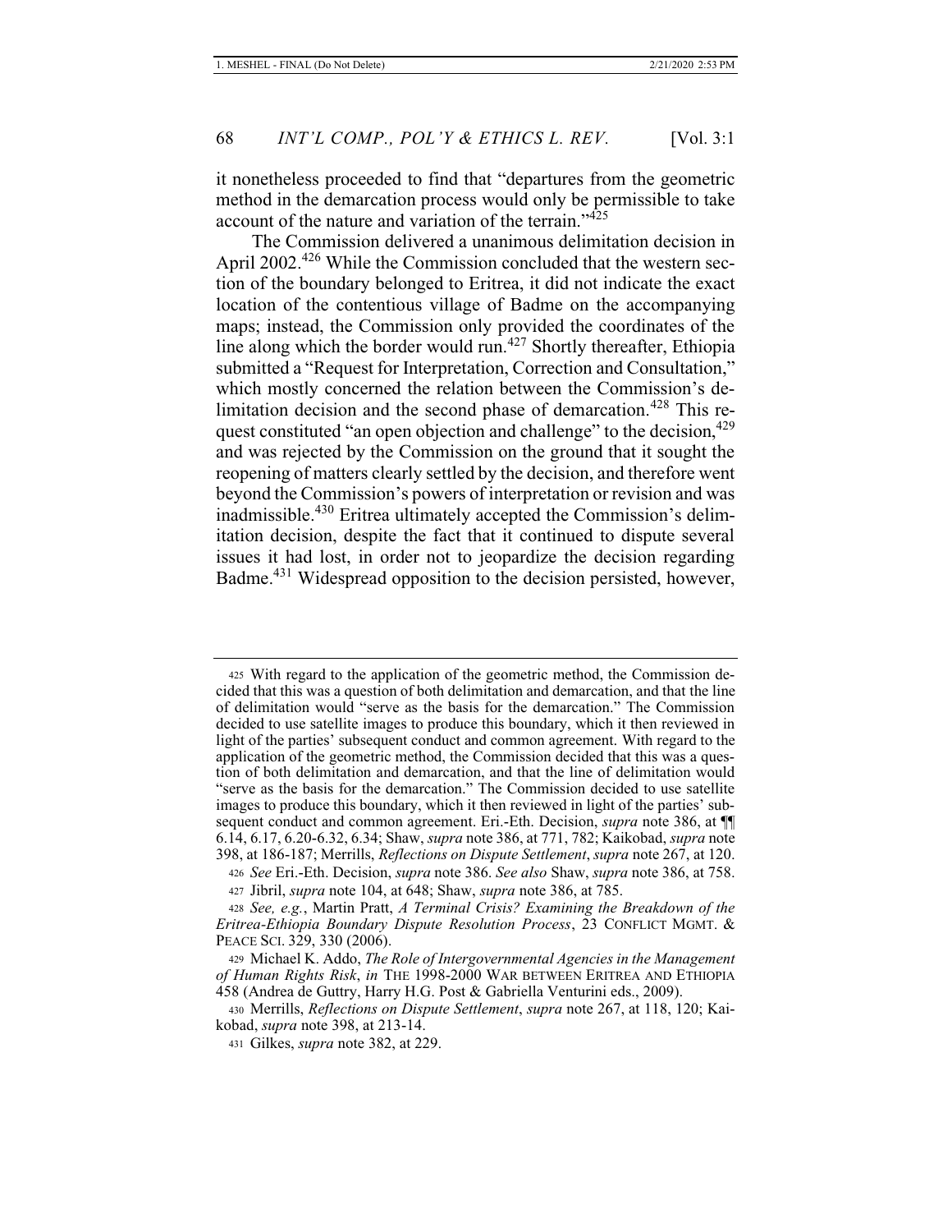it nonetheless proceeded to find that "departures from the geometric method in the demarcation process would only be permissible to take account of the nature and variation of the terrain."[425]

The Commission delivered a unanimous delimitation decision in April 2002.[426] While the Commission concluded that the western section of the boundary belonged to Eritrea, it did not indicate the exact location of the contentious village of Badme on the accompanying maps; instead, the Commission only provided the coordinates of the line along which the border would run.[427] Shortly thereafter, Ethiopia submitted a "Request for Interpretation, Correction and Consultation," which mostly concerned the relation between the Commission's delimitation decision and the second phase of demarcation.[428] This request constituted "an open objection and challenge" to the decision,[429] and was rejected by the Commission on the ground that it sought the reopening of matters clearly settled by the decision, and therefore went beyond the Commission's powers of interpretation or revision and was inadmissible.[430] Eritrea ultimately accepted the Commission's delimitation decision, despite the fact that it continued to dispute several issues it had lost, in order not to jeopardize the decision regarding Badme.[431] Widespread opposition to the decision persisted, however,

---

425 With regard to the application of the geometric method, the Commission decided that this was a question of both delimitation and demarcation, and that the line of delimitation would "serve as the basis for the demarcation." The Commission decided to use satellite images to produce this boundary, which it then reviewed in light of the parties' subsequent conduct and common agreement. With regard to the application of the geometric method, the Commission decided that this was a question of both delimitation and demarcation, and that the line of delimitation would "serve as the basis for the demarcation." The Commission decided to use satellite images to produce this boundary, which it then reviewed in light of the parties' subsequent conduct and common agreement. Eri.-Eth. Decision, *supra* note 386, at ¶¶ 6.14, 6.17, 6.20-6.32, 6.34; Shaw, *supra* note 386, at 771, 782; Kaikobad, *supra* note 398, at 186-187; Merrills, *Reflections on Dispute Settlement*, *supra* note 267, at 120.

426 *See* Eri.-Eth. Decision, *supra* note 386. *See also* Shaw, *supra* note 386, at 758.

427 Jibril, *supra* note 104, at 648; Shaw, *supra* note 386, at 785.

428 *See, e.g.*, Martin Pratt, *A Terminal Crisis? Examining the Breakdown of the Eritrea-Ethiopia Boundary Dispute Resolution Process*, 23 CONFLICT MGMT. & PEACE SCI. 329, 330 (2006).

429 Michael K. Addo, *The Role of Intergovernmental Agencies in the Management of Human Rights Risk*, *in* THE 1998-2000 WAR BETWEEN ERITREA AND ETHIOPIA 458 (Andrea de Guttry, Harry H.G. Post & Gabriella Venturini eds., 2009).

430 Merrills, *Reflections on Dispute Settlement*, *supra* note 267, at 118, 120; Kaikobad, *supra* note 398, at 213-14.

431 Gilkes, *supra* note 382, at 229.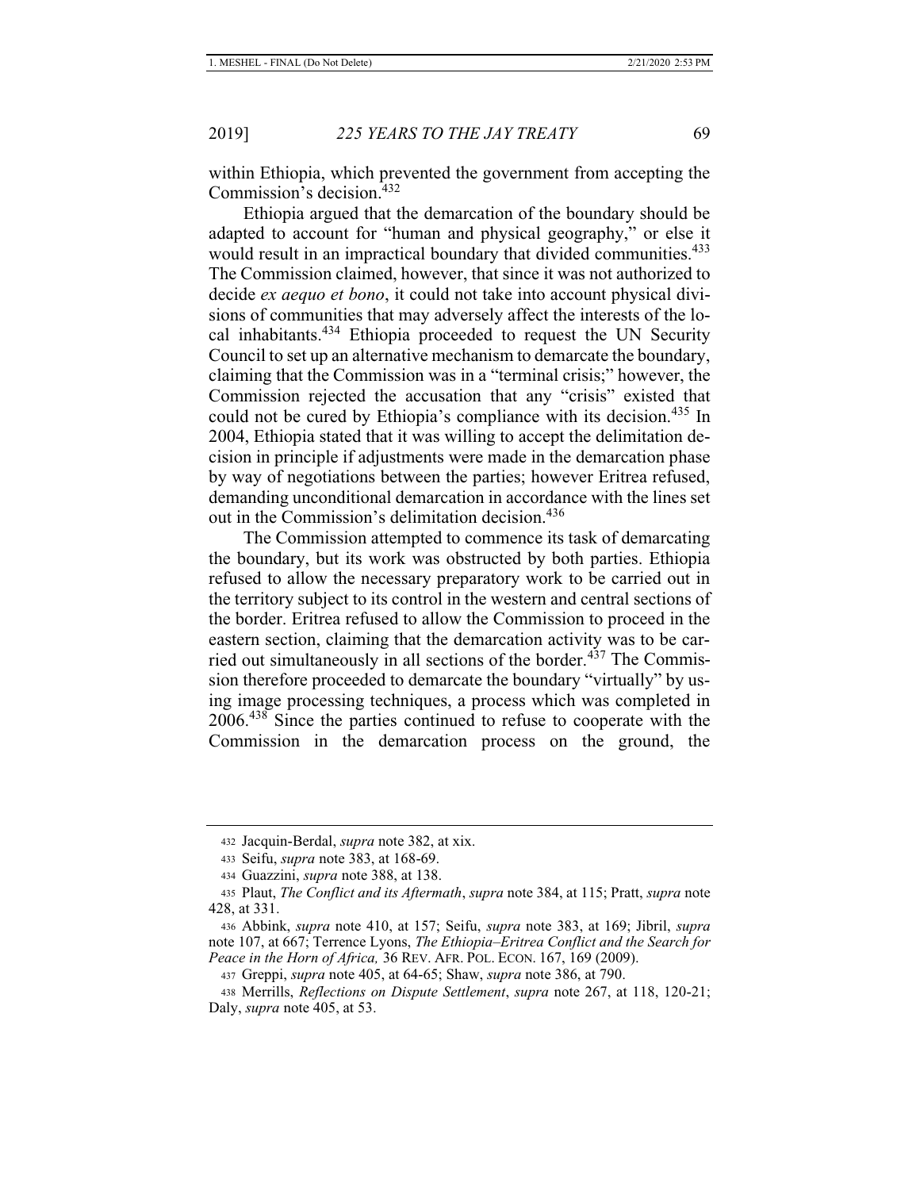within Ethiopia, which prevented the government from accepting the Commission's decision.[432]

Ethiopia argued that the demarcation of the boundary should be adapted to account for "human and physical geography," or else it would result in an impractical boundary that divided communities.[433] The Commission claimed, however, that since it was not authorized to decide *ex aequo et bono*, it could not take into account physical divisions of communities that may adversely affect the interests of the local inhabitants.[434] Ethiopia proceeded to request the UN Security Council to set up an alternative mechanism to demarcate the boundary, claiming that the Commission was in a "terminal crisis;" however, the Commission rejected the accusation that any "crisis" existed that could not be cured by Ethiopia's compliance with its decision.[435] In 2004, Ethiopia stated that it was willing to accept the delimitation decision in principle if adjustments were made in the demarcation phase by way of negotiations between the parties; however Eritrea refused, demanding unconditional demarcation in accordance with the lines set out in the Commission's delimitation decision.[436]

The Commission attempted to commence its task of demarcating the boundary, but its work was obstructed by both parties. Ethiopia refused to allow the necessary preparatory work to be carried out in the territory subject to its control in the western and central sections of the border. Eritrea refused to allow the Commission to proceed in the eastern section, claiming that the demarcation activity was to be carried out simultaneously in all sections of the border.[437] The Commission therefore proceeded to demarcate the boundary "virtually" by using image processing techniques, a process which was completed in 2006.[438] Since the parties continued to refuse to cooperate with the Commission in the demarcation process on the ground, the

---

432 Jacquin-Berdal, *supra* note 382, at xix.

433 Seifu, *supra* note 383, at 168-69.

434 Guazzini, *supra* note 388, at 138.

435 Plaut, *The Conflict and its Aftermath*, *supra* note 384, at 115; Pratt, *supra* note 428, at 331.

436 Abbink, *supra* note 410, at 157; Seifu, *supra* note 383, at 169; Jibril, *supra* note 107, at 667; Terrence Lyons, *The Ethiopia–Eritrea Conflict and the Search for Peace in the Horn of Africa,* 36 REV. AFR. POL. ECON. 167, 169 (2009).

437 Greppi, *supra* note 405, at 64-65; Shaw, *supra* note 386, at 790.

438 Merrills, *Reflections on Dispute Settlement*, *supra* note 267, at 118, 120-21; Daly, *supra* note 405, at 53.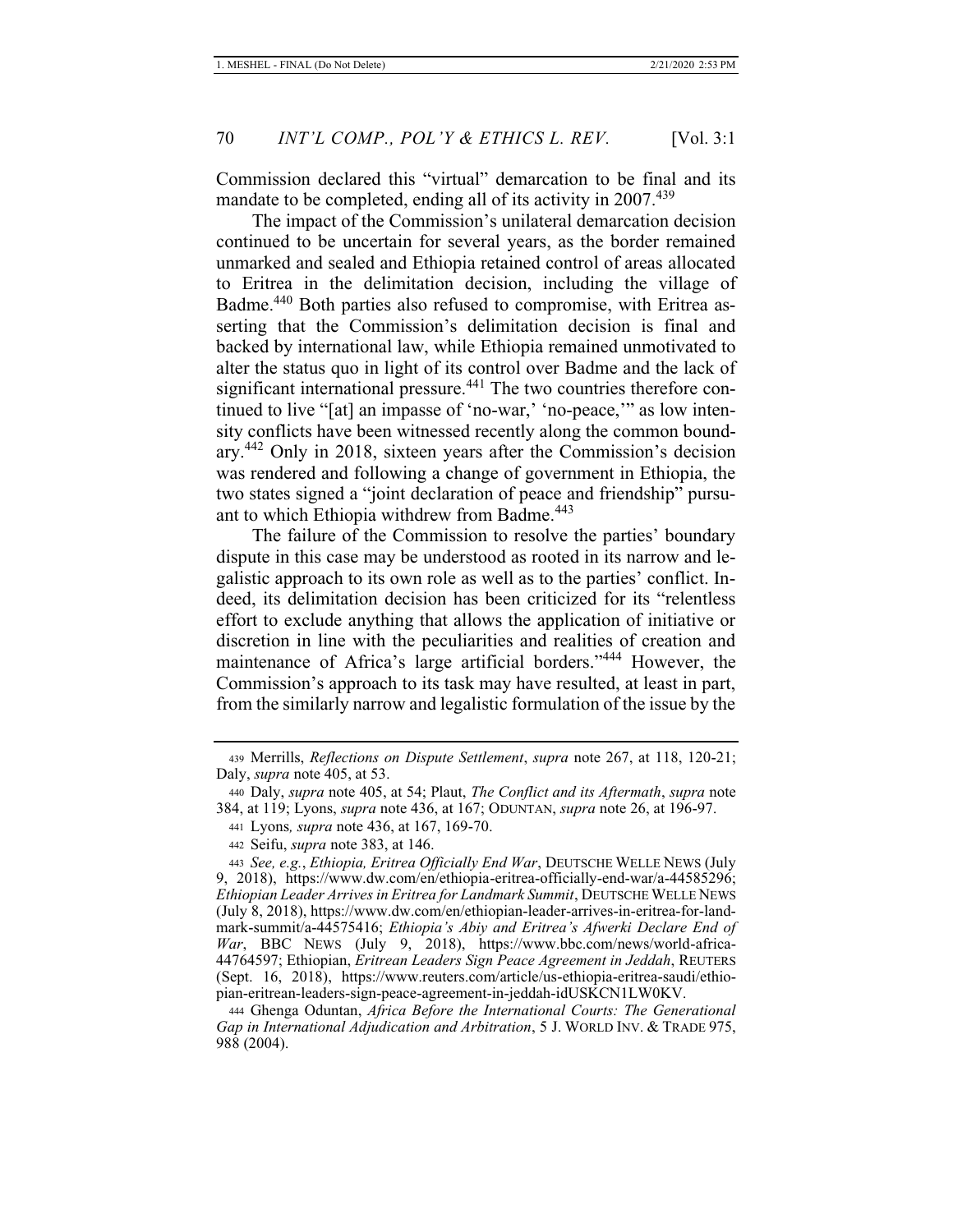Commission declared this "virtual" demarcation to be final and its mandate to be completed, ending all of its activity in 2007.[439]

The impact of the Commission's unilateral demarcation decision continued to be uncertain for several years, as the border remained unmarked and sealed and Ethiopia retained control of areas allocated to Eritrea in the delimitation decision, including the village of Badme.[440] Both parties also refused to compromise, with Eritrea asserting that the Commission's delimitation decision is final and backed by international law, while Ethiopia remained unmotivated to alter the status quo in light of its control over Badme and the lack of significant international pressure.[441] The two countries therefore continued to live "[at] an impasse of 'no-war,' 'no-peace,'" as low intensity conflicts have been witnessed recently along the common boundary.[442] Only in 2018, sixteen years after the Commission's decision was rendered and following a change of government in Ethiopia, the two states signed a "joint declaration of peace and friendship" pursuant to which Ethiopia withdrew from Badme.[443]

The failure of the Commission to resolve the parties' boundary dispute in this case may be understood as rooted in its narrow and legalistic approach to its own role as well as to the parties' conflict. Indeed, its delimitation decision has been criticized for its "relentless effort to exclude anything that allows the application of initiative or discretion in line with the peculiarities and realities of creation and maintenance of Africa's large artificial borders."[444] However, the Commission's approach to its task may have resulted, at least in part, from the similarly narrow and legalistic formulation of the issue by the

---

439 Merrills, *Reflections on Dispute Settlement*, *supra* note 267, at 118, 120-21; Daly, *supra* note 405, at 53.

440 Daly, *supra* note 405, at 54; Plaut, *The Conflict and its Aftermath*, *supra* note 384, at 119; Lyons, *supra* note 436, at 167; ODUNTAN, *supra* note 26, at 196-97.

441 Lyons, *supra* note 436, at 167, 169-70.

442 Seifu, *supra* note 383, at 146.

443 *See, e.g.*, *Ethiopia, Eritrea Officially End War*, DEUTSCHE WELLE NEWS (July 9, 2018), https://www.dw.com/en/ethiopia-eritrea-officially-end-war/a-44585296; *Ethiopian Leader Arrives in Eritrea for Landmark Summit*, DEUTSCHE WELLE NEWS (July 8, 2018), https://www.dw.com/en/ethiopian-leader-arrives-in-eritrea-for-landmark-summit/a-44575416; *Ethiopia's Abiy and Eritrea's Afwerki Declare End of War*, BBC NEWS (July 9, 2018), https://www.bbc.com/news/world-africa-44764597; Ethiopian, *Eritrean Leaders Sign Peace Agreement in Jeddah*, REUTERS (Sept. 16, 2018), https://www.reuters.com/article/us-ethiopia-eritrea-saudi/ethiopian-eritrean-leaders-sign-peace-agreement-in-jeddah-idUSKCN1LW0KV.

444 Ghenga Oduntan, *Africa Before the International Courts: The Generational Gap in International Adjudication and Arbitration*, 5 J. WORLD INV. & TRADE 975, 988 (2004).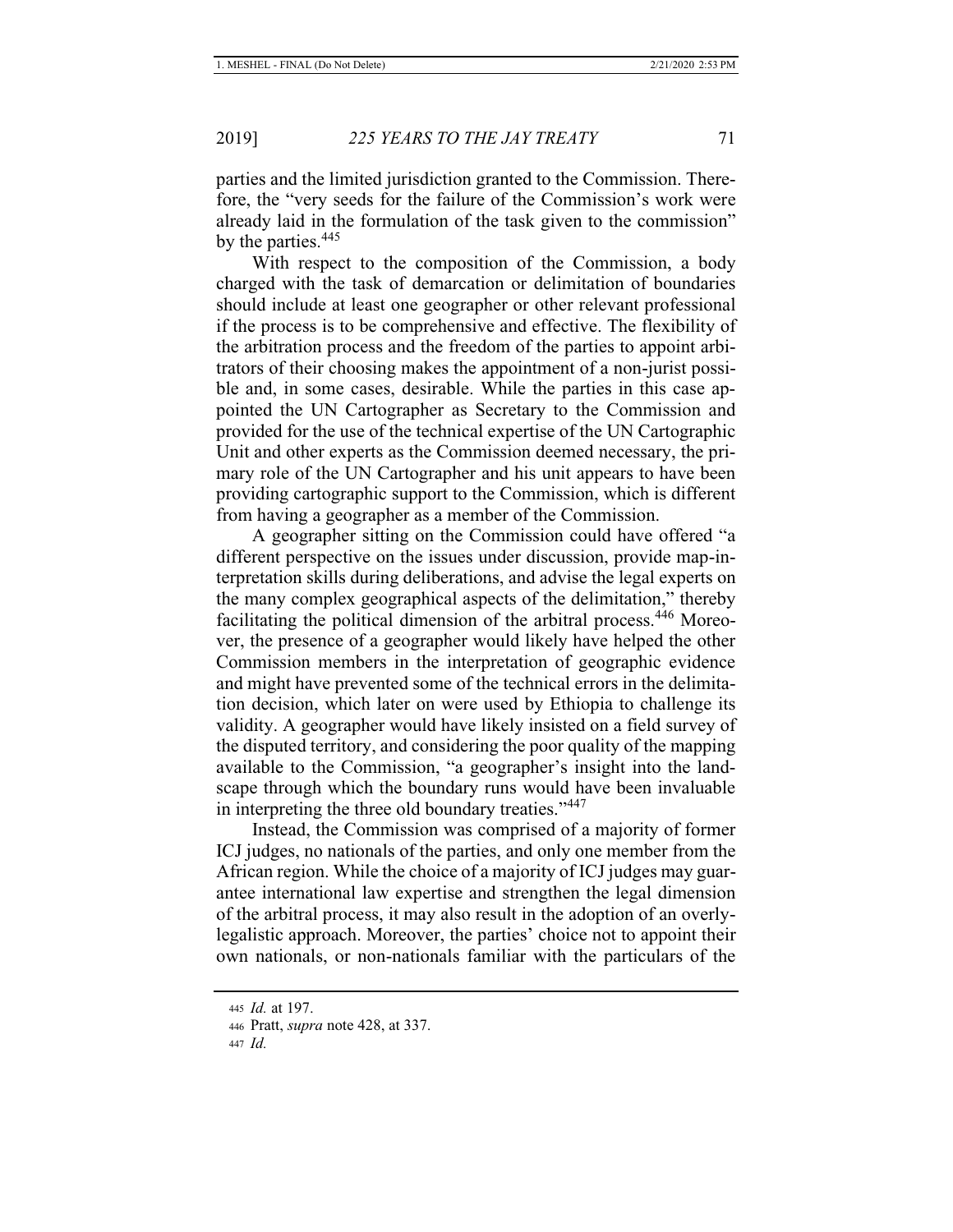parties and the limited jurisdiction granted to the Commission. Therefore, the "very seeds for the failure of the Commission's work were already laid in the formulation of the task given to the commission" by the parties.[445]

With respect to the composition of the Commission, a body charged with the task of demarcation or delimitation of boundaries should include at least one geographer or other relevant professional if the process is to be comprehensive and effective. The flexibility of the arbitration process and the freedom of the parties to appoint arbitrators of their choosing makes the appointment of a non-jurist possible and, in some cases, desirable. While the parties in this case appointed the UN Cartographer as Secretary to the Commission and provided for the use of the technical expertise of the UN Cartographic Unit and other experts as the Commission deemed necessary, the primary role of the UN Cartographer and his unit appears to have been providing cartographic support to the Commission, which is different from having a geographer as a member of the Commission.

A geographer sitting on the Commission could have offered "a different perspective on the issues under discussion, provide map-interpretation skills during deliberations, and advise the legal experts on the many complex geographical aspects of the delimitation," thereby facilitating the political dimension of the arbitral process.[446] Moreover, the presence of a geographer would likely have helped the other Commission members in the interpretation of geographic evidence and might have prevented some of the technical errors in the delimitation decision, which later on were used by Ethiopia to challenge its validity. A geographer would have likely insisted on a field survey of the disputed territory, and considering the poor quality of the mapping available to the Commission, "a geographer's insight into the landscape through which the boundary runs would have been invaluable in interpreting the three old boundary treaties."[447]

Instead, the Commission was comprised of a majority of former ICJ judges, no nationals of the parties, and only one member from the African region. While the choice of a majority of ICJ judges may guarantee international law expertise and strengthen the legal dimension of the arbitral process, it may also result in the adoption of an overly-legalistic approach. Moreover, the parties' choice not to appoint their own nationals, or non-nationals familiar with the particulars of the

---

445 *Id.* at 197.

446 Pratt, *supra* note 428, at 337.

447 *Id.*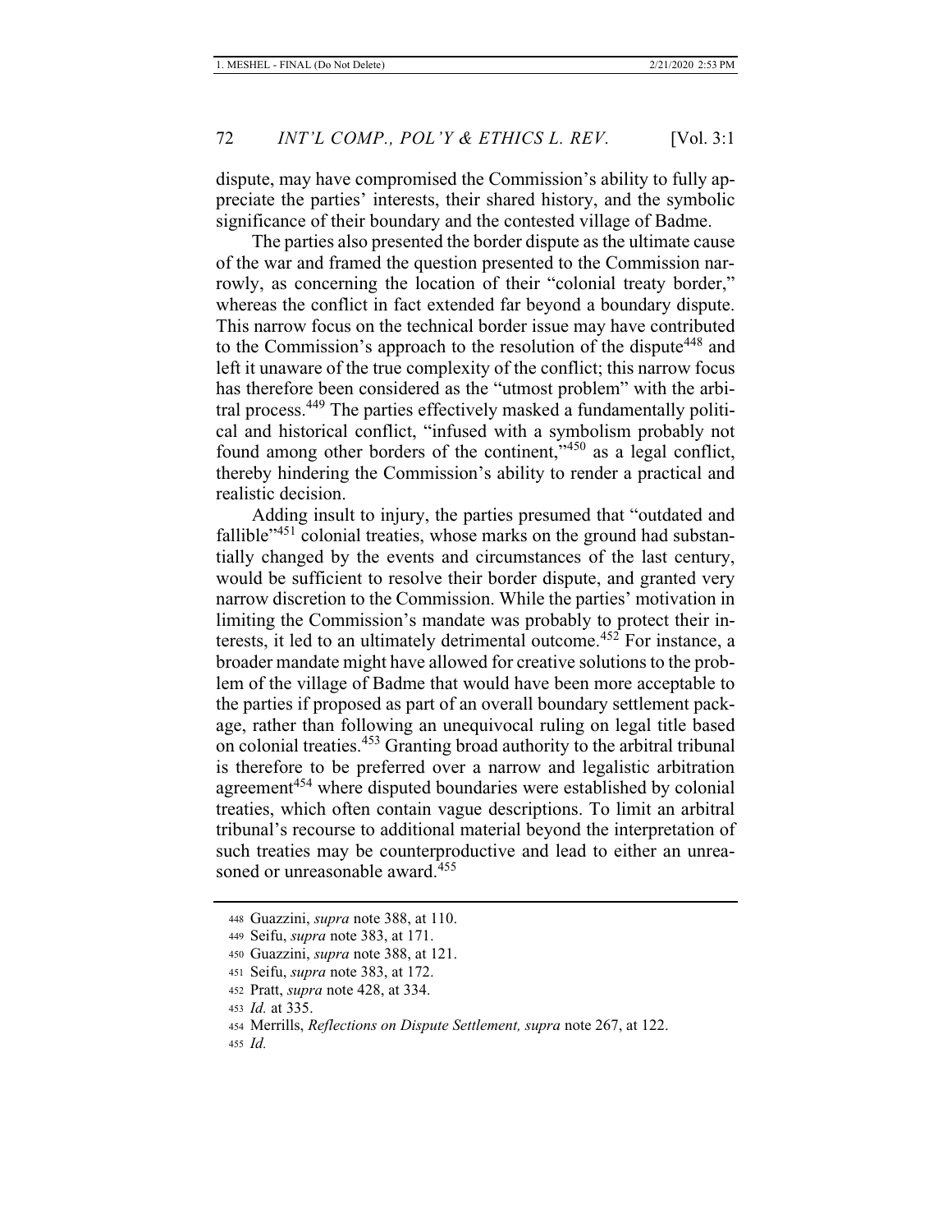dispute, may have compromised the Commission's ability to fully appreciate the parties' interests, their shared history, and the symbolic significance of their boundary and the contested village of Badme.

The parties also presented the border dispute as the ultimate cause of the war and framed the question presented to the Commission narrowly, as concerning the location of their "colonial treaty border," whereas the conflict in fact extended far beyond a boundary dispute. This narrow focus on the technical border issue may have contributed to the Commission's approach to the resolution of the dispute[448] and left it unaware of the true complexity of the conflict; this narrow focus has therefore been considered as the "utmost problem" with the arbitral process.[449] The parties effectively masked a fundamentally political and historical conflict, "infused with a symbolism probably not found among other borders of the continent,"[450] as a legal conflict, thereby hindering the Commission's ability to render a practical and realistic decision.

Adding insult to injury, the parties presumed that "outdated and fallible"[451] colonial treaties, whose marks on the ground had substantially changed by the events and circumstances of the last century, would be sufficient to resolve their border dispute, and granted very narrow discretion to the Commission. While the parties' motivation in limiting the Commission's mandate was probably to protect their interests, it led to an ultimately detrimental outcome.[452] For instance, a broader mandate might have allowed for creative solutions to the problem of the village of Badme that would have been more acceptable to the parties if proposed as part of an overall boundary settlement package, rather than following an unequivocal ruling on legal title based on colonial treaties.[453] Granting broad authority to the arbitral tribunal is therefore to be preferred over a narrow and legalistic arbitration agreement[454] where disputed boundaries were established by colonial treaties, which often contain vague descriptions. To limit an arbitral tribunal's recourse to additional material beyond the interpretation of such treaties may be counterproductive and lead to either an unreasoned or unreasonable award.[455]

---

448 Guazzini, *supra* note 388, at 110.

449 Seifu, *supra* note 383, at 171.

450 Guazzini, *supra* note 388, at 121.

451 Seifu, *supra* note 383, at 172.

452 Pratt, *supra* note 428, at 334.

453 *Id.* at 335.

454 Merrills, *Reflections on Dispute Settlement, supra* note 267, at 122.

455 *Id.*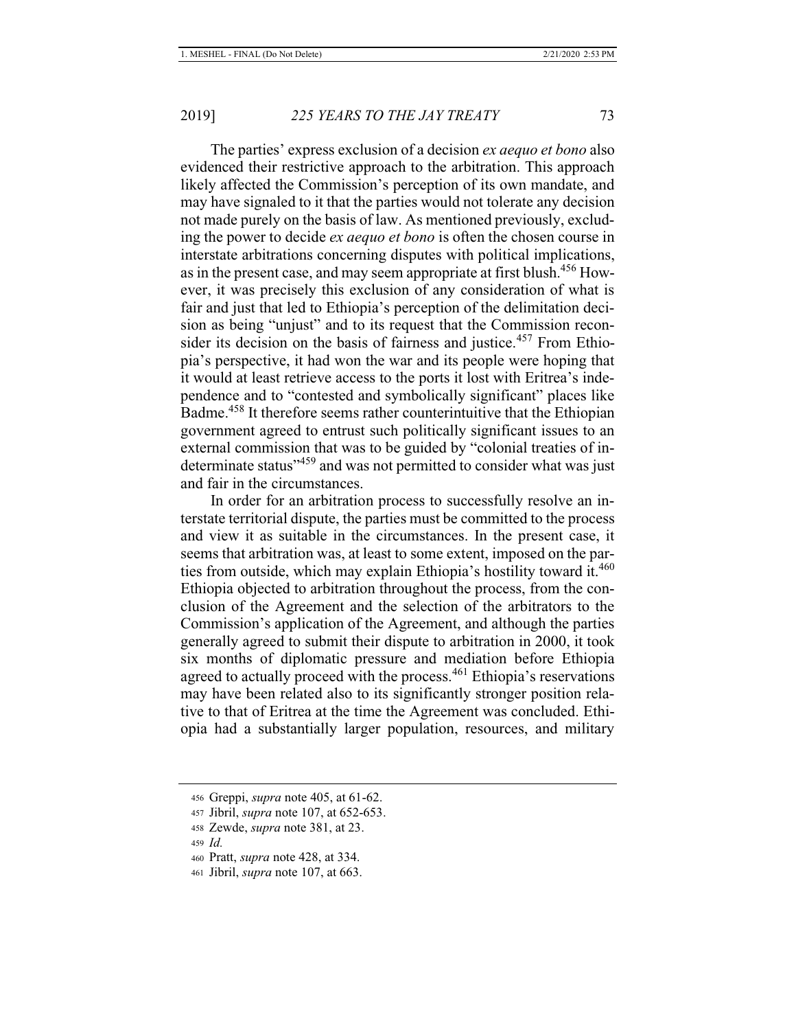The parties' express exclusion of a decision *ex aequo et bono* also evidenced their restrictive approach to the arbitration. This approach likely affected the Commission's perception of its own mandate, and may have signaled to it that the parties would not tolerate any decision not made purely on the basis of law. As mentioned previously, excluding the power to decide *ex aequo et bono* is often the chosen course in interstate arbitrations concerning disputes with political implications, as in the present case, and may seem appropriate at first blush.[456] However, it was precisely this exclusion of any consideration of what is fair and just that led to Ethiopia's perception of the delimitation decision as being "unjust" and to its request that the Commission reconsider its decision on the basis of fairness and justice.[457] From Ethiopia's perspective, it had won the war and its people were hoping that it would at least retrieve access to the ports it lost with Eritrea's independence and to "contested and symbolically significant" places like Badme.[458] It therefore seems rather counterintuitive that the Ethiopian government agreed to entrust such politically significant issues to an external commission that was to be guided by "colonial treaties of indeterminate status"[459] and was not permitted to consider what was just and fair in the circumstances.

In order for an arbitration process to successfully resolve an interstate territorial dispute, the parties must be committed to the process and view it as suitable in the circumstances. In the present case, it seems that arbitration was, at least to some extent, imposed on the parties from outside, which may explain Ethiopia's hostility toward it.[460] Ethiopia objected to arbitration throughout the process, from the conclusion of the Agreement and the selection of the arbitrators to the Commission's application of the Agreement, and although the parties generally agreed to submit their dispute to arbitration in 2000, it took six months of diplomatic pressure and mediation before Ethiopia agreed to actually proceed with the process.[461] Ethiopia's reservations may have been related also to its significantly stronger position relative to that of Eritrea at the time the Agreement was concluded. Ethiopia had a substantially larger population, resources, and military

---

456 Greppi, *supra* note 405, at 61-62.

457 Jibril, *supra* note 107, at 652-653.

458 Zewde, *supra* note 381, at 23.

459 *Id.*

460 Pratt, *supra* note 428, at 334.

461 Jibril, *supra* note 107, at 663.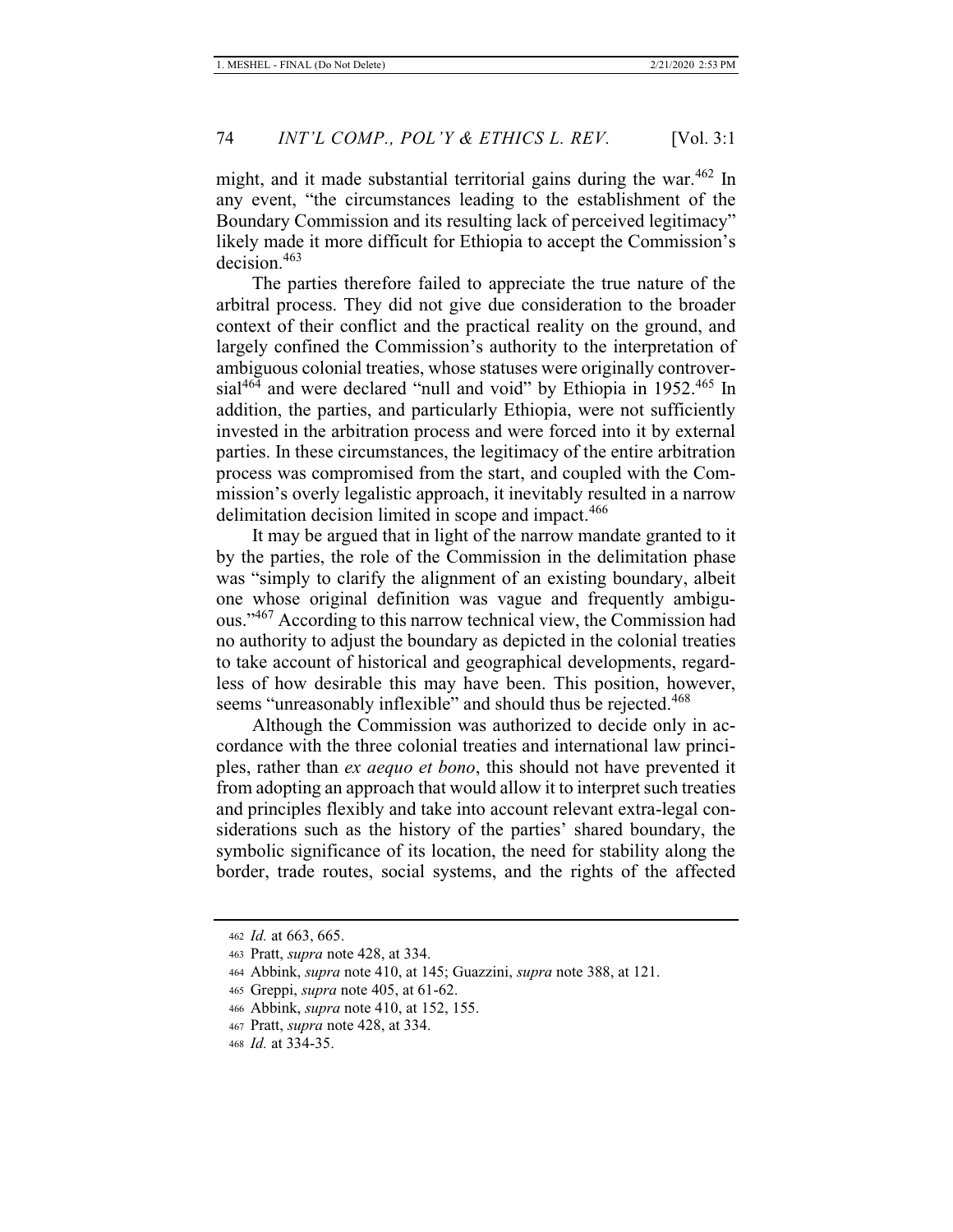might, and it made substantial territorial gains during the war.[462] In any event, "the circumstances leading to the establishment of the Boundary Commission and its resulting lack of perceived legitimacy" likely made it more difficult for Ethiopia to accept the Commission's decision.[463]

The parties therefore failed to appreciate the true nature of the arbitral process. They did not give due consideration to the broader context of their conflict and the practical reality on the ground, and largely confined the Commission's authority to the interpretation of ambiguous colonial treaties, whose statuses were originally controversial[464] and were declared "null and void" by Ethiopia in 1952.[465] In addition, the parties, and particularly Ethiopia, were not sufficiently invested in the arbitration process and were forced into it by external parties. In these circumstances, the legitimacy of the entire arbitration process was compromised from the start, and coupled with the Commission's overly legalistic approach, it inevitably resulted in a narrow delimitation decision limited in scope and impact.[466]

It may be argued that in light of the narrow mandate granted to it by the parties, the role of the Commission in the delimitation phase was "simply to clarify the alignment of an existing boundary, albeit one whose original definition was vague and frequently ambiguous."[467] According to this narrow technical view, the Commission had no authority to adjust the boundary as depicted in the colonial treaties to take account of historical and geographical developments, regardless of how desirable this may have been. This position, however, seems "unreasonably inflexible" and should thus be rejected.[468]

Although the Commission was authorized to decide only in accordance with the three colonial treaties and international law principles, rather than *ex aequo et bono*, this should not have prevented it from adopting an approach that would allow it to interpret such treaties and principles flexibly and take into account relevant extra-legal considerations such as the history of the parties' shared boundary, the symbolic significance of its location, the need for stability along the border, trade routes, social systems, and the rights of the affected

---

462 *Id.* at 663, 665.

463 Pratt, *supra* note 428, at 334.

464 Abbink, *supra* note 410, at 145; Guazzini, *supra* note 388, at 121.

465 Greppi, *supra* note 405, at 61-62.

466 Abbink, *supra* note 410, at 152, 155.

467 Pratt, *supra* note 428, at 334.

468 *Id.* at 334-35.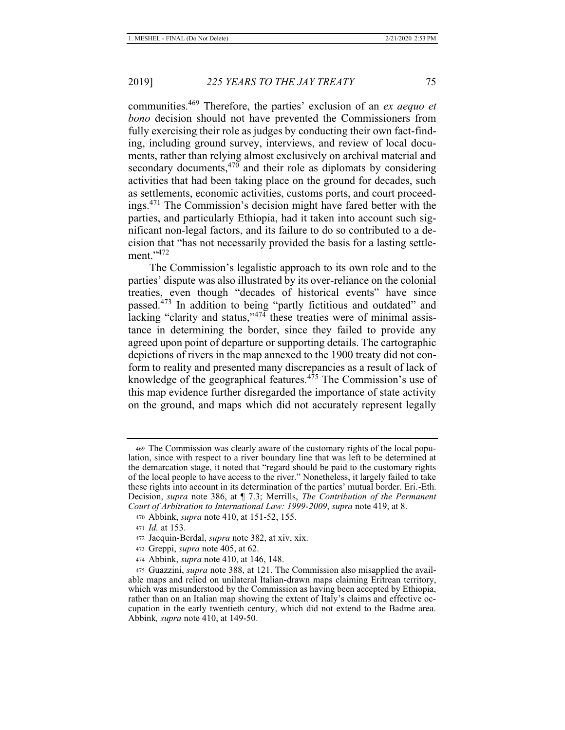communities.[469] Therefore, the parties' exclusion of an *ex aequo et bono* decision should not have prevented the Commissioners from fully exercising their role as judges by conducting their own fact-finding, including ground survey, interviews, and review of local documents, rather than relying almost exclusively on archival material and secondary documents,[470] and their role as diplomats by considering activities that had been taking place on the ground for decades, such as settlements, economic activities, customs ports, and court proceedings.[471] The Commission's decision might have fared better with the parties, and particularly Ethiopia, had it taken into account such significant non-legal factors, and its failure to do so contributed to a decision that "has not necessarily provided the basis for a lasting settlement."[472]

The Commission's legalistic approach to its own role and to the parties' dispute was also illustrated by its over-reliance on the colonial treaties, even though "decades of historical events" have since passed.[473] In addition to being "partly fictitious and outdated" and lacking "clarity and status,"[474] these treaties were of minimal assistance in determining the border, since they failed to provide any agreed upon point of departure or supporting details. The cartographic depictions of rivers in the map annexed to the 1900 treaty did not conform to reality and presented many discrepancies as a result of lack of knowledge of the geographical features.[475] The Commission's use of this map evidence further disregarded the importance of state activity on the ground, and maps which did not accurately represent legally

---

469 The Commission was clearly aware of the customary rights of the local population, since with respect to a river boundary line that was left to be determined at the demarcation stage, it noted that "regard should be paid to the customary rights of the local people to have access to the river." Nonetheless, it largely failed to take these rights into account in its determination of the parties' mutual border. Eri.-Eth. Decision, *supra* note 386, at ¶ 7.3; Merrills, *The Contribution of the Permanent Court of Arbitration to International Law: 1999-2009*, *supra* note 419, at 8.

470 Abbink, *supra* note 410, at 151-52, 155.

471 *Id.* at 153.

472 Jacquin-Berdal, *supra* note 382, at xiv, xix.

473 Greppi, *supra* note 405, at 62.

474 Abbink, *supra* note 410, at 146, 148.

475 Guazzini, *supra* note 388, at 121. The Commission also misapplied the available maps and relied on unilateral Italian-drawn maps claiming Eritrean territory, which was misunderstood by the Commission as having been accepted by Ethiopia, rather than on an Italian map showing the extent of Italy's claims and effective occupation in the early twentieth century, which did not extend to the Badme area. Abbink*, supra* note 410, at 149-50.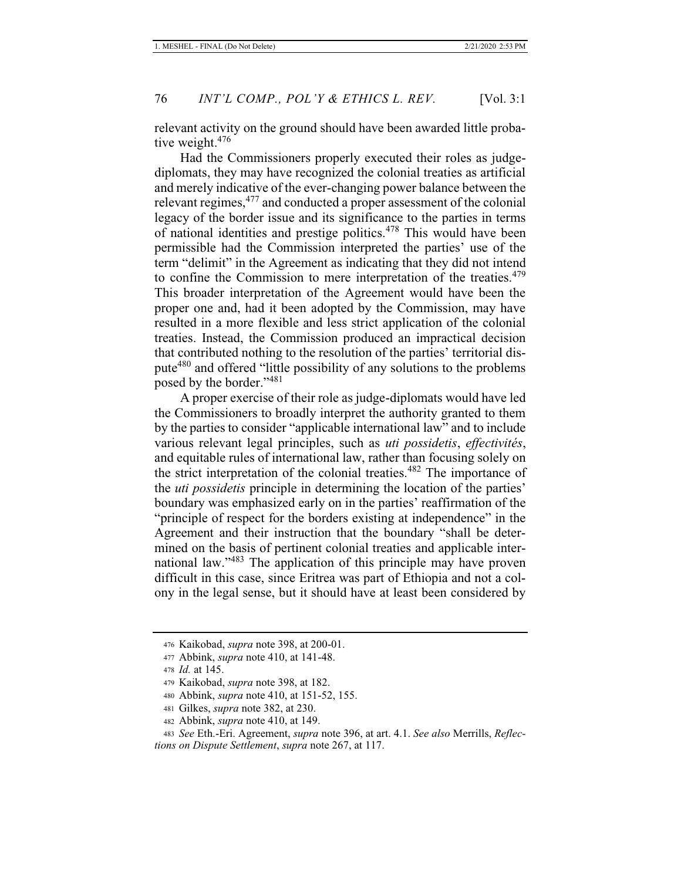relevant activity on the ground should have been awarded little probative weight.[476]

Had the Commissioners properly executed their roles as judge-diplomats, they may have recognized the colonial treaties as artificial and merely indicative of the ever-changing power balance between the relevant regimes,[477] and conducted a proper assessment of the colonial legacy of the border issue and its significance to the parties in terms of national identities and prestige politics.[478] This would have been permissible had the Commission interpreted the parties' use of the term "delimit" in the Agreement as indicating that they did not intend to confine the Commission to mere interpretation of the treaties.[479] This broader interpretation of the Agreement would have been the proper one and, had it been adopted by the Commission, may have resulted in a more flexible and less strict application of the colonial treaties. Instead, the Commission produced an impractical decision that contributed nothing to the resolution of the parties' territorial dispute[480] and offered "little possibility of any solutions to the problems posed by the border."[481]

A proper exercise of their role as judge-diplomats would have led the Commissioners to broadly interpret the authority granted to them by the parties to consider "applicable international law" and to include various relevant legal principles, such as *uti possidetis*, *effectivités*, and equitable rules of international law, rather than focusing solely on the strict interpretation of the colonial treaties.[482] The importance of the *uti possidetis* principle in determining the location of the parties' boundary was emphasized early on in the parties' reaffirmation of the "principle of respect for the borders existing at independence" in the Agreement and their instruction that the boundary "shall be determined on the basis of pertinent colonial treaties and applicable international law."[483] The application of this principle may have proven difficult in this case, since Eritrea was part of Ethiopia and not a colony in the legal sense, but it should have at least been considered by

---

476 Kaikobad, *supra* note 398, at 200-01.

477 Abbink, *supra* note 410, at 141-48.

478 *Id.* at 145.

479 Kaikobad, *supra* note 398, at 182.

480 Abbink, *supra* note 410, at 151-52, 155.

481 Gilkes, *supra* note 382, at 230.

482 Abbink, *supra* note 410, at 149.

483 *See* Eth.-Eri. Agreement, *supra* note 396, at art. 4.1. *See also* Merrills, *Reflections on Dispute Settlement*, *supra* note 267, at 117.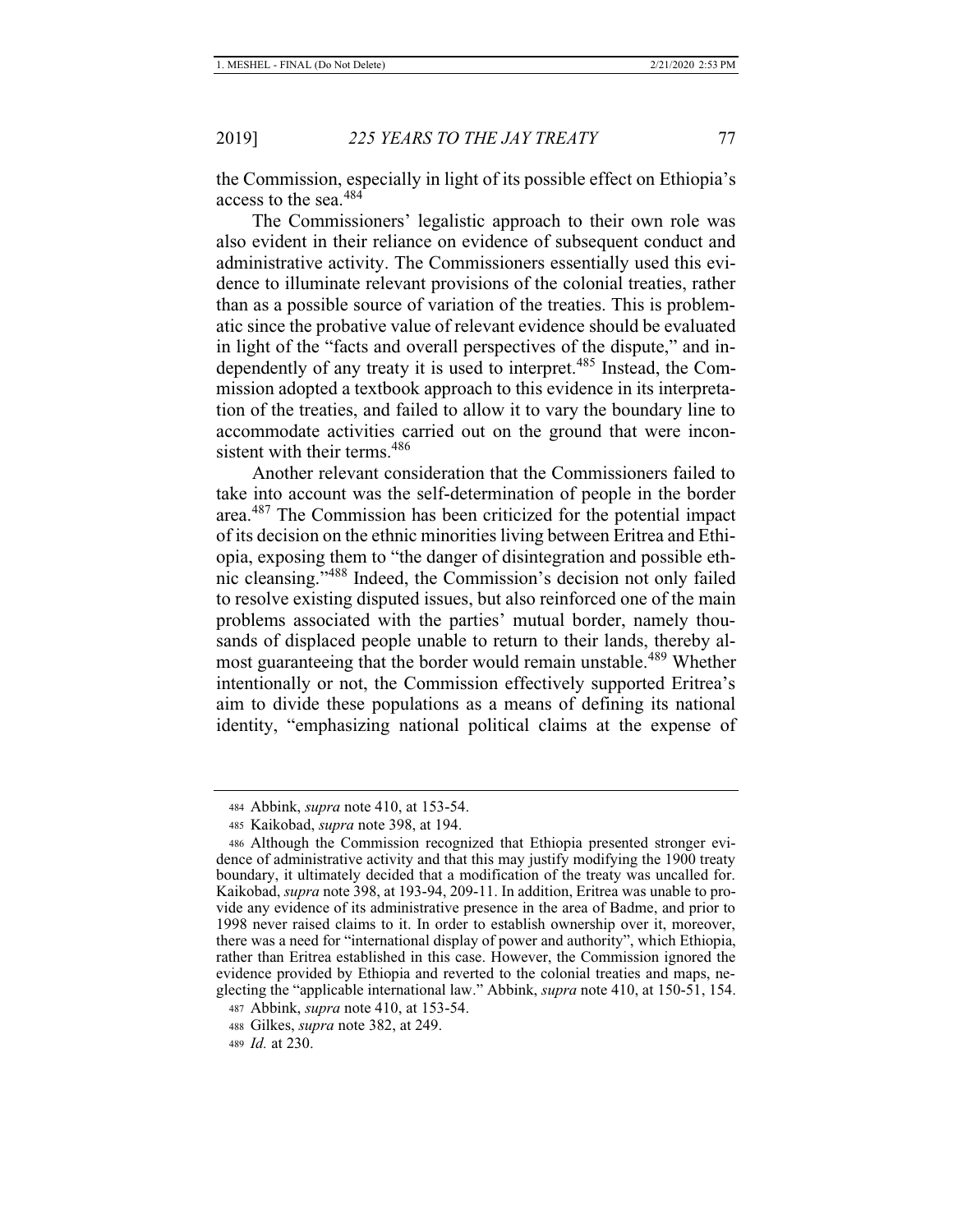the Commission, especially in light of its possible effect on Ethiopia's access to the sea.[484]

The Commissioners' legalistic approach to their own role was also evident in their reliance on evidence of subsequent conduct and administrative activity. The Commissioners essentially used this evidence to illuminate relevant provisions of the colonial treaties, rather than as a possible source of variation of the treaties. This is problematic since the probative value of relevant evidence should be evaluated in light of the "facts and overall perspectives of the dispute," and independently of any treaty it is used to interpret.[485] Instead, the Commission adopted a textbook approach to this evidence in its interpretation of the treaties, and failed to allow it to vary the boundary line to accommodate activities carried out on the ground that were inconsistent with their terms.[486]

Another relevant consideration that the Commissioners failed to take into account was the self-determination of people in the border area.[487] The Commission has been criticized for the potential impact of its decision on the ethnic minorities living between Eritrea and Ethiopia, exposing them to "the danger of disintegration and possible ethnic cleansing."[488] Indeed, the Commission's decision not only failed to resolve existing disputed issues, but also reinforced one of the main problems associated with the parties' mutual border, namely thousands of displaced people unable to return to their lands, thereby almost guaranteeing that the border would remain unstable.[489] Whether intentionally or not, the Commission effectively supported Eritrea's aim to divide these populations as a means of defining its national identity, "emphasizing national political claims at the expense of

---

484 Abbink, *supra* note 410, at 153-54.

485 Kaikobad, *supra* note 398, at 194.

486 Although the Commission recognized that Ethiopia presented stronger evidence of administrative activity and that this may justify modifying the 1900 treaty boundary, it ultimately decided that a modification of the treaty was uncalled for. Kaikobad, *supra* note 398, at 193-94, 209-11. In addition, Eritrea was unable to provide any evidence of its administrative presence in the area of Badme, and prior to 1998 never raised claims to it. In order to establish ownership over it, moreover, there was a need for "international display of power and authority", which Ethiopia, rather than Eritrea established in this case. However, the Commission ignored the evidence provided by Ethiopia and reverted to the colonial treaties and maps, neglecting the "applicable international law." Abbink, *supra* note 410, at 150-51, 154.

487 Abbink, *supra* note 410, at 153-54.

488 Gilkes, *supra* note 382, at 249.

489 *Id.* at 230.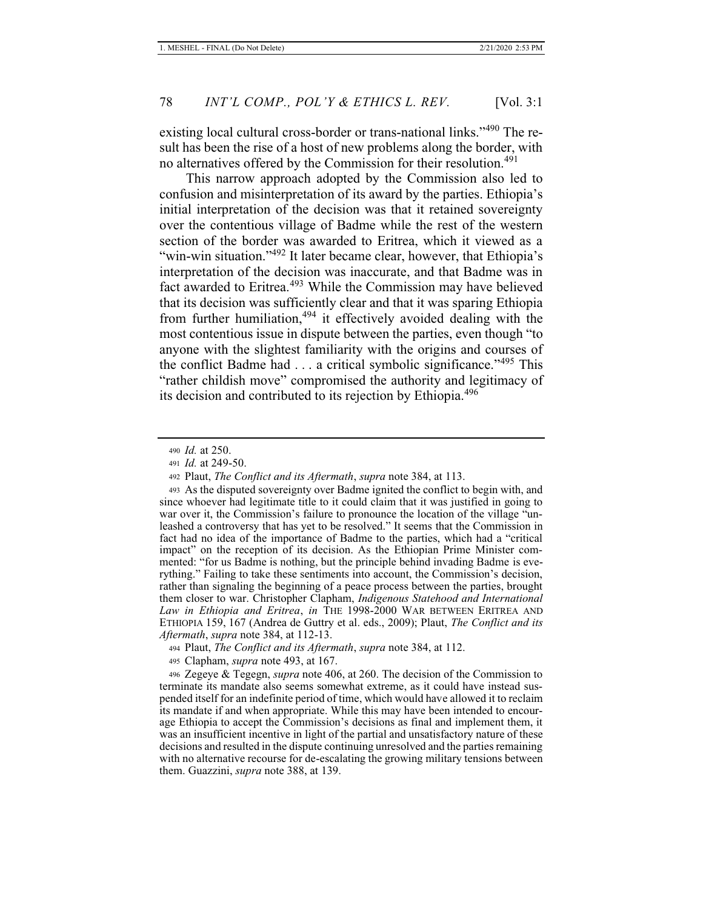existing local cultural cross-border or trans-national links."[490] The result has been the rise of a host of new problems along the border, with no alternatives offered by the Commission for their resolution.[491]

This narrow approach adopted by the Commission also led to confusion and misinterpretation of its award by the parties. Ethiopia's initial interpretation of the decision was that it retained sovereignty over the contentious village of Badme while the rest of the western section of the border was awarded to Eritrea, which it viewed as a "win-win situation."[492] It later became clear, however, that Ethiopia's interpretation of the decision was inaccurate, and that Badme was in fact awarded to Eritrea.[493] While the Commission may have believed that its decision was sufficiently clear and that it was sparing Ethiopia from further humiliation,[494] it effectively avoided dealing with the most contentious issue in dispute between the parties, even though "to anyone with the slightest familiarity with the origins and courses of the conflict Badme had . . . a critical symbolic significance."[495] This "rather childish move" compromised the authority and legitimacy of its decision and contributed to its rejection by Ethiopia.[496]

---

490 *Id.* at 250.

491 *Id.* at 249-50.

492 Plaut, *The Conflict and its Aftermath*, *supra* note 384, at 113.

493 As the disputed sovereignty over Badme ignited the conflict to begin with, and since whoever had legitimate title to it could claim that it was justified in going to war over it, the Commission's failure to pronounce the location of the village "unleashed a controversy that has yet to be resolved." It seems that the Commission in fact had no idea of the importance of Badme to the parties, which had a "critical impact" on the reception of its decision. As the Ethiopian Prime Minister commented: "for us Badme is nothing, but the principle behind invading Badme is everything." Failing to take these sentiments into account, the Commission's decision, rather than signaling the beginning of a peace process between the parties, brought them closer to war. Christopher Clapham, *Indigenous Statehood and International Law in Ethiopia and Eritrea*, *in* THE 1998-2000 WAR BETWEEN ERITREA AND ETHIOPIA 159, 167 (Andrea de Guttry et al. eds., 2009); Plaut, *The Conflict and its Aftermath*, *supra* note 384, at 112-13.

494 Plaut, *The Conflict and its Aftermath*, *supra* note 384, at 112.

495 Clapham, *supra* note 493, at 167.

496 Zegeye & Tegegn, *supra* note 406, at 260. The decision of the Commission to terminate its mandate also seems somewhat extreme, as it could have instead suspended itself for an indefinite period of time, which would have allowed it to reclaim its mandate if and when appropriate. While this may have been intended to encourage Ethiopia to accept the Commission's decisions as final and implement them, it was an insufficient incentive in light of the partial and unsatisfactory nature of these decisions and resulted in the dispute continuing unresolved and the parties remaining with no alternative recourse for de-escalating the growing military tensions between them. Guazzini, *supra* note 388, at 139.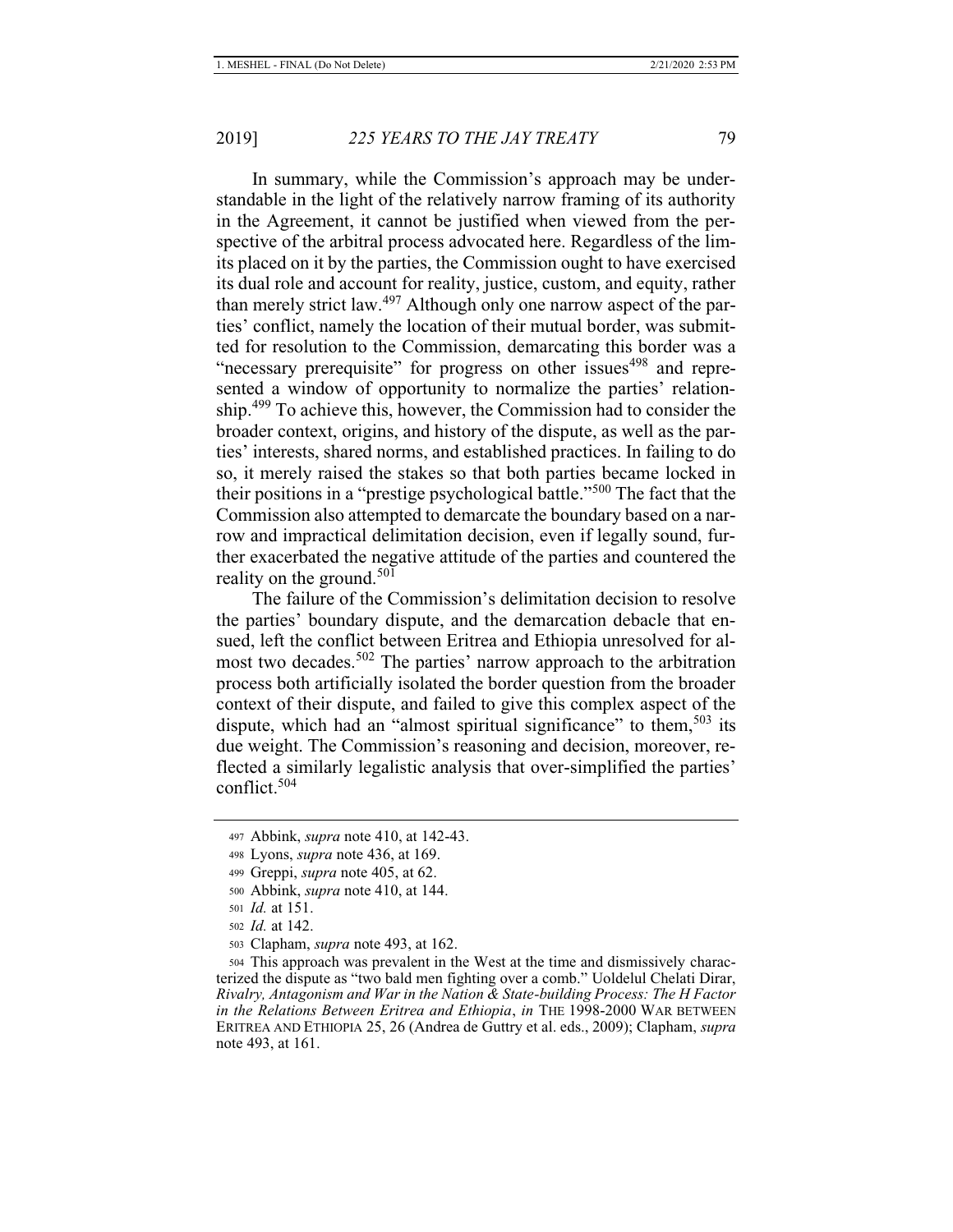In summary, while the Commission's approach may be understandable in the light of the relatively narrow framing of its authority in the Agreement, it cannot be justified when viewed from the perspective of the arbitral process advocated here. Regardless of the limits placed on it by the parties, the Commission ought to have exercised its dual role and account for reality, justice, custom, and equity, rather than merely strict law.[497] Although only one narrow aspect of the parties' conflict, namely the location of their mutual border, was submitted for resolution to the Commission, demarcating this border was a "necessary prerequisite" for progress on other issues[498] and represented a window of opportunity to normalize the parties' relationship.[499] To achieve this, however, the Commission had to consider the broader context, origins, and history of the dispute, as well as the parties' interests, shared norms, and established practices. In failing to do so, it merely raised the stakes so that both parties became locked in their positions in a "prestige psychological battle."[500] The fact that the Commission also attempted to demarcate the boundary based on a narrow and impractical delimitation decision, even if legally sound, further exacerbated the negative attitude of the parties and countered the reality on the ground.[501]

The failure of the Commission's delimitation decision to resolve the parties' boundary dispute, and the demarcation debacle that ensued, left the conflict between Eritrea and Ethiopia unresolved for almost two decades.[502] The parties' narrow approach to the arbitration process both artificially isolated the border question from the broader context of their dispute, and failed to give this complex aspect of the dispute, which had an "almost spiritual significance" to them,[503] its due weight. The Commission's reasoning and decision, moreover, reflected a similarly legalistic analysis that over-simplified the parties' conflict.[504]

---

497 Abbink, *supra* note 410, at 142-43.

498 Lyons, *supra* note 436, at 169.

499 Greppi, *supra* note 405, at 62.

500 Abbink, *supra* note 410, at 144.

501 *Id.* at 151.

502 *Id.* at 142.

503 Clapham, *supra* note 493, at 162.

504 This approach was prevalent in the West at the time and dismissively characterized the dispute as "two bald men fighting over a comb." Uoldelul Chelati Dirar, *Rivalry, Antagonism and War in the Nation & State-building Process: The H Factor in the Relations Between Eritrea and Ethiopia*, *in* THE 1998-2000 WAR BETWEEN ERITREA AND ETHIOPIA 25, 26 (Andrea de Guttry et al. eds., 2009); Clapham, *supra* note 493, at 161.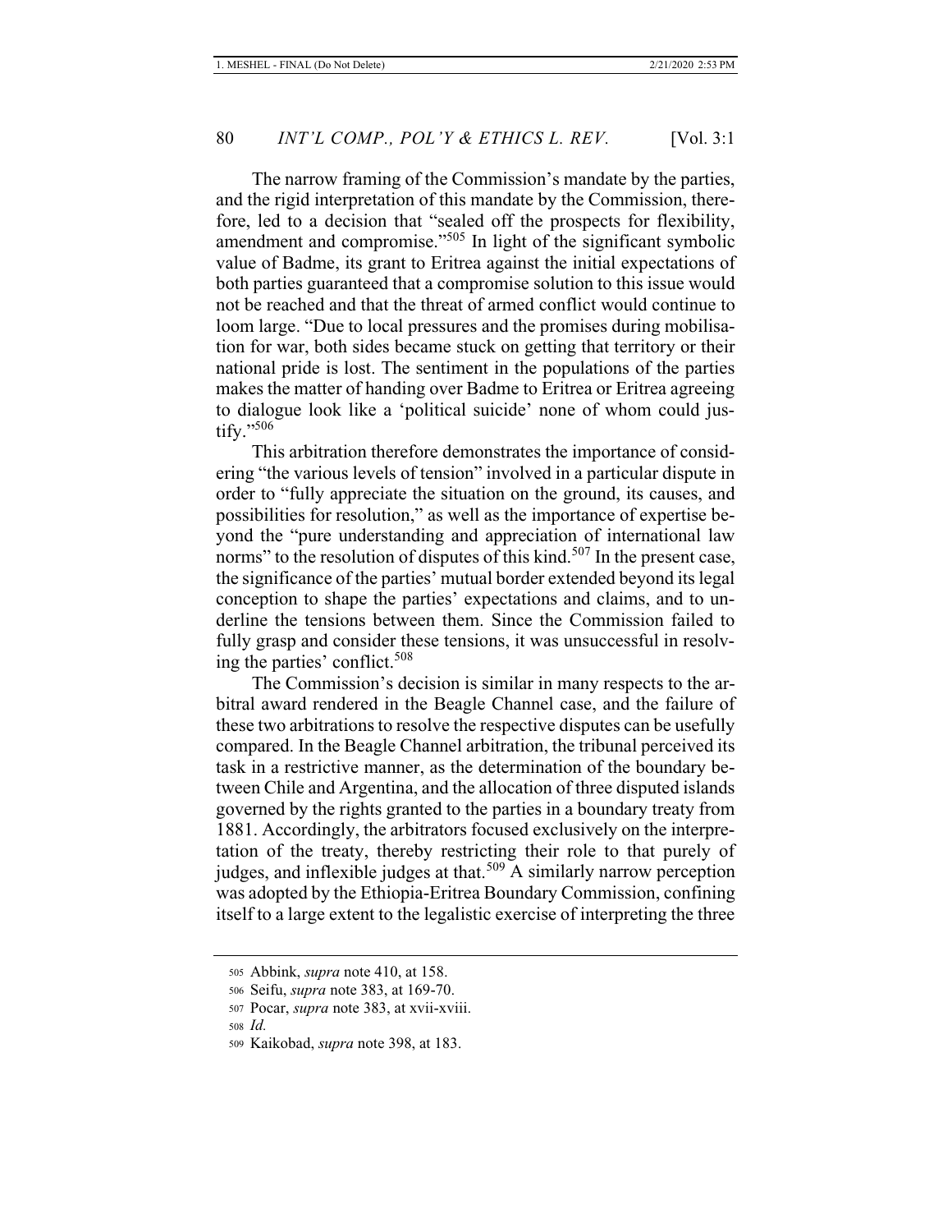The narrow framing of the Commission's mandate by the parties, and the rigid interpretation of this mandate by the Commission, therefore, led to a decision that "sealed off the prospects for flexibility, amendment and compromise."[505] In light of the significant symbolic value of Badme, its grant to Eritrea against the initial expectations of both parties guaranteed that a compromise solution to this issue would not be reached and that the threat of armed conflict would continue to loom large. "Due to local pressures and the promises during mobilisation for war, both sides became stuck on getting that territory or their national pride is lost. The sentiment in the populations of the parties makes the matter of handing over Badme to Eritrea or Eritrea agreeing to dialogue look like a 'political suicide' none of whom could justify."[506]

This arbitration therefore demonstrates the importance of considering "the various levels of tension" involved in a particular dispute in order to "fully appreciate the situation on the ground, its causes, and possibilities for resolution," as well as the importance of expertise beyond the "pure understanding and appreciation of international law norms" to the resolution of disputes of this kind.[507] In the present case, the significance of the parties' mutual border extended beyond its legal conception to shape the parties' expectations and claims, and to underline the tensions between them. Since the Commission failed to fully grasp and consider these tensions, it was unsuccessful in resolving the parties' conflict.[508]

The Commission's decision is similar in many respects to the arbitral award rendered in the Beagle Channel case, and the failure of these two arbitrations to resolve the respective disputes can be usefully compared. In the Beagle Channel arbitration, the tribunal perceived its task in a restrictive manner, as the determination of the boundary between Chile and Argentina, and the allocation of three disputed islands governed by the rights granted to the parties in a boundary treaty from 1881. Accordingly, the arbitrators focused exclusively on the interpretation of the treaty, thereby restricting their role to that purely of judges, and inflexible judges at that.[509] A similarly narrow perception was adopted by the Ethiopia-Eritrea Boundary Commission, confining itself to a large extent to the legalistic exercise of interpreting the three

---

505 Abbink, *supra* note 410, at 158.

506 Seifu, *supra* note 383, at 169-70.

507 Pocar, *supra* note 383, at xvii-xviii.

508 *Id.*

509 Kaikobad, *supra* note 398, at 183.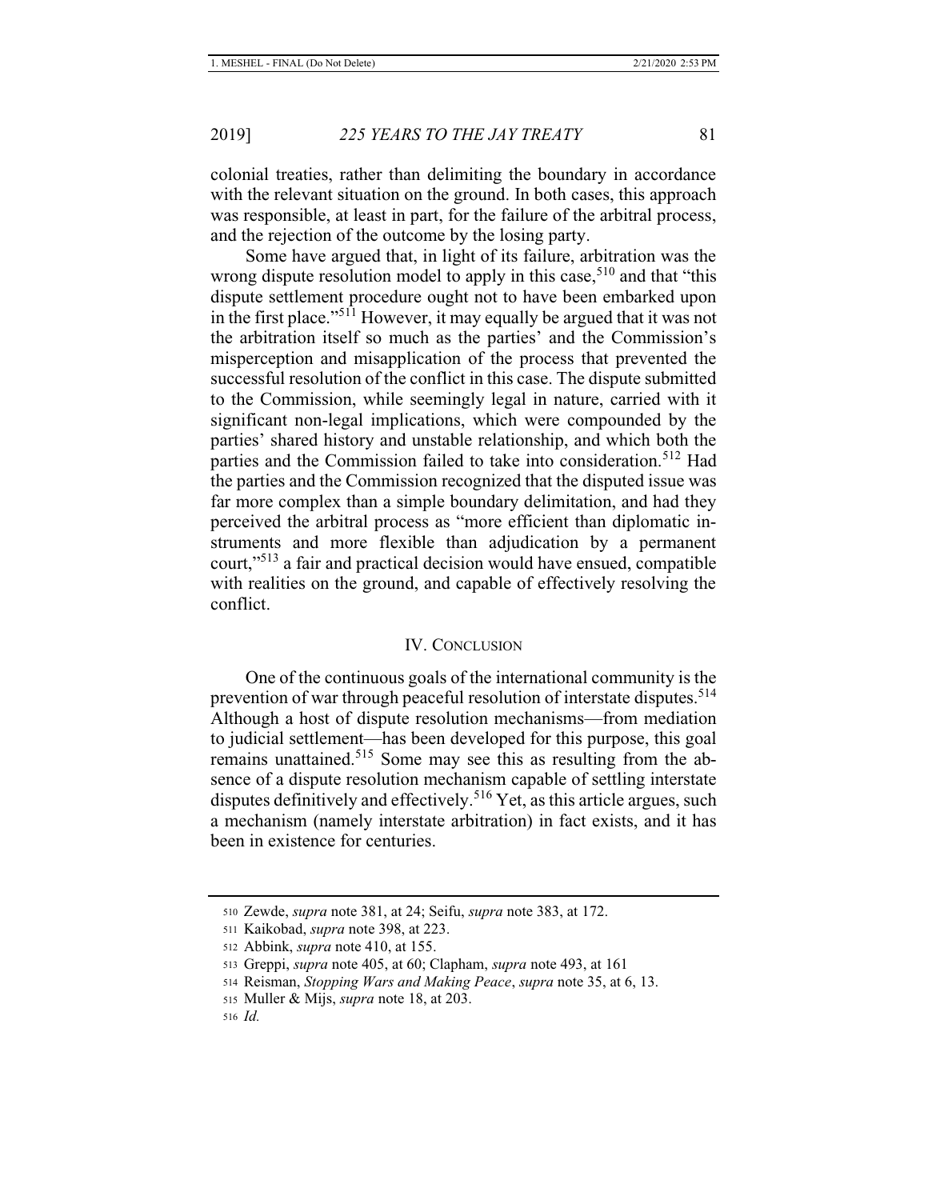colonial treaties, rather than delimiting the boundary in accordance with the relevant situation on the ground. In both cases, this approach was responsible, at least in part, for the failure of the arbitral process, and the rejection of the outcome by the losing party.

Some have argued that, in light of its failure, arbitration was the wrong dispute resolution model to apply in this case,[510] and that "this dispute settlement procedure ought not to have been embarked upon in the first place."[511] However, it may equally be argued that it was not the arbitration itself so much as the parties' and the Commission's misperception and misapplication of the process that prevented the successful resolution of the conflict in this case. The dispute submitted to the Commission, while seemingly legal in nature, carried with it significant non-legal implications, which were compounded by the parties' shared history and unstable relationship, and which both the parties and the Commission failed to take into consideration.[512] Had the parties and the Commission recognized that the disputed issue was far more complex than a simple boundary delimitation, and had they perceived the arbitral process as "more efficient than diplomatic instruments and more flexible than adjudication by a permanent court,"[513] a fair and practical decision would have ensued, compatible with realities on the ground, and capable of effectively resolving the conflict.

## IV. Conclusion

One of the continuous goals of the international community is the prevention of war through peaceful resolution of interstate disputes.[514] Although a host of dispute resolution mechanisms—from mediation to judicial settlement—has been developed for this purpose, this goal remains unattained.[515] Some may see this as resulting from the absence of a dispute resolution mechanism capable of settling interstate disputes definitively and effectively.[516] Yet, as this article argues, such a mechanism (namely interstate arbitration) in fact exists, and it has been in existence for centuries.

---

510 Zewde, *supra* note 381, at 24; Seifu, *supra* note 383, at 172.

511 Kaikobad, *supra* note 398, at 223.

512 Abbink, *supra* note 410, at 155.

513 Greppi, *supra* note 405, at 60; Clapham, *supra* note 493, at 161

514 Reisman, *Stopping Wars and Making Peace*, *supra* note 35, at 6, 13.

515 Muller & Mijs, *supra* note 18, at 203.

516 *Id.*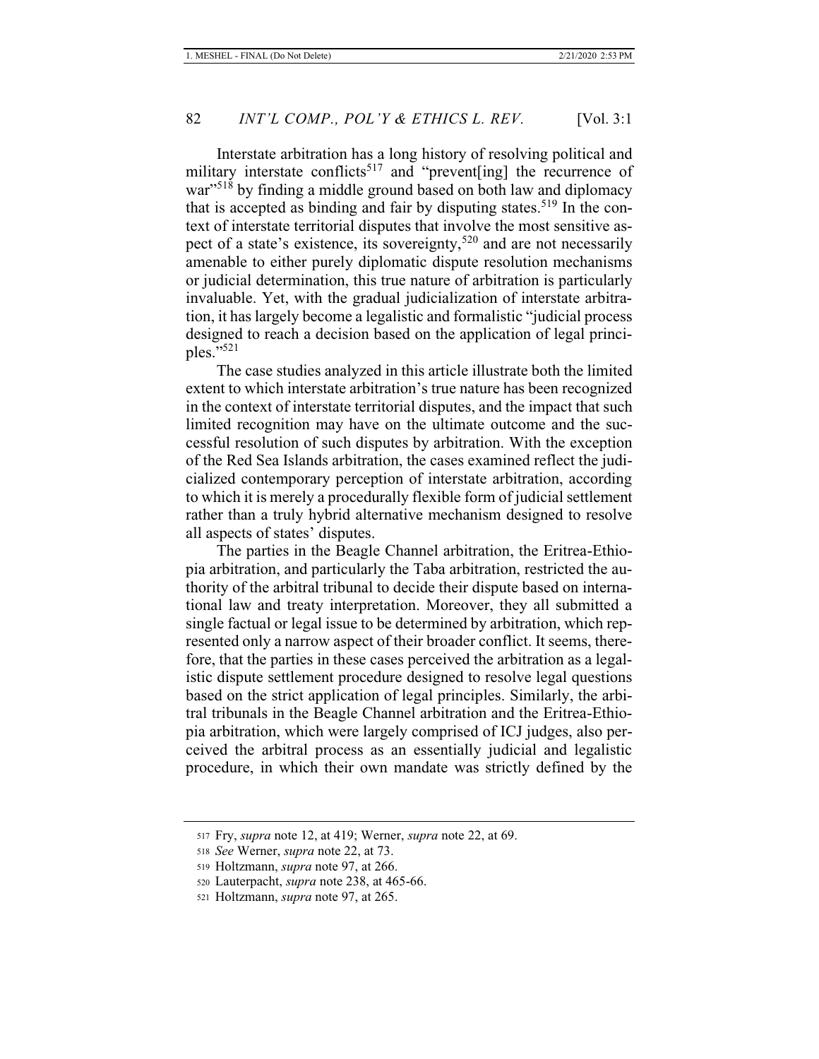Interstate arbitration has a long history of resolving political and military interstate conflicts[517] and "prevent[ing] the recurrence of war"[518] by finding a middle ground based on both law and diplomacy that is accepted as binding and fair by disputing states.[519] In the context of interstate territorial disputes that involve the most sensitive aspect of a state's existence, its sovereignty,[520] and are not necessarily amenable to either purely diplomatic dispute resolution mechanisms or judicial determination, this true nature of arbitration is particularly invaluable. Yet, with the gradual judicialization of interstate arbitration, it has largely become a legalistic and formalistic "judicial process designed to reach a decision based on the application of legal principles."[521]

The case studies analyzed in this article illustrate both the limited extent to which interstate arbitration's true nature has been recognized in the context of interstate territorial disputes, and the impact that such limited recognition may have on the ultimate outcome and the successful resolution of such disputes by arbitration. With the exception of the Red Sea Islands arbitration, the cases examined reflect the judicialized contemporary perception of interstate arbitration, according to which it is merely a procedurally flexible form of judicial settlement rather than a truly hybrid alternative mechanism designed to resolve all aspects of states' disputes.

The parties in the Beagle Channel arbitration, the Eritrea-Ethiopia arbitration, and particularly the Taba arbitration, restricted the authority of the arbitral tribunal to decide their dispute based on international law and treaty interpretation. Moreover, they all submitted a single factual or legal issue to be determined by arbitration, which represented only a narrow aspect of their broader conflict. It seems, therefore, that the parties in these cases perceived the arbitration as a legalistic dispute settlement procedure designed to resolve legal questions based on the strict application of legal principles. Similarly, the arbitral tribunals in the Beagle Channel arbitration and the Eritrea-Ethiopia arbitration, which were largely comprised of ICJ judges, also perceived the arbitral process as an essentially judicial and legalistic procedure, in which their own mandate was strictly defined by the

---

517 Fry, *supra* note 12, at 419; Werner, *supra* note 22, at 69.

518 *See* Werner, *supra* note 22, at 73.

519 Holtzmann, *supra* note 97, at 266.

520 Lauterpacht, *supra* note 238, at 465-66.

521 Holtzmann, *supra* note 97, at 265.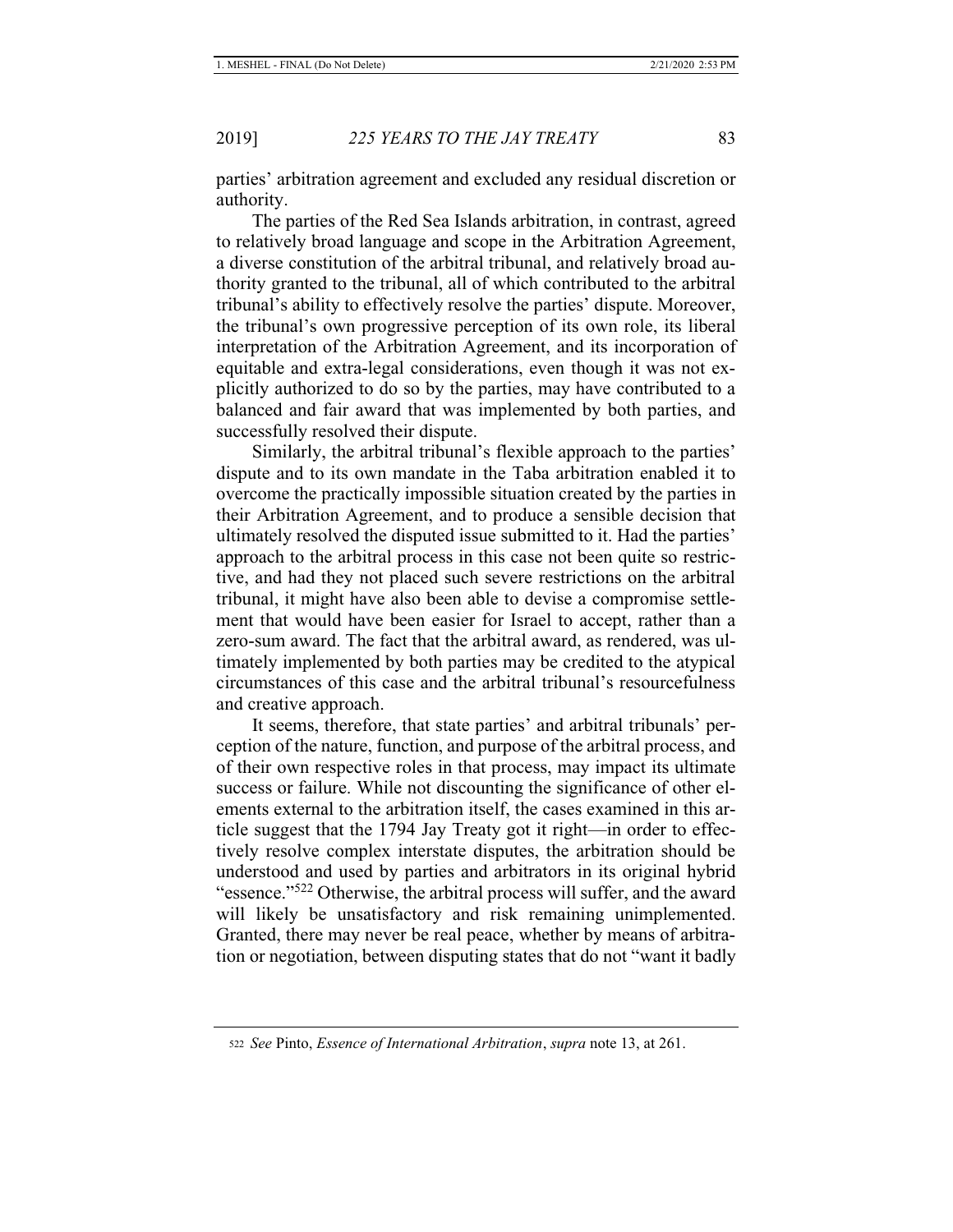parties' arbitration agreement and excluded any residual discretion or authority.

The parties of the Red Sea Islands arbitration, in contrast, agreed to relatively broad language and scope in the Arbitration Agreement, a diverse constitution of the arbitral tribunal, and relatively broad authority granted to the tribunal, all of which contributed to the arbitral tribunal's ability to effectively resolve the parties' dispute. Moreover, the tribunal's own progressive perception of its own role, its liberal interpretation of the Arbitration Agreement, and its incorporation of equitable and extra-legal considerations, even though it was not explicitly authorized to do so by the parties, may have contributed to a balanced and fair award that was implemented by both parties, and successfully resolved their dispute.

Similarly, the arbitral tribunal's flexible approach to the parties' dispute and to its own mandate in the Taba arbitration enabled it to overcome the practically impossible situation created by the parties in their Arbitration Agreement, and to produce a sensible decision that ultimately resolved the disputed issue submitted to it. Had the parties' approach to the arbitral process in this case not been quite so restrictive, and had they not placed such severe restrictions on the arbitral tribunal, it might have also been able to devise a compromise settlement that would have been easier for Israel to accept, rather than a zero-sum award. The fact that the arbitral award, as rendered, was ultimately implemented by both parties may be credited to the atypical circumstances of this case and the arbitral tribunal's resourcefulness and creative approach.

It seems, therefore, that state parties' and arbitral tribunals' perception of the nature, function, and purpose of the arbitral process, and of their own respective roles in that process, may impact its ultimate success or failure. While not discounting the significance of other elements external to the arbitration itself, the cases examined in this article suggest that the 1794 Jay Treaty got it right—in order to effectively resolve complex interstate disputes, the arbitration should be understood and used by parties and arbitrators in its original hybrid "essence."[522] Otherwise, the arbitral process will suffer, and the award will likely be unsatisfactory and risk remaining unimplemented. Granted, there may never be real peace, whether by means of arbitration or negotiation, between disputing states that do not "want it badly

---

[522] *See* Pinto, *Essence of International Arbitration*, *supra* note 13, at 261.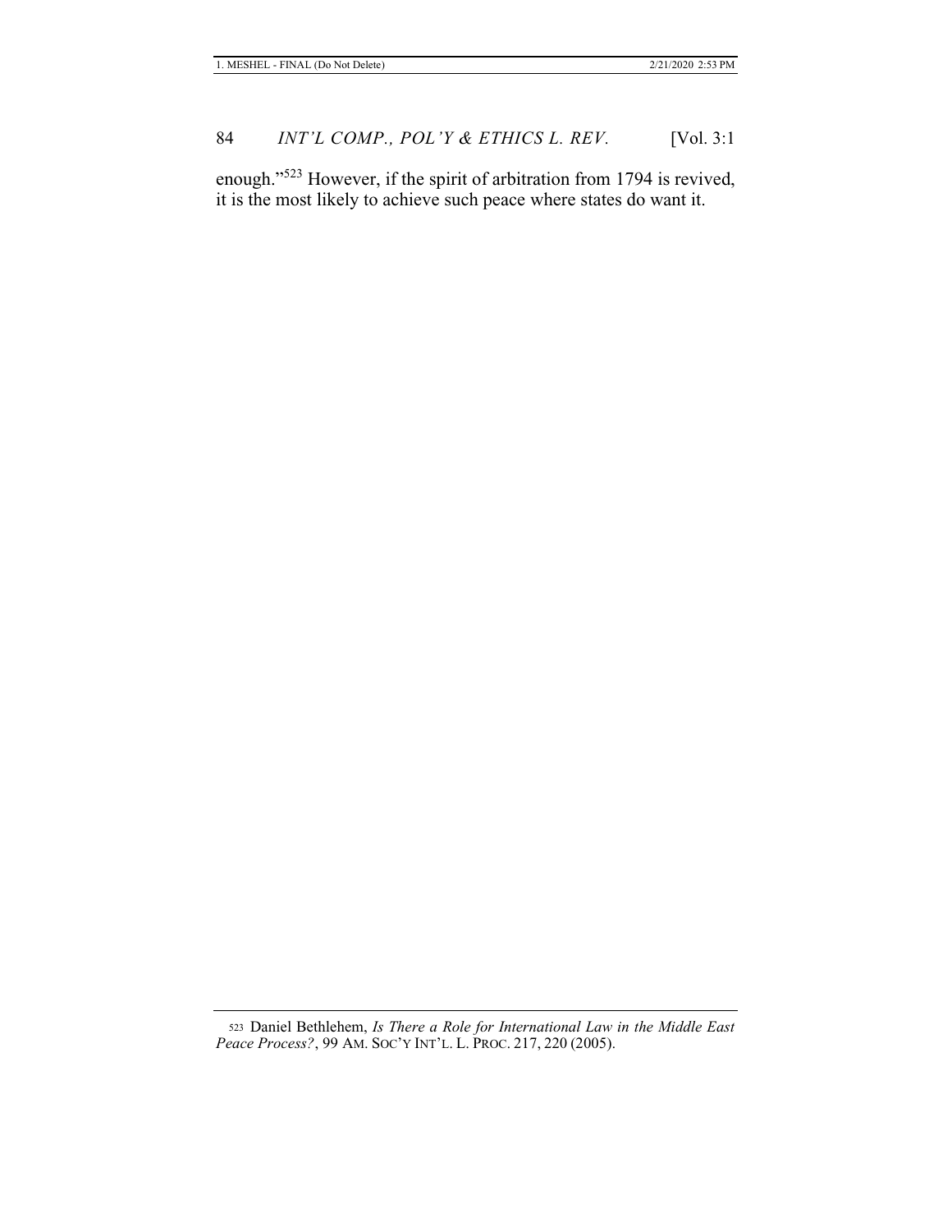enough."[523] However, if the spirit of arbitration from 1794 is revived, it is the most likely to achieve such peace where states do want it.

---

523 Daniel Bethlehem, *Is There a Role for International Law in the Middle East Peace Process?*, 99 AM. SOC'Y INT'L. L. PROC. 217, 220 (2005).